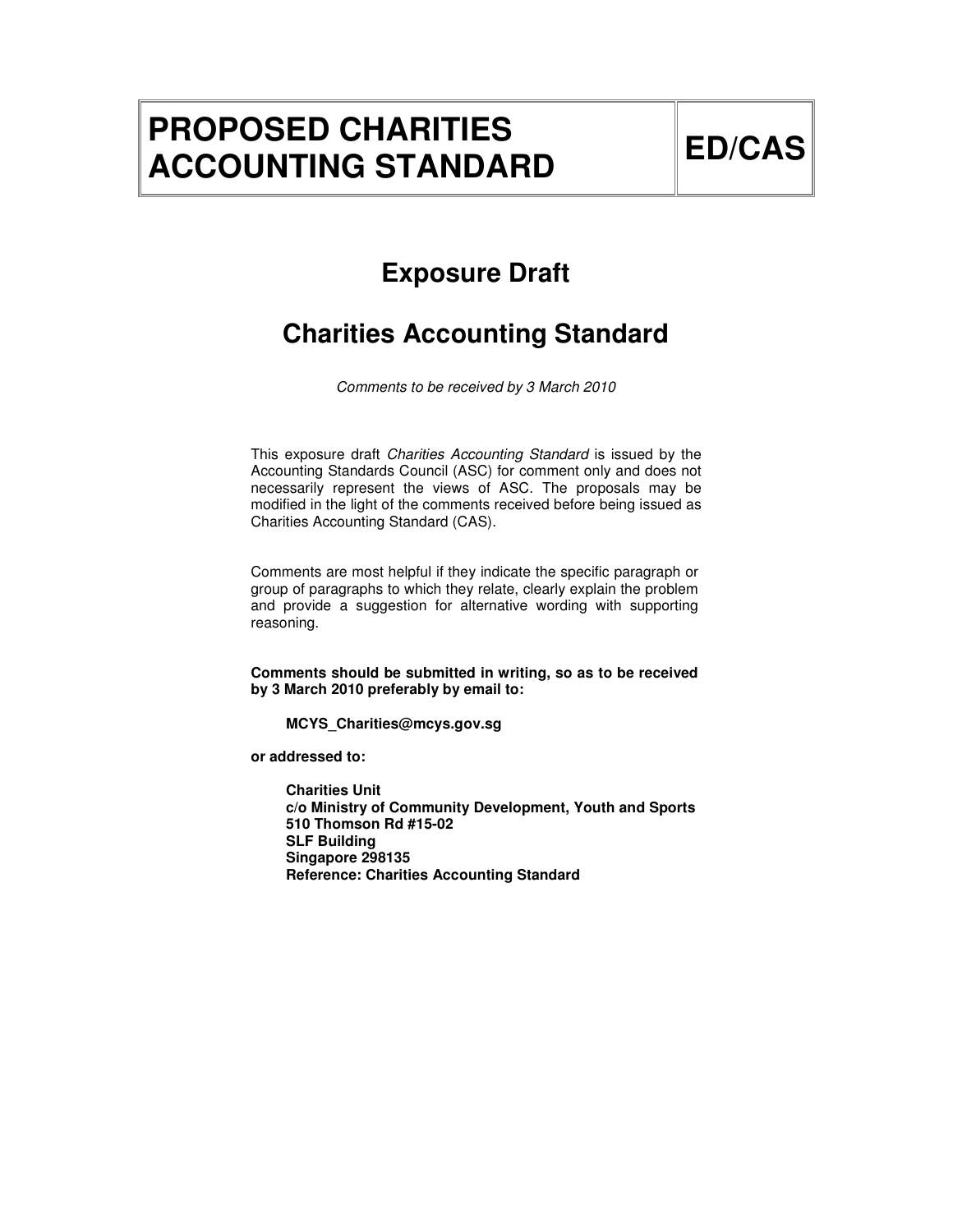# PROPOSED CHARITIES ACCOUNTING STANDARD

# ED/CAS

## Exposure Draft

## Charities Accounting Standard

*Comments to be received by 3 March 2010*

This exposure draft *Charities Accounting Standard* is issued by the Accounting Standards Council (ASC) for comment only and does not necessarily represent the views of ASC. The proposals may be modified in the light of the comments received before being issued as Charities Accounting Standard (CAS).

Comments are most helpful if they indicate the specific paragraph or group of paragraphs to which they relate, clearly explain the problem and provide a suggestion for alternative wording with supporting reasoning.

**Comments should be submitted in writing, so as to be received by 3 March 2010 preferably by email to:**

**MCYS_Charities@mcys.gov.sg**

**or addressed to:**

**Charities Unit**
**c/o Ministry of Community Development, Youth and Sports**
**510 Thomson Rd #15-02**
**SLF Building**
**Singapore 298135**
**Reference: Charities Accounting Standard**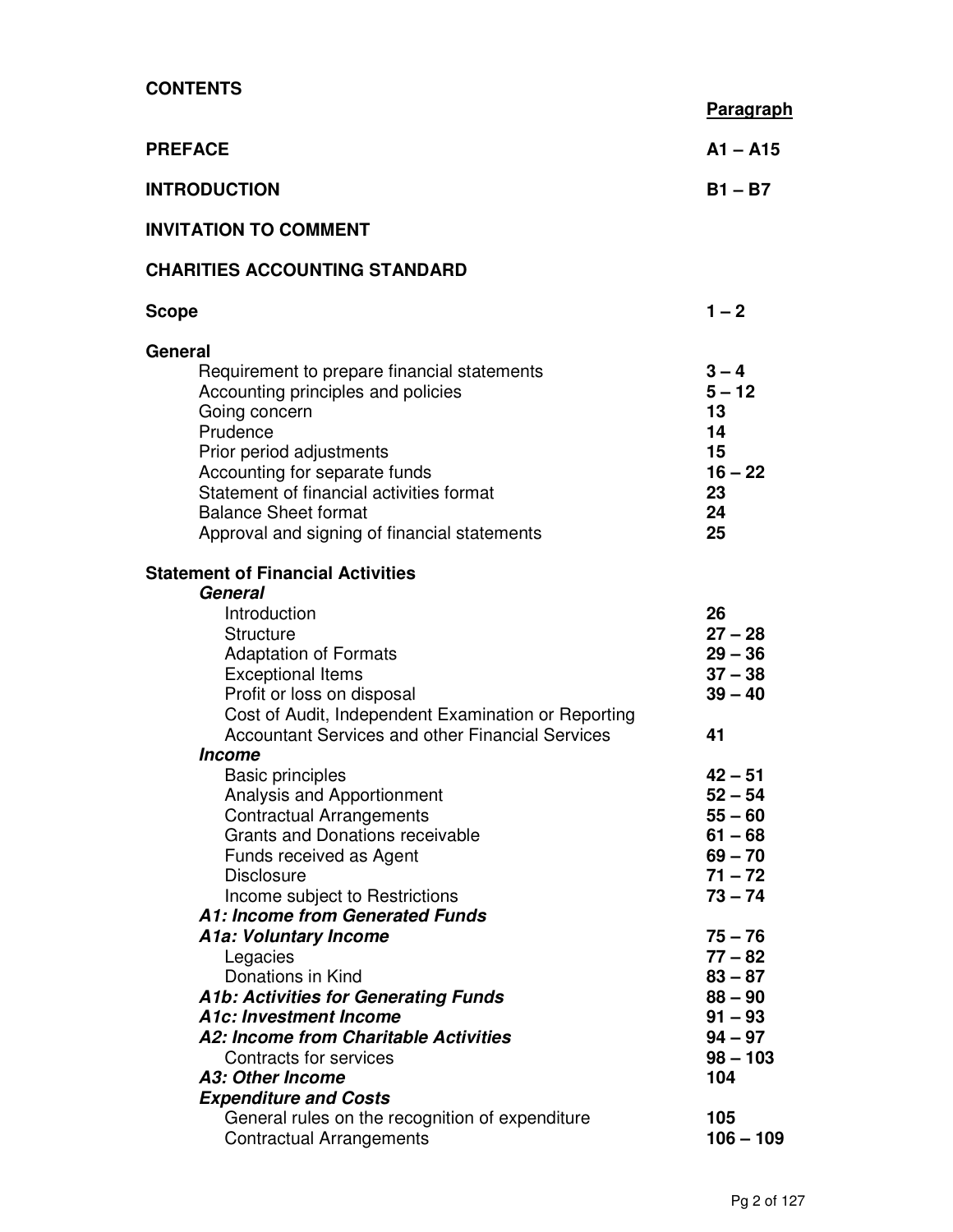**CONTENTS**

| | **Paragraph** |
|---|---|
| **PREFACE** | **A1 – A15** |
| **INTRODUCTION** | **B1 – B7** |
| **INVITATION TO COMMENT** | |
| **CHARITIES ACCOUNTING STANDARD** | |
| **Scope** | **1 – 2** |
| **General** | |
| Requirement to prepare financial statements | **3 – 4** |
| Accounting principles and policies | **5 – 12** |
| Going concern | **13** |
| Prudence | **14** |
| Prior period adjustments | **15** |
| Accounting for separate funds | **16 – 22** |
| Statement of financial activities format | **23** |
| Balance Sheet format | **24** |
| Approval and signing of financial statements | **25** |
| **Statement of Financial Activities** | |
| ***General*** | |
| Introduction | **26** |
| Structure | **27 – 28** |
| Adaptation of Formats | **29 – 36** |
| Exceptional Items | **37 – 38** |
| Profit or loss on disposal | **39 – 40** |
| Cost of Audit, Independent Examination or Reporting Accountant Services and other Financial Services | **41** |
| ***Income*** | |
| Basic principles | **42 – 51** |
| Analysis and Apportionment | **52 – 54** |
| Contractual Arrangements | **55 – 60** |
| Grants and Donations receivable | **61 – 68** |
| Funds received as Agent | **69 – 70** |
| Disclosure | **71 – 72** |
| Income subject to Restrictions | **73 – 74** |
| ***A1: Income from Generated Funds*** | |
| ***A1a: Voluntary Income*** | **75 – 76** |
| Legacies | **77 – 82** |
| Donations in Kind | **83 – 87** |
| ***A1b: Activities for Generating Funds*** | **88 – 90** |
| ***A1c: Investment Income*** | **91 – 93** |
| ***A2: Income from Charitable Activities*** | **94 – 97** |
| Contracts for services | **98 – 103** |
| ***A3: Other Income*** | **104** |
| ***Expenditure and Costs*** | |
| General rules on the recognition of expenditure | **105** |
| Contractual Arrangements | **106 – 109** |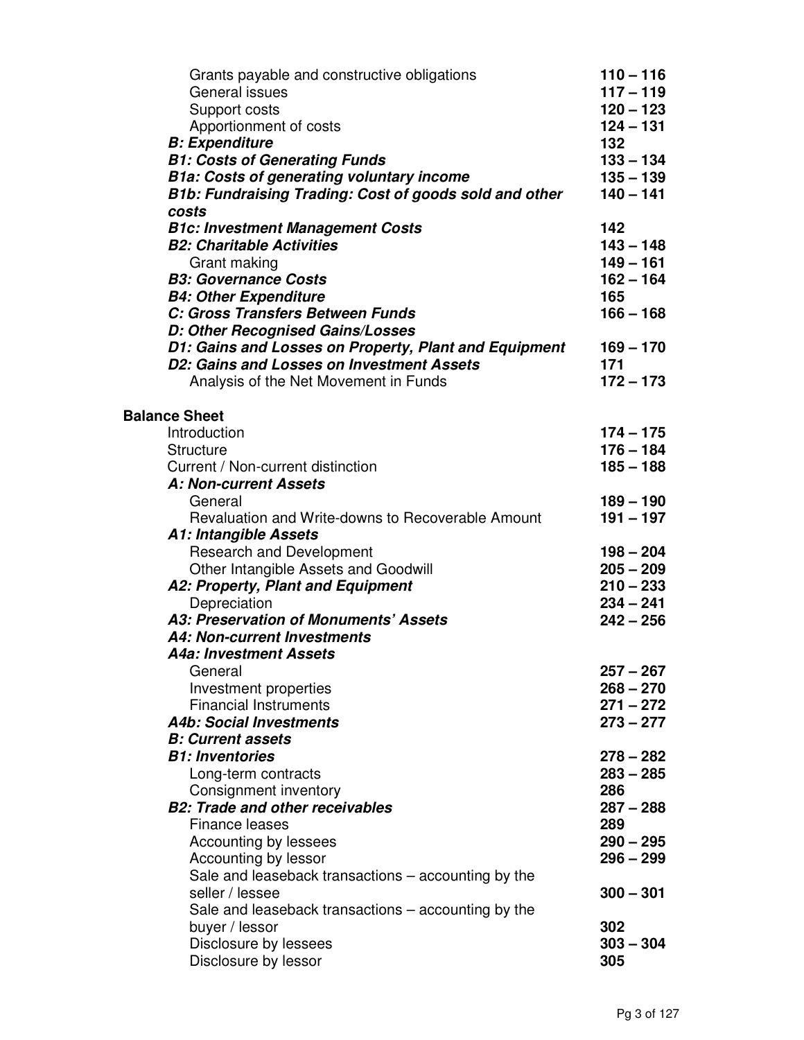| | |
|---|---|
| Grants payable and constructive obligations | **110 – 116** |
| General issues | **117 – 119** |
| Support costs | **120 – 123** |
| Apportionment of costs | **124 – 131** |
| ***B: Expenditure*** | **132** |
| ***B1: Costs of Generating Funds*** | **133 – 134** |
| ***B1a: Costs of generating voluntary income*** | **135 – 139** |
| ***B1b: Fundraising Trading: Cost of goods sold and other costs*** | **140 – 141** |
| ***B1c: Investment Management Costs*** | **142** |
| ***B2: Charitable Activities*** | **143 – 148** |
| Grant making | **149 – 161** |
| ***B3: Governance Costs*** | **162 – 164** |
| ***B4: Other Expenditure*** | **165** |
| ***C: Gross Transfers Between Funds*** | **166 – 168** |
| ***D: Other Recognised Gains/Losses*** | |
| ***D1: Gains and Losses on Property, Plant and Equipment*** | **169 – 170** |
| ***D2: Gains and Losses on Investment Assets*** | **171** |
| Analysis of the Net Movement in Funds | **172 – 173** |

**Balance Sheet**

| | |
|---|---|
| Introduction | **174 – 175** |
| Structure | **176 – 184** |
| Current / Non-current distinction | **185 – 188** |
| ***A: Non-current Assets*** | |
| General | **189 – 190** |
| Revaluation and Write-downs to Recoverable Amount | **191 – 197** |
| ***A1: Intangible Assets*** | |
| Research and Development | **198 – 204** |
| Other Intangible Assets and Goodwill | **205 – 209** |
| ***A2: Property, Plant and Equipment*** | **210 – 233** |
| Depreciation | **234 – 241** |
| ***A3: Preservation of Monuments' Assets*** | **242 – 256** |
| ***A4: Non-current Investments*** | |
| ***A4a: Investment Assets*** | |
| General | **257 – 267** |
| Investment properties | **268 – 270** |
| Financial Instruments | **271 – 272** |
| ***A4b: Social Investments*** | **273 – 277** |
| ***B: Current assets*** | |
| ***B1: Inventories*** | **278 – 282** |
| Long-term contracts | **283 – 285** |
| Consignment inventory | **286** |
| ***B2: Trade and other receivables*** | **287 – 288** |
| Finance leases | **289** |
| Accounting by lessees | **290 – 295** |
| Accounting by lessor | **296 – 299** |
| Sale and leaseback transactions – accounting by the seller / lessee | **300 – 301** |
| Sale and leaseback transactions – accounting by the buyer / lessor | **302** |
| Disclosure by lessees | **303 – 304** |
| Disclosure by lessor | **305** |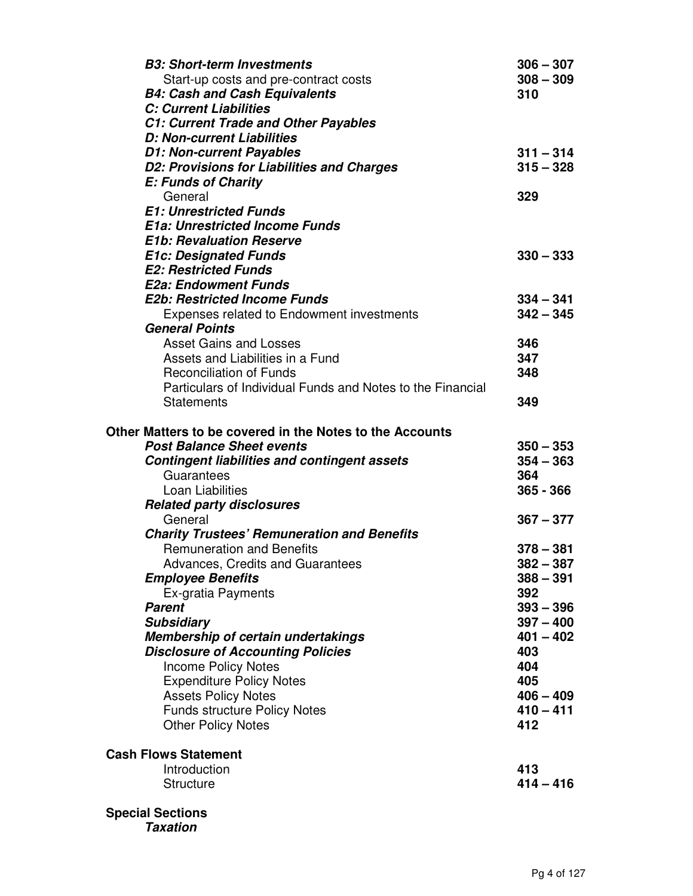| | |
|---|---|
| ***B3: Short-term Investments*** | **306 – 307** |
| Start-up costs and pre-contract costs | **308 – 309** |
| ***B4: Cash and Cash Equivalents*** | **310** |
| ***C: Current Liabilities*** | |
| ***C1: Current Trade and Other Payables*** | |
| ***D: Non-current Liabilities*** | |
| ***D1: Non-current Payables*** | **311 – 314** |
| ***D2: Provisions for Liabilities and Charges*** | **315 – 328** |
| ***E: Funds of Charity*** | |
| General | **329** |
| ***E1: Unrestricted Funds*** | |
| ***E1a: Unrestricted Income Funds*** | |
| ***E1b: Revaluation Reserve*** | |
| ***E1c: Designated Funds*** | **330 – 333** |
| ***E2: Restricted Funds*** | |
| ***E2a: Endowment Funds*** | |
| ***E2b: Restricted Income Funds*** | **334 – 341** |
| Expenses related to Endowment investments | **342 – 345** |
| ***General Points*** | |
| Asset Gains and Losses | **346** |
| Assets and Liabilities in a Fund | **347** |
| Reconciliation of Funds | **348** |
| Particulars of Individual Funds and Notes to the Financial Statements | **349** |

**Other Matters to be covered in the Notes to the Accounts**

| | |
|---|---|
| ***Post Balance Sheet events*** | **350 – 353** |
| ***Contingent liabilities and contingent assets*** | **354 – 363** |
| Guarantees | **364** |
| Loan Liabilities | **365 - 366** |
| ***Related party disclosures*** | |
| General | **367 – 377** |
| ***Charity Trustees' Remuneration and Benefits*** | |
| Remuneration and Benefits | **378 – 381** |
| Advances, Credits and Guarantees | **382 – 387** |
| ***Employee Benefits*** | **388 – 391** |
| Ex-gratia Payments | **392** |
| ***Parent*** | **393 – 396** |
| ***Subsidiary*** | **397 – 400** |
| ***Membership of certain undertakings*** | **401 – 402** |
| ***Disclosure of Accounting Policies*** | **403** |
| Income Policy Notes | **404** |
| Expenditure Policy Notes | **405** |
| Assets Policy Notes | **406 – 409** |
| Funds structure Policy Notes | **410 – 411** |
| Other Policy Notes | **412** |

**Cash Flows Statement**

| | |
|---|---|
| Introduction | **413** |
| Structure | **414 – 416** |

**Special Sections**

***Taxation***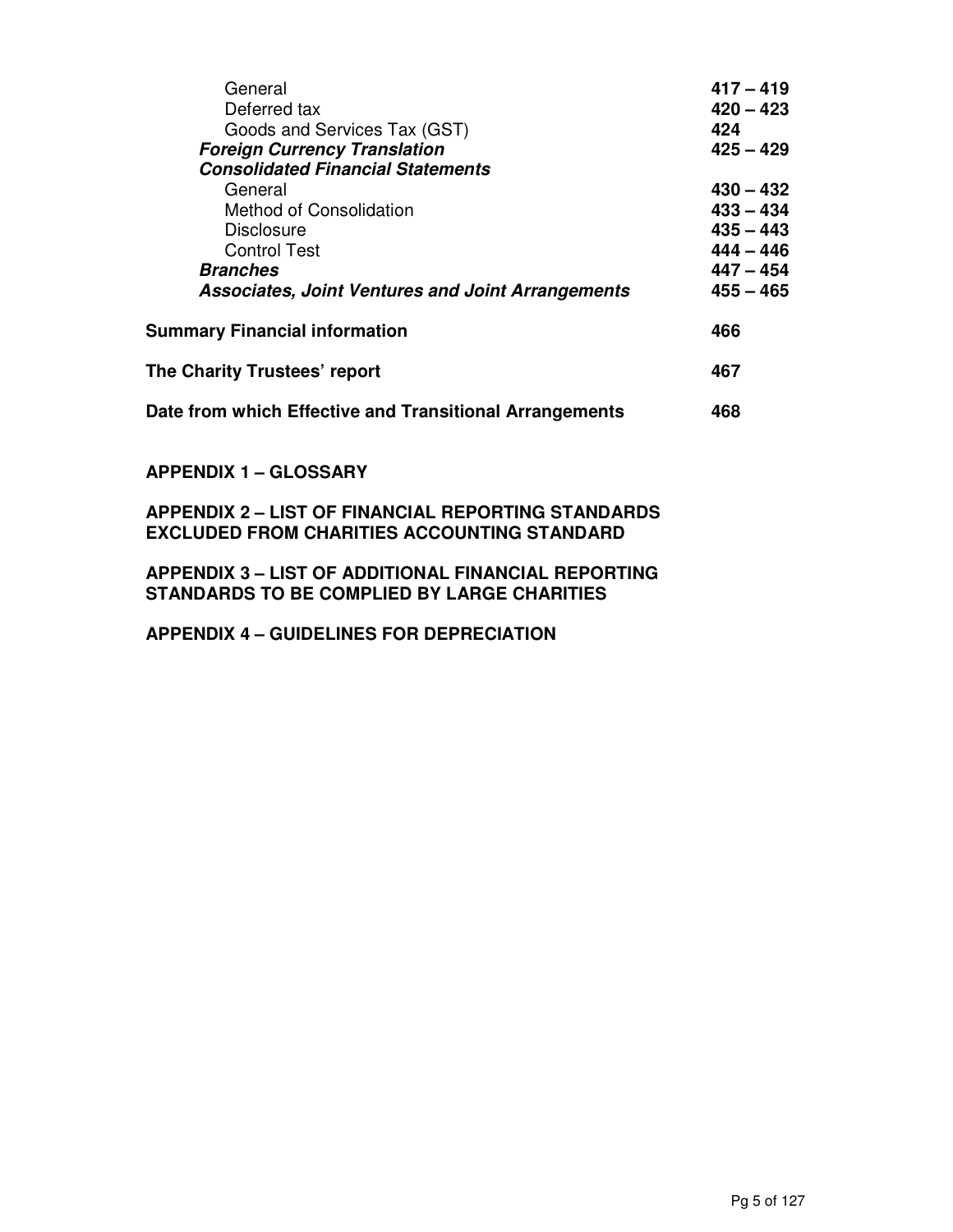| | |
|---|---|
| General | **417 – 419** |
| Deferred tax | **420 – 423** |
| Goods and Services Tax (GST) | **424** |
| ***Foreign Currency Translation*** | **425 – 429** |
| ***Consolidated Financial Statements*** | |
| General | **430 – 432** |
| Method of Consolidation | **433 – 434** |
| Disclosure | **435 – 443** |
| Control Test | **444 – 446** |
| ***Branches*** | **447 – 454** |
| ***Associates, Joint Ventures and Joint Arrangements*** | **455 – 465** |
| **Summary Financial information** | **466** |
| **The Charity Trustees' report** | **467** |
| **Date from which Effective and Transitional Arrangements** | **468** |

**APPENDIX 1 – GLOSSARY**

**APPENDIX 2 – LIST OF FINANCIAL REPORTING STANDARDS EXCLUDED FROM CHARITIES ACCOUNTING STANDARD**

**APPENDIX 3 – LIST OF ADDITIONAL FINANCIAL REPORTING STANDARDS TO BE COMPLIED BY LARGE CHARITIES**

**APPENDIX 4 – GUIDELINES FOR DEPRECIATION**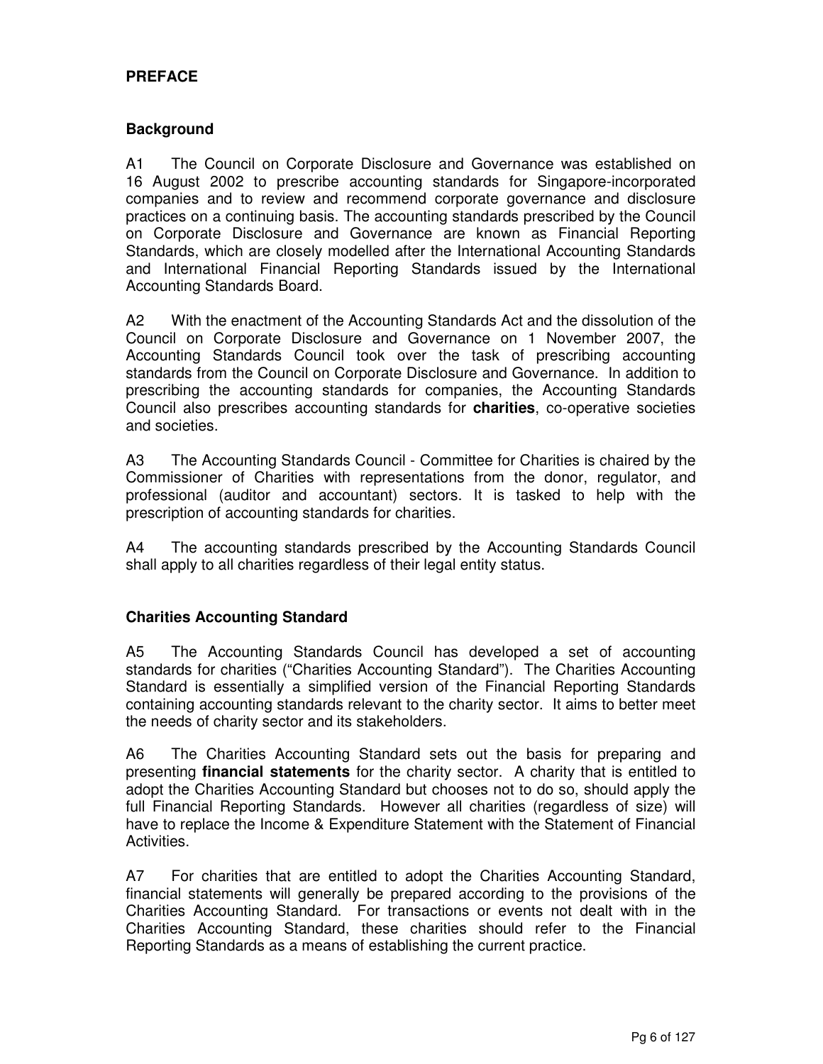## PREFACE

### Background

A1 The Council on Corporate Disclosure and Governance was established on 16 August 2002 to prescribe accounting standards for Singapore-incorporated companies and to review and recommend corporate governance and disclosure practices on a continuing basis. The accounting standards prescribed by the Council on Corporate Disclosure and Governance are known as Financial Reporting Standards, which are closely modelled after the International Accounting Standards and International Financial Reporting Standards issued by the International Accounting Standards Board.

A2 With the enactment of the Accounting Standards Act and the dissolution of the Council on Corporate Disclosure and Governance on 1 November 2007, the Accounting Standards Council took over the task of prescribing accounting standards from the Council on Corporate Disclosure and Governance. In addition to prescribing the accounting standards for companies, the Accounting Standards Council also prescribes accounting standards for **charities**, co-operative societies and societies.

A3 The Accounting Standards Council - Committee for Charities is chaired by the Commissioner of Charities with representations from the donor, regulator, and professional (auditor and accountant) sectors. It is tasked to help with the prescription of accounting standards for charities.

A4 The accounting standards prescribed by the Accounting Standards Council shall apply to all charities regardless of their legal entity status.

### Charities Accounting Standard

A5 The Accounting Standards Council has developed a set of accounting standards for charities ("Charities Accounting Standard"). The Charities Accounting Standard is essentially a simplified version of the Financial Reporting Standards containing accounting standards relevant to the charity sector. It aims to better meet the needs of charity sector and its stakeholders.

A6 The Charities Accounting Standard sets out the basis for preparing and presenting **financial statements** for the charity sector. A charity that is entitled to adopt the Charities Accounting Standard but chooses not to do so, should apply the full Financial Reporting Standards. However all charities (regardless of size) will have to replace the Income & Expenditure Statement with the Statement of Financial Activities.

A7 For charities that are entitled to adopt the Charities Accounting Standard, financial statements will generally be prepared according to the provisions of the Charities Accounting Standard. For transactions or events not dealt with in the Charities Accounting Standard, these charities should refer to the Financial Reporting Standards as a means of establishing the current practice.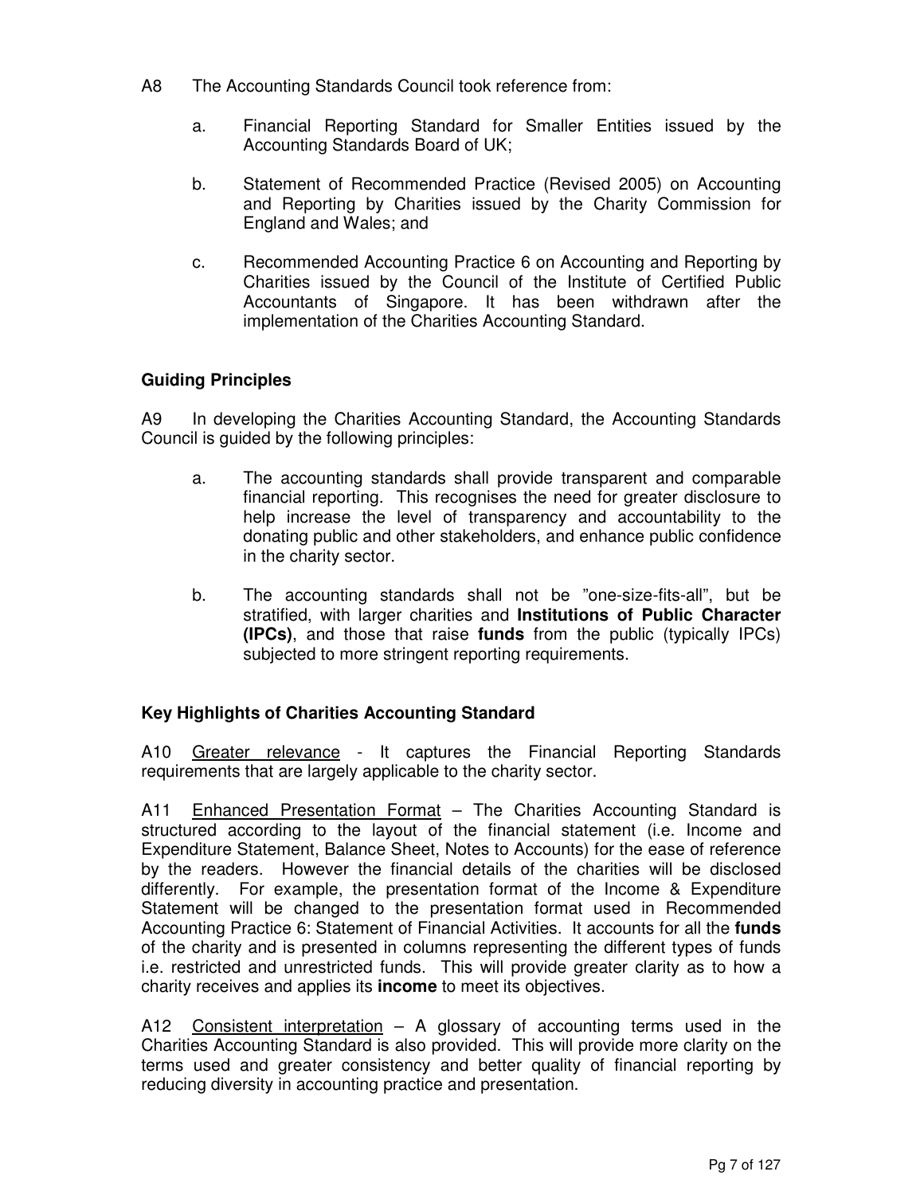A8 The Accounting Standards Council took reference from:

a. Financial Reporting Standard for Smaller Entities issued by the Accounting Standards Board of UK;

b. Statement of Recommended Practice (Revised 2005) on Accounting and Reporting by Charities issued by the Charity Commission for England and Wales; and

c. Recommended Accounting Practice 6 on Accounting and Reporting by Charities issued by the Council of the Institute of Certified Public Accountants of Singapore. It has been withdrawn after the implementation of the Charities Accounting Standard.

### Guiding Principles

A9 In developing the Charities Accounting Standard, the Accounting Standards Council is guided by the following principles:

a. The accounting standards shall provide transparent and comparable financial reporting. This recognises the need for greater disclosure to help increase the level of transparency and accountability to the donating public and other stakeholders, and enhance public confidence in the charity sector.

b. The accounting standards shall not be "one-size-fits-all", but be stratified, with larger charities and **Institutions of Public Character (IPCs)**, and those that raise **funds** from the public (typically IPCs) subjected to more stringent reporting requirements.

### Key Highlights of Charities Accounting Standard

A10 <u>Greater relevance</u> - It captures the Financial Reporting Standards requirements that are largely applicable to the charity sector.

A11 <u>Enhanced Presentation Format</u> – The Charities Accounting Standard is structured according to the layout of the financial statement (i.e. Income and Expenditure Statement, Balance Sheet, Notes to Accounts) for the ease of reference by the readers. However the financial details of the charities will be disclosed differently. For example, the presentation format of the Income & Expenditure Statement will be changed to the presentation format used in Recommended Accounting Practice 6: Statement of Financial Activities. It accounts for all the **funds** of the charity and is presented in columns representing the different types of funds i.e. restricted and unrestricted funds. This will provide greater clarity as to how a charity receives and applies its **income** to meet its objectives.

A12 <u>Consistent interpretation</u> – A glossary of accounting terms used in the Charities Accounting Standard is also provided. This will provide more clarity on the terms used and greater consistency and better quality of financial reporting by reducing diversity in accounting practice and presentation.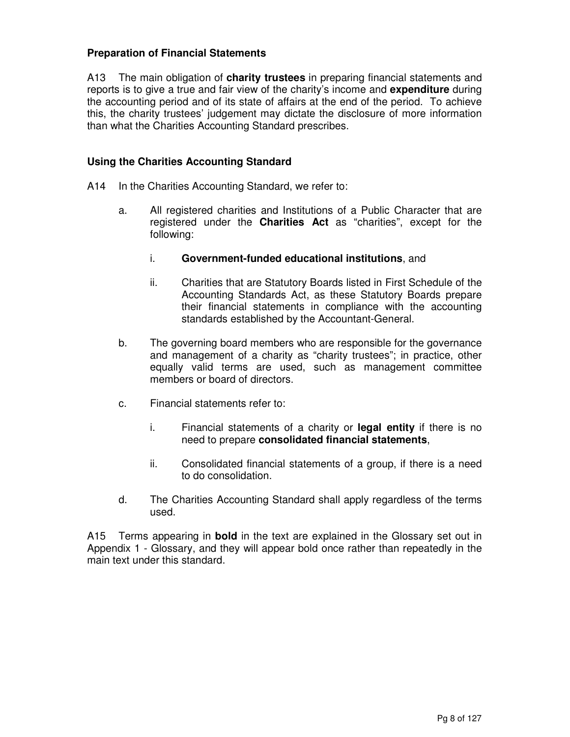**Preparation of Financial Statements**

A13 The main obligation of **charity trustees** in preparing financial statements and reports is to give a true and fair view of the charity's income and **expenditure** during the accounting period and of its state of affairs at the end of the period. To achieve this, the charity trustees' judgement may dictate the disclosure of more information than what the Charities Accounting Standard prescribes.

**Using the Charities Accounting Standard**

A14 In the Charities Accounting Standard, we refer to:

a. All registered charities and Institutions of a Public Character that are registered under the **Charities Act** as "charities", except for the following:

   i. **Government-funded educational institutions**, and

   ii. Charities that are Statutory Boards listed in First Schedule of the Accounting Standards Act, as these Statutory Boards prepare their financial statements in compliance with the accounting standards established by the Accountant-General.

b. The governing board members who are responsible for the governance and management of a charity as "charity trustees"; in practice, other equally valid terms are used, such as management committee members or board of directors.

c. Financial statements refer to:

   i. Financial statements of a charity or **legal entity** if there is no need to prepare **consolidated financial statements**,

   ii. Consolidated financial statements of a group, if there is a need to do consolidation.

d. The Charities Accounting Standard shall apply regardless of the terms used.

A15 Terms appearing in **bold** in the text are explained in the Glossary set out in Appendix 1 - Glossary, and they will appear bold once rather than repeatedly in the main text under this standard.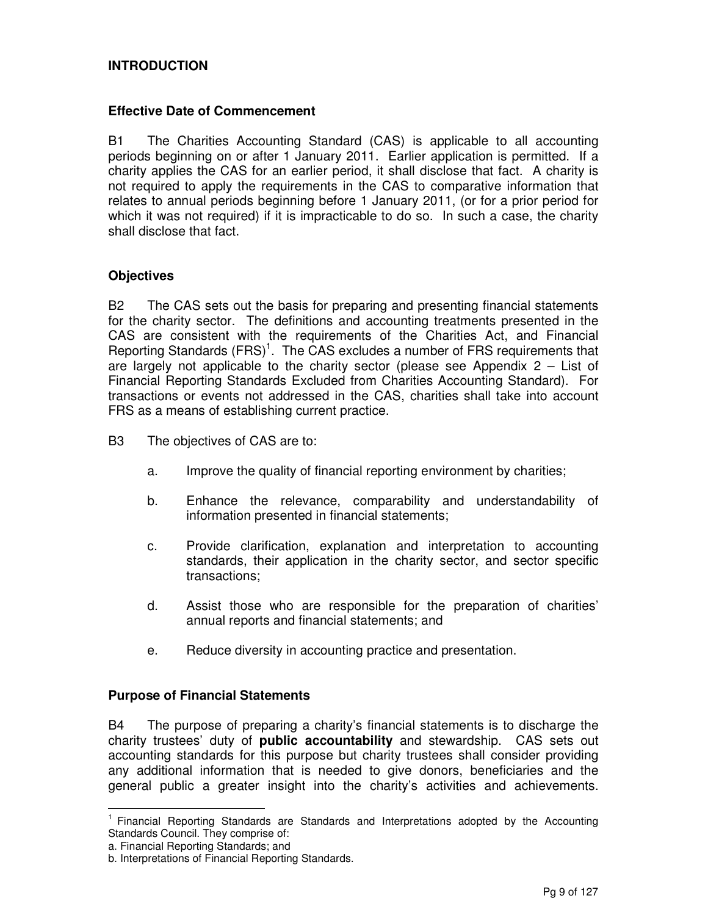## INTRODUCTION

### Effective Date of Commencement

B1 The Charities Accounting Standard (CAS) is applicable to all accounting periods beginning on or after 1 January 2011. Earlier application is permitted. If a charity applies the CAS for an earlier period, it shall disclose that fact. A charity is not required to apply the requirements in the CAS to comparative information that relates to annual periods beginning before 1 January 2011, (or for a prior period for which it was not required) if it is impracticable to do so. In such a case, the charity shall disclose that fact.

### Objectives

B2 The CAS sets out the basis for preparing and presenting financial statements for the charity sector. The definitions and accounting treatments presented in the CAS are consistent with the requirements of the Charities Act, and Financial Reporting Standards (FRS)[1]. The CAS excludes a number of FRS requirements that are largely not applicable to the charity sector (please see Appendix 2 – List of Financial Reporting Standards Excluded from Charities Accounting Standard). For transactions or events not addressed in the CAS, charities shall take into account FRS as a means of establishing current practice.

B3 The objectives of CAS are to:

a. Improve the quality of financial reporting environment by charities;

b. Enhance the relevance, comparability and understandability of information presented in financial statements;

c. Provide clarification, explanation and interpretation to accounting standards, their application in the charity sector, and sector specific transactions;

d. Assist those who are responsible for the preparation of charities' annual reports and financial statements; and

e. Reduce diversity in accounting practice and presentation.

### Purpose of Financial Statements

B4 The purpose of preparing a charity's financial statements is to discharge the charity trustees' duty of **public accountability** and stewardship. CAS sets out accounting standards for this purpose but charity trustees shall consider providing any additional information that is needed to give donors, beneficiaries and the general public a greater insight into the charity's activities and achievements.

---

[1] Financial Reporting Standards are Standards and Interpretations adopted by the Accounting Standards Council. They comprise of:
a. Financial Reporting Standards; and
b. Interpretations of Financial Reporting Standards.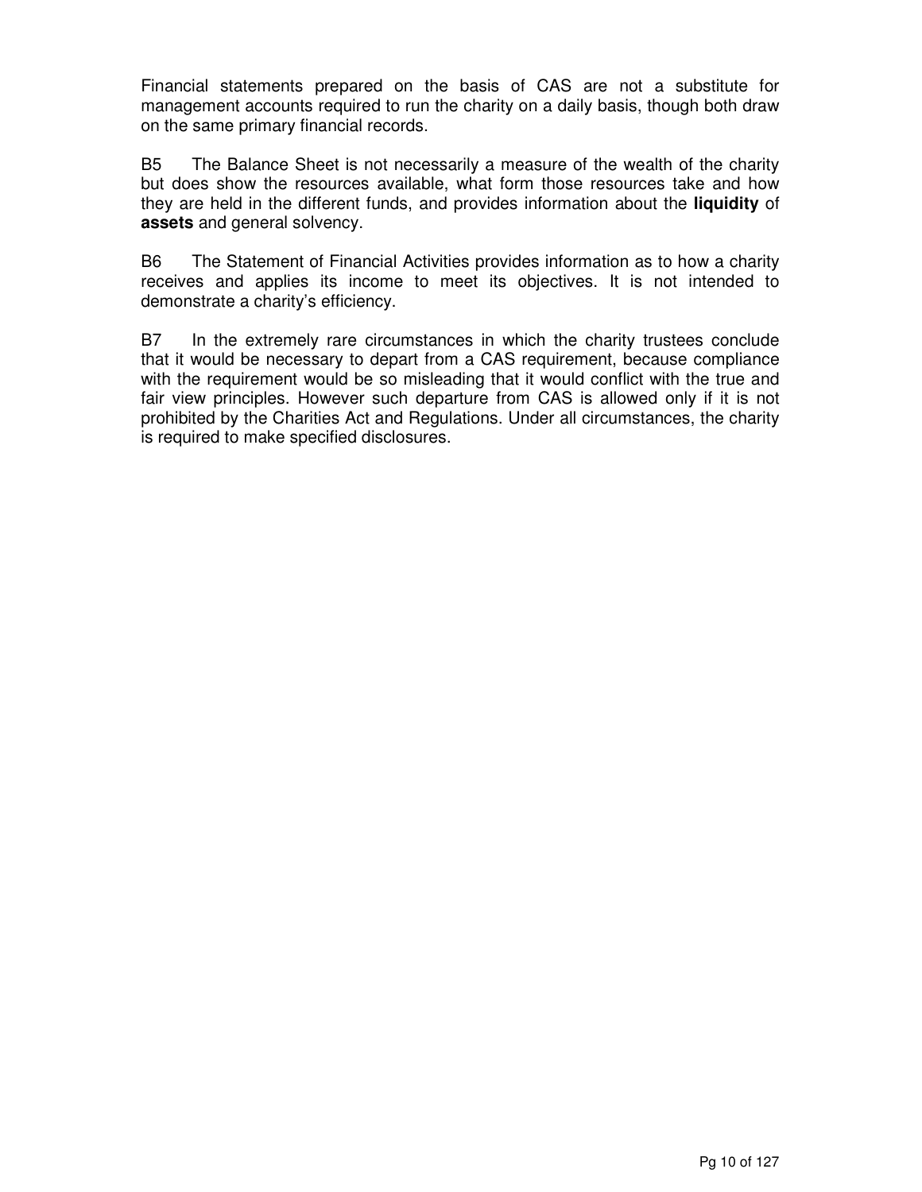Financial statements prepared on the basis of CAS are not a substitute for management accounts required to run the charity on a daily basis, though both draw on the same primary financial records.

B5 The Balance Sheet is not necessarily a measure of the wealth of the charity but does show the resources available, what form those resources take and how they are held in the different funds, and provides information about the **liquidity** of **assets** and general solvency.

B6 The Statement of Financial Activities provides information as to how a charity receives and applies its income to meet its objectives. It is not intended to demonstrate a charity's efficiency.

B7 In the extremely rare circumstances in which the charity trustees conclude that it would be necessary to depart from a CAS requirement, because compliance with the requirement would be so misleading that it would conflict with the true and fair view principles. However such departure from CAS is allowed only if it is not prohibited by the Charities Act and Regulations. Under all circumstances, the charity is required to make specified disclosures.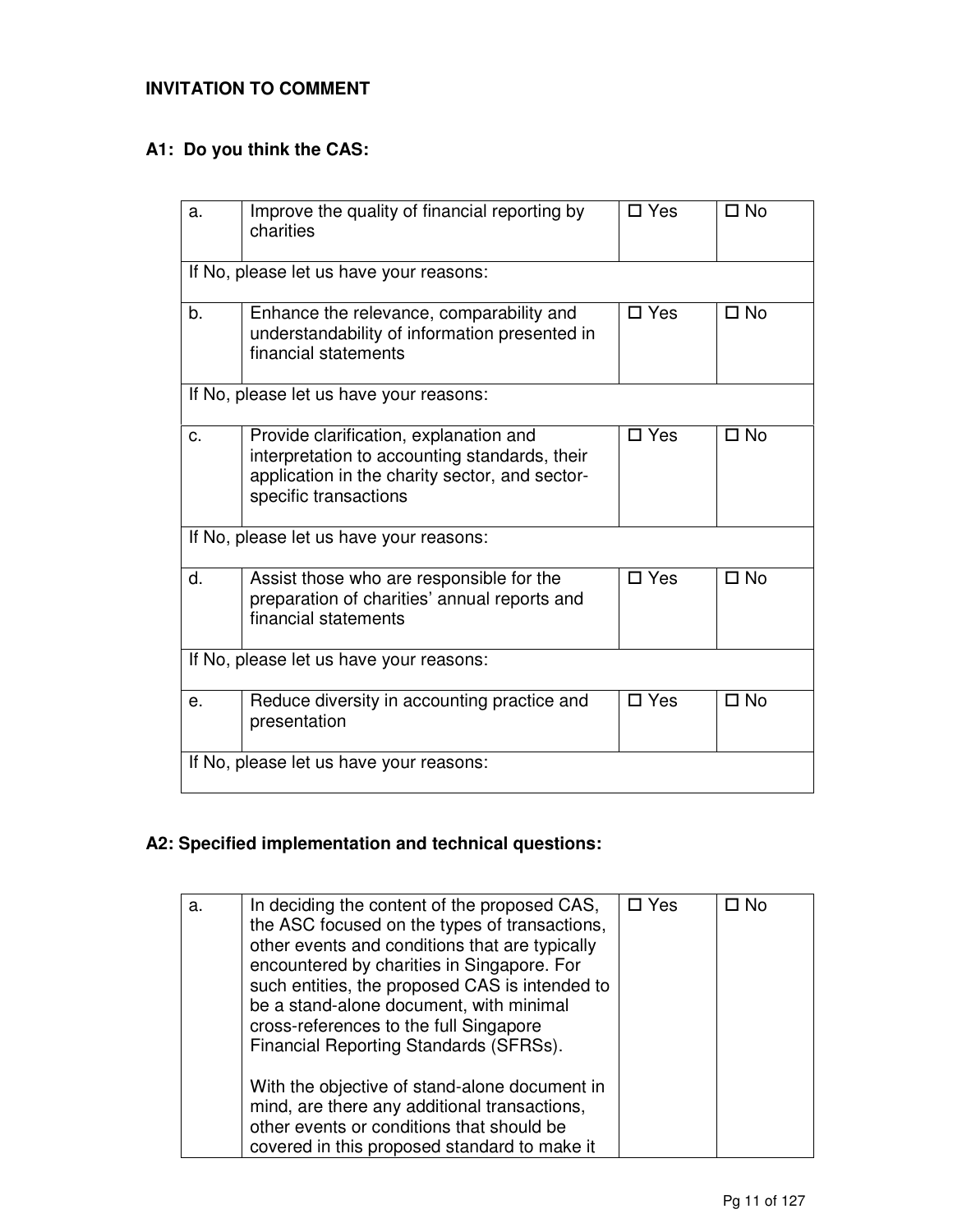**INVITATION TO COMMENT**

**A1: Do you think the CAS:**

| | | | |
|---|---|---|---|
| a. | Improve the quality of financial reporting by charities | ☐ Yes | ☐ No |
| If No, please let us have your reasons: | | | |
| b. | Enhance the relevance, comparability and understandability of information presented in financial statements | ☐ Yes | ☐ No |
| If No, please let us have your reasons: | | | |
| c. | Provide clarification, explanation and interpretation to accounting standards, their application in the charity sector, and sector-specific transactions | ☐ Yes | ☐ No |
| If No, please let us have your reasons: | | | |
| d. | Assist those who are responsible for the preparation of charities' annual reports and financial statements | ☐ Yes | ☐ No |
| If No, please let us have your reasons: | | | |
| e. | Reduce diversity in accounting practice and presentation | ☐ Yes | ☐ No |
| If No, please let us have your reasons: | | | |

**A2: Specified implementation and technical questions:**

| | | | |
|---|---|---|---|
| a. | In deciding the content of the proposed CAS, the ASC focused on the types of transactions, other events and conditions that are typically encountered by charities in Singapore. For such entities, the proposed CAS is intended to be a stand-alone document, with minimal cross-references to the full Singapore Financial Reporting Standards (SFRSs).<br><br>With the objective of stand-alone document in mind, are there any additional transactions, other events or conditions that should be covered in this proposed standard to make it | ☐ Yes | ☐ No |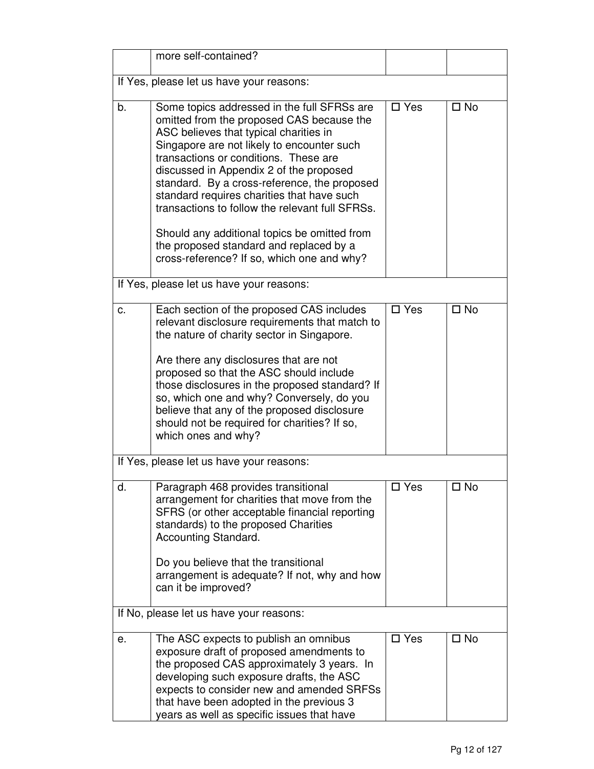| | | | |
|---|---|---|---|
| | more self-contained? | | |
| If Yes, please let us have your reasons: | | | |
| b. | Some topics addressed in the full SFRSs are omitted from the proposed CAS because the ASC believes that typical charities in Singapore are not likely to encounter such transactions or conditions. These are discussed in Appendix 2 of the proposed standard. By a cross-reference, the proposed standard requires charities that have such transactions to follow the relevant full SFRSs.<br><br>Should any additional topics be omitted from the proposed standard and replaced by a cross-reference? If so, which one and why? | ☐ Yes | ☐ No |
| If Yes, please let us have your reasons: | | | |
| c. | Each section of the proposed CAS includes relevant disclosure requirements that match to the nature of charity sector in Singapore.<br><br>Are there any disclosures that are not proposed so that the ASC should include those disclosures in the proposed standard? If so, which one and why? Conversely, do you believe that any of the proposed disclosure should not be required for charities? If so, which ones and why? | ☐ Yes | ☐ No |
| If Yes, please let us have your reasons: | | | |
| d. | Paragraph 468 provides transitional arrangement for charities that move from the SFRS (or other acceptable financial reporting standards) to the proposed Charities Accounting Standard.<br><br>Do you believe that the transitional arrangement is adequate? If not, why and how can it be improved? | ☐ Yes | ☐ No |
| If No, please let us have your reasons: | | | |
| e. | The ASC expects to publish an omnibus exposure draft of proposed amendments to the proposed CAS approximately 3 years. In developing such exposure drafts, the ASC expects to consider new and amended SRFSs that have been adopted in the previous 3 years as well as specific issues that have | ☐ Yes | ☐ No |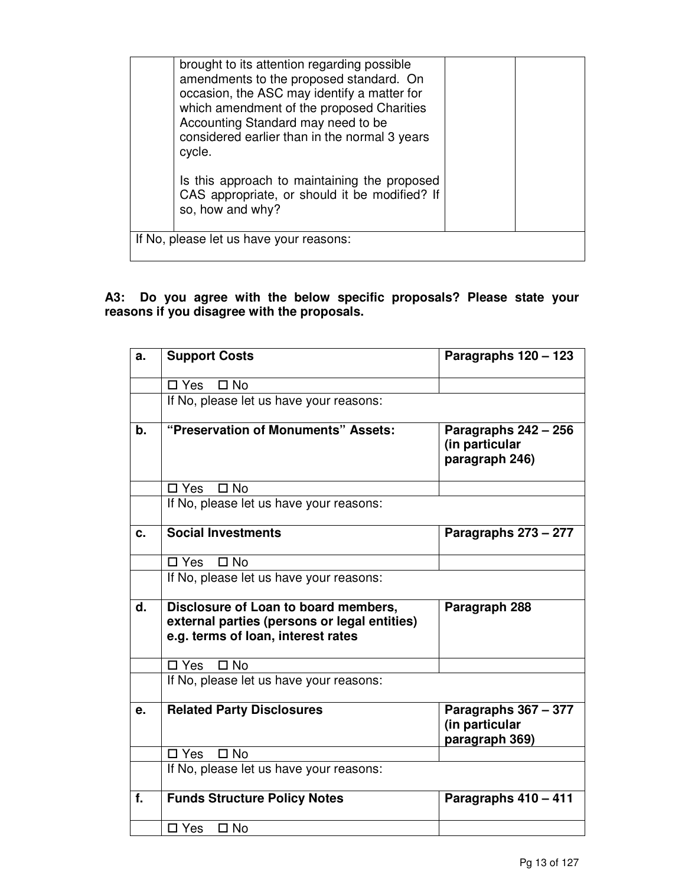| | | | |
|---|---|---|---|
| | brought to its attention regarding possible amendments to the proposed standard. On occasion, the ASC may identify a matter for which amendment of the proposed Charities Accounting Standard may need to be considered earlier than in the normal 3 years cycle.<br><br>Is this approach to maintaining the proposed CAS appropriate, or should it be modified? If so, how and why? | | |
| If No, please let us have your reasons: | | | |

**A3: Do you agree with the below specific proposals? Please state your reasons if you disagree with the proposals.**

| | | |
|---|---|---|
| **a.** | **Support Costs** | **Paragraphs 120 – 123** |
| | ☐ Yes ☐ No | |
| | If No, please let us have your reasons: | |
| **b.** | **"Preservation of Monuments" Assets:** | **Paragraphs 242 – 256 (in particular paragraph 246)** |
| | ☐ Yes ☐ No | |
| | If No, please let us have your reasons: | |
| **c.** | **Social Investments** | **Paragraphs 273 – 277** |
| | ☐ Yes ☐ No | |
| | If No, please let us have your reasons: | |
| **d.** | **Disclosure of Loan to board members, external parties (persons or legal entities) e.g. terms of loan, interest rates** | **Paragraph 288** |
| | ☐ Yes ☐ No | |
| | If No, please let us have your reasons: | |
| **e.** | **Related Party Disclosures** | **Paragraphs 367 – 377 (in particular paragraph 369)** |
| | ☐ Yes ☐ No | |
| | If No, please let us have your reasons: | |
| **f.** | **Funds Structure Policy Notes** | **Paragraphs 410 – 411** |
| | ☐ Yes ☐ No | |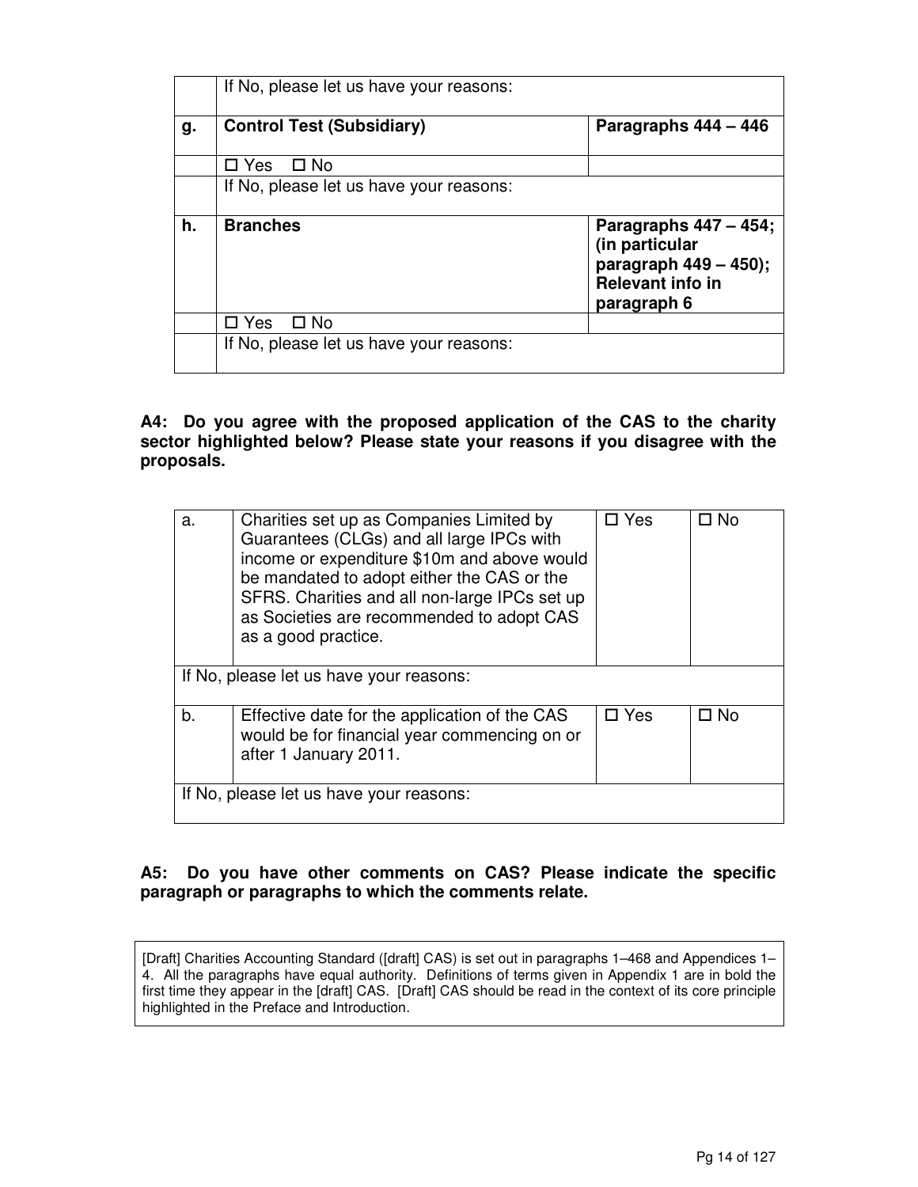|  | If No, please let us have your reasons: |  |
|---|---|---|
| **g.** | **Control Test (Subsidiary)** | **Paragraphs 444 – 446** |
|  | ☐ Yes ☐ No |  |
|  | If No, please let us have your reasons: |  |
| **h.** | **Branches** | **Paragraphs 447 – 454; (in particular paragraph 449 – 450); Relevant info in paragraph 6** |
|  | ☐ Yes ☐ No |  |
|  | If No, please let us have your reasons: |  |

**A4: Do you agree with the proposed application of the CAS to the charity sector highlighted below? Please state your reasons if you disagree with the proposals.**

| a. | Charities set up as Companies Limited by Guarantees (CLGs) and all large IPCs with income or expenditure $10m and above would be mandated to adopt either the CAS or the SFRS. Charities and all non-large IPCs set up as Societies are recommended to adopt CAS as a good practice. | ☐ Yes | ☐ No |
|---|---|---|---|
| If No, please let us have your reasons: |  |  |  |
| b. | Effective date for the application of the CAS would be for financial year commencing on or after 1 January 2011. | ☐ Yes | ☐ No |
| If No, please let us have your reasons: |  |  |  |

**A5: Do you have other comments on CAS? Please indicate the specific paragraph or paragraphs to which the comments relate.**

[Draft] Charities Accounting Standard ([draft] CAS) is set out in paragraphs 1–468 and Appendices 1–4. All the paragraphs have equal authority. Definitions of terms given in Appendix 1 are in bold the first time they appear in the [draft] CAS. [Draft] CAS should be read in the context of its core principle highlighted in the Preface and Introduction.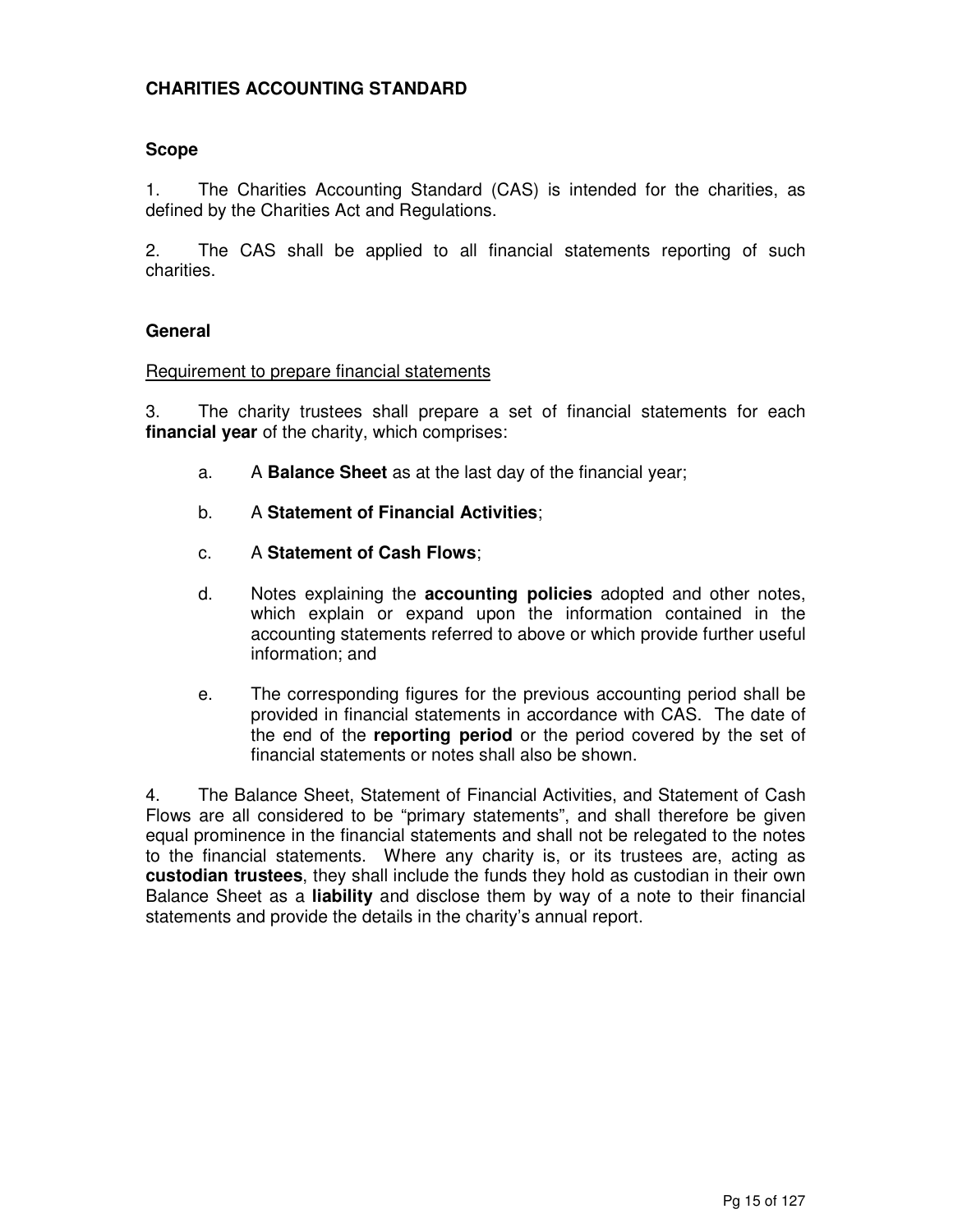# CHARITIES ACCOUNTING STANDARD

## Scope

1. The Charities Accounting Standard (CAS) is intended for the charities, as defined by the Charities Act and Regulations.

2. The CAS shall be applied to all financial statements reporting of such charities.

## General

<u>Requirement to prepare financial statements</u>

3. The charity trustees shall prepare a set of financial statements for each **financial year** of the charity, which comprises:

   a. A **Balance Sheet** as at the last day of the financial year;

   b. A **Statement of Financial Activities**;

   c. A **Statement of Cash Flows**;

   d. Notes explaining the **accounting policies** adopted and other notes, which explain or expand upon the information contained in the accounting statements referred to above or which provide further useful information; and

   e. The corresponding figures for the previous accounting period shall be provided in financial statements in accordance with CAS. The date of the end of the **reporting period** or the period covered by the set of financial statements or notes shall also be shown.

4. The Balance Sheet, Statement of Financial Activities, and Statement of Cash Flows are all considered to be "primary statements", and shall therefore be given equal prominence in the financial statements and shall not be relegated to the notes to the financial statements. Where any charity is, or its trustees are, acting as **custodian trustees**, they shall include the funds they hold as custodian in their own Balance Sheet as a **liability** and disclose them by way of a note to their financial statements and provide the details in the charity's annual report.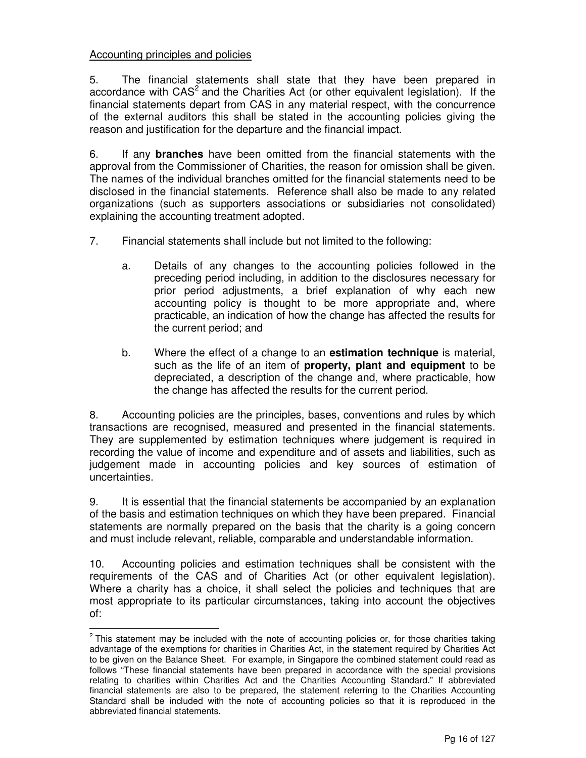Accounting principles and policies

5. The financial statements shall state that they have been prepared in accordance with CAS[2] and the Charities Act (or other equivalent legislation). If the financial statements depart from CAS in any material respect, with the concurrence of the external auditors this shall be stated in the accounting policies giving the reason and justification for the departure and the financial impact.

6. If any **branches** have been omitted from the financial statements with the approval from the Commissioner of Charities, the reason for omission shall be given. The names of the individual branches omitted for the financial statements need to be disclosed in the financial statements. Reference shall also be made to any related organizations (such as supporters associations or subsidiaries not consolidated) explaining the accounting treatment adopted.

7. Financial statements shall include but not limited to the following:

   a. Details of any changes to the accounting policies followed in the preceding period including, in addition to the disclosures necessary for prior period adjustments, a brief explanation of why each new accounting policy is thought to be more appropriate and, where practicable, an indication of how the change has affected the results for the current period; and

   b. Where the effect of a change to an **estimation technique** is material, such as the life of an item of **property, plant and equipment** to be depreciated, a description of the change and, where practicable, how the change has affected the results for the current period.

8. Accounting policies are the principles, bases, conventions and rules by which transactions are recognised, measured and presented in the financial statements. They are supplemented by estimation techniques where judgement is required in recording the value of income and expenditure and of assets and liabilities, such as judgement made in accounting policies and key sources of estimation of uncertainties.

9. It is essential that the financial statements be accompanied by an explanation of the basis and estimation techniques on which they have been prepared. Financial statements are normally prepared on the basis that the charity is a going concern and must include relevant, reliable, comparable and understandable information.

10. Accounting policies and estimation techniques shall be consistent with the requirements of the CAS and of Charities Act (or other equivalent legislation). Where a charity has a choice, it shall select the policies and techniques that are most appropriate to its particular circumstances, taking into account the objectives of:

---

[2] This statement may be included with the note of accounting policies or, for those charities taking advantage of the exemptions for charities in Charities Act, in the statement required by Charities Act to be given on the Balance Sheet. For example, in Singapore the combined statement could read as follows "These financial statements have been prepared in accordance with the special provisions relating to charities within Charities Act and the Charities Accounting Standard." If abbreviated financial statements are also to be prepared, the statement referring to the Charities Accounting Standard shall be included with the note of accounting policies so that it is reproduced in the abbreviated financial statements.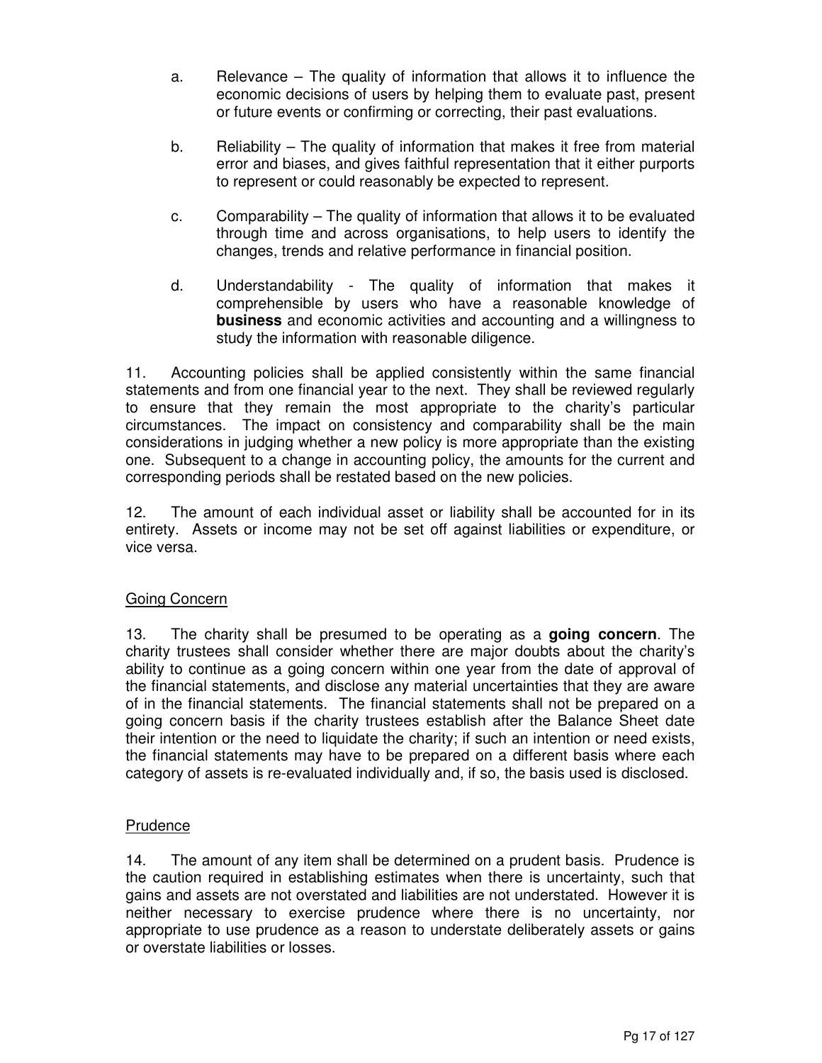a. Relevance – The quality of information that allows it to influence the economic decisions of users by helping them to evaluate past, present or future events or confirming or correcting, their past evaluations.

b. Reliability – The quality of information that makes it free from material error and biases, and gives faithful representation that it either purports to represent or could reasonably be expected to represent.

c. Comparability – The quality of information that allows it to be evaluated through time and across organisations, to help users to identify the changes, trends and relative performance in financial position.

d. Understandability - The quality of information that makes it comprehensible by users who have a reasonable knowledge of **business** and economic activities and accounting and a willingness to study the information with reasonable diligence.

11. Accounting policies shall be applied consistently within the same financial statements and from one financial year to the next. They shall be reviewed regularly to ensure that they remain the most appropriate to the charity's particular circumstances. The impact on consistency and comparability shall be the main considerations in judging whether a new policy is more appropriate than the existing one. Subsequent to a change in accounting policy, the amounts for the current and corresponding periods shall be restated based on the new policies.

12. The amount of each individual asset or liability shall be accounted for in its entirety. Assets or income may not be set off against liabilities or expenditure, or vice versa.

<u>Going Concern</u>

13. The charity shall be presumed to be operating as a **going concern**. The charity trustees shall consider whether there are major doubts about the charity's ability to continue as a going concern within one year from the date of approval of the financial statements, and disclose any material uncertainties that they are aware of in the financial statements. The financial statements shall not be prepared on a going concern basis if the charity trustees establish after the Balance Sheet date their intention or the need to liquidate the charity; if such an intention or need exists, the financial statements may have to be prepared on a different basis where each category of assets is re-evaluated individually and, if so, the basis used is disclosed.

<u>Prudence</u>

14. The amount of any item shall be determined on a prudent basis. Prudence is the caution required in establishing estimates when there is uncertainty, such that gains and assets are not overstated and liabilities are not understated. However it is neither necessary to exercise prudence where there is no uncertainty, nor appropriate to use prudence as a reason to understate deliberately assets or gains or overstate liabilities or losses.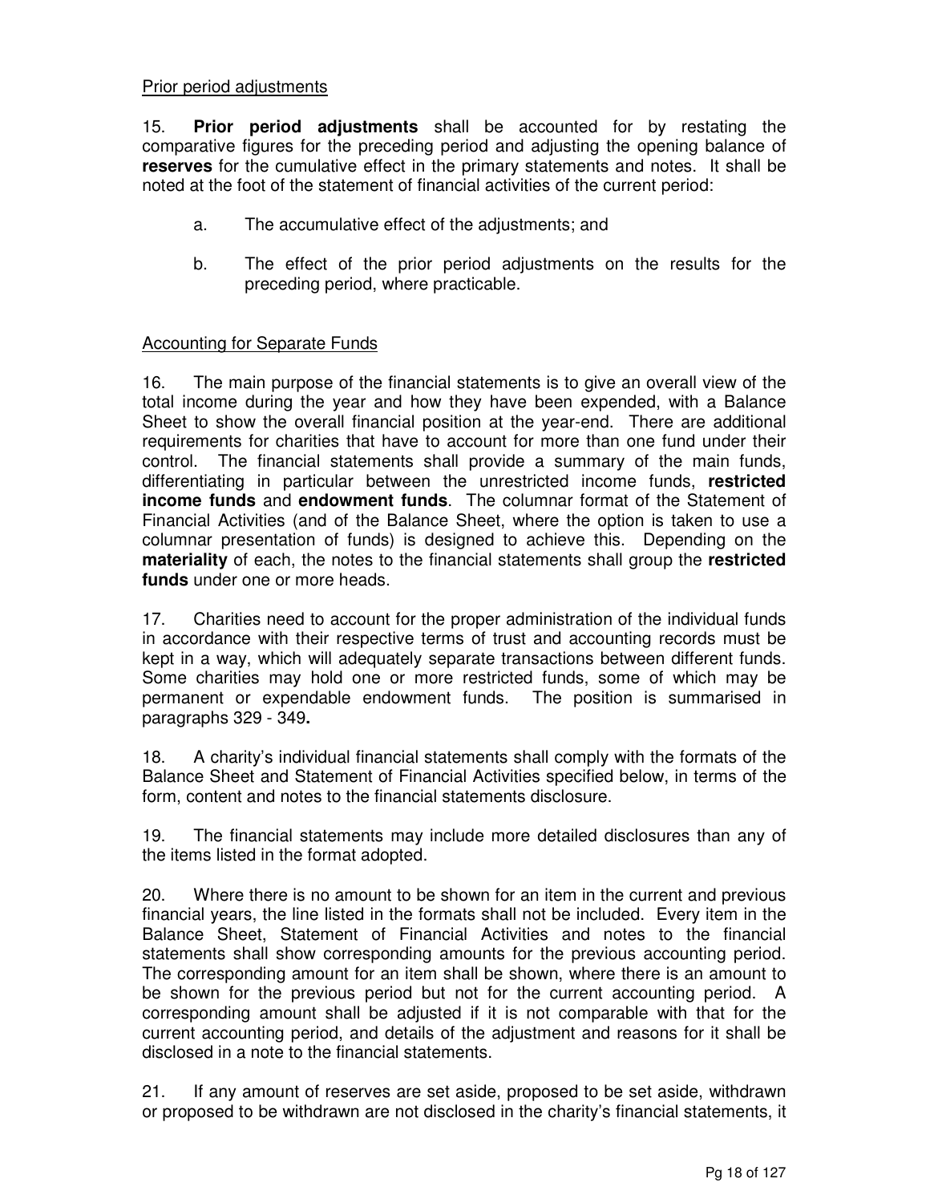## Prior period adjustments

15. **Prior period adjustments** shall be accounted for by restating the comparative figures for the preceding period and adjusting the opening balance of **reserves** for the cumulative effect in the primary statements and notes. It shall be noted at the foot of the statement of financial activities of the current period:

a. The accumulative effect of the adjustments; and

b. The effect of the prior period adjustments on the results for the preceding period, where practicable.

## Accounting for Separate Funds

16. The main purpose of the financial statements is to give an overall view of the total income during the year and how they have been expended, with a Balance Sheet to show the overall financial position at the year-end. There are additional requirements for charities that have to account for more than one fund under their control. The financial statements shall provide a summary of the main funds, differentiating in particular between the unrestricted income funds, **restricted income funds** and **endowment funds**. The columnar format of the Statement of Financial Activities (and of the Balance Sheet, where the option is taken to use a columnar presentation of funds) is designed to achieve this. Depending on the **materiality** of each, the notes to the financial statements shall group the **restricted funds** under one or more heads.

17. Charities need to account for the proper administration of the individual funds in accordance with their respective terms of trust and accounting records must be kept in a way, which will adequately separate transactions between different funds. Some charities may hold one or more restricted funds, some of which may be permanent or expendable endowment funds. The position is summarised in paragraphs 329 - 349**.**

18. A charity's individual financial statements shall comply with the formats of the Balance Sheet and Statement of Financial Activities specified below, in terms of the form, content and notes to the financial statements disclosure.

19. The financial statements may include more detailed disclosures than any of the items listed in the format adopted.

20. Where there is no amount to be shown for an item in the current and previous financial years, the line listed in the formats shall not be included. Every item in the Balance Sheet, Statement of Financial Activities and notes to the financial statements shall show corresponding amounts for the previous accounting period. The corresponding amount for an item shall be shown, where there is an amount to be shown for the previous period but not for the current accounting period. A corresponding amount shall be adjusted if it is not comparable with that for the current accounting period, and details of the adjustment and reasons for it shall be disclosed in a note to the financial statements.

21. If any amount of reserves are set aside, proposed to be set aside, withdrawn or proposed to be withdrawn are not disclosed in the charity's financial statements, it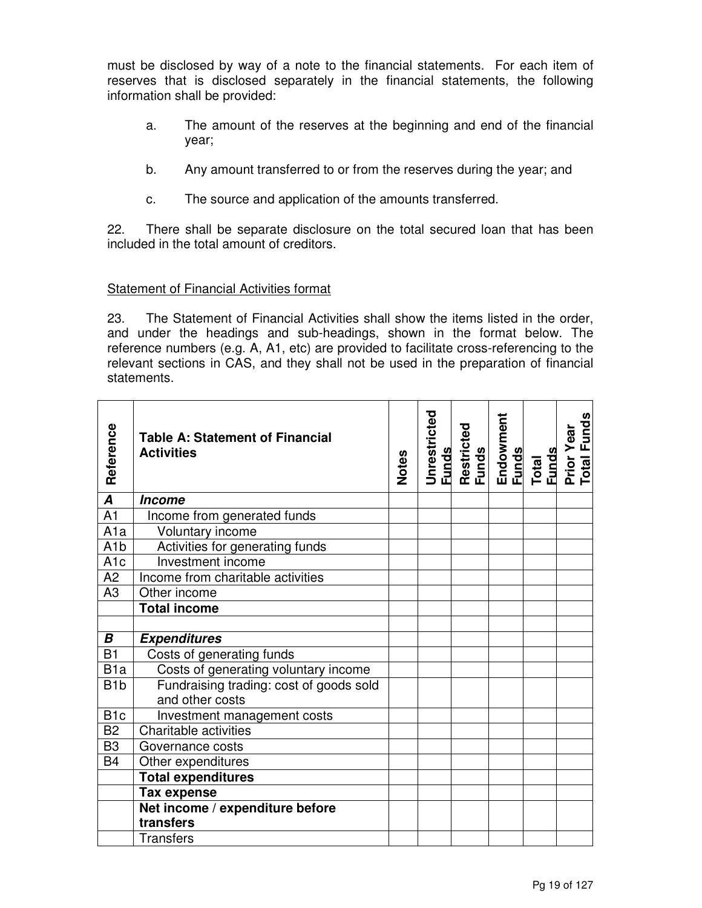must be disclosed by way of a note to the financial statements. For each item of reserves that is disclosed separately in the financial statements, the following information shall be provided:

a. The amount of the reserves at the beginning and end of the financial year;

b. Any amount transferred to or from the reserves during the year; and

c. The source and application of the amounts transferred.

22. There shall be separate disclosure on the total secured loan that has been included in the total amount of creditors.

Statement of Financial Activities format

23. The Statement of Financial Activities shall show the items listed in the order, and under the headings and sub-headings, shown in the format below. The reference numbers (e.g. A, A1, etc) are provided to facilitate cross-referencing to the relevant sections in CAS, and they shall not be used in the preparation of financial statements.

| Reference | Table A: Statement of Financial Activities | Notes | Unrestricted Funds | Restricted Funds | Endowment Funds | Total Funds | Prior Year Total Funds |
|---|---|---|---|---|---|---|---|
| ***A*** | ***Income*** | | | | | | |
| A1 | Income from generated funds | | | | | | |
| A1a | Voluntary income | | | | | | |
| A1b | Activities for generating funds | | | | | | |
| A1c | Investment income | | | | | | |
| A2 | Income from charitable activities | | | | | | |
| A3 | Other income | | | | | | |
| | **Total income** | | | | | | |
| | | | | | | | |
| ***B*** | ***Expenditures*** | | | | | | |
| B1 | Costs of generating funds | | | | | | |
| B1a | Costs of generating voluntary income | | | | | | |
| B1b | Fundraising trading: cost of goods sold and other costs | | | | | | |
| B1c | Investment management costs | | | | | | |
| B2 | Charitable activities | | | | | | |
| B3 | Governance costs | | | | | | |
| B4 | Other expenditures | | | | | | |
| | **Total expenditures** | | | | | | |
| | **Tax expense** | | | | | | |
| | **Net income / expenditure before transfers** | | | | | | |
| | Transfers | | | | | | |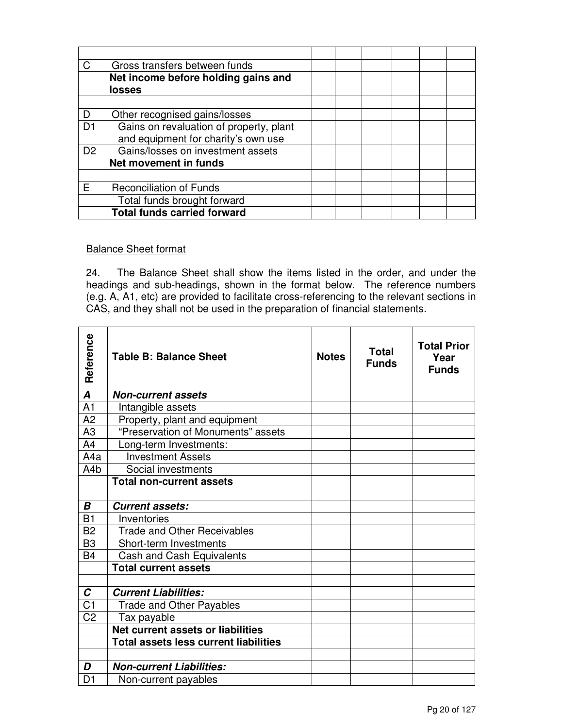| | | | | | | | |
|---|---|---|---|---|---|---|---|
| | | | | | | | |
| C | Gross transfers between funds | | | | | | |
| | **Net income before holding gains and losses** | | | | | | |
| | | | | | | | |
| D | Other recognised gains/losses | | | | | | |
| D1 | Gains on revaluation of property, plant and equipment for charity's own use | | | | | | |
| D2 | Gains/losses on investment assets | | | | | | |
| | **Net movement in funds** | | | | | | |
| | | | | | | | |
| E | Reconciliation of Funds | | | | | | |
| | Total funds brought forward | | | | | | |
| | **Total funds carried forward** | | | | | | |

Balance Sheet format

24. The Balance Sheet shall show the items listed in the order, and under the headings and sub-headings, shown in the format below. The reference numbers (e.g. A, A1, etc) are provided to facilitate cross-referencing to the relevant sections in CAS, and they shall not be used in the preparation of financial statements.

| Reference | Table B: Balance Sheet | Notes | Total Funds | Total Prior Year Funds |
|---|---|---|---|---|
| ***A*** | ***Non-current assets*** | | | |
| A1 | Intangible assets | | | |
| A2 | Property, plant and equipment | | | |
| A3 | "Preservation of Monuments" assets | | | |
| A4 | Long-term Investments: | | | |
| A4a | Investment Assets | | | |
| A4b | Social investments | | | |
| | **Total non-current assets** | | | |
| | | | | |
| ***B*** | ***Current assets:*** | | | |
| B1 | Inventories | | | |
| B2 | Trade and Other Receivables | | | |
| B3 | Short-term Investments | | | |
| B4 | Cash and Cash Equivalents | | | |
| | **Total current assets** | | | |
| | | | | |
| ***C*** | ***Current Liabilities:*** | | | |
| C1 | Trade and Other Payables | | | |
| C2 | Tax payable | | | |
| | **Net current assets or liabilities** | | | |
| | **Total assets less current liabilities** | | | |
| | | | | |
| ***D*** | ***Non-current Liabilities:*** | | | |
| D1 | Non-current payables | | | |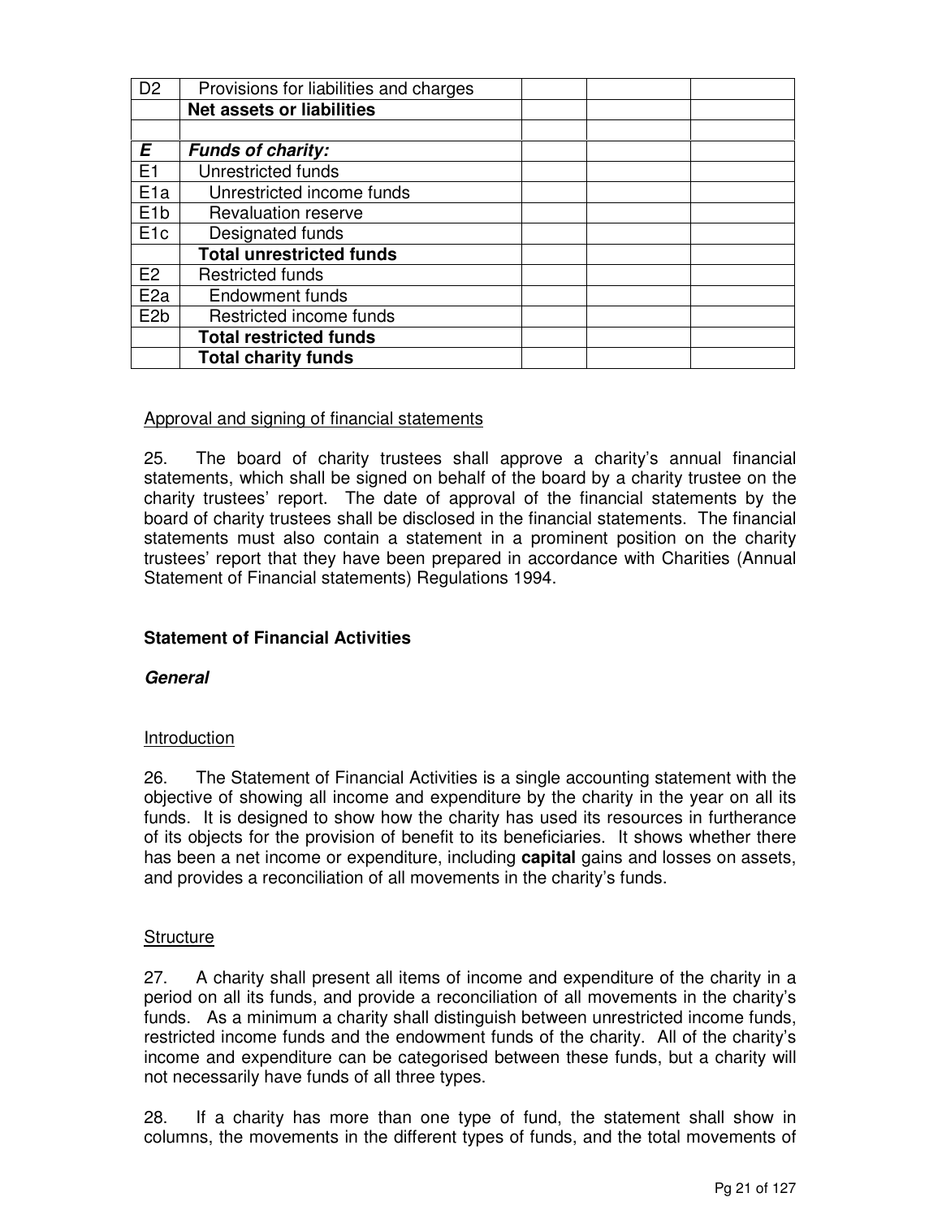| | | | | |
|---|---|---|---|---|
| D2 | Provisions for liabilities and charges | | | |
| | **Net assets or liabilities** | | | |
| | | | | |
| ***E*** | ***Funds of charity:*** | | | |
| E1 | Unrestricted funds | | | |
| E1a | Unrestricted income funds | | | |
| E1b | Revaluation reserve | | | |
| E1c | Designated funds | | | |
| | **Total unrestricted funds** | | | |
| E2 | Restricted funds | | | |
| E2a | Endowment funds | | | |
| E2b | Restricted income funds | | | |
| | **Total restricted funds** | | | |
| | **Total charity funds** | | | |

<u>Approval and signing of financial statements</u>

25. The board of charity trustees shall approve a charity's annual financial statements, which shall be signed on behalf of the board by a charity trustee on the charity trustees' report. The date of approval of the financial statements by the board of charity trustees shall be disclosed in the financial statements. The financial statements must also contain a statement in a prominent position on the charity trustees' report that they have been prepared in accordance with Charities (Annual Statement of Financial statements) Regulations 1994.

## Statement of Financial Activities

### *General*

<u>Introduction</u>

26. The Statement of Financial Activities is a single accounting statement with the objective of showing all income and expenditure by the charity in the year on all its funds. It is designed to show how the charity has used its resources in furtherance of its objects for the provision of benefit to its beneficiaries. It shows whether there has been a net income or expenditure, including **capital** gains and losses on assets, and provides a reconciliation of all movements in the charity's funds.

<u>Structure</u>

27. A charity shall present all items of income and expenditure of the charity in a period on all its funds, and provide a reconciliation of all movements in the charity's funds. As a minimum a charity shall distinguish between unrestricted income funds, restricted income funds and the endowment funds of the charity. All of the charity's income and expenditure can be categorised between these funds, but a charity will not necessarily have funds of all three types.

28. If a charity has more than one type of fund, the statement shall show in columns, the movements in the different types of funds, and the total movements of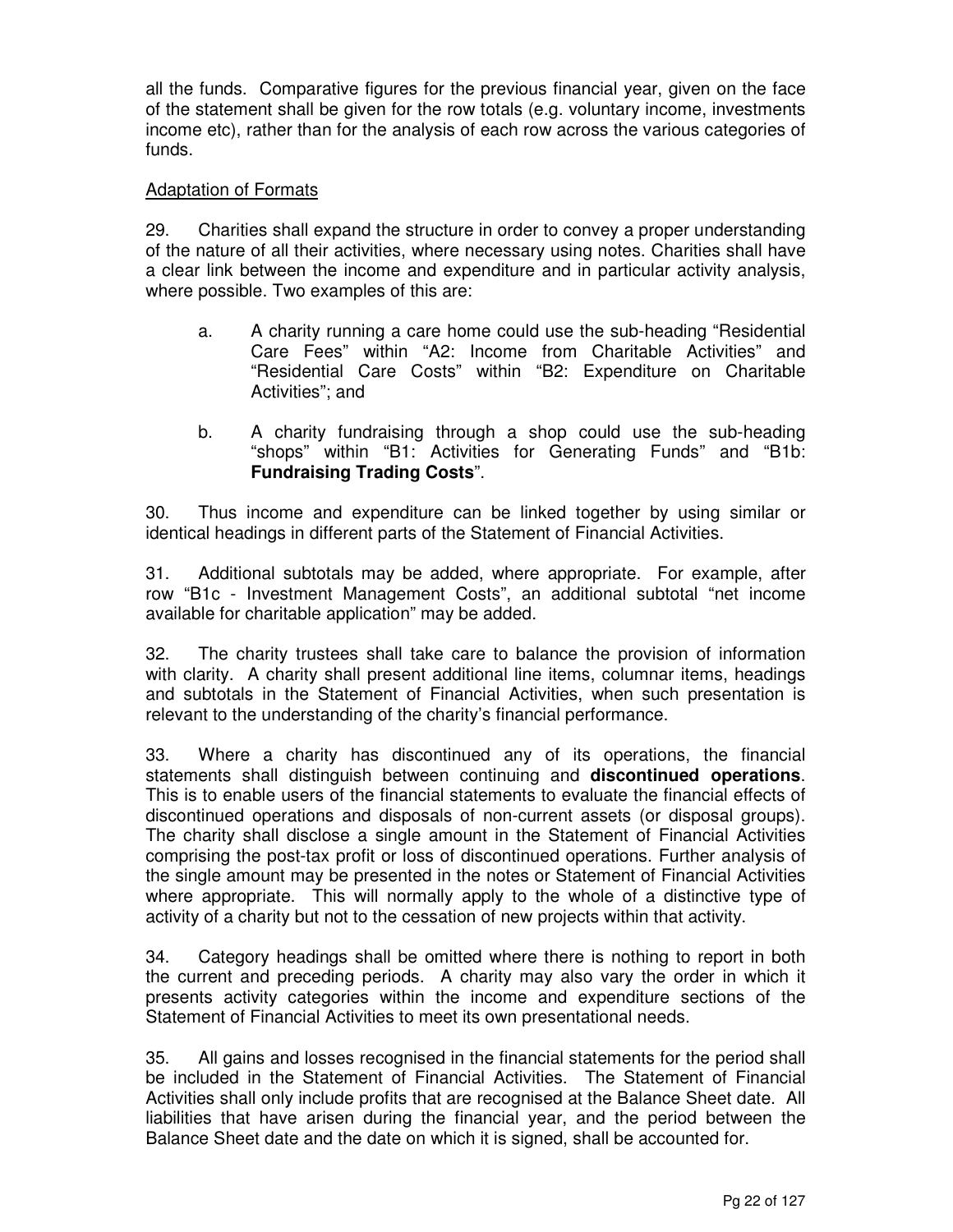all the funds. Comparative figures for the previous financial year, given on the face of the statement shall be given for the row totals (e.g. voluntary income, investments income etc), rather than for the analysis of each row across the various categories of funds.

Adaptation of Formats

29. Charities shall expand the structure in order to convey a proper understanding of the nature of all their activities, where necessary using notes. Charities shall have a clear link between the income and expenditure and in particular activity analysis, where possible. Two examples of this are:

a. A charity running a care home could use the sub-heading "Residential Care Fees" within "A2: Income from Charitable Activities" and "Residential Care Costs" within "B2: Expenditure on Charitable Activities"; and

b. A charity fundraising through a shop could use the sub-heading "shops" within "B1: Activities for Generating Funds" and "B1b: **Fundraising Trading Costs**".

30. Thus income and expenditure can be linked together by using similar or identical headings in different parts of the Statement of Financial Activities.

31. Additional subtotals may be added, where appropriate. For example, after row "B1c - Investment Management Costs", an additional subtotal "net income available for charitable application" may be added.

32. The charity trustees shall take care to balance the provision of information with clarity. A charity shall present additional line items, columnar items, headings and subtotals in the Statement of Financial Activities, when such presentation is relevant to the understanding of the charity's financial performance.

33. Where a charity has discontinued any of its operations, the financial statements shall distinguish between continuing and **discontinued operations**. This is to enable users of the financial statements to evaluate the financial effects of discontinued operations and disposals of non-current assets (or disposal groups). The charity shall disclose a single amount in the Statement of Financial Activities comprising the post-tax profit or loss of discontinued operations. Further analysis of the single amount may be presented in the notes or Statement of Financial Activities where appropriate. This will normally apply to the whole of a distinctive type of activity of a charity but not to the cessation of new projects within that activity.

34. Category headings shall be omitted where there is nothing to report in both the current and preceding periods. A charity may also vary the order in which it presents activity categories within the income and expenditure sections of the Statement of Financial Activities to meet its own presentational needs.

35. All gains and losses recognised in the financial statements for the period shall be included in the Statement of Financial Activities. The Statement of Financial Activities shall only include profits that are recognised at the Balance Sheet date. All liabilities that have arisen during the financial year, and the period between the Balance Sheet date and the date on which it is signed, shall be accounted for.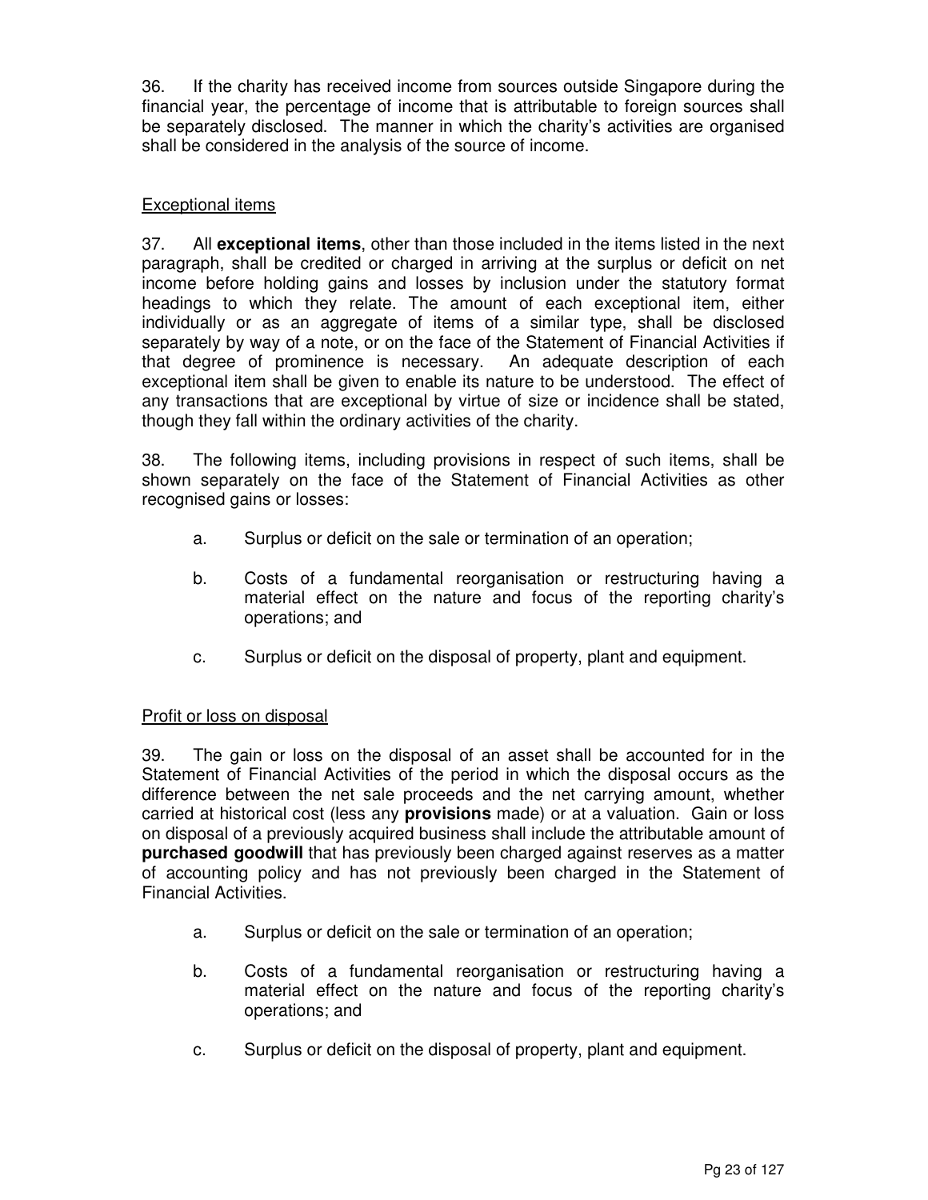36. If the charity has received income from sources outside Singapore during the financial year, the percentage of income that is attributable to foreign sources shall be separately disclosed. The manner in which the charity's activities are organised shall be considered in the analysis of the source of income.

<u>Exceptional items</u>

37. All **exceptional items**, other than those included in the items listed in the next paragraph, shall be credited or charged in arriving at the surplus or deficit on net income before holding gains and losses by inclusion under the statutory format headings to which they relate. The amount of each exceptional item, either individually or as an aggregate of items of a similar type, shall be disclosed separately by way of a note, or on the face of the Statement of Financial Activities if that degree of prominence is necessary. An adequate description of each exceptional item shall be given to enable its nature to be understood. The effect of any transactions that are exceptional by virtue of size or incidence shall be stated, though they fall within the ordinary activities of the charity.

38. The following items, including provisions in respect of such items, shall be shown separately on the face of the Statement of Financial Activities as other recognised gains or losses:

a. Surplus or deficit on the sale or termination of an operation;

b. Costs of a fundamental reorganisation or restructuring having a material effect on the nature and focus of the reporting charity's operations; and

c. Surplus or deficit on the disposal of property, plant and equipment.

<u>Profit or loss on disposal</u>

39. The gain or loss on the disposal of an asset shall be accounted for in the Statement of Financial Activities of the period in which the disposal occurs as the difference between the net sale proceeds and the net carrying amount, whether carried at historical cost (less any **provisions** made) or at a valuation. Gain or loss on disposal of a previously acquired business shall include the attributable amount of **purchased goodwill** that has previously been charged against reserves as a matter of accounting policy and has not previously been charged in the Statement of Financial Activities.

a. Surplus or deficit on the sale or termination of an operation;

b. Costs of a fundamental reorganisation or restructuring having a material effect on the nature and focus of the reporting charity's operations; and

c. Surplus or deficit on the disposal of property, plant and equipment.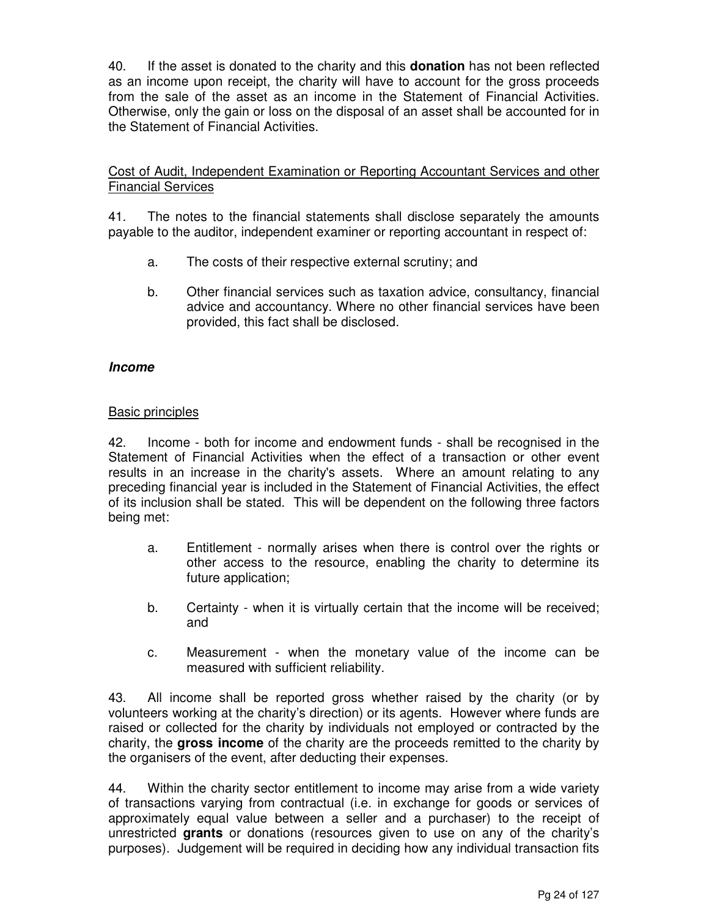40. If the asset is donated to the charity and this **donation** has not been reflected as an income upon receipt, the charity will have to account for the gross proceeds from the sale of the asset as an income in the Statement of Financial Activities. Otherwise, only the gain or loss on the disposal of an asset shall be accounted for in the Statement of Financial Activities.

<u>Cost of Audit, Independent Examination or Reporting Accountant Services and other Financial Services</u>

41. The notes to the financial statements shall disclose separately the amounts payable to the auditor, independent examiner or reporting accountant in respect of:

a. The costs of their respective external scrutiny; and

b. Other financial services such as taxation advice, consultancy, financial advice and accountancy. Where no other financial services have been provided, this fact shall be disclosed.

***Income***

<u>Basic principles</u>

42. Income - both for income and endowment funds - shall be recognised in the Statement of Financial Activities when the effect of a transaction or other event results in an increase in the charity's assets. Where an amount relating to any preceding financial year is included in the Statement of Financial Activities, the effect of its inclusion shall be stated. This will be dependent on the following three factors being met:

a. Entitlement - normally arises when there is control over the rights or other access to the resource, enabling the charity to determine its future application;

b. Certainty - when it is virtually certain that the income will be received; and

c. Measurement - when the monetary value of the income can be measured with sufficient reliability.

43. All income shall be reported gross whether raised by the charity (or by volunteers working at the charity's direction) or its agents. However where funds are raised or collected for the charity by individuals not employed or contracted by the charity, the **gross income** of the charity are the proceeds remitted to the charity by the organisers of the event, after deducting their expenses.

44. Within the charity sector entitlement to income may arise from a wide variety of transactions varying from contractual (i.e. in exchange for goods or services of approximately equal value between a seller and a purchaser) to the receipt of unrestricted **grants** or donations (resources given to use on any of the charity's purposes). Judgement will be required in deciding how any individual transaction fits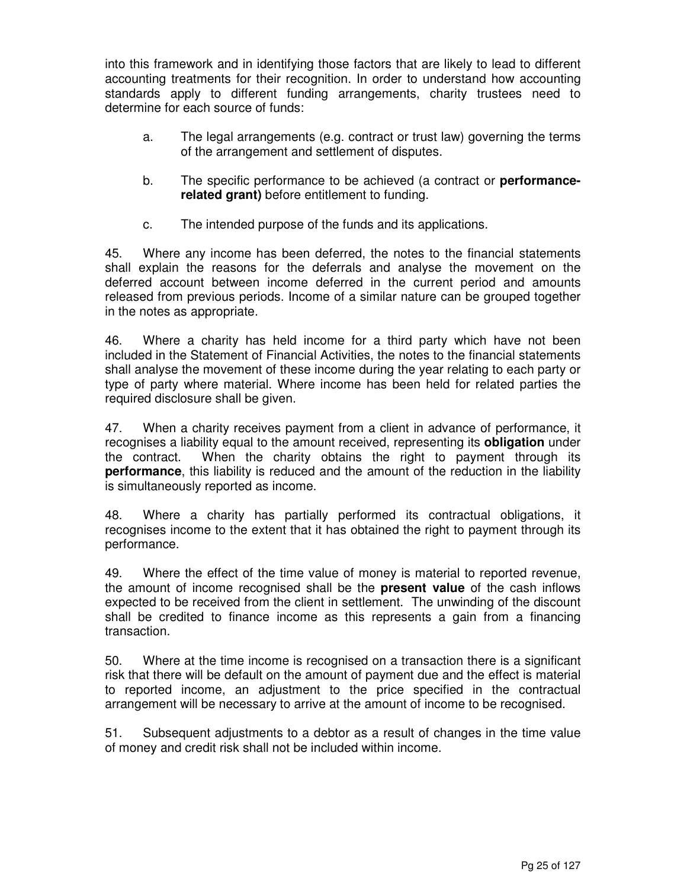into this framework and in identifying those factors that are likely to lead to different accounting treatments for their recognition. In order to understand how accounting standards apply to different funding arrangements, charity trustees need to determine for each source of funds:

a. The legal arrangements (e.g. contract or trust law) governing the terms of the arrangement and settlement of disputes.

b. The specific performance to be achieved (a contract or **performance-related grant)** before entitlement to funding.

c. The intended purpose of the funds and its applications.

45. Where any income has been deferred, the notes to the financial statements shall explain the reasons for the deferrals and analyse the movement on the deferred account between income deferred in the current period and amounts released from previous periods. Income of a similar nature can be grouped together in the notes as appropriate.

46. Where a charity has held income for a third party which have not been included in the Statement of Financial Activities, the notes to the financial statements shall analyse the movement of these income during the year relating to each party or type of party where material. Where income has been held for related parties the required disclosure shall be given.

47. When a charity receives payment from a client in advance of performance, it recognises a liability equal to the amount received, representing its **obligation** under the contract. When the charity obtains the right to payment through its **performance**, this liability is reduced and the amount of the reduction in the liability is simultaneously reported as income.

48. Where a charity has partially performed its contractual obligations, it recognises income to the extent that it has obtained the right to payment through its performance.

49. Where the effect of the time value of money is material to reported revenue, the amount of income recognised shall be the **present value** of the cash inflows expected to be received from the client in settlement. The unwinding of the discount shall be credited to finance income as this represents a gain from a financing transaction.

50. Where at the time income is recognised on a transaction there is a significant risk that there will be default on the amount of payment due and the effect is material to reported income, an adjustment to the price specified in the contractual arrangement will be necessary to arrive at the amount of income to be recognised.

51. Subsequent adjustments to a debtor as a result of changes in the time value of money and credit risk shall not be included within income.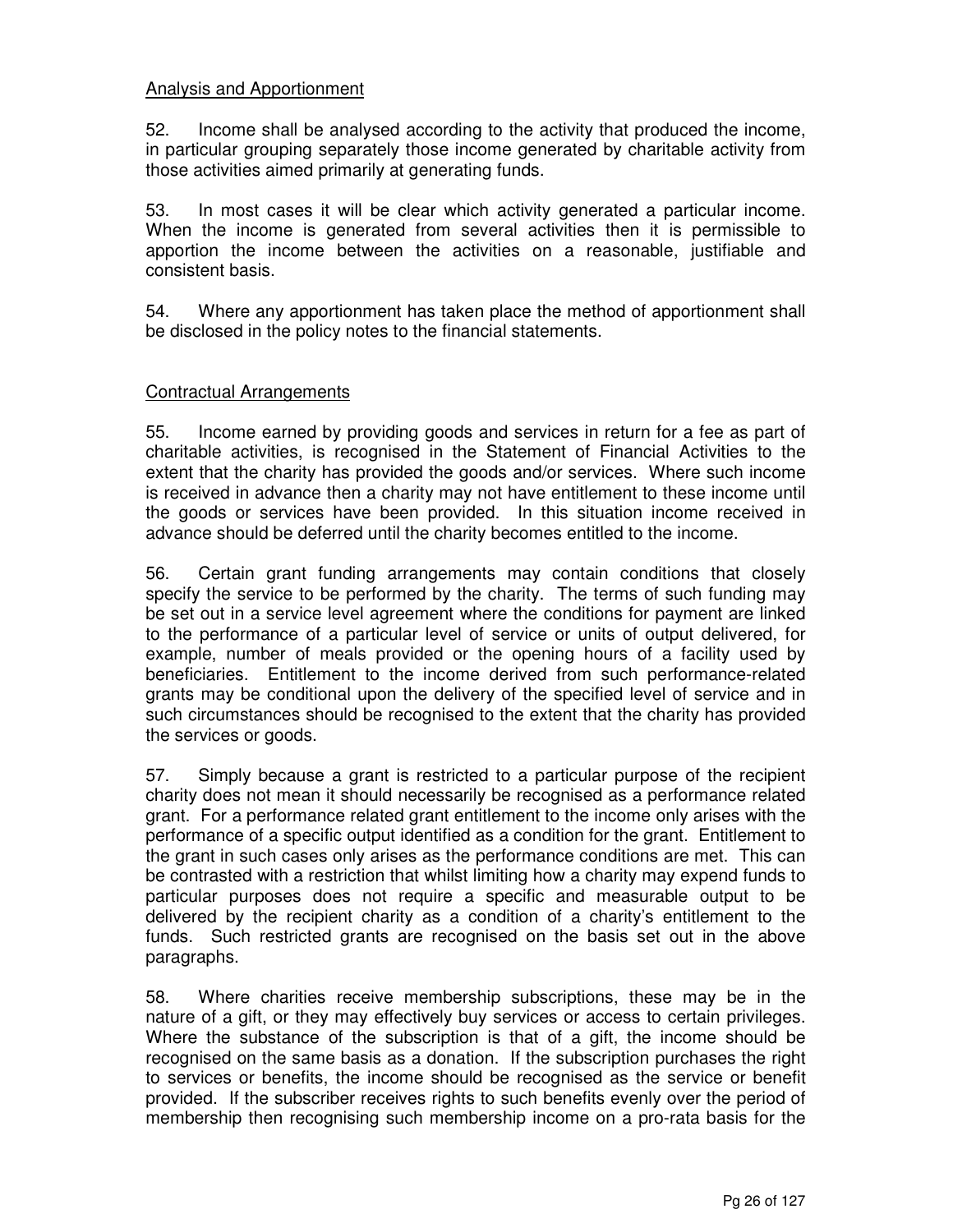## Analysis and Apportionment

52. Income shall be analysed according to the activity that produced the income, in particular grouping separately those income generated by charitable activity from those activities aimed primarily at generating funds.

53. In most cases it will be clear which activity generated a particular income. When the income is generated from several activities then it is permissible to apportion the income between the activities on a reasonable, justifiable and consistent basis.

54. Where any apportionment has taken place the method of apportionment shall be disclosed in the policy notes to the financial statements.

## Contractual Arrangements

55. Income earned by providing goods and services in return for a fee as part of charitable activities, is recognised in the Statement of Financial Activities to the extent that the charity has provided the goods and/or services. Where such income is received in advance then a charity may not have entitlement to these income until the goods or services have been provided. In this situation income received in advance should be deferred until the charity becomes entitled to the income.

56. Certain grant funding arrangements may contain conditions that closely specify the service to be performed by the charity. The terms of such funding may be set out in a service level agreement where the conditions for payment are linked to the performance of a particular level of service or units of output delivered, for example, number of meals provided or the opening hours of a facility used by beneficiaries. Entitlement to the income derived from such performance-related grants may be conditional upon the delivery of the specified level of service and in such circumstances should be recognised to the extent that the charity has provided the services or goods.

57. Simply because a grant is restricted to a particular purpose of the recipient charity does not mean it should necessarily be recognised as a performance related grant. For a performance related grant entitlement to the income only arises with the performance of a specific output identified as a condition for the grant. Entitlement to the grant in such cases only arises as the performance conditions are met. This can be contrasted with a restriction that whilst limiting how a charity may expend funds to particular purposes does not require a specific and measurable output to be delivered by the recipient charity as a condition of a charity's entitlement to the funds. Such restricted grants are recognised on the basis set out in the above paragraphs.

58. Where charities receive membership subscriptions, these may be in the nature of a gift, or they may effectively buy services or access to certain privileges. Where the substance of the subscription is that of a gift, the income should be recognised on the same basis as a donation. If the subscription purchases the right to services or benefits, the income should be recognised as the service or benefit provided. If the subscriber receives rights to such benefits evenly over the period of membership then recognising such membership income on a pro-rata basis for the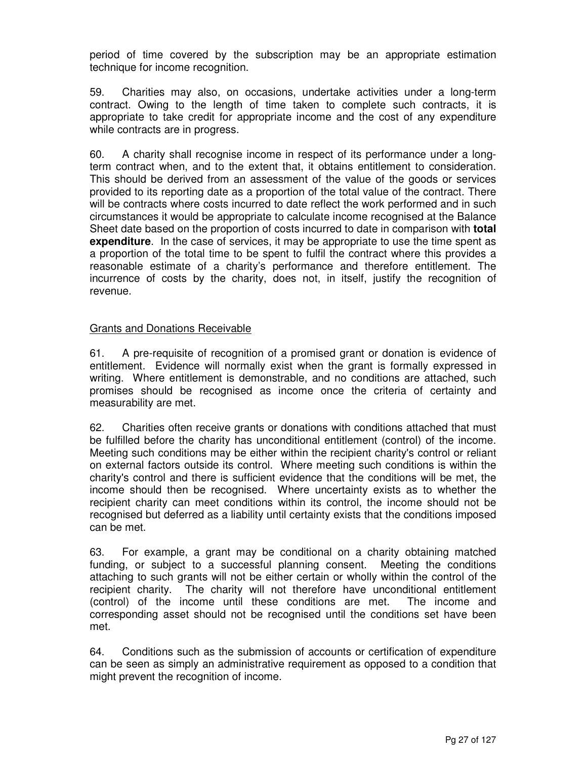period of time covered by the subscription may be an appropriate estimation technique for income recognition.

59. Charities may also, on occasions, undertake activities under a long-term contract. Owing to the length of time taken to complete such contracts, it is appropriate to take credit for appropriate income and the cost of any expenditure while contracts are in progress.

60. A charity shall recognise income in respect of its performance under a long-term contract when, and to the extent that, it obtains entitlement to consideration. This should be derived from an assessment of the value of the goods or services provided to its reporting date as a proportion of the total value of the contract. There will be contracts where costs incurred to date reflect the work performed and in such circumstances it would be appropriate to calculate income recognised at the Balance Sheet date based on the proportion of costs incurred to date in comparison with **total expenditure**. In the case of services, it may be appropriate to use the time spent as a proportion of the total time to be spent to fulfil the contract where this provides a reasonable estimate of a charity's performance and therefore entitlement. The incurrence of costs by the charity, does not, in itself, justify the recognition of revenue.

<u>Grants and Donations Receivable</u>

61. A pre-requisite of recognition of a promised grant or donation is evidence of entitlement. Evidence will normally exist when the grant is formally expressed in writing. Where entitlement is demonstrable, and no conditions are attached, such promises should be recognised as income once the criteria of certainty and measurability are met.

62. Charities often receive grants or donations with conditions attached that must be fulfilled before the charity has unconditional entitlement (control) of the income. Meeting such conditions may be either within the recipient charity's control or reliant on external factors outside its control. Where meeting such conditions is within the charity's control and there is sufficient evidence that the conditions will be met, the income should then be recognised. Where uncertainty exists as to whether the recipient charity can meet conditions within its control, the income should not be recognised but deferred as a liability until certainty exists that the conditions imposed can be met.

63. For example, a grant may be conditional on a charity obtaining matched funding, or subject to a successful planning consent. Meeting the conditions attaching to such grants will not be either certain or wholly within the control of the recipient charity. The charity will not therefore have unconditional entitlement (control) of the income until these conditions are met. The income and corresponding asset should not be recognised until the conditions set have been met.

64. Conditions such as the submission of accounts or certification of expenditure can be seen as simply an administrative requirement as opposed to a condition that might prevent the recognition of income.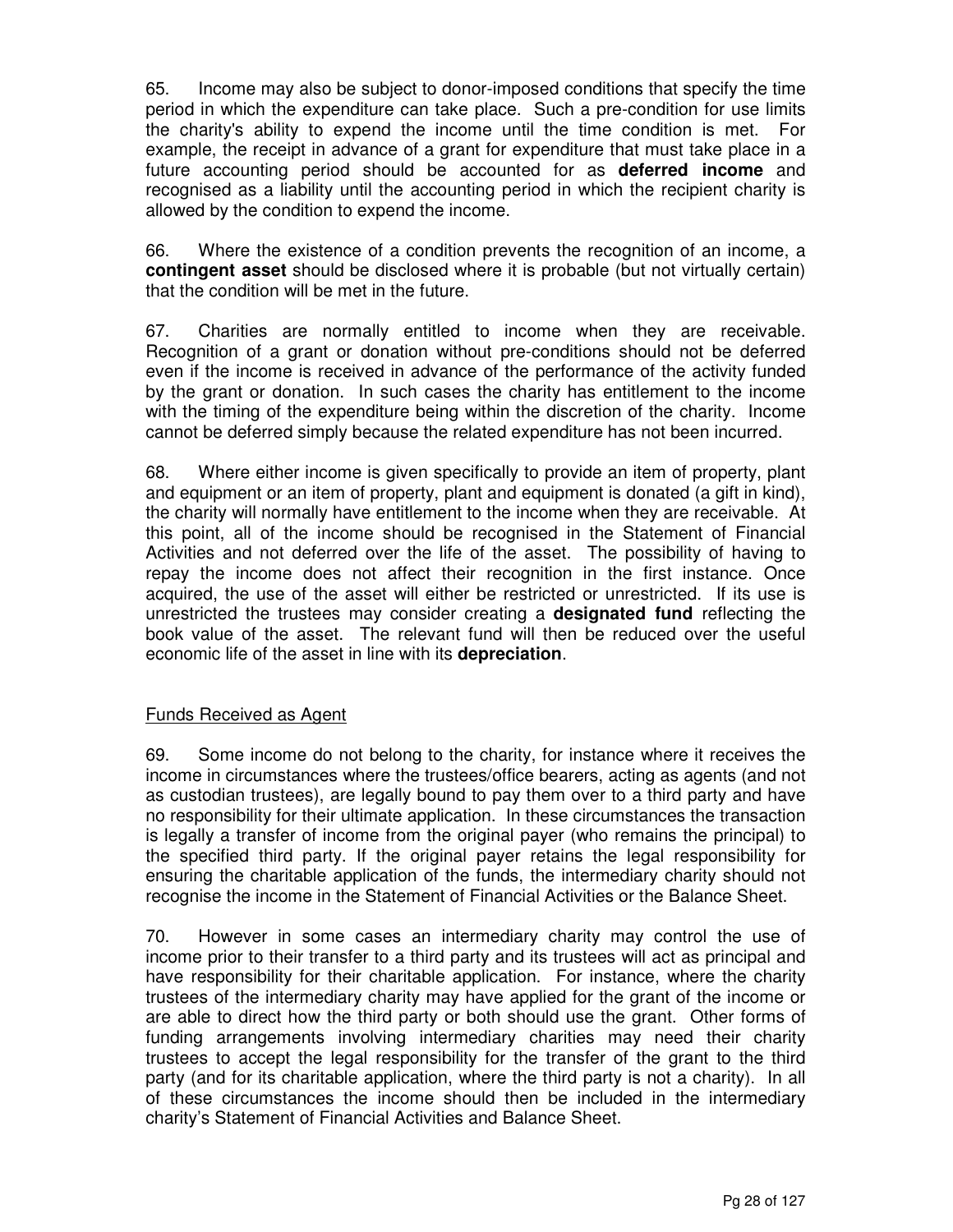65. Income may also be subject to donor-imposed conditions that specify the time period in which the expenditure can take place. Such a pre-condition for use limits the charity's ability to expend the income until the time condition is met. For example, the receipt in advance of a grant for expenditure that must take place in a future accounting period should be accounted for as **deferred income** and recognised as a liability until the accounting period in which the recipient charity is allowed by the condition to expend the income.

66. Where the existence of a condition prevents the recognition of an income, a **contingent asset** should be disclosed where it is probable (but not virtually certain) that the condition will be met in the future.

67. Charities are normally entitled to income when they are receivable. Recognition of a grant or donation without pre-conditions should not be deferred even if the income is received in advance of the performance of the activity funded by the grant or donation. In such cases the charity has entitlement to the income with the timing of the expenditure being within the discretion of the charity. Income cannot be deferred simply because the related expenditure has not been incurred.

68. Where either income is given specifically to provide an item of property, plant and equipment or an item of property, plant and equipment is donated (a gift in kind), the charity will normally have entitlement to the income when they are receivable. At this point, all of the income should be recognised in the Statement of Financial Activities and not deferred over the life of the asset. The possibility of having to repay the income does not affect their recognition in the first instance. Once acquired, the use of the asset will either be restricted or unrestricted. If its use is unrestricted the trustees may consider creating a **designated fund** reflecting the book value of the asset. The relevant fund will then be reduced over the useful economic life of the asset in line with its **depreciation**.

<u>Funds Received as Agent</u>

69. Some income do not belong to the charity, for instance where it receives the income in circumstances where the trustees/office bearers, acting as agents (and not as custodian trustees), are legally bound to pay them over to a third party and have no responsibility for their ultimate application. In these circumstances the transaction is legally a transfer of income from the original payer (who remains the principal) to the specified third party. If the original payer retains the legal responsibility for ensuring the charitable application of the funds, the intermediary charity should not recognise the income in the Statement of Financial Activities or the Balance Sheet.

70. However in some cases an intermediary charity may control the use of income prior to their transfer to a third party and its trustees will act as principal and have responsibility for their charitable application. For instance, where the charity trustees of the intermediary charity may have applied for the grant of the income or are able to direct how the third party or both should use the grant. Other forms of funding arrangements involving intermediary charities may need their charity trustees to accept the legal responsibility for the transfer of the grant to the third party (and for its charitable application, where the third party is not a charity). In all of these circumstances the income should then be included in the intermediary charity's Statement of Financial Activities and Balance Sheet.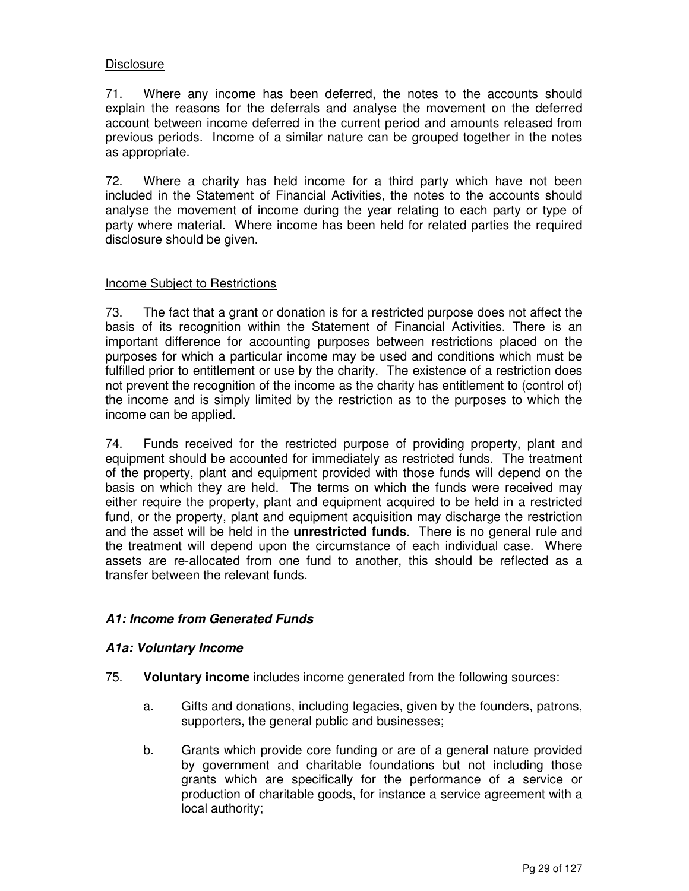Disclosure

71. Where any income has been deferred, the notes to the accounts should explain the reasons for the deferrals and analyse the movement on the deferred account between income deferred in the current period and amounts released from previous periods. Income of a similar nature can be grouped together in the notes as appropriate.

72. Where a charity has held income for a third party which have not been included in the Statement of Financial Activities, the notes to the accounts should analyse the movement of income during the year relating to each party or type of party where material. Where income has been held for related parties the required disclosure should be given.

Income Subject to Restrictions

73. The fact that a grant or donation is for a restricted purpose does not affect the basis of its recognition within the Statement of Financial Activities. There is an important difference for accounting purposes between restrictions placed on the purposes for which a particular income may be used and conditions which must be fulfilled prior to entitlement or use by the charity. The existence of a restriction does not prevent the recognition of the income as the charity has entitlement to (control of) the income and is simply limited by the restriction as to the purposes to which the income can be applied.

74. Funds received for the restricted purpose of providing property, plant and equipment should be accounted for immediately as restricted funds. The treatment of the property, plant and equipment provided with those funds will depend on the basis on which they are held. The terms on which the funds were received may either require the property, plant and equipment acquired to be held in a restricted fund, or the property, plant and equipment acquisition may discharge the restriction and the asset will be held in the **unrestricted funds**. There is no general rule and the treatment will depend upon the circumstance of each individual case. Where assets are re-allocated from one fund to another, this should be reflected as a transfer between the relevant funds.

### *A1: Income from Generated Funds*

### *A1a: Voluntary Income*

75. **Voluntary income** includes income generated from the following sources:

   a. Gifts and donations, including legacies, given by the founders, patrons, supporters, the general public and businesses;

   b. Grants which provide core funding or are of a general nature provided by government and charitable foundations but not including those grants which are specifically for the performance of a service or production of charitable goods, for instance a service agreement with a local authority;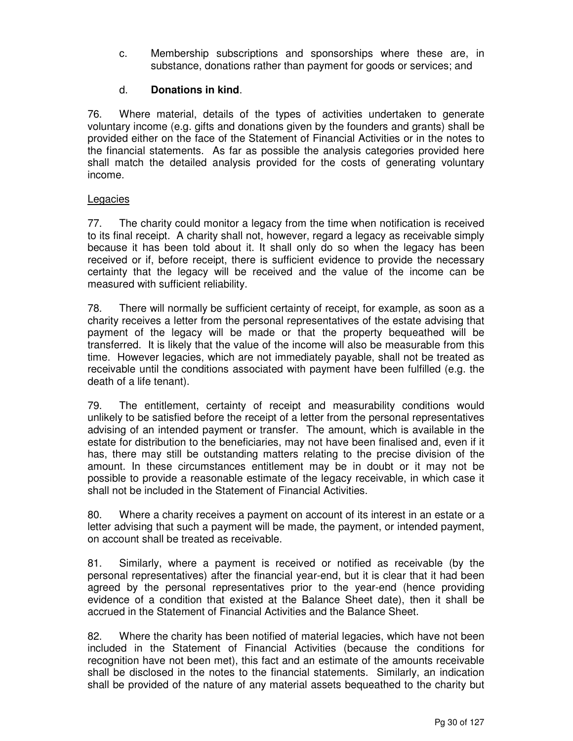c. Membership subscriptions and sponsorships where these are, in substance, donations rather than payment for goods or services; and

d. **Donations in kind**.

76. Where material, details of the types of activities undertaken to generate voluntary income (e.g. gifts and donations given by the founders and grants) shall be provided either on the face of the Statement of Financial Activities or in the notes to the financial statements. As far as possible the analysis categories provided here shall match the detailed analysis provided for the costs of generating voluntary income.

<u>Legacies</u>

77. The charity could monitor a legacy from the time when notification is received to its final receipt. A charity shall not, however, regard a legacy as receivable simply because it has been told about it. It shall only do so when the legacy has been received or if, before receipt, there is sufficient evidence to provide the necessary certainty that the legacy will be received and the value of the income can be measured with sufficient reliability.

78. There will normally be sufficient certainty of receipt, for example, as soon as a charity receives a letter from the personal representatives of the estate advising that payment of the legacy will be made or that the property bequeathed will be transferred. It is likely that the value of the income will also be measurable from this time. However legacies, which are not immediately payable, shall not be treated as receivable until the conditions associated with payment have been fulfilled (e.g. the death of a life tenant).

79. The entitlement, certainty of receipt and measurability conditions would unlikely to be satisfied before the receipt of a letter from the personal representatives advising of an intended payment or transfer. The amount, which is available in the estate for distribution to the beneficiaries, may not have been finalised and, even if it has, there may still be outstanding matters relating to the precise division of the amount. In these circumstances entitlement may be in doubt or it may not be possible to provide a reasonable estimate of the legacy receivable, in which case it shall not be included in the Statement of Financial Activities.

80. Where a charity receives a payment on account of its interest in an estate or a letter advising that such a payment will be made, the payment, or intended payment, on account shall be treated as receivable.

81. Similarly, where a payment is received or notified as receivable (by the personal representatives) after the financial year-end, but it is clear that it had been agreed by the personal representatives prior to the year-end (hence providing evidence of a condition that existed at the Balance Sheet date), then it shall be accrued in the Statement of Financial Activities and the Balance Sheet.

82. Where the charity has been notified of material legacies, which have not been included in the Statement of Financial Activities (because the conditions for recognition have not been met), this fact and an estimate of the amounts receivable shall be disclosed in the notes to the financial statements. Similarly, an indication shall be provided of the nature of any material assets bequeathed to the charity but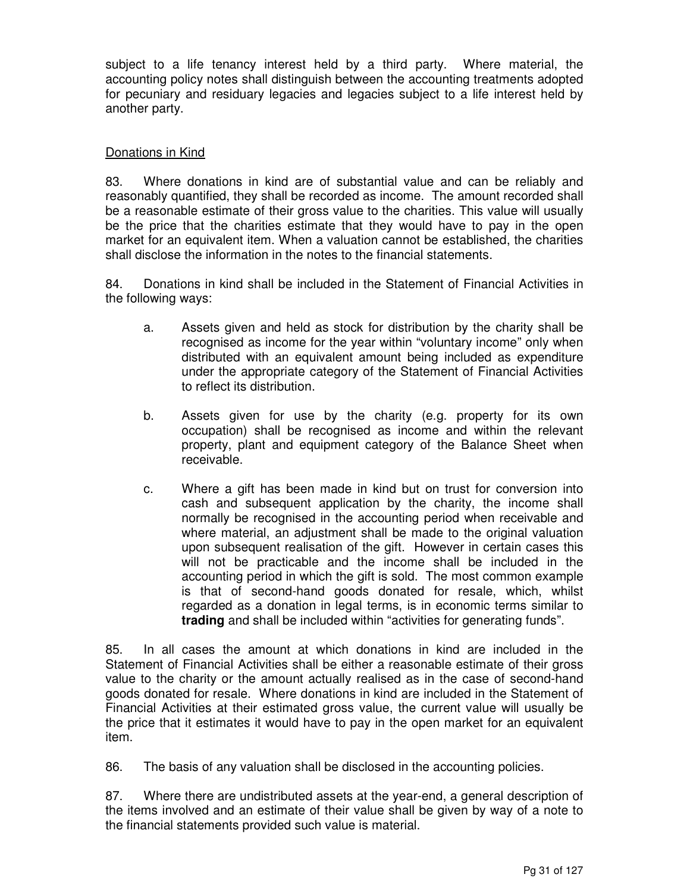subject to a life tenancy interest held by a third party. Where material, the accounting policy notes shall distinguish between the accounting treatments adopted for pecuniary and residuary legacies and legacies subject to a life interest held by another party.

<u>Donations in Kind</u>

83. Where donations in kind are of substantial value and can be reliably and reasonably quantified, they shall be recorded as income. The amount recorded shall be a reasonable estimate of their gross value to the charities. This value will usually be the price that the charities estimate that they would have to pay in the open market for an equivalent item. When a valuation cannot be established, the charities shall disclose the information in the notes to the financial statements.

84. Donations in kind shall be included in the Statement of Financial Activities in the following ways:

a. Assets given and held as stock for distribution by the charity shall be recognised as income for the year within "voluntary income" only when distributed with an equivalent amount being included as expenditure under the appropriate category of the Statement of Financial Activities to reflect its distribution.

b. Assets given for use by the charity (e.g. property for its own occupation) shall be recognised as income and within the relevant property, plant and equipment category of the Balance Sheet when receivable.

c. Where a gift has been made in kind but on trust for conversion into cash and subsequent application by the charity, the income shall normally be recognised in the accounting period when receivable and where material, an adjustment shall be made to the original valuation upon subsequent realisation of the gift. However in certain cases this will not be practicable and the income shall be included in the accounting period in which the gift is sold. The most common example is that of second-hand goods donated for resale, which, whilst regarded as a donation in legal terms, is in economic terms similar to **trading** and shall be included within "activities for generating funds".

85. In all cases the amount at which donations in kind are included in the Statement of Financial Activities shall be either a reasonable estimate of their gross value to the charity or the amount actually realised as in the case of second-hand goods donated for resale. Where donations in kind are included in the Statement of Financial Activities at their estimated gross value, the current value will usually be the price that it estimates it would have to pay in the open market for an equivalent item.

86. The basis of any valuation shall be disclosed in the accounting policies.

87. Where there are undistributed assets at the year-end, a general description of the items involved and an estimate of their value shall be given by way of a note to the financial statements provided such value is material.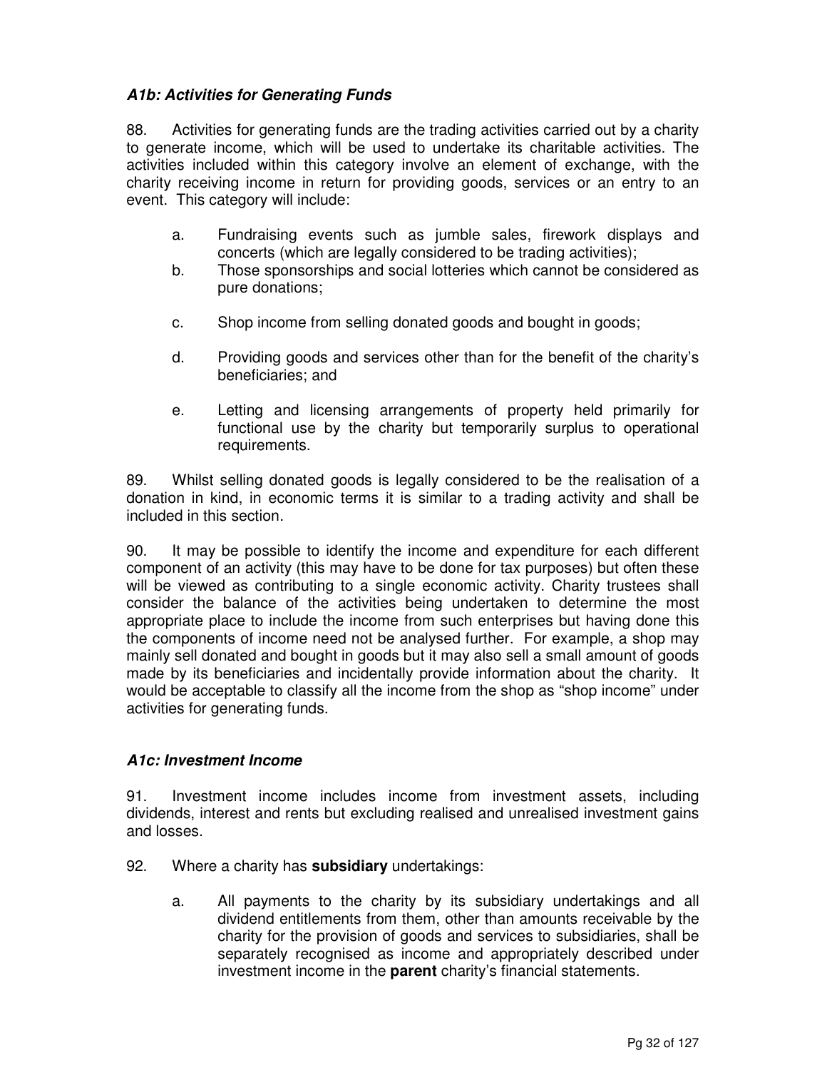### *A1b: Activities for Generating Funds*

88. Activities for generating funds are the trading activities carried out by a charity to generate income, which will be used to undertake its charitable activities. The activities included within this category involve an element of exchange, with the charity receiving income in return for providing goods, services or an entry to an event. This category will include:

   a. Fundraising events such as jumble sales, firework displays and concerts (which are legally considered to be trading activities);

   b. Those sponsorships and social lotteries which cannot be considered as pure donations;

   c. Shop income from selling donated goods and bought in goods;

   d. Providing goods and services other than for the benefit of the charity's beneficiaries; and

   e. Letting and licensing arrangements of property held primarily for functional use by the charity but temporarily surplus to operational requirements.

89. Whilst selling donated goods is legally considered to be the realisation of a donation in kind, in economic terms it is similar to a trading activity and shall be included in this section.

90. It may be possible to identify the income and expenditure for each different component of an activity (this may have to be done for tax purposes) but often these will be viewed as contributing to a single economic activity. Charity trustees shall consider the balance of the activities being undertaken to determine the most appropriate place to include the income from such enterprises but having done this the components of income need not be analysed further. For example, a shop may mainly sell donated and bought in goods but it may also sell a small amount of goods made by its beneficiaries and incidentally provide information about the charity. It would be acceptable to classify all the income from the shop as "shop income" under activities for generating funds.

### *A1c: Investment Income*

91. Investment income includes income from investment assets, including dividends, interest and rents but excluding realised and unrealised investment gains and losses.

92. Where a charity has **subsidiary** undertakings:

   a. All payments to the charity by its subsidiary undertakings and all dividend entitlements from them, other than amounts receivable by the charity for the provision of goods and services to subsidiaries, shall be separately recognised as income and appropriately described under investment income in the **parent** charity's financial statements.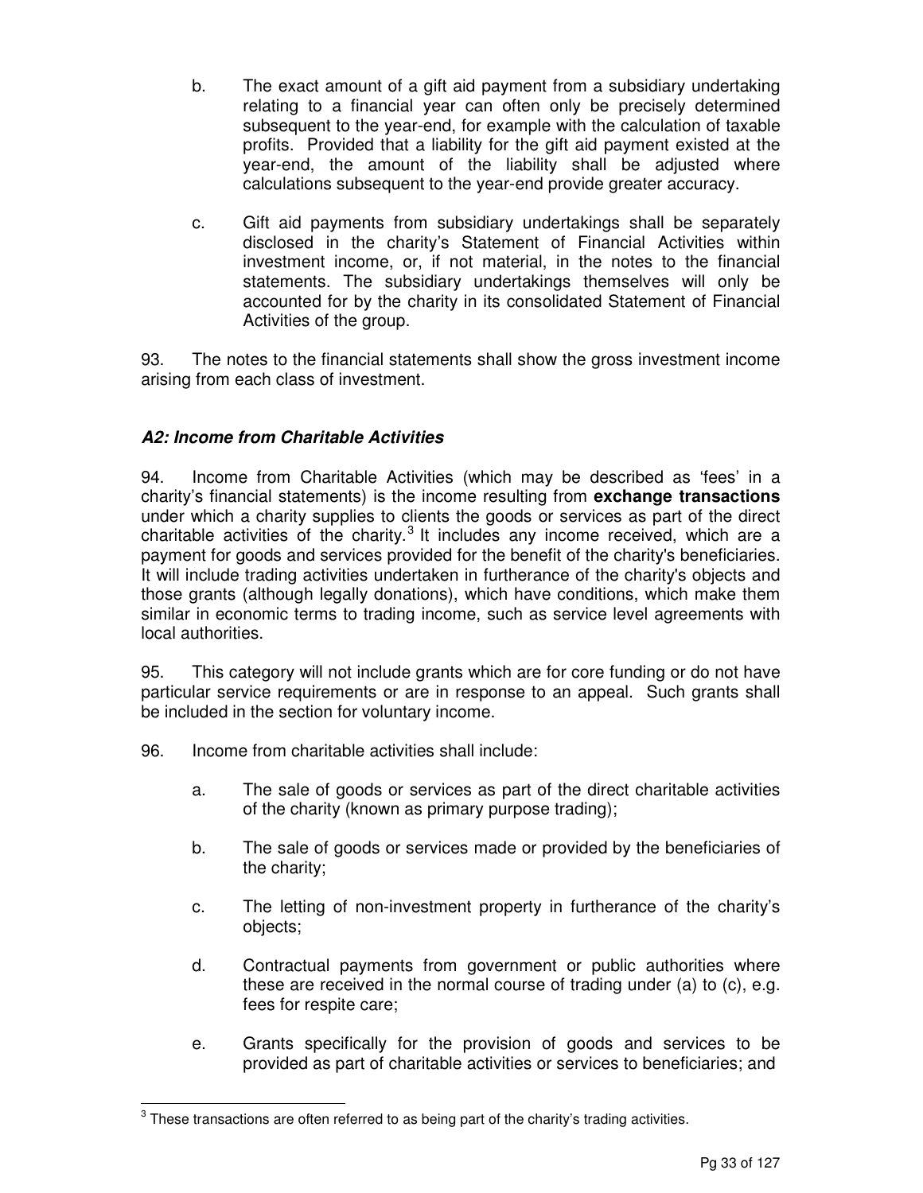b. The exact amount of a gift aid payment from a subsidiary undertaking relating to a financial year can often only be precisely determined subsequent to the year-end, for example with the calculation of taxable profits. Provided that a liability for the gift aid payment existed at the year-end, the amount of the liability shall be adjusted where calculations subsequent to the year-end provide greater accuracy.

c. Gift aid payments from subsidiary undertakings shall be separately disclosed in the charity's Statement of Financial Activities within investment income, or, if not material, in the notes to the financial statements. The subsidiary undertakings themselves will only be accounted for by the charity in its consolidated Statement of Financial Activities of the group.

93. The notes to the financial statements shall show the gross investment income arising from each class of investment.

### *A2: Income from Charitable Activities*

94. Income from Charitable Activities (which may be described as 'fees' in a charity's financial statements) is the income resulting from **exchange transactions** under which a charity supplies to clients the goods or services as part of the direct charitable activities of the charity.[3] It includes any income received, which are a payment for goods and services provided for the benefit of the charity's beneficiaries. It will include trading activities undertaken in furtherance of the charity's objects and those grants (although legally donations), which have conditions, which make them similar in economic terms to trading income, such as service level agreements with local authorities.

95. This category will not include grants which are for core funding or do not have particular service requirements or are in response to an appeal. Such grants shall be included in the section for voluntary income.

96. Income from charitable activities shall include:

a. The sale of goods or services as part of the direct charitable activities of the charity (known as primary purpose trading);

b. The sale of goods or services made or provided by the beneficiaries of the charity;

c. The letting of non-investment property in furtherance of the charity's objects;

d. Contractual payments from government or public authorities where these are received in the normal course of trading under (a) to (c), e.g. fees for respite care;

e. Grants specifically for the provision of goods and services to be provided as part of charitable activities or services to beneficiaries; and

[3] These transactions are often referred to as being part of the charity's trading activities.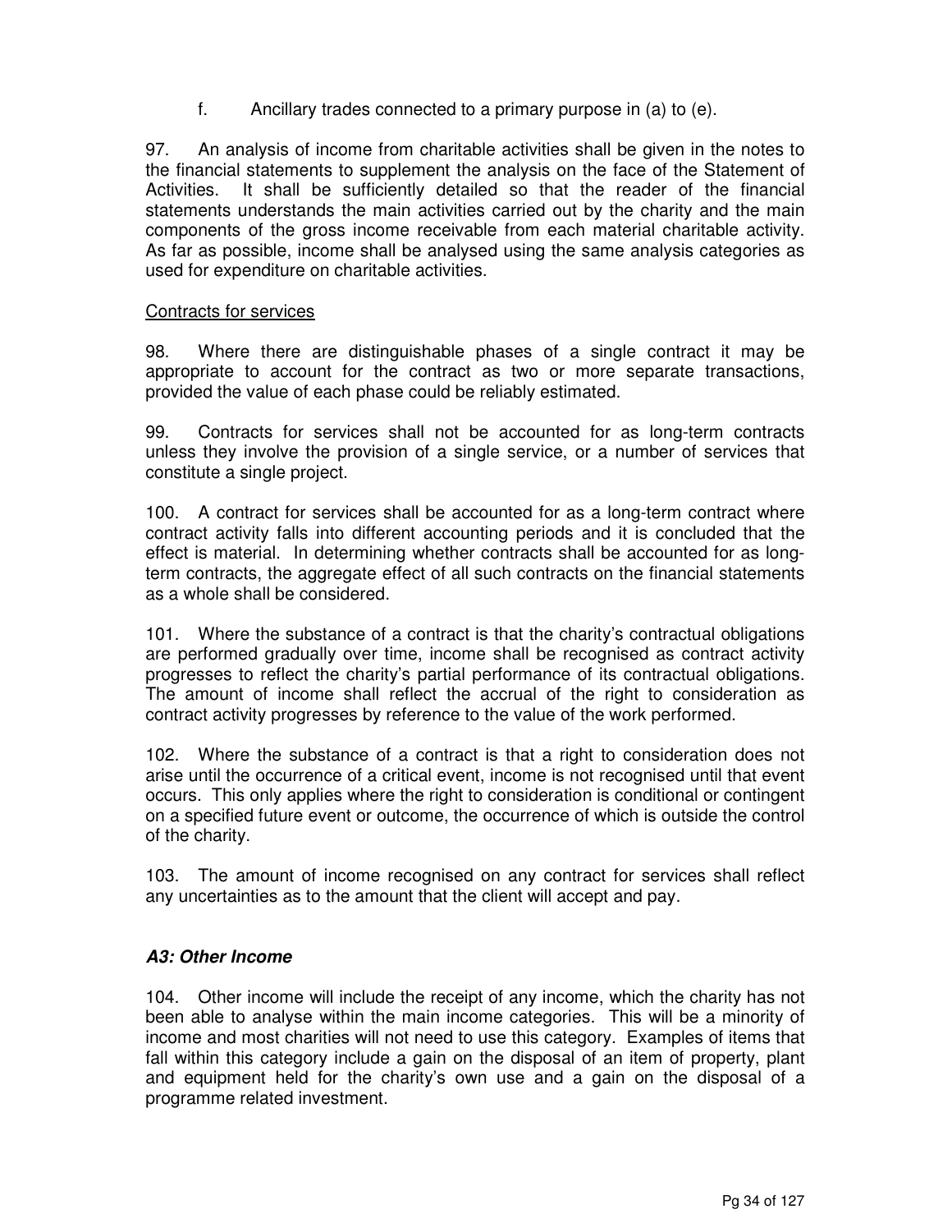f. Ancillary trades connected to a primary purpose in (a) to (e).

97. An analysis of income from charitable activities shall be given in the notes to the financial statements to supplement the analysis on the face of the Statement of Activities. It shall be sufficiently detailed so that the reader of the financial statements understands the main activities carried out by the charity and the main components of the gross income receivable from each material charitable activity. As far as possible, income shall be analysed using the same analysis categories as used for expenditure on charitable activities.

Contracts for services

98. Where there are distinguishable phases of a single contract it may be appropriate to account for the contract as two or more separate transactions, provided the value of each phase could be reliably estimated.

99. Contracts for services shall not be accounted for as long-term contracts unless they involve the provision of a single service, or a number of services that constitute a single project.

100. A contract for services shall be accounted for as a long-term contract where contract activity falls into different accounting periods and it is concluded that the effect is material. In determining whether contracts shall be accounted for as long-term contracts, the aggregate effect of all such contracts on the financial statements as a whole shall be considered.

101. Where the substance of a contract is that the charity's contractual obligations are performed gradually over time, income shall be recognised as contract activity progresses to reflect the charity's partial performance of its contractual obligations. The amount of income shall reflect the accrual of the right to consideration as contract activity progresses by reference to the value of the work performed.

102. Where the substance of a contract is that a right to consideration does not arise until the occurrence of a critical event, income is not recognised until that event occurs. This only applies where the right to consideration is conditional or contingent on a specified future event or outcome, the occurrence of which is outside the control of the charity.

103. The amount of income recognised on any contract for services shall reflect any uncertainties as to the amount that the client will accept and pay.

### ***A3: Other Income***

104. Other income will include the receipt of any income, which the charity has not been able to analyse within the main income categories. This will be a minority of income and most charities will not need to use this category. Examples of items that fall within this category include a gain on the disposal of an item of property, plant and equipment held for the charity's own use and a gain on the disposal of a programme related investment.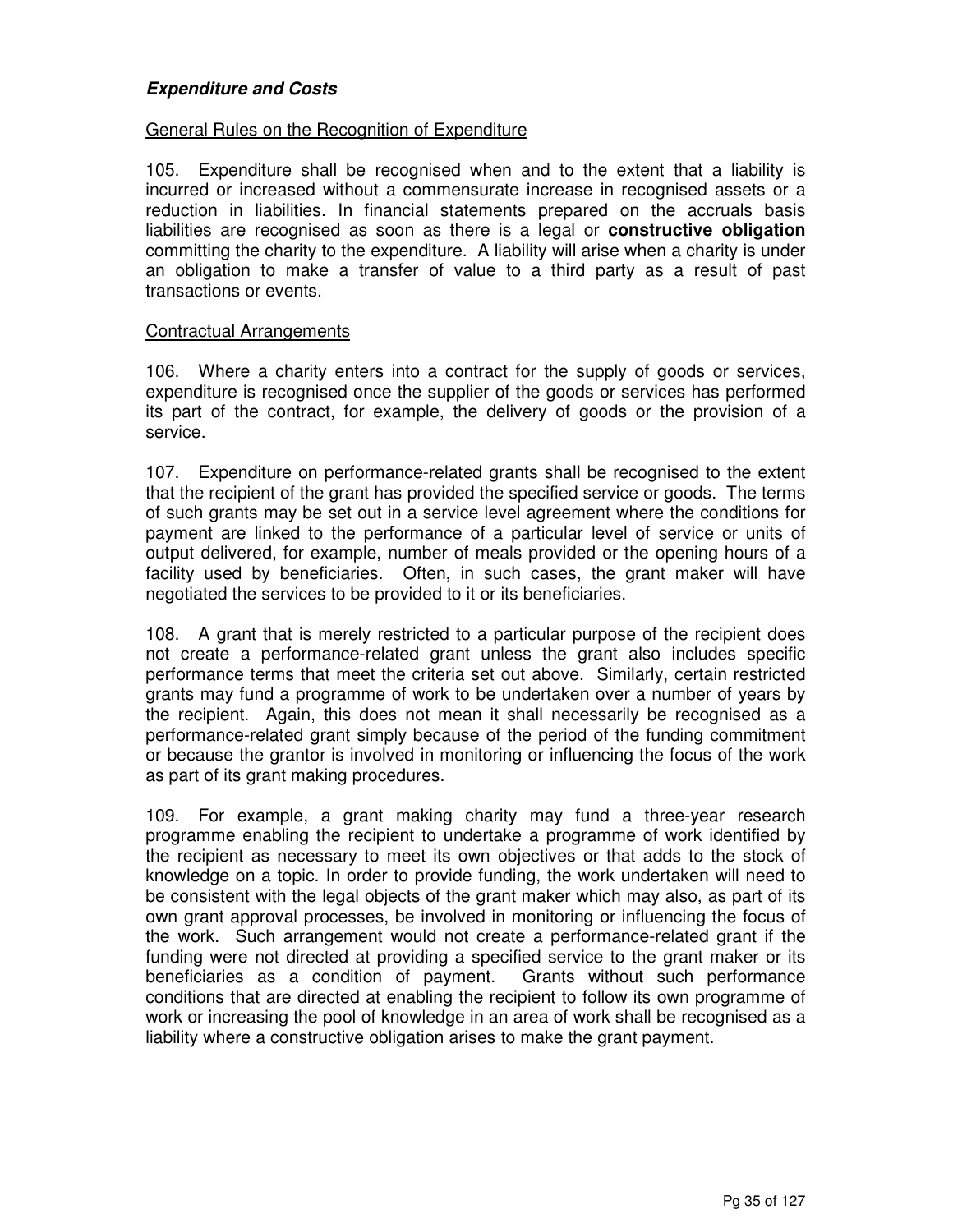### ***Expenditure and Costs***

General Rules on the Recognition of Expenditure

105. Expenditure shall be recognised when and to the extent that a liability is incurred or increased without a commensurate increase in recognised assets or a reduction in liabilities. In financial statements prepared on the accruals basis liabilities are recognised as soon as there is a legal or **constructive obligation** committing the charity to the expenditure. A liability will arise when a charity is under an obligation to make a transfer of value to a third party as a result of past transactions or events.

Contractual Arrangements

106. Where a charity enters into a contract for the supply of goods or services, expenditure is recognised once the supplier of the goods or services has performed its part of the contract, for example, the delivery of goods or the provision of a service.

107. Expenditure on performance-related grants shall be recognised to the extent that the recipient of the grant has provided the specified service or goods. The terms of such grants may be set out in a service level agreement where the conditions for payment are linked to the performance of a particular level of service or units of output delivered, for example, number of meals provided or the opening hours of a facility used by beneficiaries. Often, in such cases, the grant maker will have negotiated the services to be provided to it or its beneficiaries.

108. A grant that is merely restricted to a particular purpose of the recipient does not create a performance-related grant unless the grant also includes specific performance terms that meet the criteria set out above. Similarly, certain restricted grants may fund a programme of work to be undertaken over a number of years by the recipient. Again, this does not mean it shall necessarily be recognised as a performance-related grant simply because of the period of the funding commitment or because the grantor is involved in monitoring or influencing the focus of the work as part of its grant making procedures.

109. For example, a grant making charity may fund a three-year research programme enabling the recipient to undertake a programme of work identified by the recipient as necessary to meet its own objectives or that adds to the stock of knowledge on a topic. In order to provide funding, the work undertaken will need to be consistent with the legal objects of the grant maker which may also, as part of its own grant approval processes, be involved in monitoring or influencing the focus of the work. Such arrangement would not create a performance-related grant if the funding were not directed at providing a specified service to the grant maker or its beneficiaries as a condition of payment. Grants without such performance conditions that are directed at enabling the recipient to follow its own programme of work or increasing the pool of knowledge in an area of work shall be recognised as a liability where a constructive obligation arises to make the grant payment.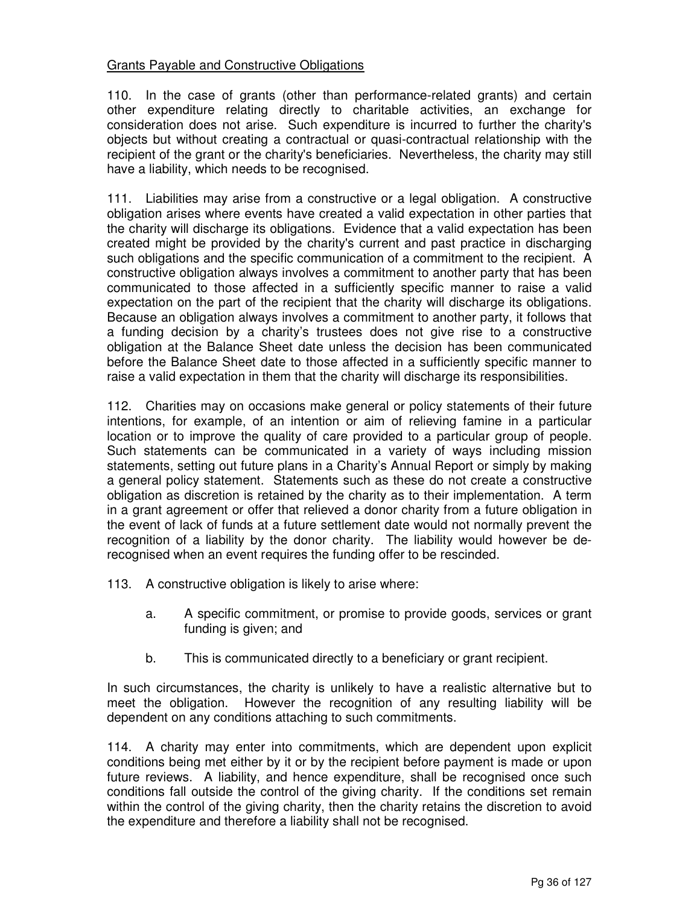## Grants Payable and Constructive Obligations

110. In the case of grants (other than performance-related grants) and certain other expenditure relating directly to charitable activities, an exchange for consideration does not arise. Such expenditure is incurred to further the charity's objects but without creating a contractual or quasi-contractual relationship with the recipient of the grant or the charity's beneficiaries. Nevertheless, the charity may still have a liability, which needs to be recognised.

111. Liabilities may arise from a constructive or a legal obligation. A constructive obligation arises where events have created a valid expectation in other parties that the charity will discharge its obligations. Evidence that a valid expectation has been created might be provided by the charity's current and past practice in discharging such obligations and the specific communication of a commitment to the recipient. A constructive obligation always involves a commitment to another party that has been communicated to those affected in a sufficiently specific manner to raise a valid expectation on the part of the recipient that the charity will discharge its obligations. Because an obligation always involves a commitment to another party, it follows that a funding decision by a charity's trustees does not give rise to a constructive obligation at the Balance Sheet date unless the decision has been communicated before the Balance Sheet date to those affected in a sufficiently specific manner to raise a valid expectation in them that the charity will discharge its responsibilities.

112. Charities may on occasions make general or policy statements of their future intentions, for example, of an intention or aim of relieving famine in a particular location or to improve the quality of care provided to a particular group of people. Such statements can be communicated in a variety of ways including mission statements, setting out future plans in a Charity's Annual Report or simply by making a general policy statement. Statements such as these do not create a constructive obligation as discretion is retained by the charity as to their implementation. A term in a grant agreement or offer that relieved a donor charity from a future obligation in the event of lack of funds at a future settlement date would not normally prevent the recognition of a liability by the donor charity. The liability would however be de-recognised when an event requires the funding offer to be rescinded.

113. A constructive obligation is likely to arise where:

a. A specific commitment, or promise to provide goods, services or grant funding is given; and

b. This is communicated directly to a beneficiary or grant recipient.

In such circumstances, the charity is unlikely to have a realistic alternative but to meet the obligation. However the recognition of any resulting liability will be dependent on any conditions attaching to such commitments.

114. A charity may enter into commitments, which are dependent upon explicit conditions being met either by it or by the recipient before payment is made or upon future reviews. A liability, and hence expenditure, shall be recognised once such conditions fall outside the control of the giving charity. If the conditions set remain within the control of the giving charity, then the charity retains the discretion to avoid the expenditure and therefore a liability shall not be recognised.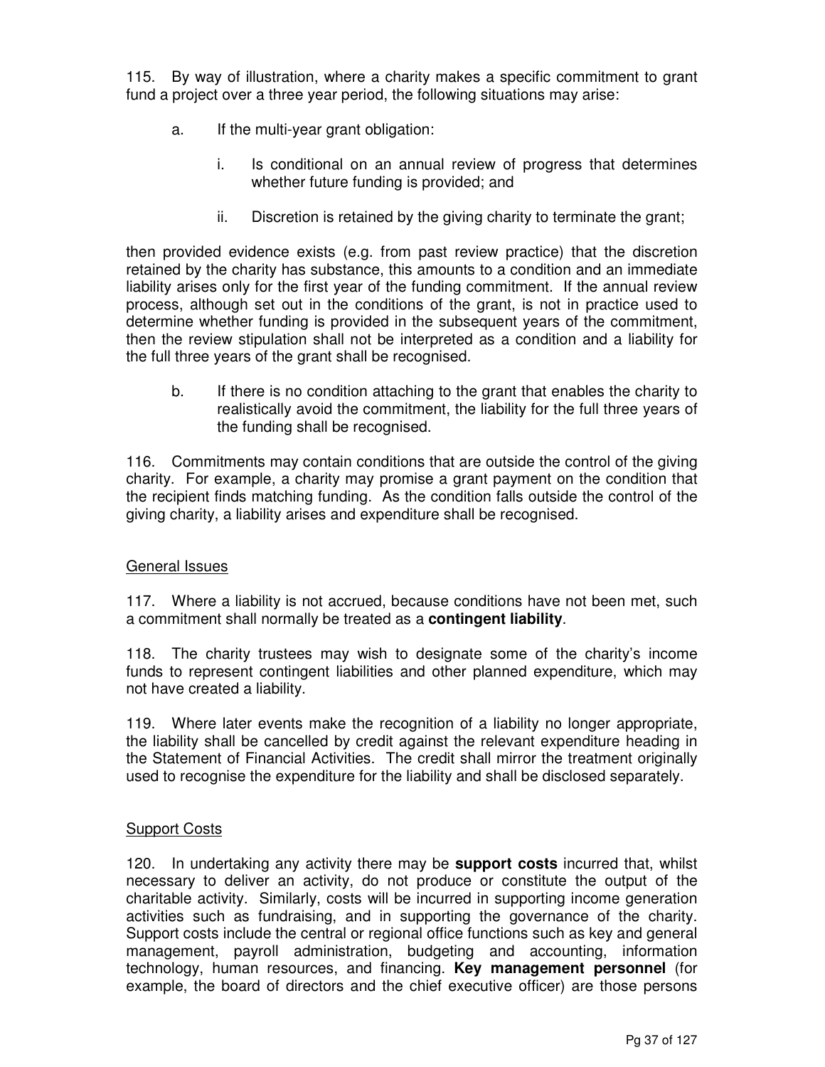115. By way of illustration, where a charity makes a specific commitment to grant fund a project over a three year period, the following situations may arise:

a. If the multi-year grant obligation:

   i. Is conditional on an annual review of progress that determines whether future funding is provided; and

   ii. Discretion is retained by the giving charity to terminate the grant;

then provided evidence exists (e.g. from past review practice) that the discretion retained by the charity has substance, this amounts to a condition and an immediate liability arises only for the first year of the funding commitment. If the annual review process, although set out in the conditions of the grant, is not in practice used to determine whether funding is provided in the subsequent years of the commitment, then the review stipulation shall not be interpreted as a condition and a liability for the full three years of the grant shall be recognised.

b. If there is no condition attaching to the grant that enables the charity to realistically avoid the commitment, the liability for the full three years of the funding shall be recognised.

116. Commitments may contain conditions that are outside the control of the giving charity. For example, a charity may promise a grant payment on the condition that the recipient finds matching funding. As the condition falls outside the control of the giving charity, a liability arises and expenditure shall be recognised.

## General Issues

117. Where a liability is not accrued, because conditions have not been met, such a commitment shall normally be treated as a **contingent liability**.

118. The charity trustees may wish to designate some of the charity's income funds to represent contingent liabilities and other planned expenditure, which may not have created a liability.

119. Where later events make the recognition of a liability no longer appropriate, the liability shall be cancelled by credit against the relevant expenditure heading in the Statement of Financial Activities. The credit shall mirror the treatment originally used to recognise the expenditure for the liability and shall be disclosed separately.

## Support Costs

120. In undertaking any activity there may be **support costs** incurred that, whilst necessary to deliver an activity, do not produce or constitute the output of the charitable activity. Similarly, costs will be incurred in supporting income generation activities such as fundraising, and in supporting the governance of the charity. Support costs include the central or regional office functions such as key and general management, payroll administration, budgeting and accounting, information technology, human resources, and financing. **Key management personnel** (for example, the board of directors and the chief executive officer) are those persons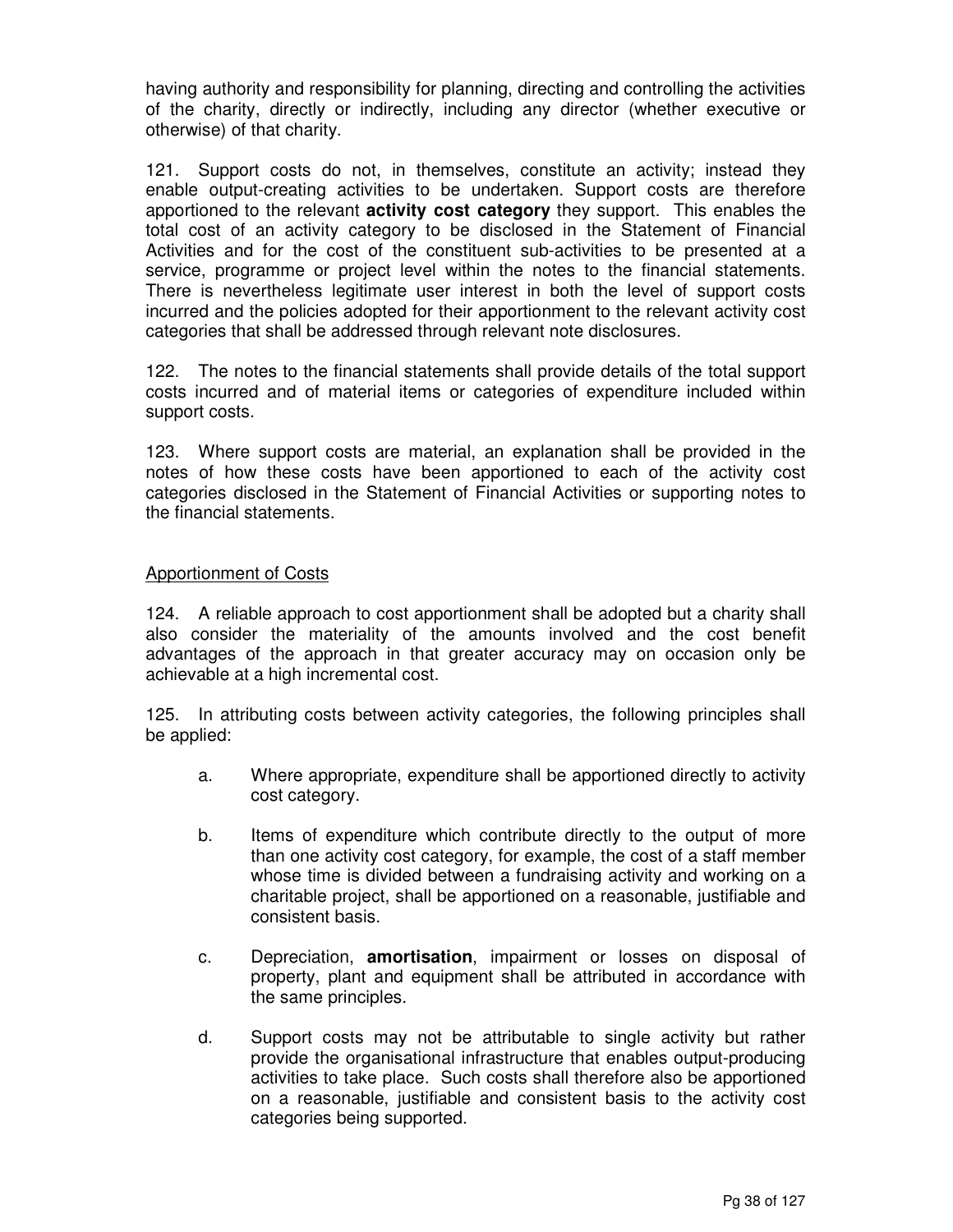having authority and responsibility for planning, directing and controlling the activities of the charity, directly or indirectly, including any director (whether executive or otherwise) of that charity.

121. Support costs do not, in themselves, constitute an activity; instead they enable output-creating activities to be undertaken. Support costs are therefore apportioned to the relevant **activity cost category** they support. This enables the total cost of an activity category to be disclosed in the Statement of Financial Activities and for the cost of the constituent sub-activities to be presented at a service, programme or project level within the notes to the financial statements. There is nevertheless legitimate user interest in both the level of support costs incurred and the policies adopted for their apportionment to the relevant activity cost categories that shall be addressed through relevant note disclosures.

122. The notes to the financial statements shall provide details of the total support costs incurred and of material items or categories of expenditure included within support costs.

123. Where support costs are material, an explanation shall be provided in the notes of how these costs have been apportioned to each of the activity cost categories disclosed in the Statement of Financial Activities or supporting notes to the financial statements.

## Apportionment of Costs

124. A reliable approach to cost apportionment shall be adopted but a charity shall also consider the materiality of the amounts involved and the cost benefit advantages of the approach in that greater accuracy may on occasion only be achievable at a high incremental cost.

125. In attributing costs between activity categories, the following principles shall be applied:

a. Where appropriate, expenditure shall be apportioned directly to activity cost category.

b. Items of expenditure which contribute directly to the output of more than one activity cost category, for example, the cost of a staff member whose time is divided between a fundraising activity and working on a charitable project, shall be apportioned on a reasonable, justifiable and consistent basis.

c. Depreciation, **amortisation**, impairment or losses on disposal of property, plant and equipment shall be attributed in accordance with the same principles.

d. Support costs may not be attributable to single activity but rather provide the organisational infrastructure that enables output-producing activities to take place. Such costs shall therefore also be apportioned on a reasonable, justifiable and consistent basis to the activity cost categories being supported.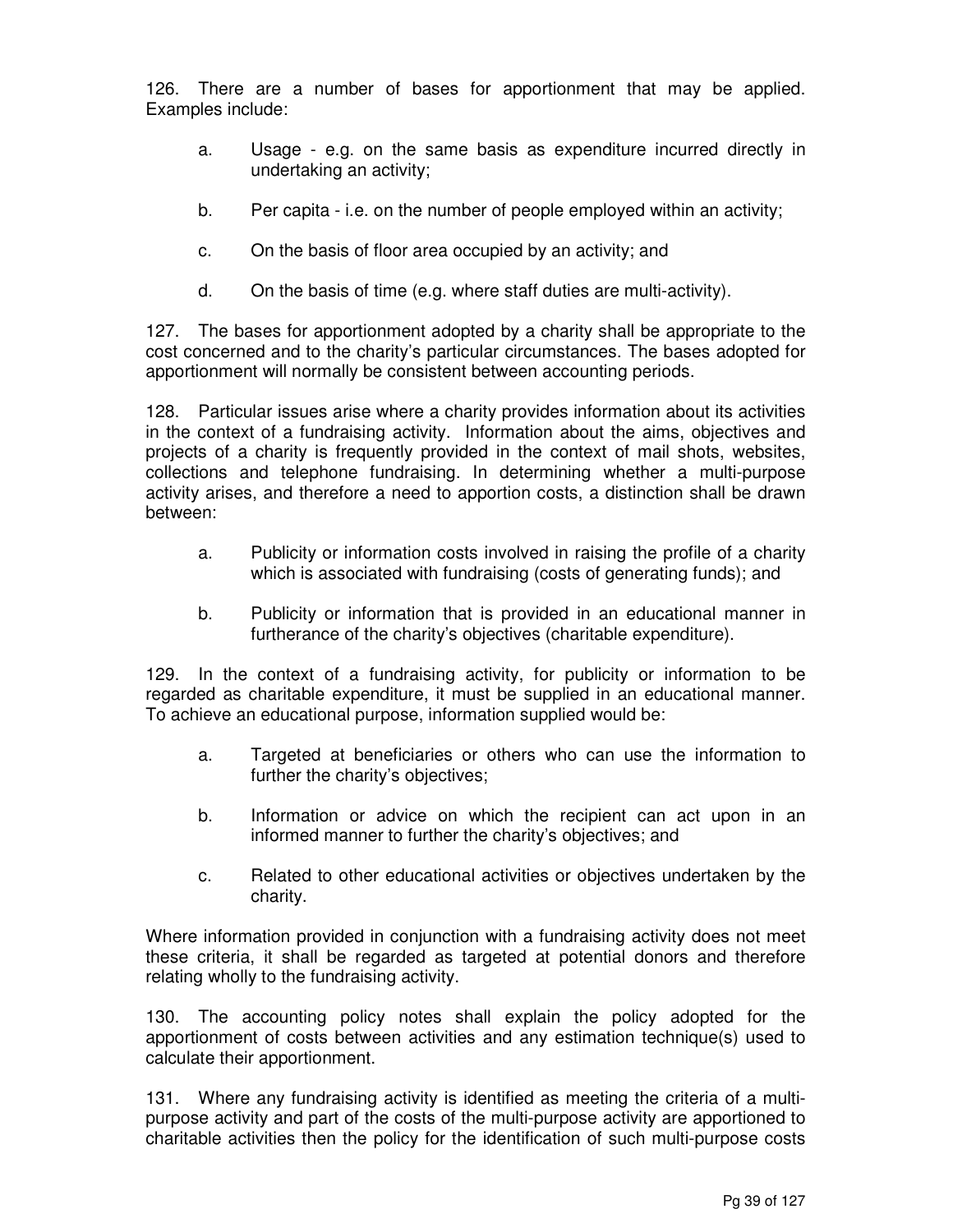126. There are a number of bases for apportionment that may be applied. Examples include:

a. Usage - e.g. on the same basis as expenditure incurred directly in undertaking an activity;

b. Per capita - i.e. on the number of people employed within an activity;

c. On the basis of floor area occupied by an activity; and

d. On the basis of time (e.g. where staff duties are multi-activity).

127. The bases for apportionment adopted by a charity shall be appropriate to the cost concerned and to the charity's particular circumstances. The bases adopted for apportionment will normally be consistent between accounting periods.

128. Particular issues arise where a charity provides information about its activities in the context of a fundraising activity. Information about the aims, objectives and projects of a charity is frequently provided in the context of mail shots, websites, collections and telephone fundraising. In determining whether a multi-purpose activity arises, and therefore a need to apportion costs, a distinction shall be drawn between:

a. Publicity or information costs involved in raising the profile of a charity which is associated with fundraising (costs of generating funds); and

b. Publicity or information that is provided in an educational manner in furtherance of the charity's objectives (charitable expenditure).

129. In the context of a fundraising activity, for publicity or information to be regarded as charitable expenditure, it must be supplied in an educational manner. To achieve an educational purpose, information supplied would be:

a. Targeted at beneficiaries or others who can use the information to further the charity's objectives;

b. Information or advice on which the recipient can act upon in an informed manner to further the charity's objectives; and

c. Related to other educational activities or objectives undertaken by the charity.

Where information provided in conjunction with a fundraising activity does not meet these criteria, it shall be regarded as targeted at potential donors and therefore relating wholly to the fundraising activity.

130. The accounting policy notes shall explain the policy adopted for the apportionment of costs between activities and any estimation technique(s) used to calculate their apportionment.

131. Where any fundraising activity is identified as meeting the criteria of a multi-purpose activity and part of the costs of the multi-purpose activity are apportioned to charitable activities then the policy for the identification of such multi-purpose costs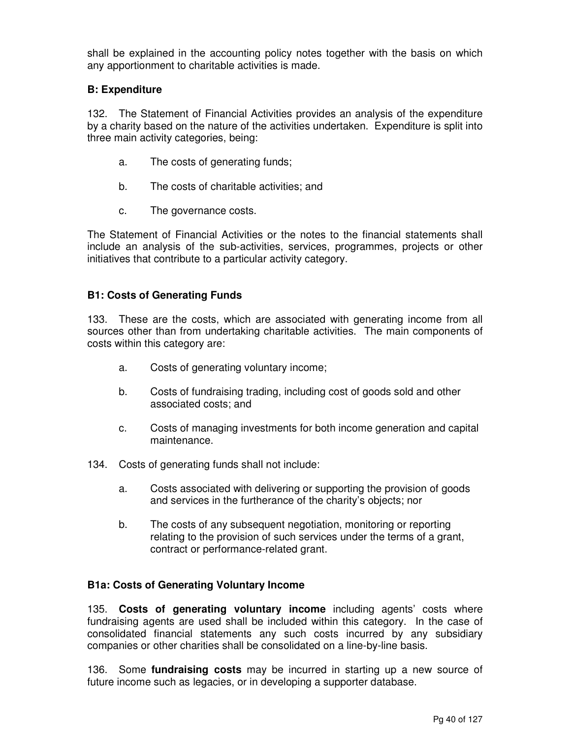shall be explained in the accounting policy notes together with the basis on which any apportionment to charitable activities is made.

### B: Expenditure

132. The Statement of Financial Activities provides an analysis of the expenditure by a charity based on the nature of the activities undertaken. Expenditure is split into three main activity categories, being:

a. The costs of generating funds;

b. The costs of charitable activities; and

c. The governance costs.

The Statement of Financial Activities or the notes to the financial statements shall include an analysis of the sub-activities, services, programmes, projects or other initiatives that contribute to a particular activity category.

### B1: Costs of Generating Funds

133. These are the costs, which are associated with generating income from all sources other than from undertaking charitable activities. The main components of costs within this category are:

a. Costs of generating voluntary income;

b. Costs of fundraising trading, including cost of goods sold and other associated costs; and

c. Costs of managing investments for both income generation and capital maintenance.

134. Costs of generating funds shall not include:

a. Costs associated with delivering or supporting the provision of goods and services in the furtherance of the charity's objects; nor

b. The costs of any subsequent negotiation, monitoring or reporting relating to the provision of such services under the terms of a grant, contract or performance-related grant.

### B1a: Costs of Generating Voluntary Income

135. **Costs of generating voluntary income** including agents' costs where fundraising agents are used shall be included within this category. In the case of consolidated financial statements any such costs incurred by any subsidiary companies or other charities shall be consolidated on a line-by-line basis.

136. Some **fundraising costs** may be incurred in starting up a new source of future income such as legacies, or in developing a supporter database.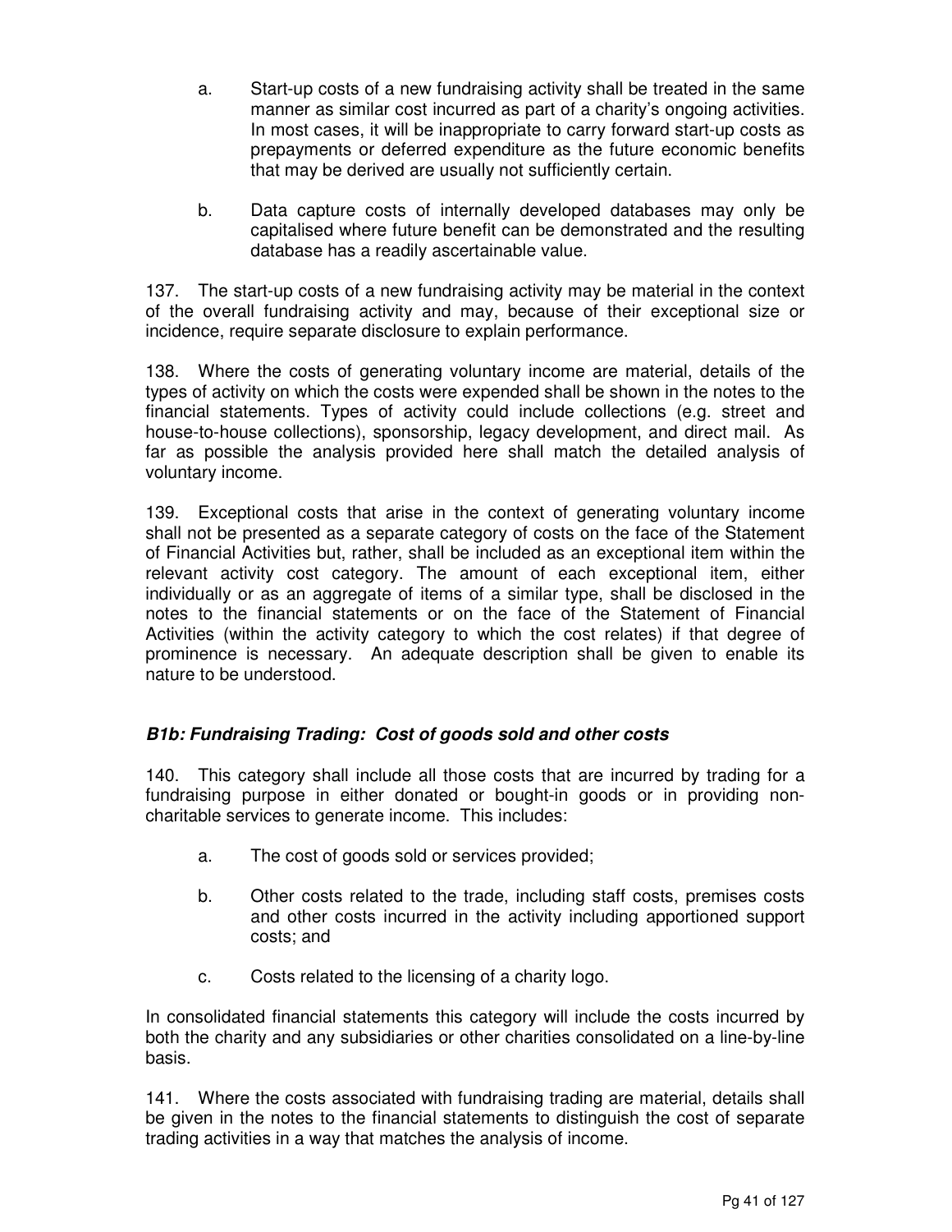a. Start-up costs of a new fundraising activity shall be treated in the same manner as similar cost incurred as part of a charity's ongoing activities. In most cases, it will be inappropriate to carry forward start-up costs as prepayments or deferred expenditure as the future economic benefits that may be derived are usually not sufficiently certain.

b. Data capture costs of internally developed databases may only be capitalised where future benefit can be demonstrated and the resulting database has a readily ascertainable value.

137. The start-up costs of a new fundraising activity may be material in the context of the overall fundraising activity and may, because of their exceptional size or incidence, require separate disclosure to explain performance.

138. Where the costs of generating voluntary income are material, details of the types of activity on which the costs were expended shall be shown in the notes to the financial statements. Types of activity could include collections (e.g. street and house-to-house collections), sponsorship, legacy development, and direct mail. As far as possible the analysis provided here shall match the detailed analysis of voluntary income.

139. Exceptional costs that arise in the context of generating voluntary income shall not be presented as a separate category of costs on the face of the Statement of Financial Activities but, rather, shall be included as an exceptional item within the relevant activity cost category. The amount of each exceptional item, either individually or as an aggregate of items of a similar type, shall be disclosed in the notes to the financial statements or on the face of the Statement of Financial Activities (within the activity category to which the cost relates) if that degree of prominence is necessary. An adequate description shall be given to enable its nature to be understood.

### *B1b: Fundraising Trading: Cost of goods sold and other costs*

140. This category shall include all those costs that are incurred by trading for a fundraising purpose in either donated or bought-in goods or in providing non-charitable services to generate income. This includes:

a. The cost of goods sold or services provided;

b. Other costs related to the trade, including staff costs, premises costs and other costs incurred in the activity including apportioned support costs; and

c. Costs related to the licensing of a charity logo.

In consolidated financial statements this category will include the costs incurred by both the charity and any subsidiaries or other charities consolidated on a line-by-line basis.

141. Where the costs associated with fundraising trading are material, details shall be given in the notes to the financial statements to distinguish the cost of separate trading activities in a way that matches the analysis of income.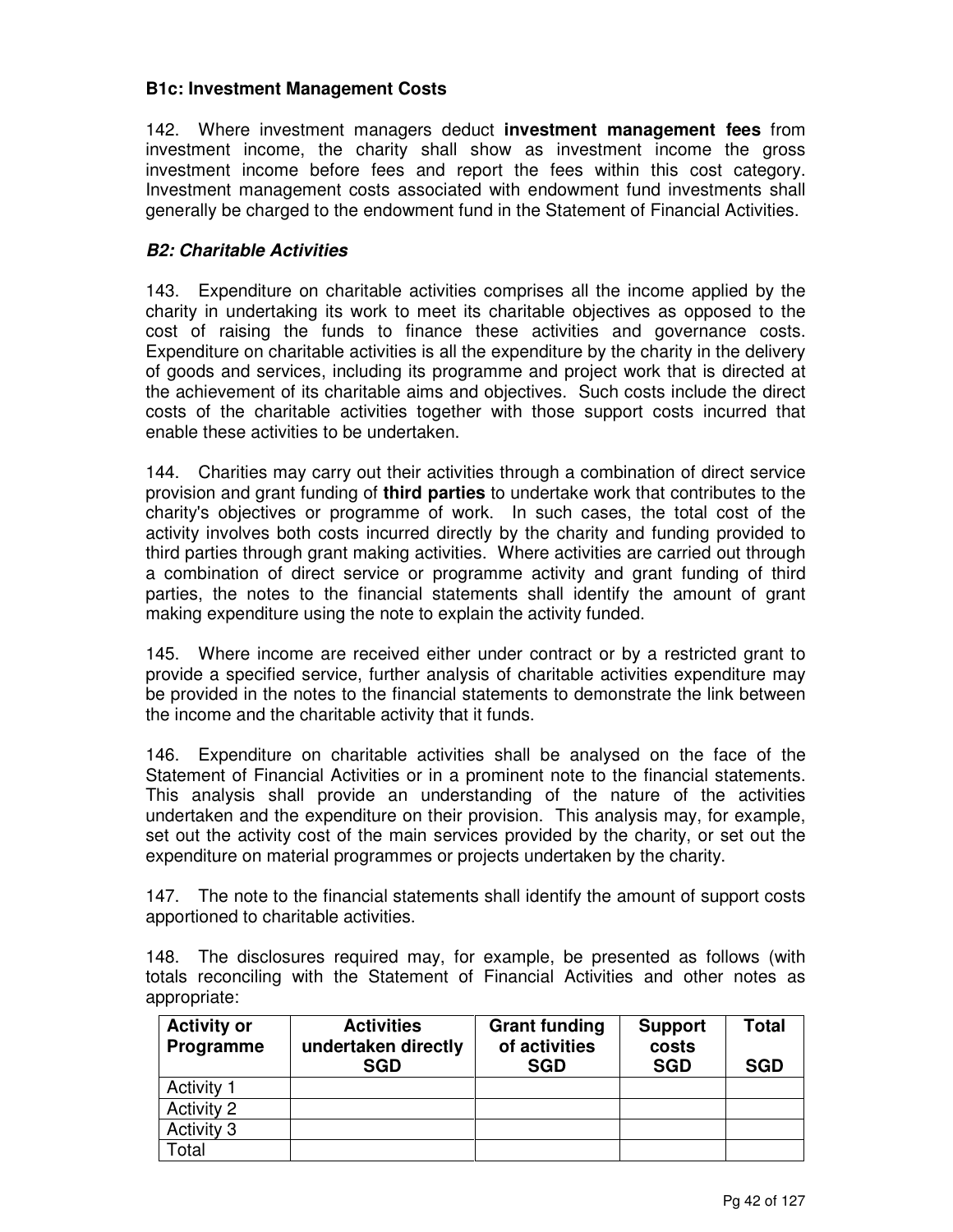### B1c: Investment Management Costs

142. Where investment managers deduct **investment management fees** from investment income, the charity shall show as investment income the gross investment income before fees and report the fees within this cost category. Investment management costs associated with endowment fund investments shall generally be charged to the endowment fund in the Statement of Financial Activities.

### *B2: Charitable Activities*

143. Expenditure on charitable activities comprises all the income applied by the charity in undertaking its work to meet its charitable objectives as opposed to the cost of raising the funds to finance these activities and governance costs. Expenditure on charitable activities is all the expenditure by the charity in the delivery of goods and services, including its programme and project work that is directed at the achievement of its charitable aims and objectives. Such costs include the direct costs of the charitable activities together with those support costs incurred that enable these activities to be undertaken.

144. Charities may carry out their activities through a combination of direct service provision and grant funding of **third parties** to undertake work that contributes to the charity's objectives or programme of work. In such cases, the total cost of the activity involves both costs incurred directly by the charity and funding provided to third parties through grant making activities. Where activities are carried out through a combination of direct service or programme activity and grant funding of third parties, the notes to the financial statements shall identify the amount of grant making expenditure using the note to explain the activity funded.

145. Where income are received either under contract or by a restricted grant to provide a specified service, further analysis of charitable activities expenditure may be provided in the notes to the financial statements to demonstrate the link between the income and the charitable activity that it funds.

146. Expenditure on charitable activities shall be analysed on the face of the Statement of Financial Activities or in a prominent note to the financial statements. This analysis shall provide an understanding of the nature of the activities undertaken and the expenditure on their provision. This analysis may, for example, set out the activity cost of the main services provided by the charity, or set out the expenditure on material programmes or projects undertaken by the charity.

147. The note to the financial statements shall identify the amount of support costs apportioned to charitable activities.

148. The disclosures required may, for example, be presented as follows (with totals reconciling with the Statement of Financial Activities and other notes as appropriate:

| Activity or Programme | Activities undertaken directly SGD | Grant funding of activities SGD | Support costs SGD | Total SGD |
|---|---|---|---|---|
| Activity 1 | | | | |
| Activity 2 | | | | |
| Activity 3 | | | | |
| Total | | | | |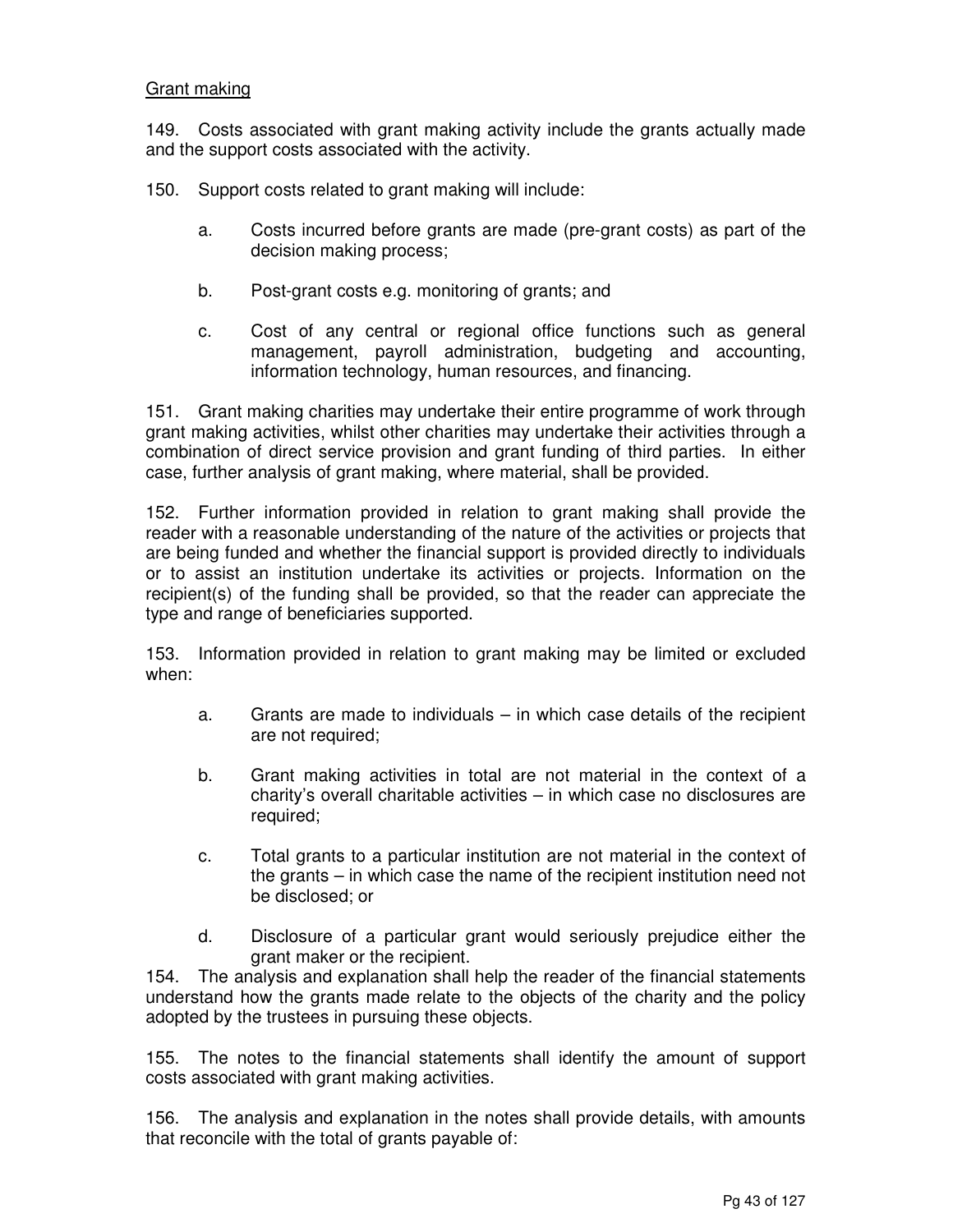Grant making

149. Costs associated with grant making activity include the grants actually made and the support costs associated with the activity.

150. Support costs related to grant making will include:

a. Costs incurred before grants are made (pre-grant costs) as part of the decision making process;

b. Post-grant costs e.g. monitoring of grants; and

c. Cost of any central or regional office functions such as general management, payroll administration, budgeting and accounting, information technology, human resources, and financing.

151. Grant making charities may undertake their entire programme of work through grant making activities, whilst other charities may undertake their activities through a combination of direct service provision and grant funding of third parties. In either case, further analysis of grant making, where material, shall be provided.

152. Further information provided in relation to grant making shall provide the reader with a reasonable understanding of the nature of the activities or projects that are being funded and whether the financial support is provided directly to individuals or to assist an institution undertake its activities or projects. Information on the recipient(s) of the funding shall be provided, so that the reader can appreciate the type and range of beneficiaries supported.

153. Information provided in relation to grant making may be limited or excluded when:

a. Grants are made to individuals – in which case details of the recipient are not required;

b. Grant making activities in total are not material in the context of a charity's overall charitable activities – in which case no disclosures are required;

c. Total grants to a particular institution are not material in the context of the grants – in which case the name of the recipient institution need not be disclosed; or

d. Disclosure of a particular grant would seriously prejudice either the grant maker or the recipient.

154. The analysis and explanation shall help the reader of the financial statements understand how the grants made relate to the objects of the charity and the policy adopted by the trustees in pursuing these objects.

155. The notes to the financial statements shall identify the amount of support costs associated with grant making activities.

156. The analysis and explanation in the notes shall provide details, with amounts that reconcile with the total of grants payable of: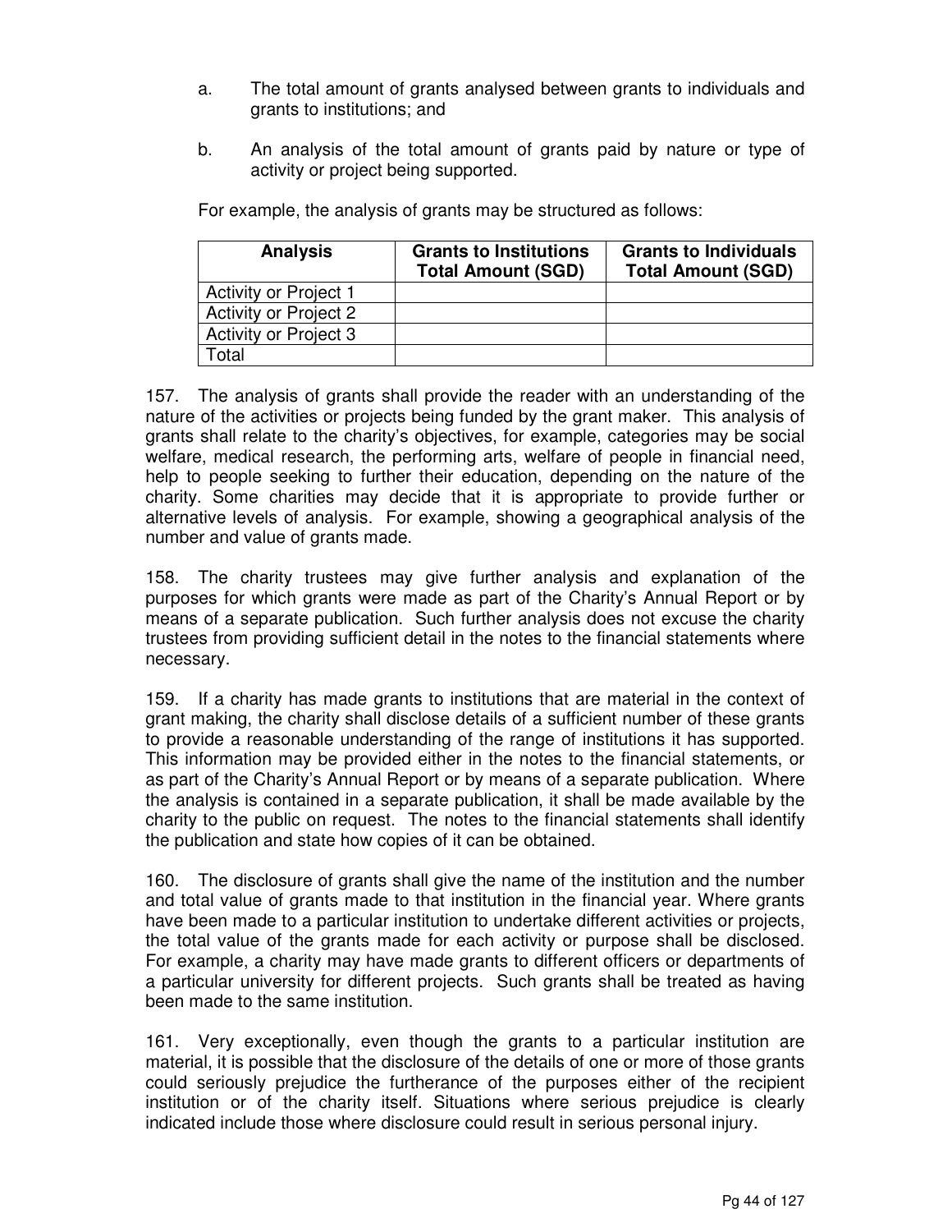a. The total amount of grants analysed between grants to individuals and grants to institutions; and

b. An analysis of the total amount of grants paid by nature or type of activity or project being supported.

For example, the analysis of grants may be structured as follows:

| Analysis | Grants to Institutions Total Amount (SGD) | Grants to Individuals Total Amount (SGD) |
|---|---|---|
| Activity or Project 1 | | |
| Activity or Project 2 | | |
| Activity or Project 3 | | |
| Total | | |

157. The analysis of grants shall provide the reader with an understanding of the nature of the activities or projects being funded by the grant maker. This analysis of grants shall relate to the charity's objectives, for example, categories may be social welfare, medical research, the performing arts, welfare of people in financial need, help to people seeking to further their education, depending on the nature of the charity. Some charities may decide that it is appropriate to provide further or alternative levels of analysis. For example, showing a geographical analysis of the number and value of grants made.

158. The charity trustees may give further analysis and explanation of the purposes for which grants were made as part of the Charity's Annual Report or by means of a separate publication. Such further analysis does not excuse the charity trustees from providing sufficient detail in the notes to the financial statements where necessary.

159. If a charity has made grants to institutions that are material in the context of grant making, the charity shall disclose details of a sufficient number of these grants to provide a reasonable understanding of the range of institutions it has supported. This information may be provided either in the notes to the financial statements, or as part of the Charity's Annual Report or by means of a separate publication. Where the analysis is contained in a separate publication, it shall be made available by the charity to the public on request. The notes to the financial statements shall identify the publication and state how copies of it can be obtained.

160. The disclosure of grants shall give the name of the institution and the number and total value of grants made to that institution in the financial year. Where grants have been made to a particular institution to undertake different activities or projects, the total value of the grants made for each activity or purpose shall be disclosed. For example, a charity may have made grants to different officers or departments of a particular university for different projects. Such grants shall be treated as having been made to the same institution.

161. Very exceptionally, even though the grants to a particular institution are material, it is possible that the disclosure of the details of one or more of those grants could seriously prejudice the furtherance of the purposes either of the recipient institution or of the charity itself. Situations where serious prejudice is clearly indicated include those where disclosure could result in serious personal injury.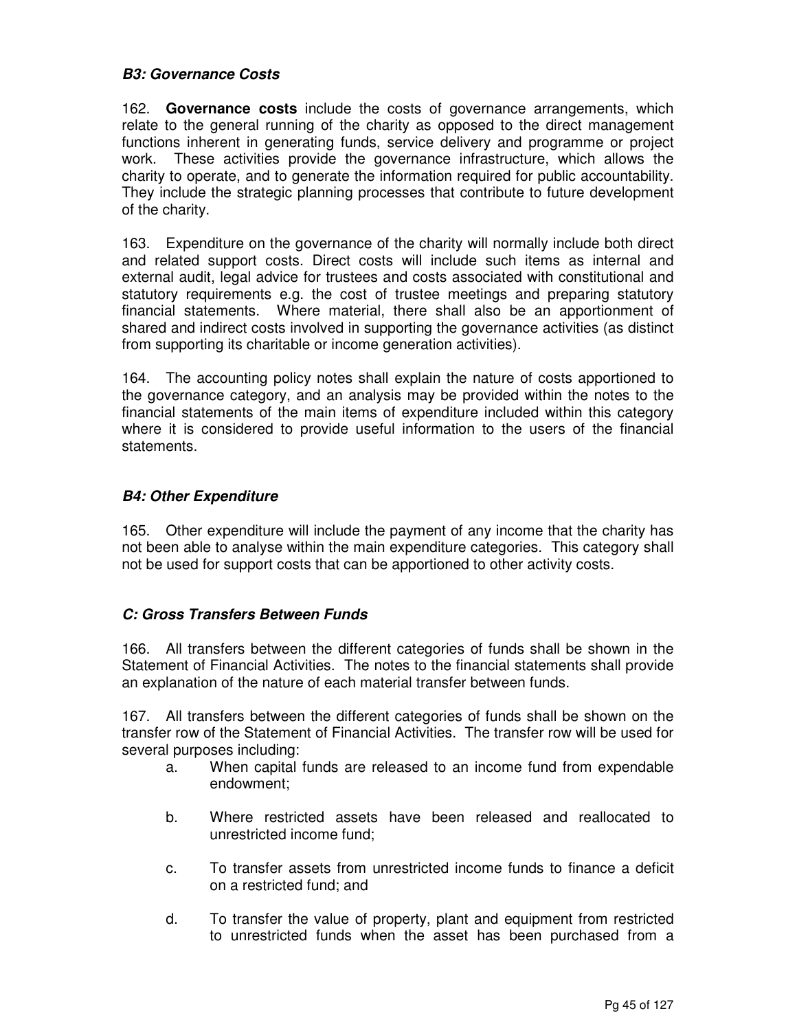### *B3: Governance Costs*

162. **Governance costs** include the costs of governance arrangements, which relate to the general running of the charity as opposed to the direct management functions inherent in generating funds, service delivery and programme or project work. These activities provide the governance infrastructure, which allows the charity to operate, and to generate the information required for public accountability. They include the strategic planning processes that contribute to future development of the charity.

163. Expenditure on the governance of the charity will normally include both direct and related support costs. Direct costs will include such items as internal and external audit, legal advice for trustees and costs associated with constitutional and statutory requirements e.g. the cost of trustee meetings and preparing statutory financial statements. Where material, there shall also be an apportionment of shared and indirect costs involved in supporting the governance activities (as distinct from supporting its charitable or income generation activities).

164. The accounting policy notes shall explain the nature of costs apportioned to the governance category, and an analysis may be provided within the notes to the financial statements of the main items of expenditure included within this category where it is considered to provide useful information to the users of the financial statements.

### *B4: Other Expenditure*

165. Other expenditure will include the payment of any income that the charity has not been able to analyse within the main expenditure categories. This category shall not be used for support costs that can be apportioned to other activity costs.

### *C: Gross Transfers Between Funds*

166. All transfers between the different categories of funds shall be shown in the Statement of Financial Activities. The notes to the financial statements shall provide an explanation of the nature of each material transfer between funds.

167. All transfers between the different categories of funds shall be shown on the transfer row of the Statement of Financial Activities. The transfer row will be used for several purposes including:

a. When capital funds are released to an income fund from expendable endowment;

b. Where restricted assets have been released and reallocated to unrestricted income fund;

c. To transfer assets from unrestricted income funds to finance a deficit on a restricted fund; and

d. To transfer the value of property, plant and equipment from restricted to unrestricted funds when the asset has been purchased from a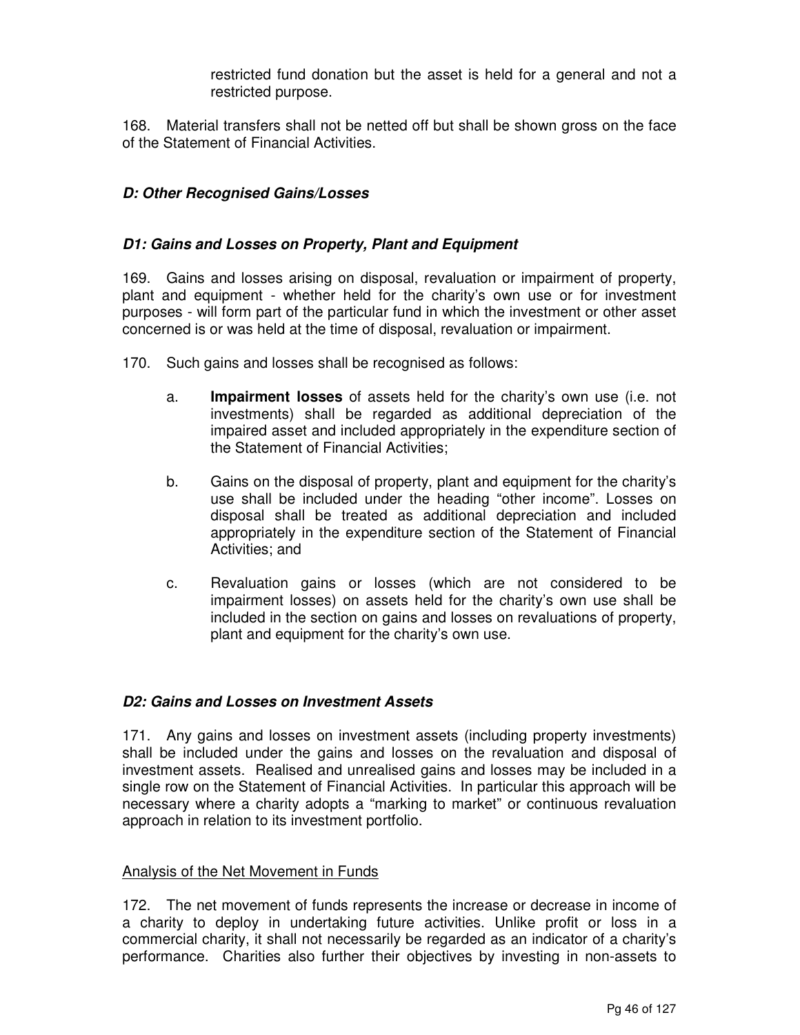restricted fund donation but the asset is held for a general and not a restricted purpose.

168. Material transfers shall not be netted off but shall be shown gross on the face of the Statement of Financial Activities.

### *D: Other Recognised Gains/Losses*

#### *D1: Gains and Losses on Property, Plant and Equipment*

169. Gains and losses arising on disposal, revaluation or impairment of property, plant and equipment - whether held for the charity's own use or for investment purposes - will form part of the particular fund in which the investment or other asset concerned is or was held at the time of disposal, revaluation or impairment.

170. Such gains and losses shall be recognised as follows:

a. **Impairment losses** of assets held for the charity's own use (i.e. not investments) shall be regarded as additional depreciation of the impaired asset and included appropriately in the expenditure section of the Statement of Financial Activities;

b. Gains on the disposal of property, plant and equipment for the charity's use shall be included under the heading "other income". Losses on disposal shall be treated as additional depreciation and included appropriately in the expenditure section of the Statement of Financial Activities; and

c. Revaluation gains or losses (which are not considered to be impairment losses) on assets held for the charity's own use shall be included in the section on gains and losses on revaluations of property, plant and equipment for the charity's own use.

#### *D2: Gains and Losses on Investment Assets*

171. Any gains and losses on investment assets (including property investments) shall be included under the gains and losses on the revaluation and disposal of investment assets. Realised and unrealised gains and losses may be included in a single row on the Statement of Financial Activities. In particular this approach will be necessary where a charity adopts a "marking to market" or continuous revaluation approach in relation to its investment portfolio.

<u>Analysis of the Net Movement in Funds</u>

172. The net movement of funds represents the increase or decrease in income of a charity to deploy in undertaking future activities. Unlike profit or loss in a commercial charity, it shall not necessarily be regarded as an indicator of a charity's performance. Charities also further their objectives by investing in non-assets to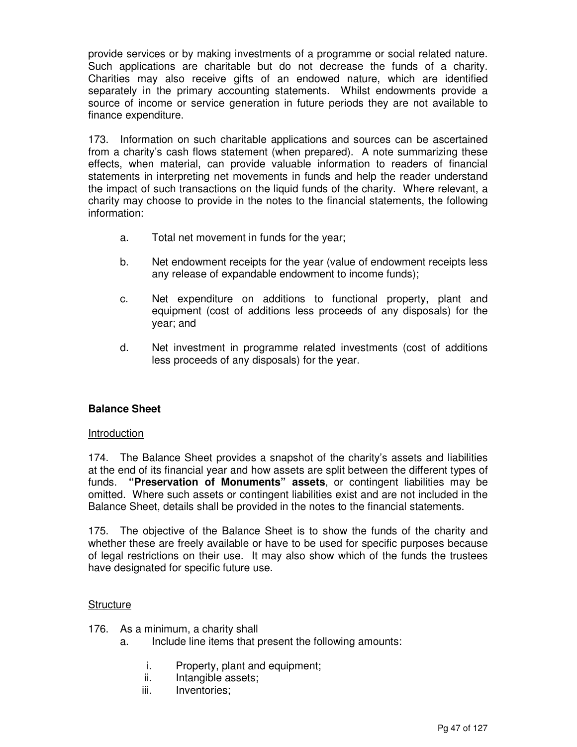provide services or by making investments of a programme or social related nature. Such applications are charitable but do not decrease the funds of a charity. Charities may also receive gifts of an endowed nature, which are identified separately in the primary accounting statements. Whilst endowments provide a source of income or service generation in future periods they are not available to finance expenditure.

173. Information on such charitable applications and sources can be ascertained from a charity's cash flows statement (when prepared). A note summarizing these effects, when material, can provide valuable information to readers of financial statements in interpreting net movements in funds and help the reader understand the impact of such transactions on the liquid funds of the charity. Where relevant, a charity may choose to provide in the notes to the financial statements, the following information:

a. Total net movement in funds for the year;

b. Net endowment receipts for the year (value of endowment receipts less any release of expandable endowment to income funds);

c. Net expenditure on additions to functional property, plant and equipment (cost of additions less proceeds of any disposals) for the year; and

d. Net investment in programme related investments (cost of additions less proceeds of any disposals) for the year.

## Balance Sheet

Introduction

174. The Balance Sheet provides a snapshot of the charity's assets and liabilities at the end of its financial year and how assets are split between the different types of funds. **"Preservation of Monuments" assets**, or contingent liabilities may be omitted. Where such assets or contingent liabilities exist and are not included in the Balance Sheet, details shall be provided in the notes to the financial statements.

175. The objective of the Balance Sheet is to show the funds of the charity and whether these are freely available or have to be used for specific purposes because of legal restrictions on their use. It may also show which of the funds the trustees have designated for specific future use.

Structure

176. As a minimum, a charity shall

a. Include line items that present the following amounts:

i. Property, plant and equipment;

ii. Intangible assets;

iii. Inventories;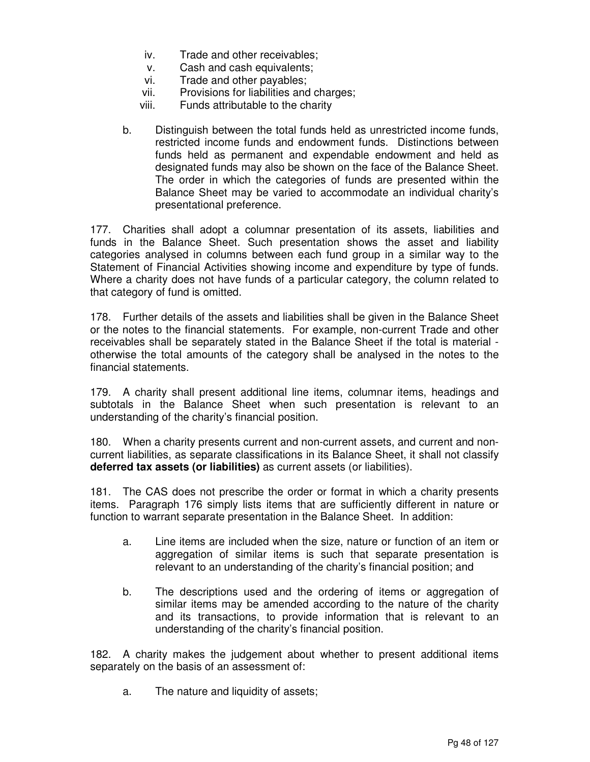iv. Trade and other receivables;
v. Cash and cash equivalents;
vi. Trade and other payables;
vii. Provisions for liabilities and charges;
viii. Funds attributable to the charity

b. Distinguish between the total funds held as unrestricted income funds, restricted income funds and endowment funds. Distinctions between funds held as permanent and expendable endowment and held as designated funds may also be shown on the face of the Balance Sheet. The order in which the categories of funds are presented within the Balance Sheet may be varied to accommodate an individual charity's presentational preference.

177. Charities shall adopt a columnar presentation of its assets, liabilities and funds in the Balance Sheet. Such presentation shows the asset and liability categories analysed in columns between each fund group in a similar way to the Statement of Financial Activities showing income and expenditure by type of funds. Where a charity does not have funds of a particular category, the column related to that category of fund is omitted.

178. Further details of the assets and liabilities shall be given in the Balance Sheet or the notes to the financial statements. For example, non-current Trade and other receivables shall be separately stated in the Balance Sheet if the total is material - otherwise the total amounts of the category shall be analysed in the notes to the financial statements.

179. A charity shall present additional line items, columnar items, headings and subtotals in the Balance Sheet when such presentation is relevant to an understanding of the charity's financial position.

180. When a charity presents current and non-current assets, and current and non-current liabilities, as separate classifications in its Balance Sheet, it shall not classify **deferred tax assets (or liabilities)** as current assets (or liabilities).

181. The CAS does not prescribe the order or format in which a charity presents items. Paragraph 176 simply lists items that are sufficiently different in nature or function to warrant separate presentation in the Balance Sheet. In addition:

a. Line items are included when the size, nature or function of an item or aggregation of similar items is such that separate presentation is relevant to an understanding of the charity's financial position; and

b. The descriptions used and the ordering of items or aggregation of similar items may be amended according to the nature of the charity and its transactions, to provide information that is relevant to an understanding of the charity's financial position.

182. A charity makes the judgement about whether to present additional items separately on the basis of an assessment of:

a. The nature and liquidity of assets;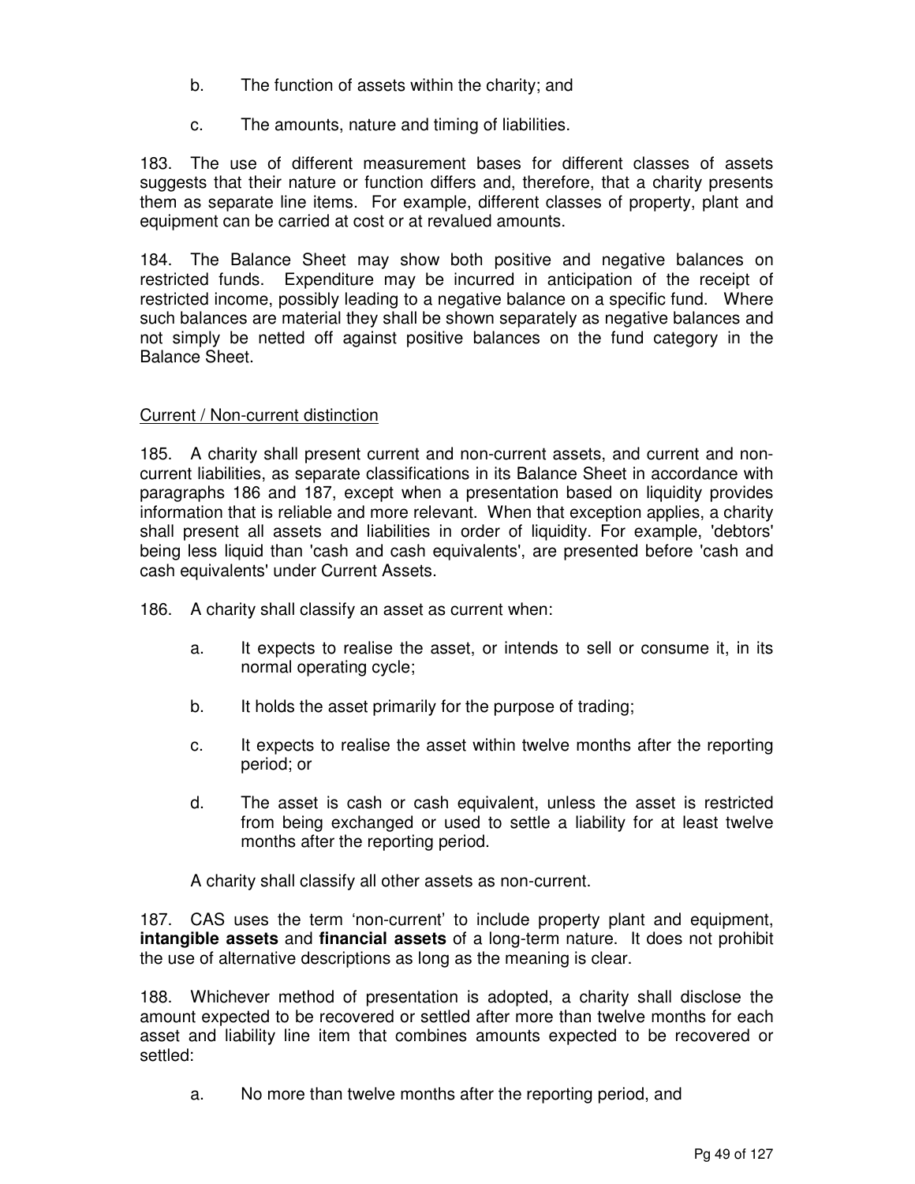b. The function of assets within the charity; and

c. The amounts, nature and timing of liabilities.

183. The use of different measurement bases for different classes of assets suggests that their nature or function differs and, therefore, that a charity presents them as separate line items. For example, different classes of property, plant and equipment can be carried at cost or at revalued amounts.

184. The Balance Sheet may show both positive and negative balances on restricted funds. Expenditure may be incurred in anticipation of the receipt of restricted income, possibly leading to a negative balance on a specific fund. Where such balances are material they shall be shown separately as negative balances and not simply be netted off against positive balances on the fund category in the Balance Sheet.

<u>Current / Non-current distinction</u>

185. A charity shall present current and non-current assets, and current and non-current liabilities, as separate classifications in its Balance Sheet in accordance with paragraphs 186 and 187, except when a presentation based on liquidity provides information that is reliable and more relevant. When that exception applies, a charity shall present all assets and liabilities in order of liquidity. For example, 'debtors' being less liquid than 'cash and cash equivalents', are presented before 'cash and cash equivalents' under Current Assets.

186. A charity shall classify an asset as current when:

a. It expects to realise the asset, or intends to sell or consume it, in its normal operating cycle;

b. It holds the asset primarily for the purpose of trading;

c. It expects to realise the asset within twelve months after the reporting period; or

d. The asset is cash or cash equivalent, unless the asset is restricted from being exchanged or used to settle a liability for at least twelve months after the reporting period.

A charity shall classify all other assets as non-current.

187. CAS uses the term 'non-current' to include property plant and equipment, **intangible assets** and **financial assets** of a long-term nature. It does not prohibit the use of alternative descriptions as long as the meaning is clear.

188. Whichever method of presentation is adopted, a charity shall disclose the amount expected to be recovered or settled after more than twelve months for each asset and liability line item that combines amounts expected to be recovered or settled:

a. No more than twelve months after the reporting period, and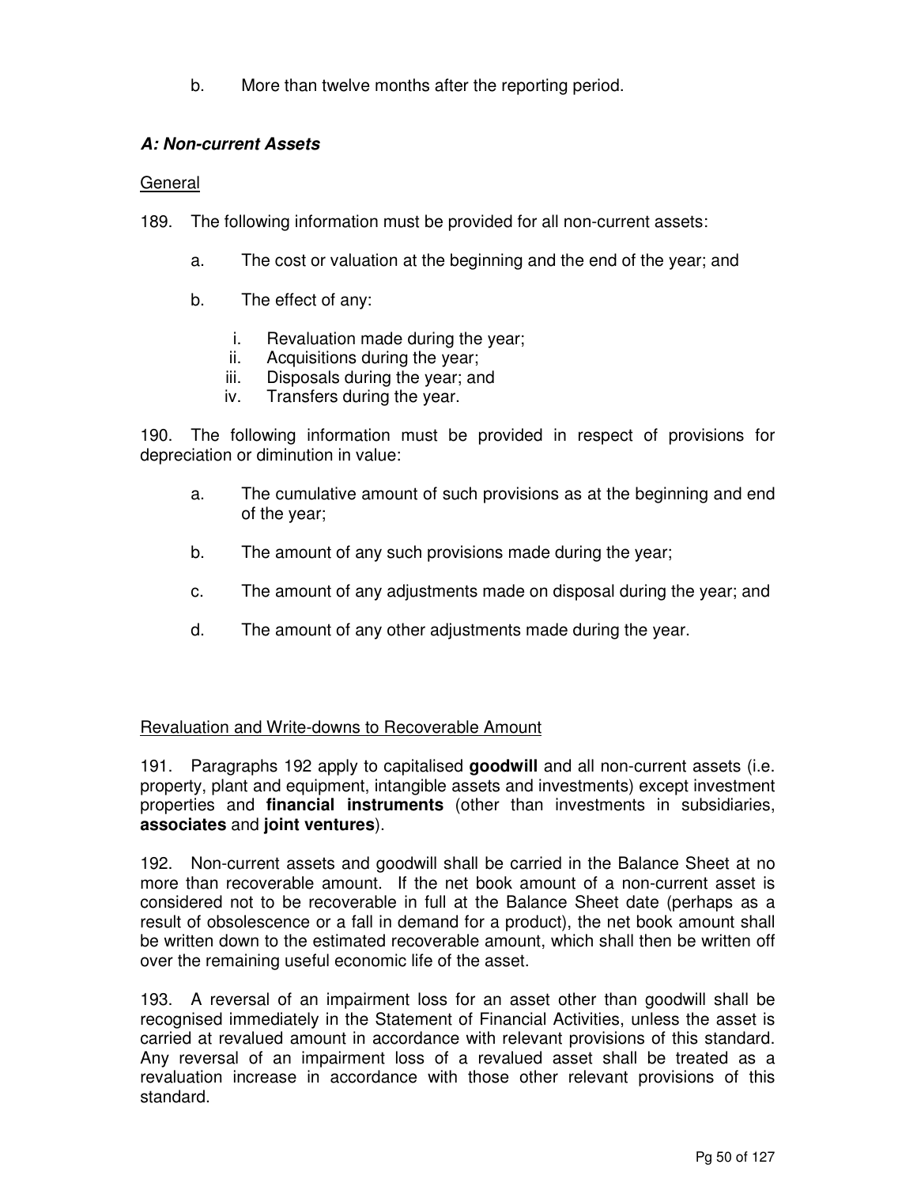b. More than twelve months after the reporting period.

### *A: Non-current Assets*

General

189. The following information must be provided for all non-current assets:

a. The cost or valuation at the beginning and the end of the year; and

b. The effect of any:

   i. Revaluation made during the year;
   ii. Acquisitions during the year;
   iii. Disposals during the year; and
   iv. Transfers during the year.

190. The following information must be provided in respect of provisions for depreciation or diminution in value:

a. The cumulative amount of such provisions as at the beginning and end of the year;

b. The amount of any such provisions made during the year;

c. The amount of any adjustments made on disposal during the year; and

d. The amount of any other adjustments made during the year.

Revaluation and Write-downs to Recoverable Amount

191. Paragraphs 192 apply to capitalised **goodwill** and all non-current assets (i.e. property, plant and equipment, intangible assets and investments) except investment properties and **financial instruments** (other than investments in subsidiaries, **associates** and **joint ventures**).

192. Non-current assets and goodwill shall be carried in the Balance Sheet at no more than recoverable amount. If the net book amount of a non-current asset is considered not to be recoverable in full at the Balance Sheet date (perhaps as a result of obsolescence or a fall in demand for a product), the net book amount shall be written down to the estimated recoverable amount, which shall then be written off over the remaining useful economic life of the asset.

193. A reversal of an impairment loss for an asset other than goodwill shall be recognised immediately in the Statement of Financial Activities, unless the asset is carried at revalued amount in accordance with relevant provisions of this standard. Any reversal of an impairment loss of a revalued asset shall be treated as a revaluation increase in accordance with those other relevant provisions of this standard.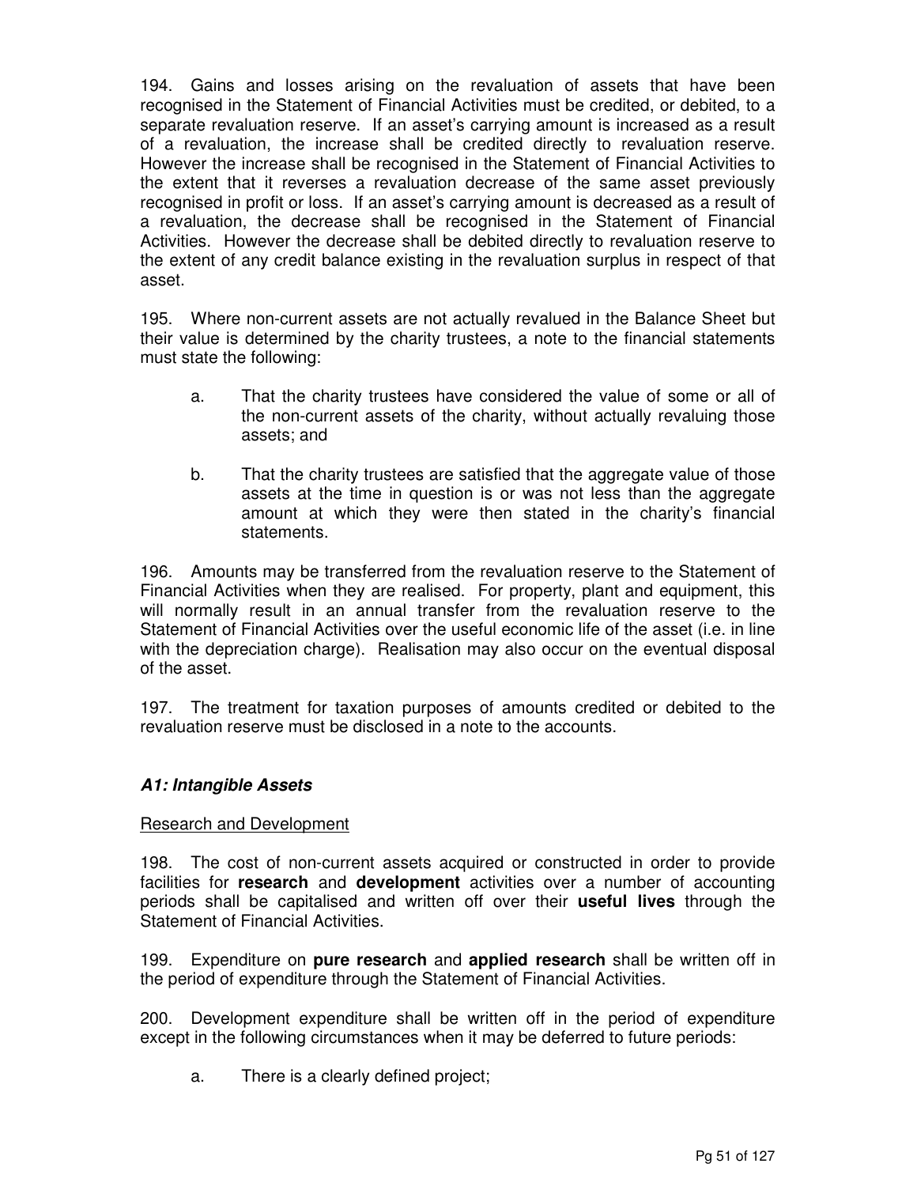194. Gains and losses arising on the revaluation of assets that have been recognised in the Statement of Financial Activities must be credited, or debited, to a separate revaluation reserve. If an asset's carrying amount is increased as a result of a revaluation, the increase shall be credited directly to revaluation reserve. However the increase shall be recognised in the Statement of Financial Activities to the extent that it reverses a revaluation decrease of the same asset previously recognised in profit or loss. If an asset's carrying amount is decreased as a result of a revaluation, the decrease shall be recognised in the Statement of Financial Activities. However the decrease shall be debited directly to revaluation reserve to the extent of any credit balance existing in the revaluation surplus in respect of that asset.

195. Where non-current assets are not actually revalued in the Balance Sheet but their value is determined by the charity trustees, a note to the financial statements must state the following:

a. That the charity trustees have considered the value of some or all of the non-current assets of the charity, without actually revaluing those assets; and

b. That the charity trustees are satisfied that the aggregate value of those assets at the time in question is or was not less than the aggregate amount at which they were then stated in the charity's financial statements.

196. Amounts may be transferred from the revaluation reserve to the Statement of Financial Activities when they are realised. For property, plant and equipment, this will normally result in an annual transfer from the revaluation reserve to the Statement of Financial Activities over the useful economic life of the asset (i.e. in line with the depreciation charge). Realisation may also occur on the eventual disposal of the asset.

197. The treatment for taxation purposes of amounts credited or debited to the revaluation reserve must be disclosed in a note to the accounts.

### *A1: Intangible Assets*

Research and Development

198. The cost of non-current assets acquired or constructed in order to provide facilities for **research** and **development** activities over a number of accounting periods shall be capitalised and written off over their **useful lives** through the Statement of Financial Activities.

199. Expenditure on **pure research** and **applied research** shall be written off in the period of expenditure through the Statement of Financial Activities.

200. Development expenditure shall be written off in the period of expenditure except in the following circumstances when it may be deferred to future periods:

a. There is a clearly defined project;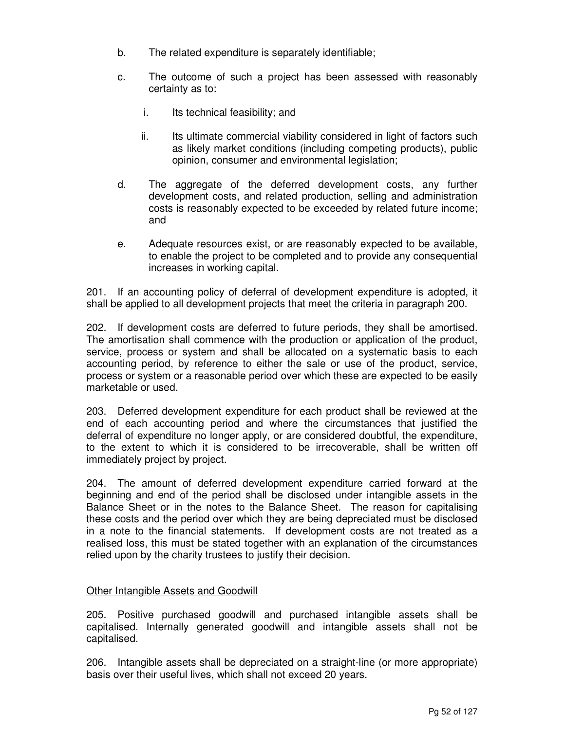b. The related expenditure is separately identifiable;

c. The outcome of such a project has been assessed with reasonably certainty as to:

   i. Its technical feasibility; and

   ii. Its ultimate commercial viability considered in light of factors such as likely market conditions (including competing products), public opinion, consumer and environmental legislation;

d. The aggregate of the deferred development costs, any further development costs, and related production, selling and administration costs is reasonably expected to be exceeded by related future income; and

e. Adequate resources exist, or are reasonably expected to be available, to enable the project to be completed and to provide any consequential increases in working capital.

201. If an accounting policy of deferral of development expenditure is adopted, it shall be applied to all development projects that meet the criteria in paragraph 200.

202. If development costs are deferred to future periods, they shall be amortised. The amortisation shall commence with the production or application of the product, service, process or system and shall be allocated on a systematic basis to each accounting period, by reference to either the sale or use of the product, service, process or system or a reasonable period over which these are expected to be easily marketable or used.

203. Deferred development expenditure for each product shall be reviewed at the end of each accounting period and where the circumstances that justified the deferral of expenditure no longer apply, or are considered doubtful, the expenditure, to the extent to which it is considered to be irrecoverable, shall be written off immediately project by project.

204. The amount of deferred development expenditure carried forward at the beginning and end of the period shall be disclosed under intangible assets in the Balance Sheet or in the notes to the Balance Sheet. The reason for capitalising these costs and the period over which they are being depreciated must be disclosed in a note to the financial statements. If development costs are not treated as a realised loss, this must be stated together with an explanation of the circumstances relied upon by the charity trustees to justify their decision.

### Other Intangible Assets and Goodwill

205. Positive purchased goodwill and purchased intangible assets shall be capitalised. Internally generated goodwill and intangible assets shall not be capitalised.

206. Intangible assets shall be depreciated on a straight-line (or more appropriate) basis over their useful lives, which shall not exceed 20 years.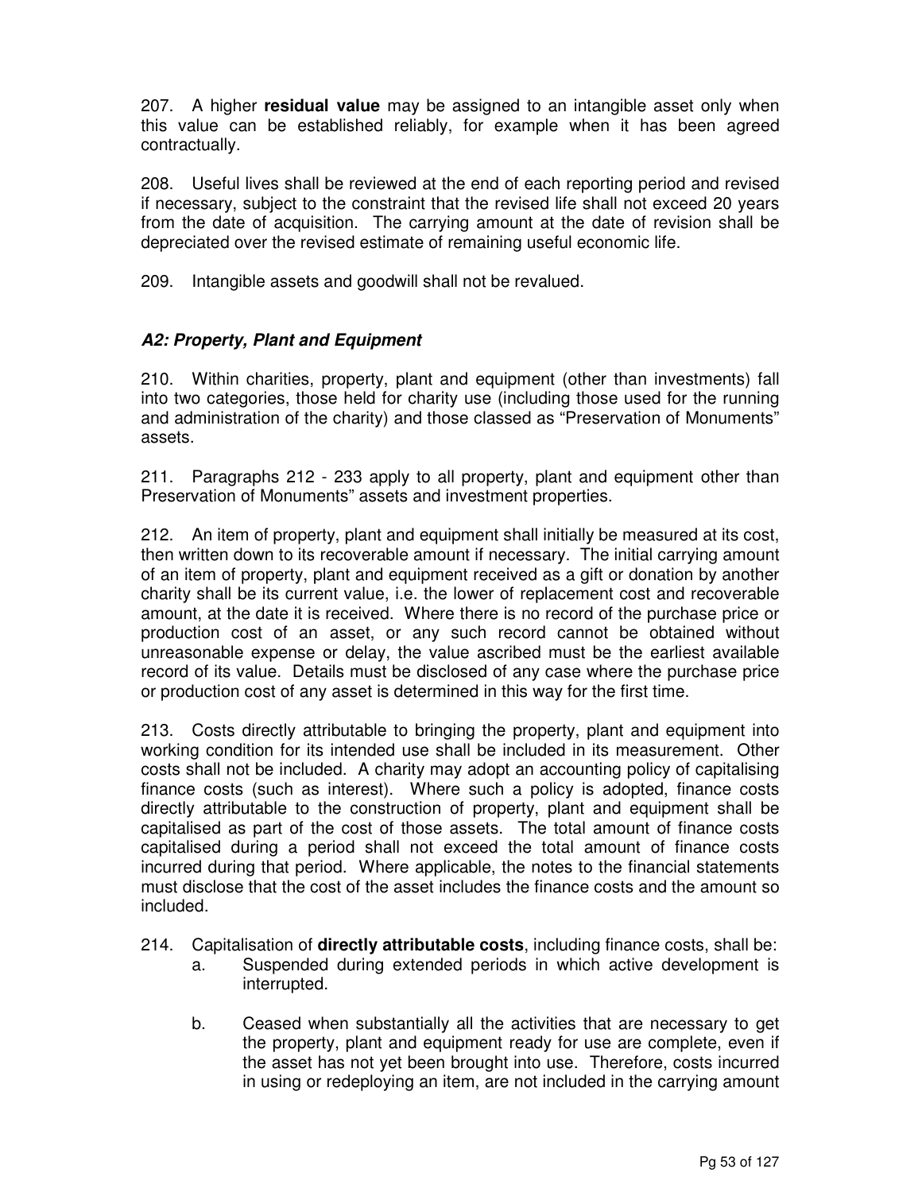207. A higher **residual value** may be assigned to an intangible asset only when this value can be established reliably, for example when it has been agreed contractually.

208. Useful lives shall be reviewed at the end of each reporting period and revised if necessary, subject to the constraint that the revised life shall not exceed 20 years from the date of acquisition. The carrying amount at the date of revision shall be depreciated over the revised estimate of remaining useful economic life.

209. Intangible assets and goodwill shall not be revalued.

### *A2: Property, Plant and Equipment*

210. Within charities, property, plant and equipment (other than investments) fall into two categories, those held for charity use (including those used for the running and administration of the charity) and those classed as "Preservation of Monuments" assets.

211. Paragraphs 212 - 233 apply to all property, plant and equipment other than Preservation of Monuments" assets and investment properties.

212. An item of property, plant and equipment shall initially be measured at its cost, then written down to its recoverable amount if necessary. The initial carrying amount of an item of property, plant and equipment received as a gift or donation by another charity shall be its current value, i.e. the lower of replacement cost and recoverable amount, at the date it is received. Where there is no record of the purchase price or production cost of an asset, or any such record cannot be obtained without unreasonable expense or delay, the value ascribed must be the earliest available record of its value. Details must be disclosed of any case where the purchase price or production cost of any asset is determined in this way for the first time.

213. Costs directly attributable to bringing the property, plant and equipment into working condition for its intended use shall be included in its measurement. Other costs shall not be included. A charity may adopt an accounting policy of capitalising finance costs (such as interest). Where such a policy is adopted, finance costs directly attributable to the construction of property, plant and equipment shall be capitalised as part of the cost of those assets. The total amount of finance costs capitalised during a period shall not exceed the total amount of finance costs incurred during that period. Where applicable, the notes to the financial statements must disclose that the cost of the asset includes the finance costs and the amount so included.

214. Capitalisation of **directly attributable costs**, including finance costs, shall be:

   a. Suspended during extended periods in which active development is interrupted.

   b. Ceased when substantially all the activities that are necessary to get the property, plant and equipment ready for use are complete, even if the asset has not yet been brought into use. Therefore, costs incurred in using or redeploying an item, are not included in the carrying amount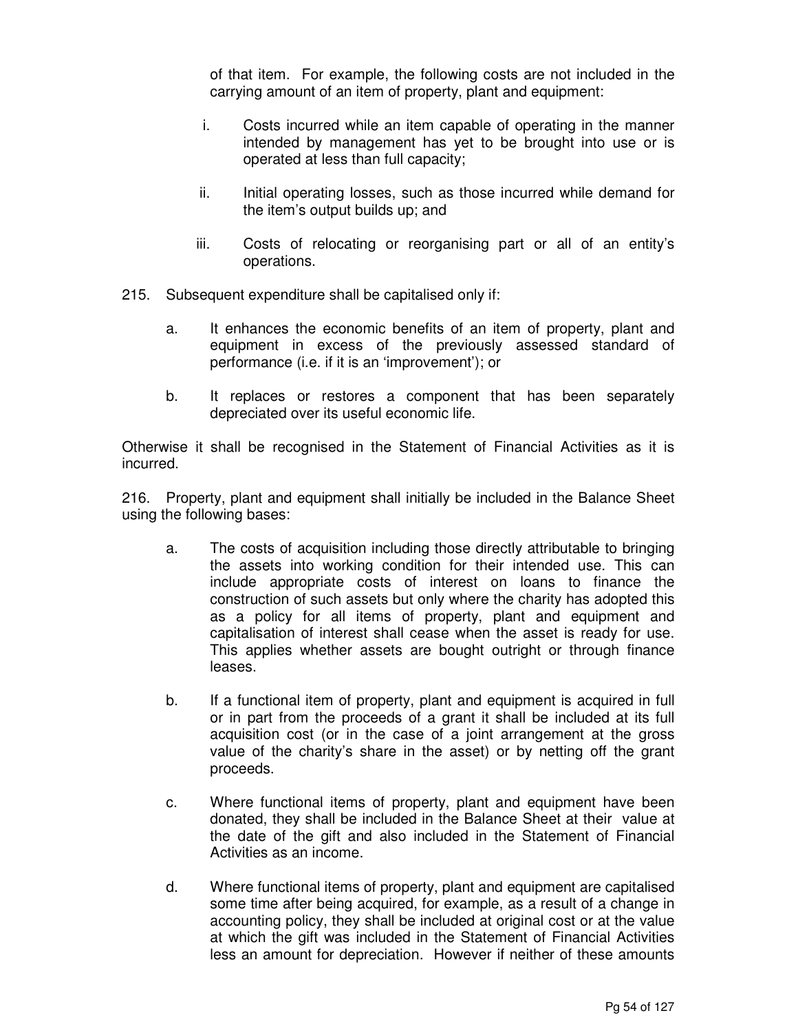of that item. For example, the following costs are not included in the carrying amount of an item of property, plant and equipment:

i. Costs incurred while an item capable of operating in the manner intended by management has yet to be brought into use or is operated at less than full capacity;

ii. Initial operating losses, such as those incurred while demand for the item's output builds up; and

iii. Costs of relocating or reorganising part or all of an entity's operations.

215. Subsequent expenditure shall be capitalised only if:

a. It enhances the economic benefits of an item of property, plant and equipment in excess of the previously assessed standard of performance (i.e. if it is an 'improvement'); or

b. It replaces or restores a component that has been separately depreciated over its useful economic life.

Otherwise it shall be recognised in the Statement of Financial Activities as it is incurred.

216. Property, plant and equipment shall initially be included in the Balance Sheet using the following bases:

a. The costs of acquisition including those directly attributable to bringing the assets into working condition for their intended use. This can include appropriate costs of interest on loans to finance the construction of such assets but only where the charity has adopted this as a policy for all items of property, plant and equipment and capitalisation of interest shall cease when the asset is ready for use. This applies whether assets are bought outright or through finance leases.

b. If a functional item of property, plant and equipment is acquired in full or in part from the proceeds of a grant it shall be included at its full acquisition cost (or in the case of a joint arrangement at the gross value of the charity's share in the asset) or by netting off the grant proceeds.

c. Where functional items of property, plant and equipment have been donated, they shall be included in the Balance Sheet at their value at the date of the gift and also included in the Statement of Financial Activities as an income.

d. Where functional items of property, plant and equipment are capitalised some time after being acquired, for example, as a result of a change in accounting policy, they shall be included at original cost or at the value at which the gift was included in the Statement of Financial Activities less an amount for depreciation. However if neither of these amounts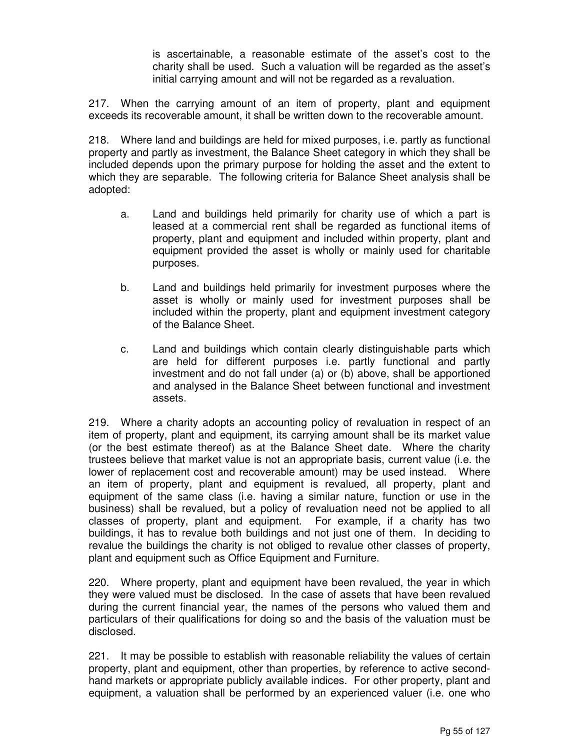is ascertainable, a reasonable estimate of the asset's cost to the charity shall be used. Such a valuation will be regarded as the asset's initial carrying amount and will not be regarded as a revaluation.

217. When the carrying amount of an item of property, plant and equipment exceeds its recoverable amount, it shall be written down to the recoverable amount.

218. Where land and buildings are held for mixed purposes, i.e. partly as functional property and partly as investment, the Balance Sheet category in which they shall be included depends upon the primary purpose for holding the asset and the extent to which they are separable. The following criteria for Balance Sheet analysis shall be adopted:

a. Land and buildings held primarily for charity use of which a part is leased at a commercial rent shall be regarded as functional items of property, plant and equipment and included within property, plant and equipment provided the asset is wholly or mainly used for charitable purposes.

b. Land and buildings held primarily for investment purposes where the asset is wholly or mainly used for investment purposes shall be included within the property, plant and equipment investment category of the Balance Sheet.

c. Land and buildings which contain clearly distinguishable parts which are held for different purposes i.e. partly functional and partly investment and do not fall under (a) or (b) above, shall be apportioned and analysed in the Balance Sheet between functional and investment assets.

219. Where a charity adopts an accounting policy of revaluation in respect of an item of property, plant and equipment, its carrying amount shall be its market value (or the best estimate thereof) as at the Balance Sheet date. Where the charity trustees believe that market value is not an appropriate basis, current value (i.e. the lower of replacement cost and recoverable amount) may be used instead. Where an item of property, plant and equipment is revalued, all property, plant and equipment of the same class (i.e. having a similar nature, function or use in the business) shall be revalued, but a policy of revaluation need not be applied to all classes of property, plant and equipment. For example, if a charity has two buildings, it has to revalue both buildings and not just one of them. In deciding to revalue the buildings the charity is not obliged to revalue other classes of property, plant and equipment such as Office Equipment and Furniture.

220. Where property, plant and equipment have been revalued, the year in which they were valued must be disclosed. In the case of assets that have been revalued during the current financial year, the names of the persons who valued them and particulars of their qualifications for doing so and the basis of the valuation must be disclosed.

221. It may be possible to establish with reasonable reliability the values of certain property, plant and equipment, other than properties, by reference to active second-hand markets or appropriate publicly available indices. For other property, plant and equipment, a valuation shall be performed by an experienced valuer (i.e. one who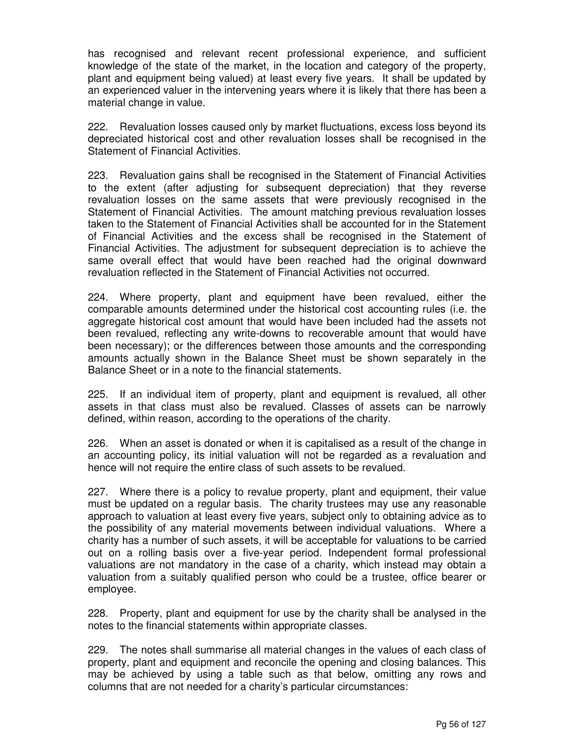has recognised and relevant recent professional experience, and sufficient knowledge of the state of the market, in the location and category of the property, plant and equipment being valued) at least every five years. It shall be updated by an experienced valuer in the intervening years where it is likely that there has been a material change in value.

222. Revaluation losses caused only by market fluctuations, excess loss beyond its depreciated historical cost and other revaluation losses shall be recognised in the Statement of Financial Activities.

223. Revaluation gains shall be recognised in the Statement of Financial Activities to the extent (after adjusting for subsequent depreciation) that they reverse revaluation losses on the same assets that were previously recognised in the Statement of Financial Activities. The amount matching previous revaluation losses taken to the Statement of Financial Activities shall be accounted for in the Statement of Financial Activities and the excess shall be recognised in the Statement of Financial Activities. The adjustment for subsequent depreciation is to achieve the same overall effect that would have been reached had the original downward revaluation reflected in the Statement of Financial Activities not occurred.

224. Where property, plant and equipment have been revalued, either the comparable amounts determined under the historical cost accounting rules (i.e. the aggregate historical cost amount that would have been included had the assets not been revalued, reflecting any write-downs to recoverable amount that would have been necessary); or the differences between those amounts and the corresponding amounts actually shown in the Balance Sheet must be shown separately in the Balance Sheet or in a note to the financial statements.

225. If an individual item of property, plant and equipment is revalued, all other assets in that class must also be revalued. Classes of assets can be narrowly defined, within reason, according to the operations of the charity.

226. When an asset is donated or when it is capitalised as a result of the change in an accounting policy, its initial valuation will not be regarded as a revaluation and hence will not require the entire class of such assets to be revalued.

227. Where there is a policy to revalue property, plant and equipment, their value must be updated on a regular basis. The charity trustees may use any reasonable approach to valuation at least every five years, subject only to obtaining advice as to the possibility of any material movements between individual valuations. Where a charity has a number of such assets, it will be acceptable for valuations to be carried out on a rolling basis over a five-year period. Independent formal professional valuations are not mandatory in the case of a charity, which instead may obtain a valuation from a suitably qualified person who could be a trustee, office bearer or employee.

228. Property, plant and equipment for use by the charity shall be analysed in the notes to the financial statements within appropriate classes.

229. The notes shall summarise all material changes in the values of each class of property, plant and equipment and reconcile the opening and closing balances. This may be achieved by using a table such as that below, omitting any rows and columns that are not needed for a charity's particular circumstances: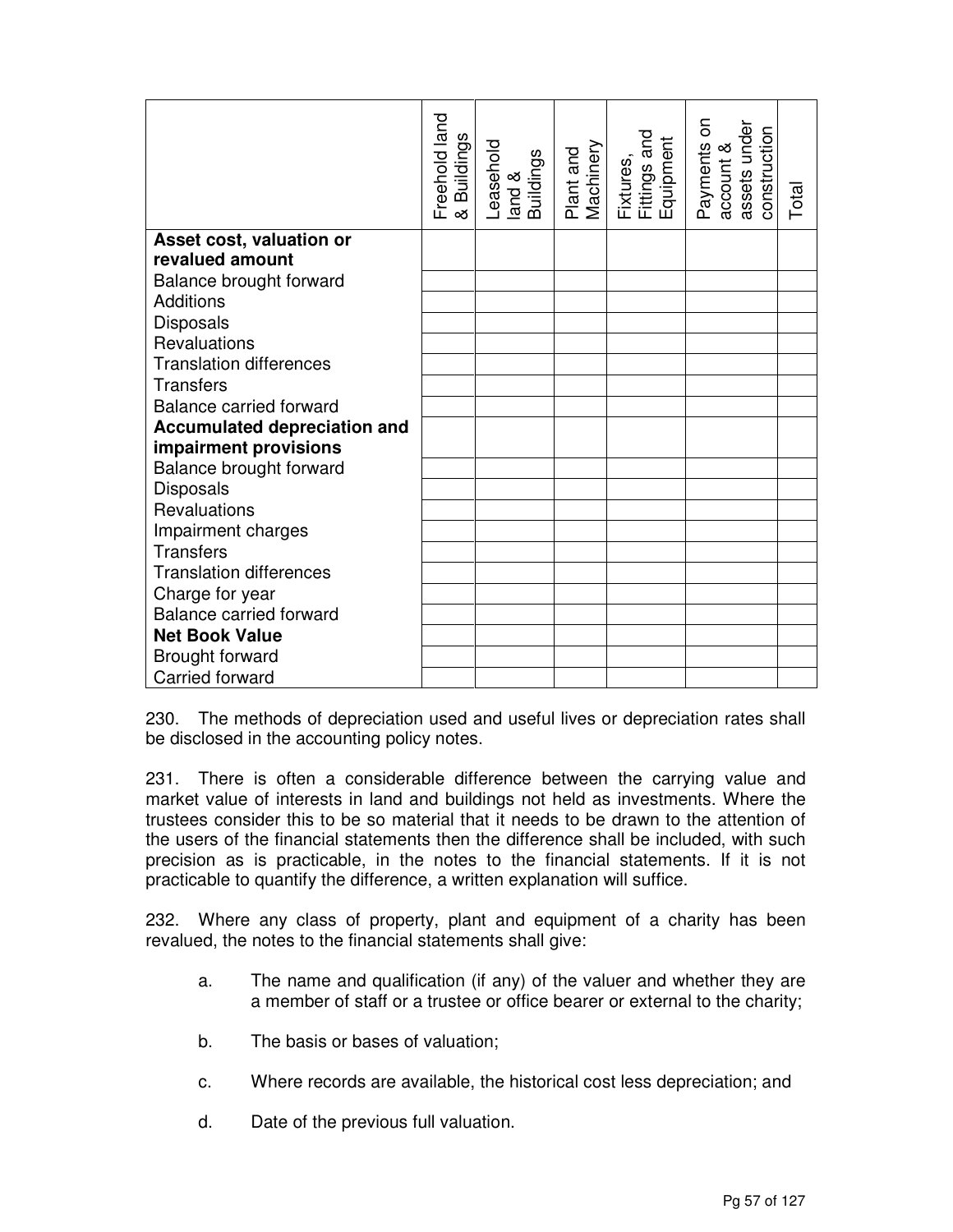| | Freehold land & Buildings | Leasehold land & Buildings | Plant and Machinery | Fixtures, Fittings and Equipment | Payments on account & assets under construction | Total |
|---|---|---|---|---|---|---|
| **Asset cost, valuation or revalued amount** | | | | | | |
| Balance brought forward | | | | | | |
| Additions | | | | | | |
| Disposals | | | | | | |
| Revaluations | | | | | | |
| Translation differences | | | | | | |
| Transfers | | | | | | |
| Balance carried forward | | | | | | |
| **Accumulated depreciation and impairment provisions** | | | | | | |
| Balance brought forward | | | | | | |
| Disposals | | | | | | |
| Revaluations | | | | | | |
| Impairment charges | | | | | | |
| Transfers | | | | | | |
| Translation differences | | | | | | |
| Charge for year | | | | | | |
| Balance carried forward | | | | | | |
| **Net Book Value** | | | | | | |
| Brought forward | | | | | | |
| Carried forward | | | | | | |

230. The methods of depreciation used and useful lives or depreciation rates shall be disclosed in the accounting policy notes.

231. There is often a considerable difference between the carrying value and market value of interests in land and buildings not held as investments. Where the trustees consider this to be so material that it needs to be drawn to the attention of the users of the financial statements then the difference shall be included, with such precision as is practicable, in the notes to the financial statements. If it is not practicable to quantify the difference, a written explanation will suffice.

232. Where any class of property, plant and equipment of a charity has been revalued, the notes to the financial statements shall give:

a. The name and qualification (if any) of the valuer and whether they are a member of staff or a trustee or office bearer or external to the charity;

b. The basis or bases of valuation;

c. Where records are available, the historical cost less depreciation; and

d. Date of the previous full valuation.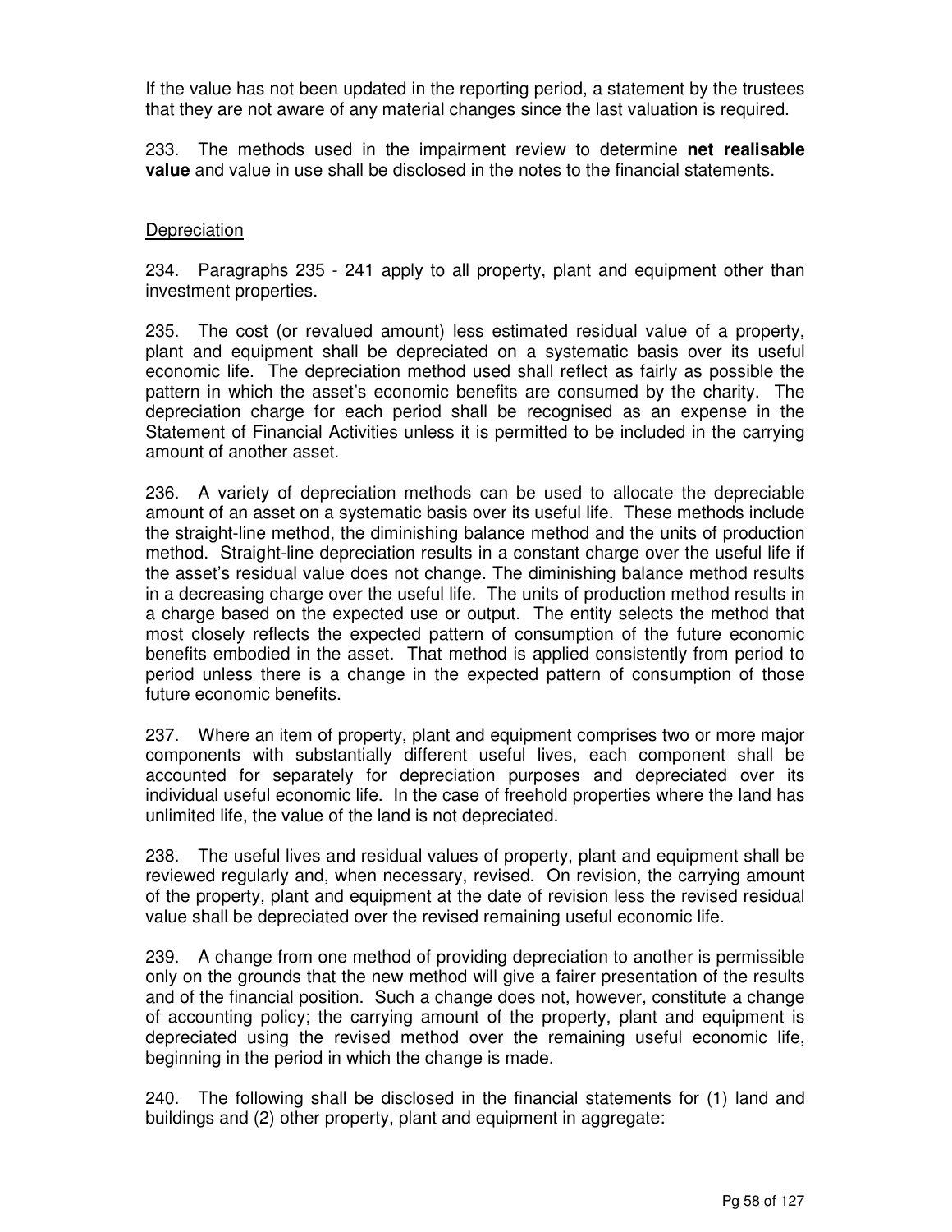If the value has not been updated in the reporting period, a statement by the trustees that they are not aware of any material changes since the last valuation is required.

233. The methods used in the impairment review to determine **net realisable value** and value in use shall be disclosed in the notes to the financial statements.

Depreciation

234. Paragraphs 235 - 241 apply to all property, plant and equipment other than investment properties.

235. The cost (or revalued amount) less estimated residual value of a property, plant and equipment shall be depreciated on a systematic basis over its useful economic life. The depreciation method used shall reflect as fairly as possible the pattern in which the asset's economic benefits are consumed by the charity. The depreciation charge for each period shall be recognised as an expense in the Statement of Financial Activities unless it is permitted to be included in the carrying amount of another asset.

236. A variety of depreciation methods can be used to allocate the depreciable amount of an asset on a systematic basis over its useful life. These methods include the straight-line method, the diminishing balance method and the units of production method. Straight-line depreciation results in a constant charge over the useful life if the asset's residual value does not change. The diminishing balance method results in a decreasing charge over the useful life. The units of production method results in a charge based on the expected use or output. The entity selects the method that most closely reflects the expected pattern of consumption of the future economic benefits embodied in the asset. That method is applied consistently from period to period unless there is a change in the expected pattern of consumption of those future economic benefits.

237. Where an item of property, plant and equipment comprises two or more major components with substantially different useful lives, each component shall be accounted for separately for depreciation purposes and depreciated over its individual useful economic life. In the case of freehold properties where the land has unlimited life, the value of the land is not depreciated.

238. The useful lives and residual values of property, plant and equipment shall be reviewed regularly and, when necessary, revised. On revision, the carrying amount of the property, plant and equipment at the date of revision less the revised residual value shall be depreciated over the revised remaining useful economic life.

239. A change from one method of providing depreciation to another is permissible only on the grounds that the new method will give a fairer presentation of the results and of the financial position. Such a change does not, however, constitute a change of accounting policy; the carrying amount of the property, plant and equipment is depreciated using the revised method over the remaining useful economic life, beginning in the period in which the change is made.

240. The following shall be disclosed in the financial statements for (1) land and buildings and (2) other property, plant and equipment in aggregate: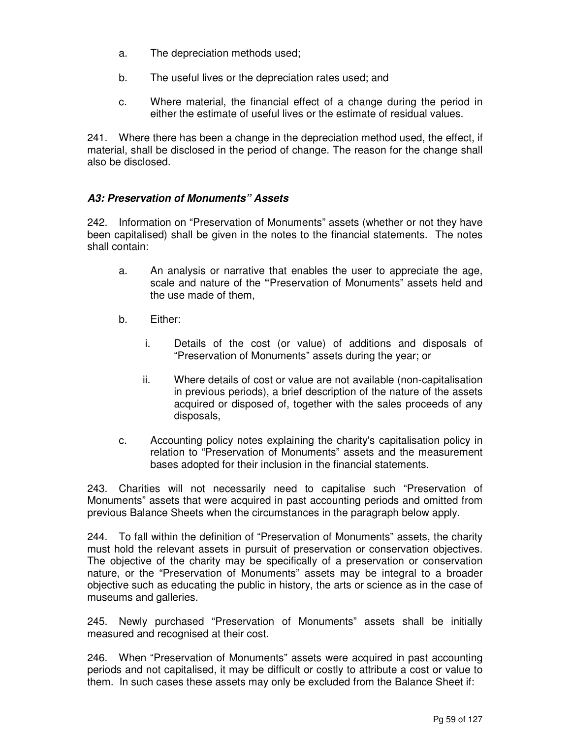a. The depreciation methods used;

b. The useful lives or the depreciation rates used; and

c. Where material, the financial effect of a change during the period in either the estimate of useful lives or the estimate of residual values.

241. Where there has been a change in the depreciation method used, the effect, if material, shall be disclosed in the period of change. The reason for the change shall also be disclosed.

### *A3: Preservation of Monuments" Assets*

242. Information on "Preservation of Monuments" assets (whether or not they have been capitalised) shall be given in the notes to the financial statements. The notes shall contain:

a. An analysis or narrative that enables the user to appreciate the age, scale and nature of the **"**Preservation of Monuments" assets held and the use made of them,

b. Either:

   i. Details of the cost (or value) of additions and disposals of "Preservation of Monuments" assets during the year; or

   ii. Where details of cost or value are not available (non-capitalisation in previous periods), a brief description of the nature of the assets acquired or disposed of, together with the sales proceeds of any disposals,

c. Accounting policy notes explaining the charity's capitalisation policy in relation to "Preservation of Monuments" assets and the measurement bases adopted for their inclusion in the financial statements.

243. Charities will not necessarily need to capitalise such "Preservation of Monuments" assets that were acquired in past accounting periods and omitted from previous Balance Sheets when the circumstances in the paragraph below apply.

244. To fall within the definition of "Preservation of Monuments" assets, the charity must hold the relevant assets in pursuit of preservation or conservation objectives. The objective of the charity may be specifically of a preservation or conservation nature, or the "Preservation of Monuments" assets may be integral to a broader objective such as educating the public in history, the arts or science as in the case of museums and galleries.

245. Newly purchased "Preservation of Monuments" assets shall be initially measured and recognised at their cost.

246. When "Preservation of Monuments" assets were acquired in past accounting periods and not capitalised, it may be difficult or costly to attribute a cost or value to them. In such cases these assets may only be excluded from the Balance Sheet if: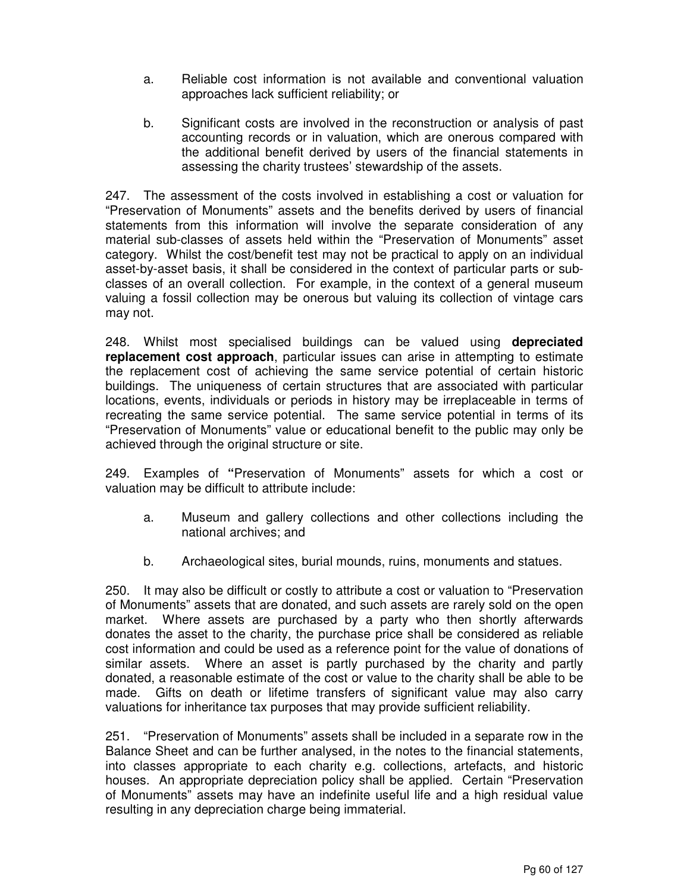a. Reliable cost information is not available and conventional valuation approaches lack sufficient reliability; or

b. Significant costs are involved in the reconstruction or analysis of past accounting records or in valuation, which are onerous compared with the additional benefit derived by users of the financial statements in assessing the charity trustees' stewardship of the assets.

247. The assessment of the costs involved in establishing a cost or valuation for "Preservation of Monuments" assets and the benefits derived by users of financial statements from this information will involve the separate consideration of any material sub-classes of assets held within the "Preservation of Monuments" asset category. Whilst the cost/benefit test may not be practical to apply on an individual asset-by-asset basis, it shall be considered in the context of particular parts or sub-classes of an overall collection. For example, in the context of a general museum valuing a fossil collection may be onerous but valuing its collection of vintage cars may not.

248. Whilst most specialised buildings can be valued using **depreciated replacement cost approach**, particular issues can arise in attempting to estimate the replacement cost of achieving the same service potential of certain historic buildings. The uniqueness of certain structures that are associated with particular locations, events, individuals or periods in history may be irreplaceable in terms of recreating the same service potential. The same service potential in terms of its "Preservation of Monuments" value or educational benefit to the public may only be achieved through the original structure or site.

249. Examples of **"**Preservation of Monuments" assets for which a cost or valuation may be difficult to attribute include:

a. Museum and gallery collections and other collections including the national archives; and

b. Archaeological sites, burial mounds, ruins, monuments and statues.

250. It may also be difficult or costly to attribute a cost or valuation to "Preservation of Monuments" assets that are donated, and such assets are rarely sold on the open market. Where assets are purchased by a party who then shortly afterwards donates the asset to the charity, the purchase price shall be considered as reliable cost information and could be used as a reference point for the value of donations of similar assets. Where an asset is partly purchased by the charity and partly donated, a reasonable estimate of the cost or value to the charity shall be able to be made. Gifts on death or lifetime transfers of significant value may also carry valuations for inheritance tax purposes that may provide sufficient reliability.

251. "Preservation of Monuments" assets shall be included in a separate row in the Balance Sheet and can be further analysed, in the notes to the financial statements, into classes appropriate to each charity e.g. collections, artefacts, and historic houses. An appropriate depreciation policy shall be applied. Certain "Preservation of Monuments" assets may have an indefinite useful life and a high residual value resulting in any depreciation charge being immaterial.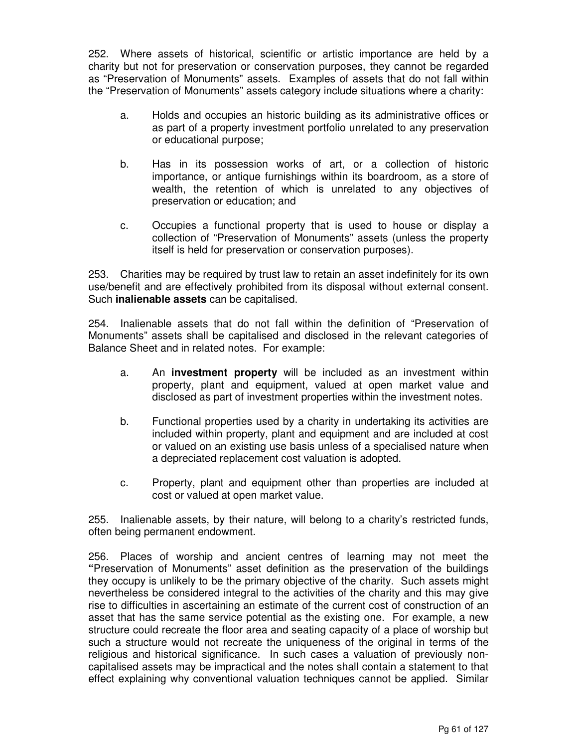252. Where assets of historical, scientific or artistic importance are held by a charity but not for preservation or conservation purposes, they cannot be regarded as "Preservation of Monuments" assets. Examples of assets that do not fall within the "Preservation of Monuments" assets category include situations where a charity:

a. Holds and occupies an historic building as its administrative offices or as part of a property investment portfolio unrelated to any preservation or educational purpose;

b. Has in its possession works of art, or a collection of historic importance, or antique furnishings within its boardroom, as a store of wealth, the retention of which is unrelated to any objectives of preservation or education; and

c. Occupies a functional property that is used to house or display a collection of "Preservation of Monuments" assets (unless the property itself is held for preservation or conservation purposes).

253. Charities may be required by trust law to retain an asset indefinitely for its own use/benefit and are effectively prohibited from its disposal without external consent. Such **inalienable assets** can be capitalised.

254. Inalienable assets that do not fall within the definition of "Preservation of Monuments" assets shall be capitalised and disclosed in the relevant categories of Balance Sheet and in related notes. For example:

a. An **investment property** will be included as an investment within property, plant and equipment, valued at open market value and disclosed as part of investment properties within the investment notes.

b. Functional properties used by a charity in undertaking its activities are included within property, plant and equipment and are included at cost or valued on an existing use basis unless of a specialised nature when a depreciated replacement cost valuation is adopted.

c. Property, plant and equipment other than properties are included at cost or valued at open market value.

255. Inalienable assets, by their nature, will belong to a charity's restricted funds, often being permanent endowment.

256. Places of worship and ancient centres of learning may not meet the "Preservation of Monuments" asset definition as the preservation of the buildings they occupy is unlikely to be the primary objective of the charity. Such assets might nevertheless be considered integral to the activities of the charity and this may give rise to difficulties in ascertaining an estimate of the current cost of construction of an asset that has the same service potential as the existing one. For example, a new structure could recreate the floor area and seating capacity of a place of worship but such a structure would not recreate the uniqueness of the original in terms of the religious and historical significance. In such cases a valuation of previously non-capitalised assets may be impractical and the notes shall contain a statement to that effect explaining why conventional valuation techniques cannot be applied. Similar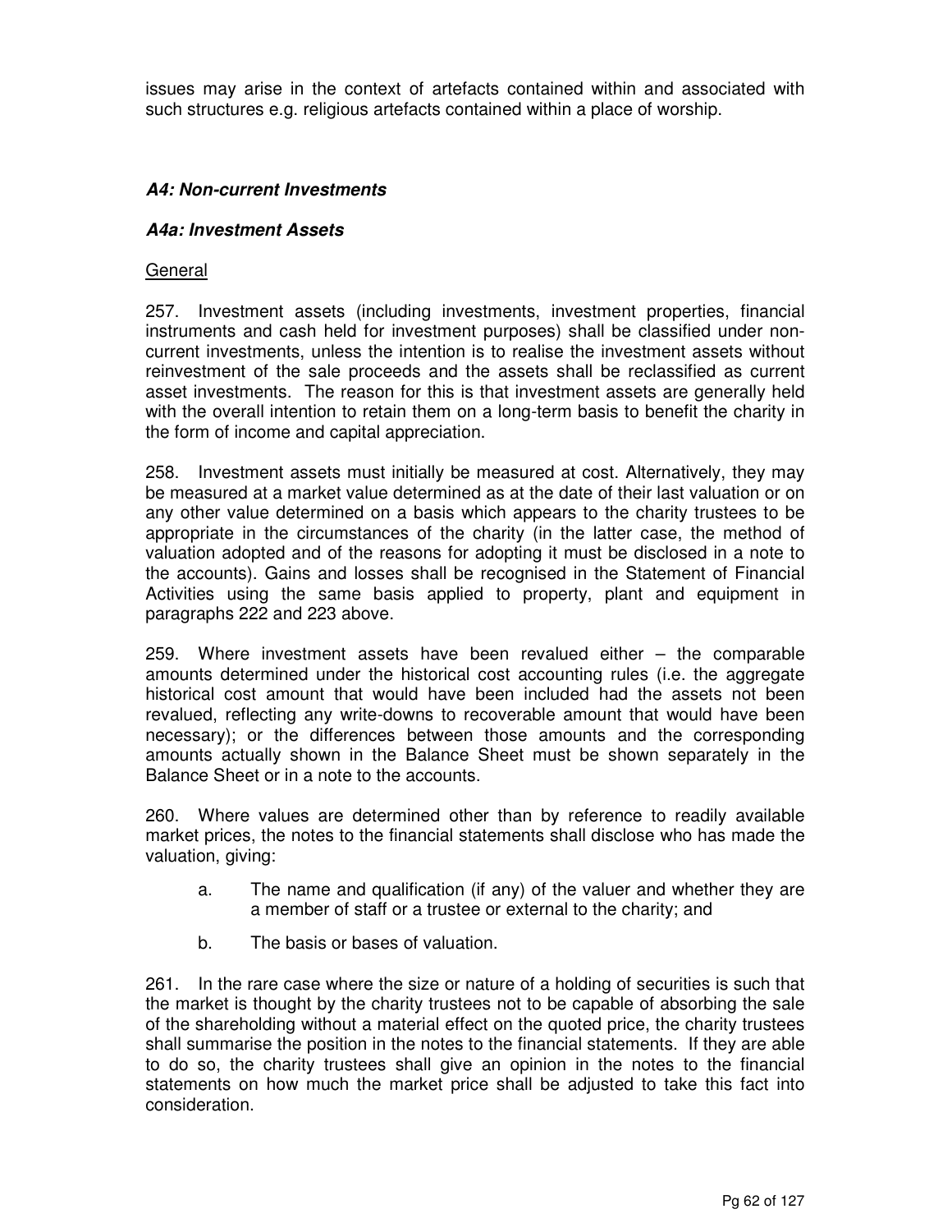issues may arise in the context of artefacts contained within and associated with such structures e.g. religious artefacts contained within a place of worship.

### ***A4: Non-current Investments***

#### ***A4a: Investment Assets***

<u>General</u>

257. Investment assets (including investments, investment properties, financial instruments and cash held for investment purposes) shall be classified under non-current investments, unless the intention is to realise the investment assets without reinvestment of the sale proceeds and the assets shall be reclassified as current asset investments. The reason for this is that investment assets are generally held with the overall intention to retain them on a long-term basis to benefit the charity in the form of income and capital appreciation.

258. Investment assets must initially be measured at cost. Alternatively, they may be measured at a market value determined as at the date of their last valuation or on any other value determined on a basis which appears to the charity trustees to be appropriate in the circumstances of the charity (in the latter case, the method of valuation adopted and of the reasons for adopting it must be disclosed in a note to the accounts). Gains and losses shall be recognised in the Statement of Financial Activities using the same basis applied to property, plant and equipment in paragraphs 222 and 223 above.

259. Where investment assets have been revalued either – the comparable amounts determined under the historical cost accounting rules (i.e. the aggregate historical cost amount that would have been included had the assets not been revalued, reflecting any write-downs to recoverable amount that would have been necessary); or the differences between those amounts and the corresponding amounts actually shown in the Balance Sheet must be shown separately in the Balance Sheet or in a note to the accounts.

260. Where values are determined other than by reference to readily available market prices, the notes to the financial statements shall disclose who has made the valuation, giving:

a. The name and qualification (if any) of the valuer and whether they are a member of staff or a trustee or external to the charity; and

b. The basis or bases of valuation.

261. In the rare case where the size or nature of a holding of securities is such that the market is thought by the charity trustees not to be capable of absorbing the sale of the shareholding without a material effect on the quoted price, the charity trustees shall summarise the position in the notes to the financial statements. If they are able to do so, the charity trustees shall give an opinion in the notes to the financial statements on how much the market price shall be adjusted to take this fact into consideration.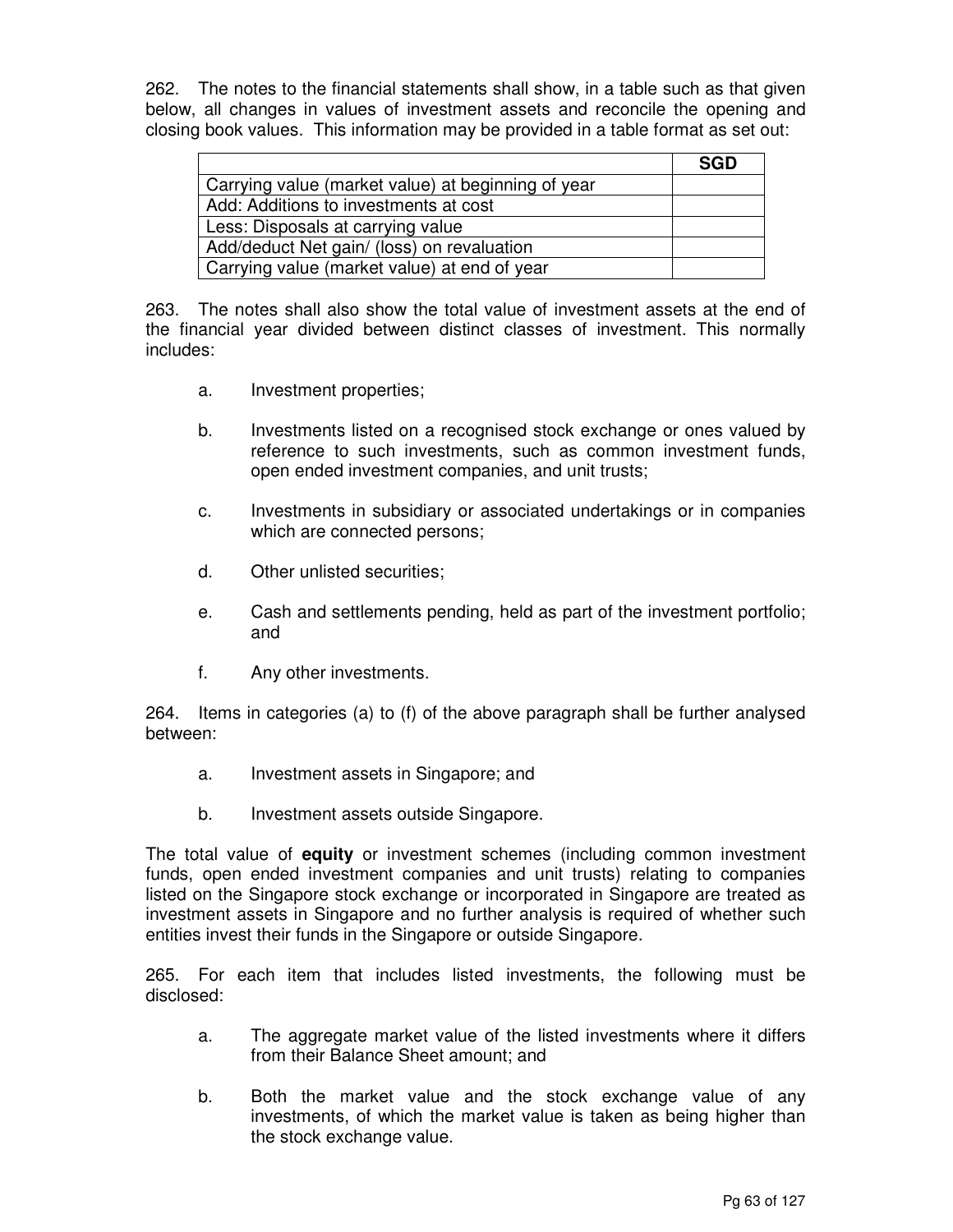262. The notes to the financial statements shall show, in a table such as that given below, all changes in values of investment assets and reconcile the opening and closing book values. This information may be provided in a table format as set out:

| | SGD |
|---|---|
| Carrying value (market value) at beginning of year | |
| Add: Additions to investments at cost | |
| Less: Disposals at carrying value | |
| Add/deduct Net gain/ (loss) on revaluation | |
| Carrying value (market value) at end of year | |

263. The notes shall also show the total value of investment assets at the end of the financial year divided between distinct classes of investment. This normally includes:

a. Investment properties;

b. Investments listed on a recognised stock exchange or ones valued by reference to such investments, such as common investment funds, open ended investment companies, and unit trusts;

c. Investments in subsidiary or associated undertakings or in companies which are connected persons;

d. Other unlisted securities;

e. Cash and settlements pending, held as part of the investment portfolio; and

f. Any other investments.

264. Items in categories (a) to (f) of the above paragraph shall be further analysed between:

a. Investment assets in Singapore; and

b. Investment assets outside Singapore.

The total value of **equity** or investment schemes (including common investment funds, open ended investment companies and unit trusts) relating to companies listed on the Singapore stock exchange or incorporated in Singapore are treated as investment assets in Singapore and no further analysis is required of whether such entities invest their funds in the Singapore or outside Singapore.

265. For each item that includes listed investments, the following must be disclosed:

a. The aggregate market value of the listed investments where it differs from their Balance Sheet amount; and

b. Both the market value and the stock exchange value of any investments, of which the market value is taken as being higher than the stock exchange value.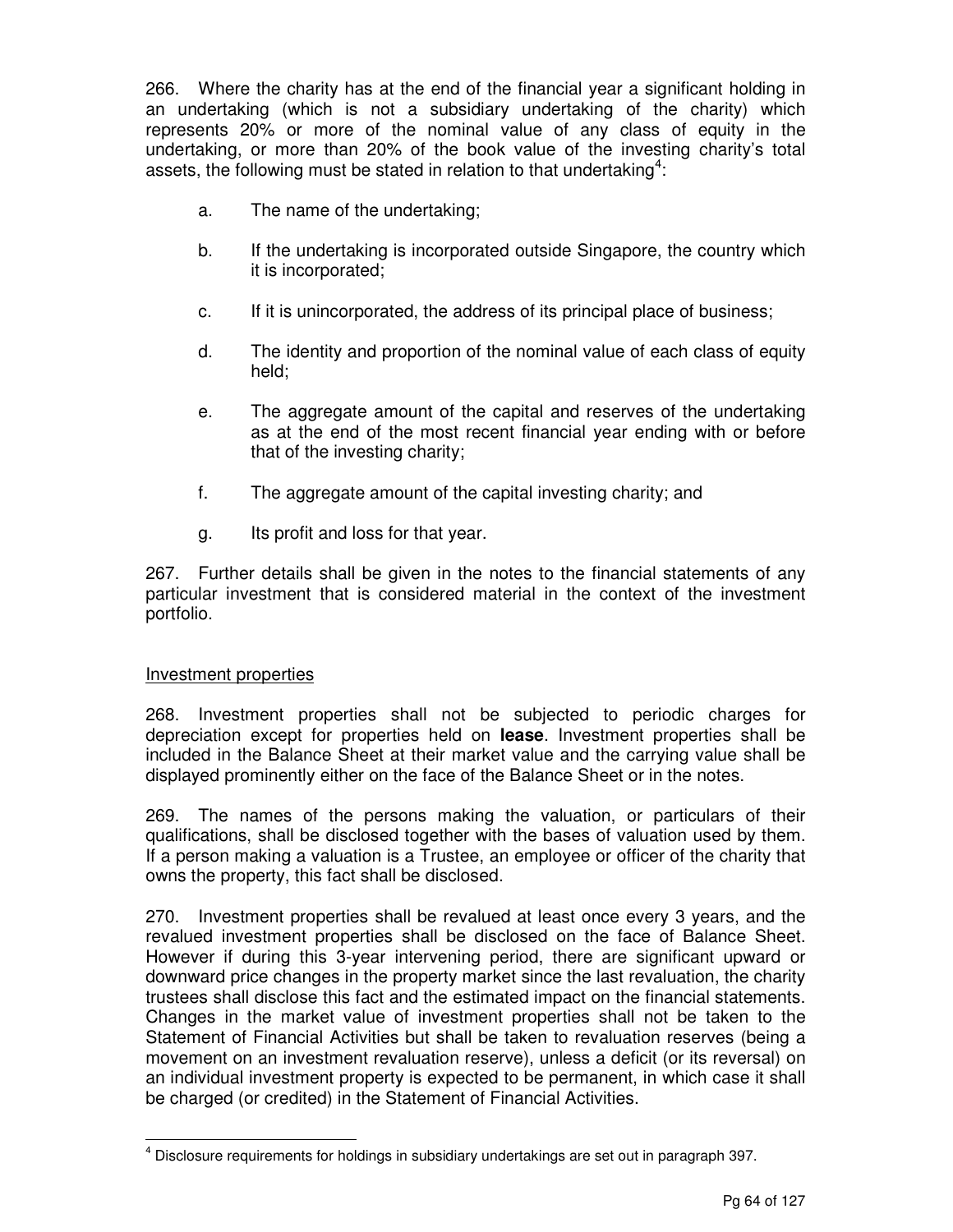266. Where the charity has at the end of the financial year a significant holding in an undertaking (which is not a subsidiary undertaking of the charity) which represents 20% or more of the nominal value of any class of equity in the undertaking, or more than 20% of the book value of the investing charity's total assets, the following must be stated in relation to that undertaking[4]:

a. The name of the undertaking;

b. If the undertaking is incorporated outside Singapore, the country which it is incorporated;

c. If it is unincorporated, the address of its principal place of business;

d. The identity and proportion of the nominal value of each class of equity held;

e. The aggregate amount of the capital and reserves of the undertaking as at the end of the most recent financial year ending with or before that of the investing charity;

f. The aggregate amount of the capital investing charity; and

g. Its profit and loss for that year.

267. Further details shall be given in the notes to the financial statements of any particular investment that is considered material in the context of the investment portfolio.

Investment properties

268. Investment properties shall not be subjected to periodic charges for depreciation except for properties held on **lease**. Investment properties shall be included in the Balance Sheet at their market value and the carrying value shall be displayed prominently either on the face of the Balance Sheet or in the notes.

269. The names of the persons making the valuation, or particulars of their qualifications, shall be disclosed together with the bases of valuation used by them. If a person making a valuation is a Trustee, an employee or officer of the charity that owns the property, this fact shall be disclosed.

270. Investment properties shall be revalued at least once every 3 years, and the revalued investment properties shall be disclosed on the face of Balance Sheet. However if during this 3-year intervening period, there are significant upward or downward price changes in the property market since the last revaluation, the charity trustees shall disclose this fact and the estimated impact on the financial statements. Changes in the market value of investment properties shall not be taken to the Statement of Financial Activities but shall be taken to revaluation reserves (being a movement on an investment revaluation reserve), unless a deficit (or its reversal) on an individual investment property is expected to be permanent, in which case it shall be charged (or credited) in the Statement of Financial Activities.

[4] Disclosure requirements for holdings in subsidiary undertakings are set out in paragraph 397.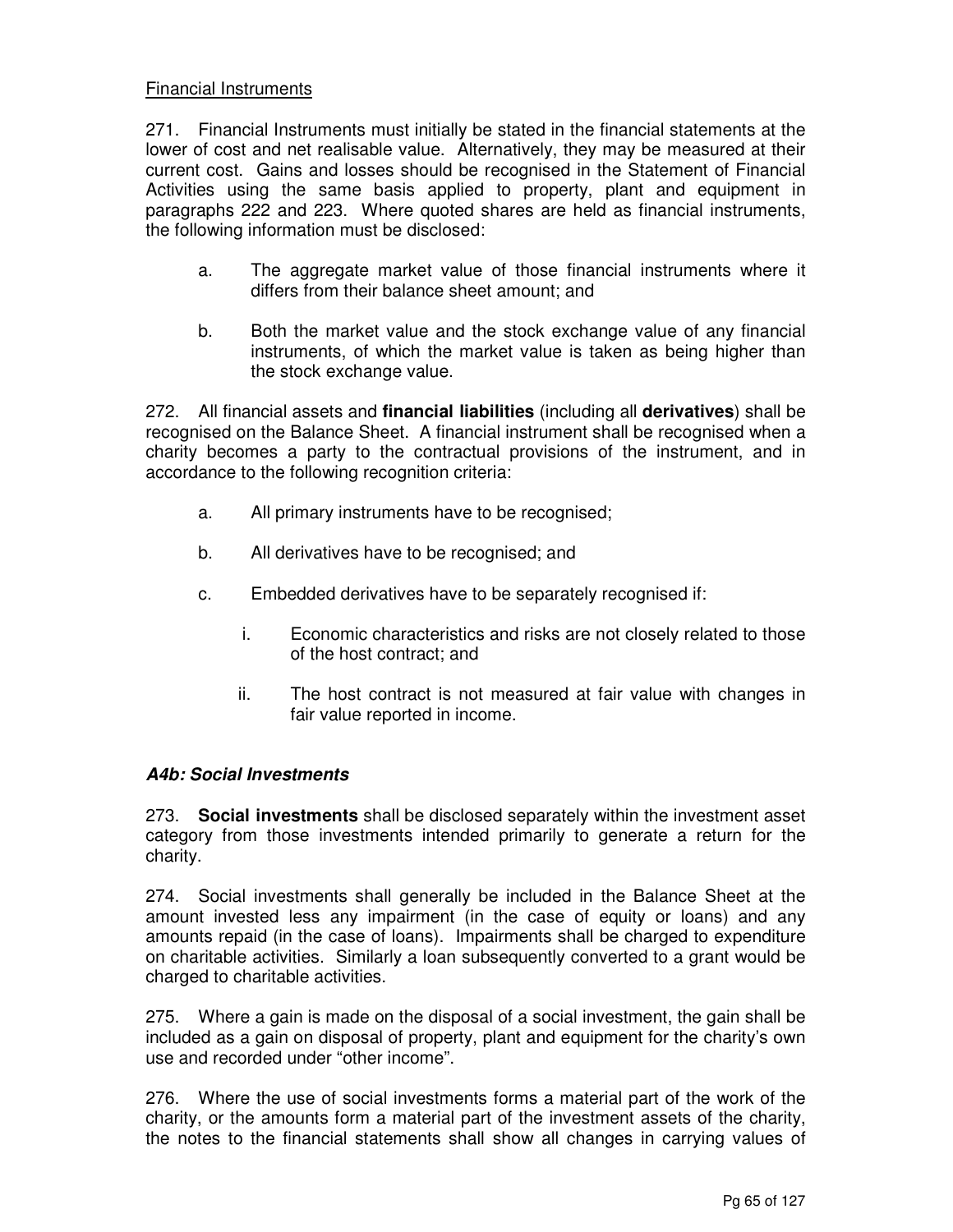Financial Instruments

271. Financial Instruments must initially be stated in the financial statements at the lower of cost and net realisable value. Alternatively, they may be measured at their current cost. Gains and losses should be recognised in the Statement of Financial Activities using the same basis applied to property, plant and equipment in paragraphs 222 and 223. Where quoted shares are held as financial instruments, the following information must be disclosed:

a. The aggregate market value of those financial instruments where it differs from their balance sheet amount; and

b. Both the market value and the stock exchange value of any financial instruments, of which the market value is taken as being higher than the stock exchange value.

272. All financial assets and **financial liabilities** (including all **derivatives**) shall be recognised on the Balance Sheet. A financial instrument shall be recognised when a charity becomes a party to the contractual provisions of the instrument, and in accordance to the following recognition criteria:

a. All primary instruments have to be recognised;

b. All derivatives have to be recognised; and

c. Embedded derivatives have to be separately recognised if:

   i. Economic characteristics and risks are not closely related to those of the host contract; and

   ii. The host contract is not measured at fair value with changes in fair value reported in income.

### *A4b: Social Investments*

273. **Social investments** shall be disclosed separately within the investment asset category from those investments intended primarily to generate a return for the charity.

274. Social investments shall generally be included in the Balance Sheet at the amount invested less any impairment (in the case of equity or loans) and any amounts repaid (in the case of loans). Impairments shall be charged to expenditure on charitable activities. Similarly a loan subsequently converted to a grant would be charged to charitable activities.

275. Where a gain is made on the disposal of a social investment, the gain shall be included as a gain on disposal of property, plant and equipment for the charity's own use and recorded under "other income".

276. Where the use of social investments forms a material part of the work of the charity, or the amounts form a material part of the investment assets of the charity, the notes to the financial statements shall show all changes in carrying values of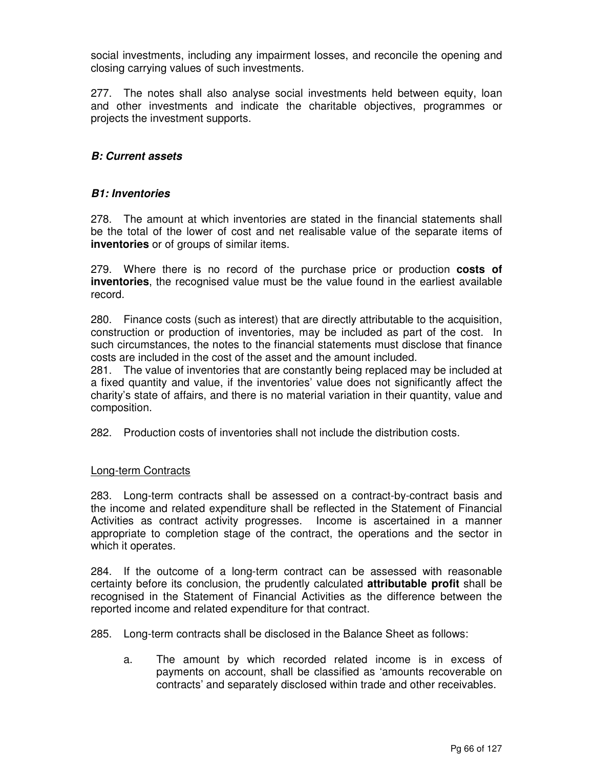social investments, including any impairment losses, and reconcile the opening and closing carrying values of such investments.

277. The notes shall also analyse social investments held between equity, loan and other investments and indicate the charitable objectives, programmes or projects the investment supports.

### ***B: Current assets***

#### ***B1: Inventories***

278. The amount at which inventories are stated in the financial statements shall be the total of the lower of cost and net realisable value of the separate items of **inventories** or of groups of similar items.

279. Where there is no record of the purchase price or production **costs of inventories**, the recognised value must be the value found in the earliest available record.

280. Finance costs (such as interest) that are directly attributable to the acquisition, construction or production of inventories, may be included as part of the cost. In such circumstances, the notes to the financial statements must disclose that finance costs are included in the cost of the asset and the amount included.

281. The value of inventories that are constantly being replaced may be included at a fixed quantity and value, if the inventories' value does not significantly affect the charity's state of affairs, and there is no material variation in their quantity, value and composition.

282. Production costs of inventories shall not include the distribution costs.

<u>Long-term Contracts</u>

283. Long-term contracts shall be assessed on a contract-by-contract basis and the income and related expenditure shall be reflected in the Statement of Financial Activities as contract activity progresses. Income is ascertained in a manner appropriate to completion stage of the contract, the operations and the sector in which it operates.

284. If the outcome of a long-term contract can be assessed with reasonable certainty before its conclusion, the prudently calculated **attributable profit** shall be recognised in the Statement of Financial Activities as the difference between the reported income and related expenditure for that contract.

285. Long-term contracts shall be disclosed in the Balance Sheet as follows:

a. The amount by which recorded related income is in excess of payments on account, shall be classified as 'amounts recoverable on contracts' and separately disclosed within trade and other receivables.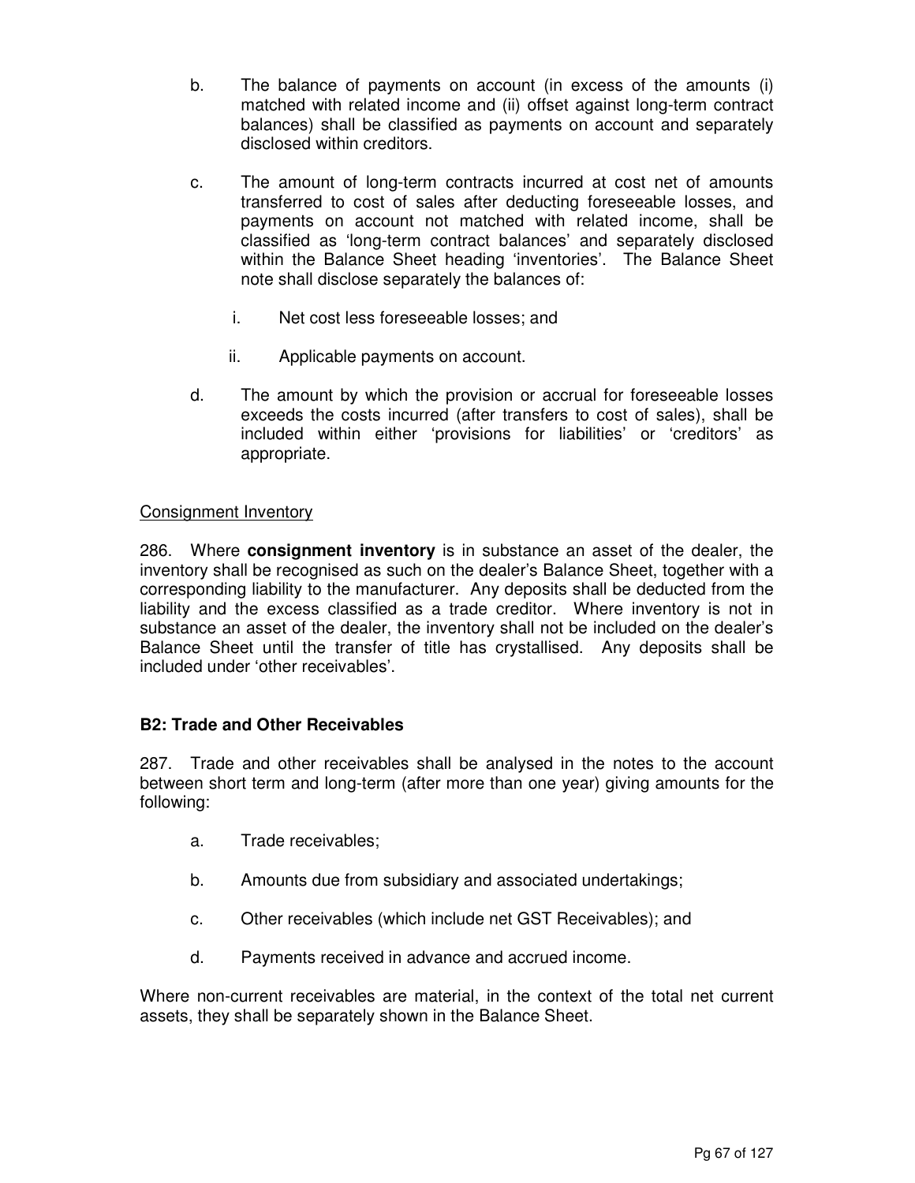b. The balance of payments on account (in excess of the amounts (i) matched with related income and (ii) offset against long-term contract balances) shall be classified as payments on account and separately disclosed within creditors.

c. The amount of long-term contracts incurred at cost net of amounts transferred to cost of sales after deducting foreseeable losses, and payments on account not matched with related income, shall be classified as 'long-term contract balances' and separately disclosed within the Balance Sheet heading 'inventories'. The Balance Sheet note shall disclose separately the balances of:

   i. Net cost less foreseeable losses; and

   ii. Applicable payments on account.

d. The amount by which the provision or accrual for foreseeable losses exceeds the costs incurred (after transfers to cost of sales), shall be included within either 'provisions for liabilities' or 'creditors' as appropriate.

<u>Consignment Inventory</u>

286. Where **consignment inventory** is in substance an asset of the dealer, the inventory shall be recognised as such on the dealer's Balance Sheet, together with a corresponding liability to the manufacturer. Any deposits shall be deducted from the liability and the excess classified as a trade creditor. Where inventory is not in substance an asset of the dealer, the inventory shall not be included on the dealer's Balance Sheet until the transfer of title has crystallised. Any deposits shall be included under 'other receivables'.

### B2: Trade and Other Receivables

287. Trade and other receivables shall be analysed in the notes to the account between short term and long-term (after more than one year) giving amounts for the following:

a. Trade receivables;

b. Amounts due from subsidiary and associated undertakings;

c. Other receivables (which include net GST Receivables); and

d. Payments received in advance and accrued income.

Where non-current receivables are material, in the context of the total net current assets, they shall be separately shown in the Balance Sheet.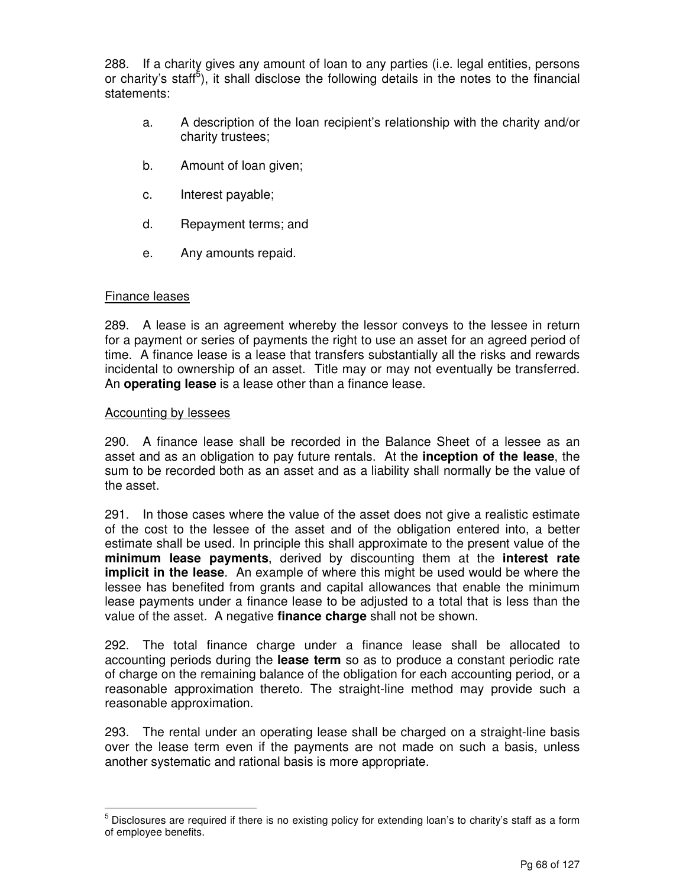288. If a charity gives any amount of loan to any parties (i.e. legal entities, persons or charity's staff[5]), it shall disclose the following details in the notes to the financial statements:

a. A description of the loan recipient's relationship with the charity and/or charity trustees;

b. Amount of loan given;

c. Interest payable;

d. Repayment terms; and

e. Any amounts repaid.

Finance leases

289. A lease is an agreement whereby the lessor conveys to the lessee in return for a payment or series of payments the right to use an asset for an agreed period of time. A finance lease is a lease that transfers substantially all the risks and rewards incidental to ownership of an asset. Title may or may not eventually be transferred. An **operating lease** is a lease other than a finance lease.

Accounting by lessees

290. A finance lease shall be recorded in the Balance Sheet of a lessee as an asset and as an obligation to pay future rentals. At the **inception of the lease**, the sum to be recorded both as an asset and as a liability shall normally be the value of the asset.

291. In those cases where the value of the asset does not give a realistic estimate of the cost to the lessee of the asset and of the obligation entered into, a better estimate shall be used. In principle this shall approximate to the present value of the **minimum lease payments**, derived by discounting them at the **interest rate implicit in the lease**. An example of where this might be used would be where the lessee has benefited from grants and capital allowances that enable the minimum lease payments under a finance lease to be adjusted to a total that is less than the value of the asset. A negative **finance charge** shall not be shown.

292. The total finance charge under a finance lease shall be allocated to accounting periods during the **lease term** so as to produce a constant periodic rate of charge on the remaining balance of the obligation for each accounting period, or a reasonable approximation thereto. The straight-line method may provide such a reasonable approximation.

293. The rental under an operating lease shall be charged on a straight-line basis over the lease term even if the payments are not made on such a basis, unless another systematic and rational basis is more appropriate.

[5] Disclosures are required if there is no existing policy for extending loan's to charity's staff as a form of employee benefits.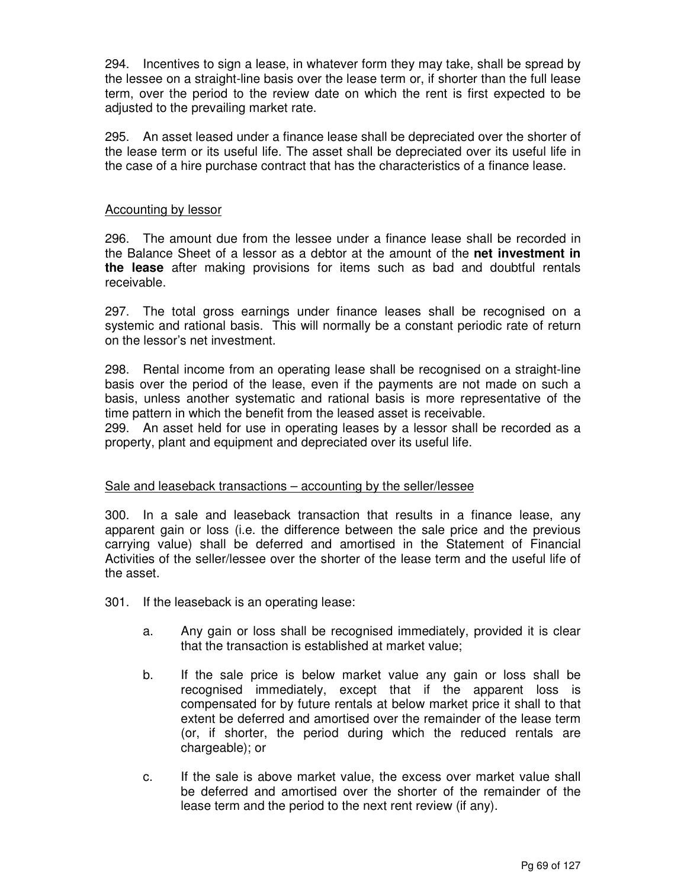294. Incentives to sign a lease, in whatever form they may take, shall be spread by the lessee on a straight-line basis over the lease term or, if shorter than the full lease term, over the period to the review date on which the rent is first expected to be adjusted to the prevailing market rate.

295. An asset leased under a finance lease shall be depreciated over the shorter of the lease term or its useful life. The asset shall be depreciated over its useful life in the case of a hire purchase contract that has the characteristics of a finance lease.

Accounting by lessor

296. The amount due from the lessee under a finance lease shall be recorded in the Balance Sheet of a lessor as a debtor at the amount of the **net investment in the lease** after making provisions for items such as bad and doubtful rentals receivable.

297. The total gross earnings under finance leases shall be recognised on a systemic and rational basis. This will normally be a constant periodic rate of return on the lessor's net investment.

298. Rental income from an operating lease shall be recognised on a straight-line basis over the period of the lease, even if the payments are not made on such a basis, unless another systematic and rational basis is more representative of the time pattern in which the benefit from the leased asset is receivable.

299. An asset held for use in operating leases by a lessor shall be recorded as a property, plant and equipment and depreciated over its useful life.

Sale and leaseback transactions – accounting by the seller/lessee

300. In a sale and leaseback transaction that results in a finance lease, any apparent gain or loss (i.e. the difference between the sale price and the previous carrying value) shall be deferred and amortised in the Statement of Financial Activities of the seller/lessee over the shorter of the lease term and the useful life of the asset.

301. If the leaseback is an operating lease:

a. Any gain or loss shall be recognised immediately, provided it is clear that the transaction is established at market value;

b. If the sale price is below market value any gain or loss shall be recognised immediately, except that if the apparent loss is compensated for by future rentals at below market price it shall to that extent be deferred and amortised over the remainder of the lease term (or, if shorter, the period during which the reduced rentals are chargeable); or

c. If the sale is above market value, the excess over market value shall be deferred and amortised over the shorter of the remainder of the lease term and the period to the next rent review (if any).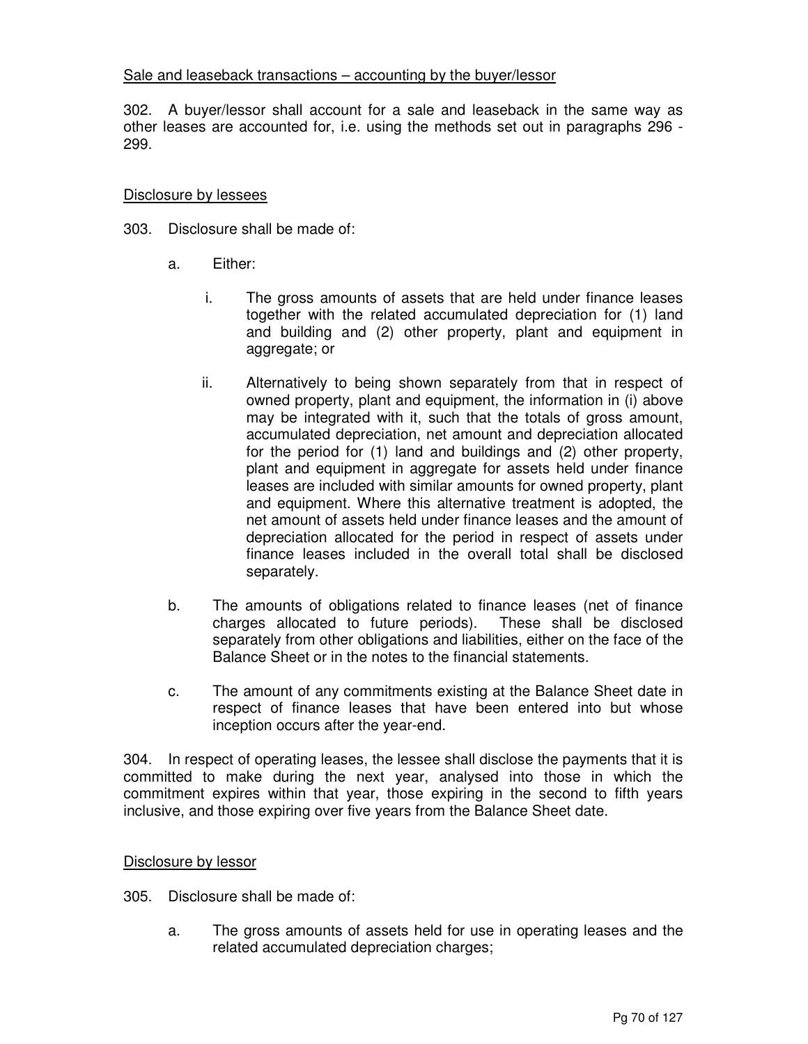Sale and leaseback transactions – accounting by the buyer/lessor

302. A buyer/lessor shall account for a sale and leaseback in the same way as other leases are accounted for, i.e. using the methods set out in paragraphs 296 - 299.

Disclosure by lessees

303. Disclosure shall be made of:

a. Either:

i. The gross amounts of assets that are held under finance leases together with the related accumulated depreciation for (1) land and building and (2) other property, plant and equipment in aggregate; or

ii. Alternatively to being shown separately from that in respect of owned property, plant and equipment, the information in (i) above may be integrated with it, such that the totals of gross amount, accumulated depreciation, net amount and depreciation allocated for the period for (1) land and buildings and (2) other property, plant and equipment in aggregate for assets held under finance leases are included with similar amounts for owned property, plant and equipment. Where this alternative treatment is adopted, the net amount of assets held under finance leases and the amount of depreciation allocated for the period in respect of assets under finance leases included in the overall total shall be disclosed separately.

b. The amounts of obligations related to finance leases (net of finance charges allocated to future periods). These shall be disclosed separately from other obligations and liabilities, either on the face of the Balance Sheet or in the notes to the financial statements.

c. The amount of any commitments existing at the Balance Sheet date in respect of finance leases that have been entered into but whose inception occurs after the year-end.

304. In respect of operating leases, the lessee shall disclose the payments that it is committed to make during the next year, analysed into those in which the commitment expires within that year, those expiring in the second to fifth years inclusive, and those expiring over five years from the Balance Sheet date.

Disclosure by lessor

305. Disclosure shall be made of:

a. The gross amounts of assets held for use in operating leases and the related accumulated depreciation charges;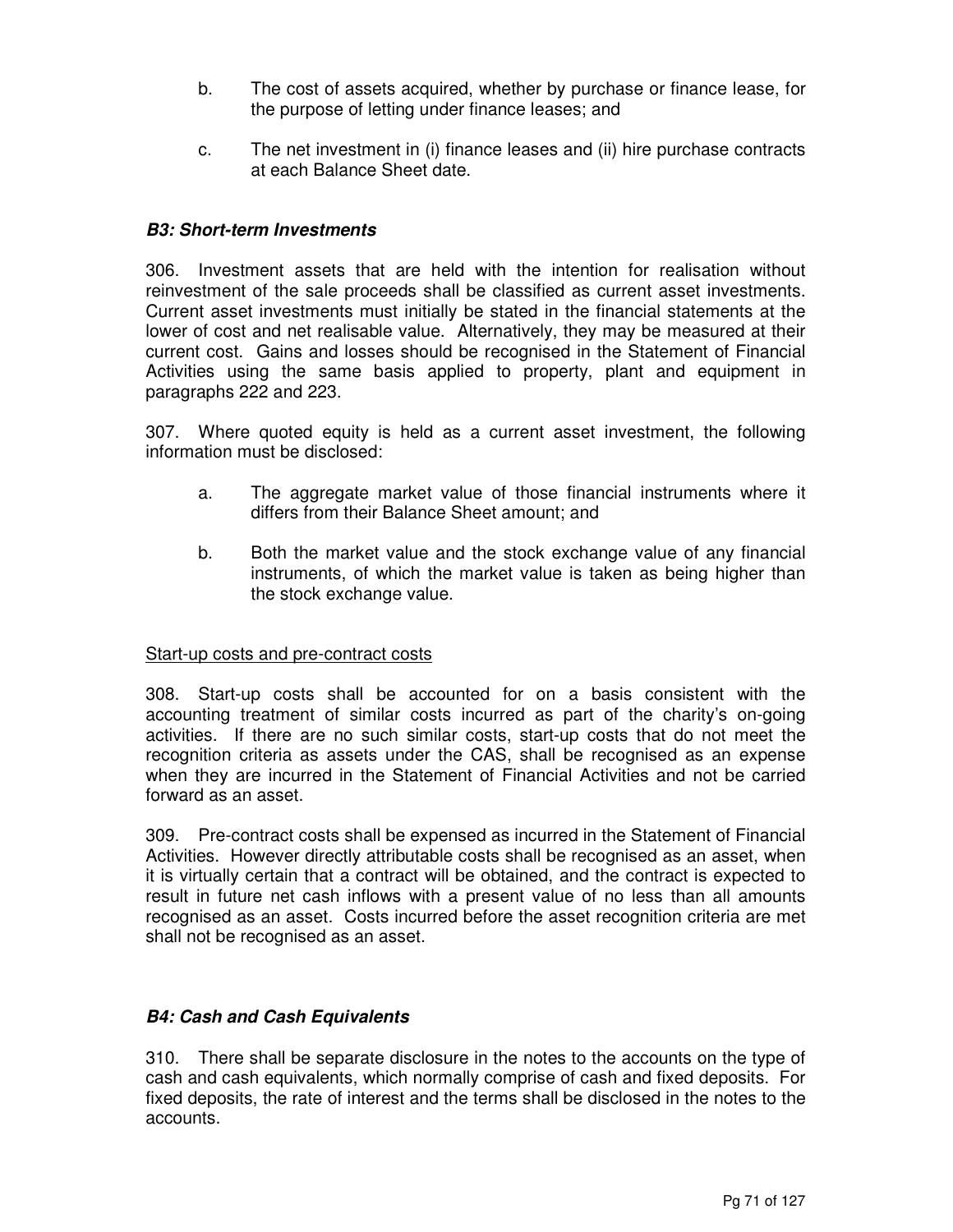b. The cost of assets acquired, whether by purchase or finance lease, for the purpose of letting under finance leases; and

c. The net investment in (i) finance leases and (ii) hire purchase contracts at each Balance Sheet date.

### ***B3: Short-term Investments***

306. Investment assets that are held with the intention for realisation without reinvestment of the sale proceeds shall be classified as current asset investments. Current asset investments must initially be stated in the financial statements at the lower of cost and net realisable value. Alternatively, they may be measured at their current cost. Gains and losses should be recognised in the Statement of Financial Activities using the same basis applied to property, plant and equipment in paragraphs 222 and 223.

307. Where quoted equity is held as a current asset investment, the following information must be disclosed:

a. The aggregate market value of those financial instruments where it differs from their Balance Sheet amount; and

b. Both the market value and the stock exchange value of any financial instruments, of which the market value is taken as being higher than the stock exchange value.

<u>Start-up costs and pre-contract costs</u>

308. Start-up costs shall be accounted for on a basis consistent with the accounting treatment of similar costs incurred as part of the charity's on-going activities. If there are no such similar costs, start-up costs that do not meet the recognition criteria as assets under the CAS, shall be recognised as an expense when they are incurred in the Statement of Financial Activities and not be carried forward as an asset.

309. Pre-contract costs shall be expensed as incurred in the Statement of Financial Activities. However directly attributable costs shall be recognised as an asset, when it is virtually certain that a contract will be obtained, and the contract is expected to result in future net cash inflows with a present value of no less than all amounts recognised as an asset. Costs incurred before the asset recognition criteria are met shall not be recognised as an asset.

### ***B4: Cash and Cash Equivalents***

310. There shall be separate disclosure in the notes to the accounts on the type of cash and cash equivalents, which normally comprise of cash and fixed deposits. For fixed deposits, the rate of interest and the terms shall be disclosed in the notes to the accounts.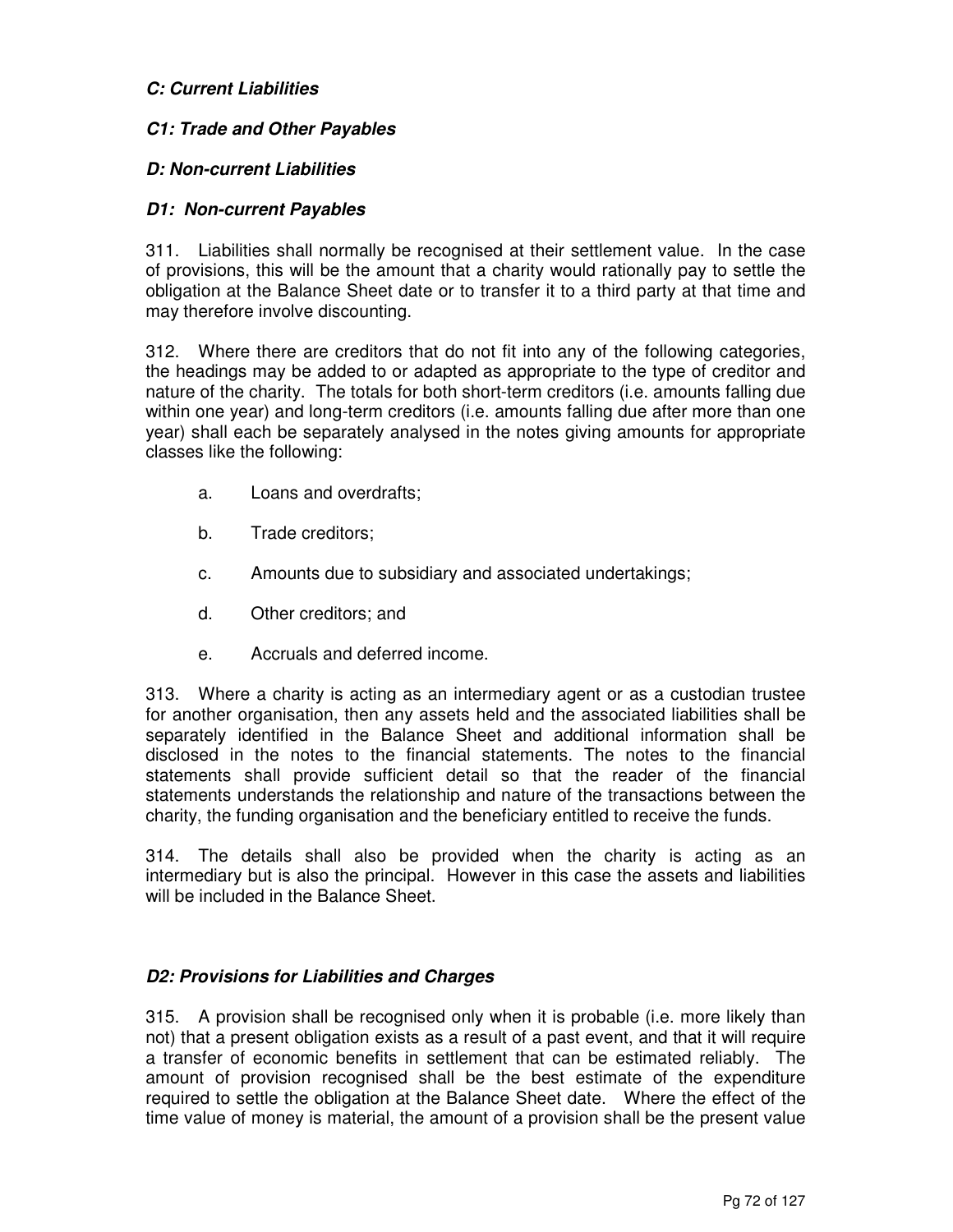### *C: Current Liabilities*

### *C1: Trade and Other Payables*

### *D: Non-current Liabilities*

### *D1: Non-current Payables*

311. Liabilities shall normally be recognised at their settlement value. In the case of provisions, this will be the amount that a charity would rationally pay to settle the obligation at the Balance Sheet date or to transfer it to a third party at that time and may therefore involve discounting.

312. Where there are creditors that do not fit into any of the following categories, the headings may be added to or adapted as appropriate to the type of creditor and nature of the charity. The totals for both short-term creditors (i.e. amounts falling due within one year) and long-term creditors (i.e. amounts falling due after more than one year) shall each be separately analysed in the notes giving amounts for appropriate classes like the following:

- a. Loans and overdrafts;
- b. Trade creditors;
- c. Amounts due to subsidiary and associated undertakings;
- d. Other creditors; and
- e. Accruals and deferred income.

313. Where a charity is acting as an intermediary agent or as a custodian trustee for another organisation, then any assets held and the associated liabilities shall be separately identified in the Balance Sheet and additional information shall be disclosed in the notes to the financial statements. The notes to the financial statements shall provide sufficient detail so that the reader of the financial statements understands the relationship and nature of the transactions between the charity, the funding organisation and the beneficiary entitled to receive the funds.

314. The details shall also be provided when the charity is acting as an intermediary but is also the principal. However in this case the assets and liabilities will be included in the Balance Sheet.

### *D2: Provisions for Liabilities and Charges*

315. A provision shall be recognised only when it is probable (i.e. more likely than not) that a present obligation exists as a result of a past event, and that it will require a transfer of economic benefits in settlement that can be estimated reliably. The amount of provision recognised shall be the best estimate of the expenditure required to settle the obligation at the Balance Sheet date. Where the effect of the time value of money is material, the amount of a provision shall be the present value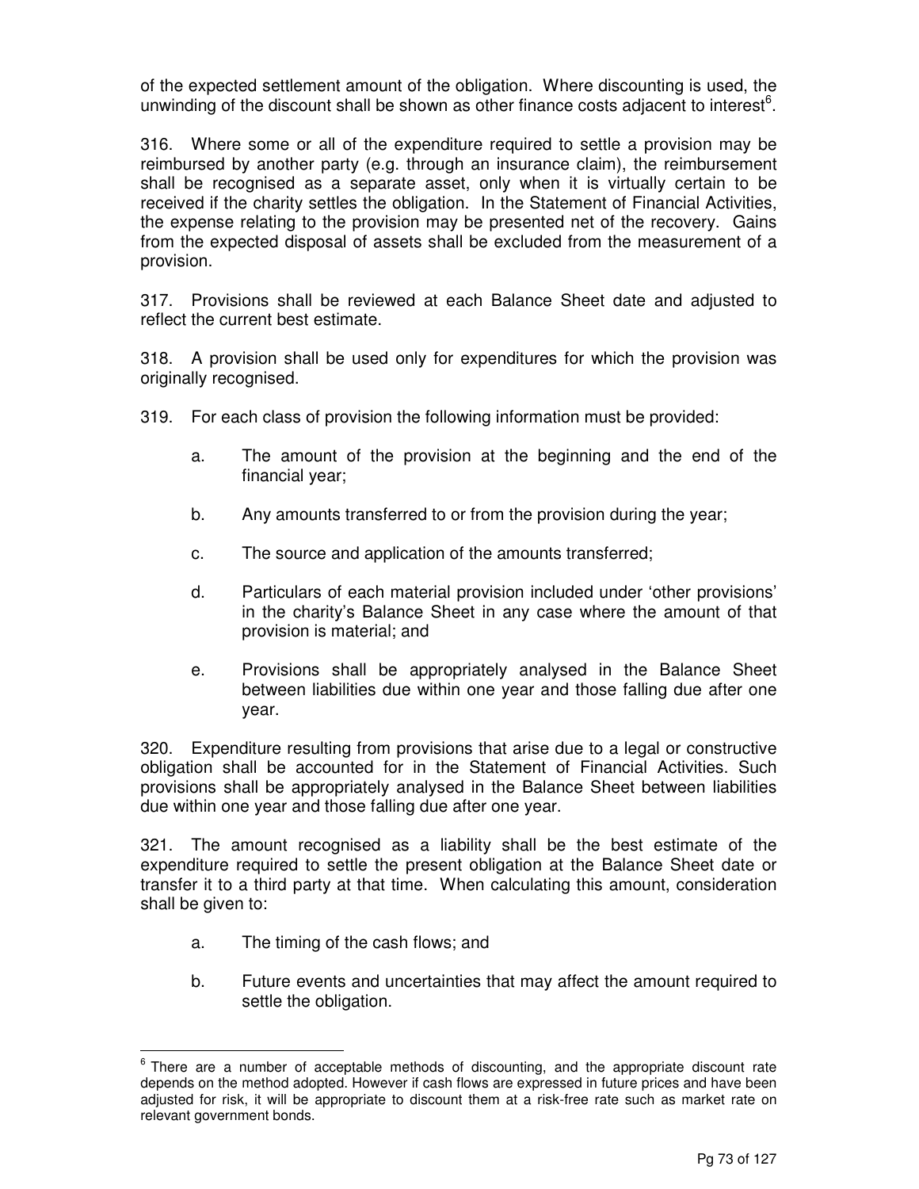of the expected settlement amount of the obligation. Where discounting is used, the unwinding of the discount shall be shown as other finance costs adjacent to interest[6].

316. Where some or all of the expenditure required to settle a provision may be reimbursed by another party (e.g. through an insurance claim), the reimbursement shall be recognised as a separate asset, only when it is virtually certain to be received if the charity settles the obligation. In the Statement of Financial Activities, the expense relating to the provision may be presented net of the recovery. Gains from the expected disposal of assets shall be excluded from the measurement of a provision.

317. Provisions shall be reviewed at each Balance Sheet date and adjusted to reflect the current best estimate.

318. A provision shall be used only for expenditures for which the provision was originally recognised.

319. For each class of provision the following information must be provided:

a. The amount of the provision at the beginning and the end of the financial year;

b. Any amounts transferred to or from the provision during the year;

c. The source and application of the amounts transferred;

d. Particulars of each material provision included under 'other provisions' in the charity's Balance Sheet in any case where the amount of that provision is material; and

e. Provisions shall be appropriately analysed in the Balance Sheet between liabilities due within one year and those falling due after one year.

320. Expenditure resulting from provisions that arise due to a legal or constructive obligation shall be accounted for in the Statement of Financial Activities. Such provisions shall be appropriately analysed in the Balance Sheet between liabilities due within one year and those falling due after one year.

321. The amount recognised as a liability shall be the best estimate of the expenditure required to settle the present obligation at the Balance Sheet date or transfer it to a third party at that time. When calculating this amount, consideration shall be given to:

a. The timing of the cash flows; and

b. Future events and uncertainties that may affect the amount required to settle the obligation.

---

[6] There are a number of acceptable methods of discounting, and the appropriate discount rate depends on the method adopted. However if cash flows are expressed in future prices and have been adjusted for risk, it will be appropriate to discount them at a risk-free rate such as market rate on relevant government bonds.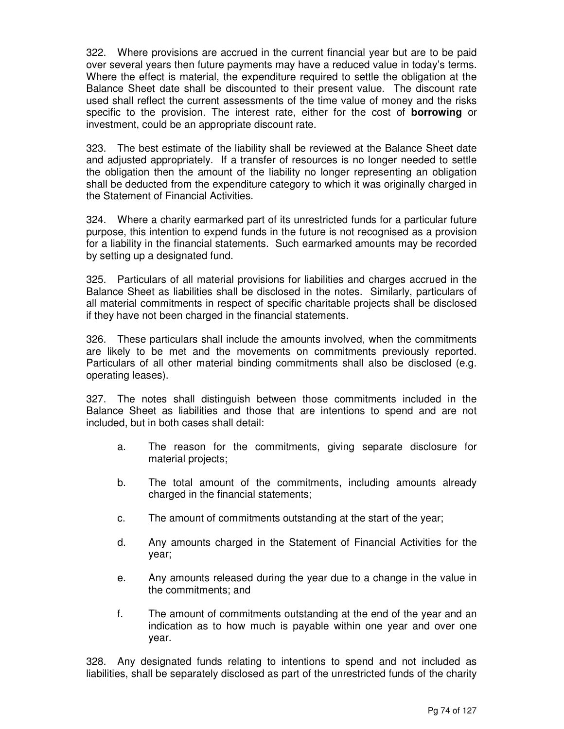322. Where provisions are accrued in the current financial year but are to be paid over several years then future payments may have a reduced value in today's terms. Where the effect is material, the expenditure required to settle the obligation at the Balance Sheet date shall be discounted to their present value. The discount rate used shall reflect the current assessments of the time value of money and the risks specific to the provision. The interest rate, either for the cost of **borrowing** or investment, could be an appropriate discount rate.

323. The best estimate of the liability shall be reviewed at the Balance Sheet date and adjusted appropriately. If a transfer of resources is no longer needed to settle the obligation then the amount of the liability no longer representing an obligation shall be deducted from the expenditure category to which it was originally charged in the Statement of Financial Activities.

324. Where a charity earmarked part of its unrestricted funds for a particular future purpose, this intention to expend funds in the future is not recognised as a provision for a liability in the financial statements. Such earmarked amounts may be recorded by setting up a designated fund.

325. Particulars of all material provisions for liabilities and charges accrued in the Balance Sheet as liabilities shall be disclosed in the notes. Similarly, particulars of all material commitments in respect of specific charitable projects shall be disclosed if they have not been charged in the financial statements.

326. These particulars shall include the amounts involved, when the commitments are likely to be met and the movements on commitments previously reported. Particulars of all other material binding commitments shall also be disclosed (e.g. operating leases).

327. The notes shall distinguish between those commitments included in the Balance Sheet as liabilities and those that are intentions to spend and are not included, but in both cases shall detail:

a. The reason for the commitments, giving separate disclosure for material projects;

b. The total amount of the commitments, including amounts already charged in the financial statements;

c. The amount of commitments outstanding at the start of the year;

d. Any amounts charged in the Statement of Financial Activities for the year;

e. Any amounts released during the year due to a change in the value in the commitments; and

f. The amount of commitments outstanding at the end of the year and an indication as to how much is payable within one year and over one year.

328. Any designated funds relating to intentions to spend and not included as liabilities, shall be separately disclosed as part of the unrestricted funds of the charity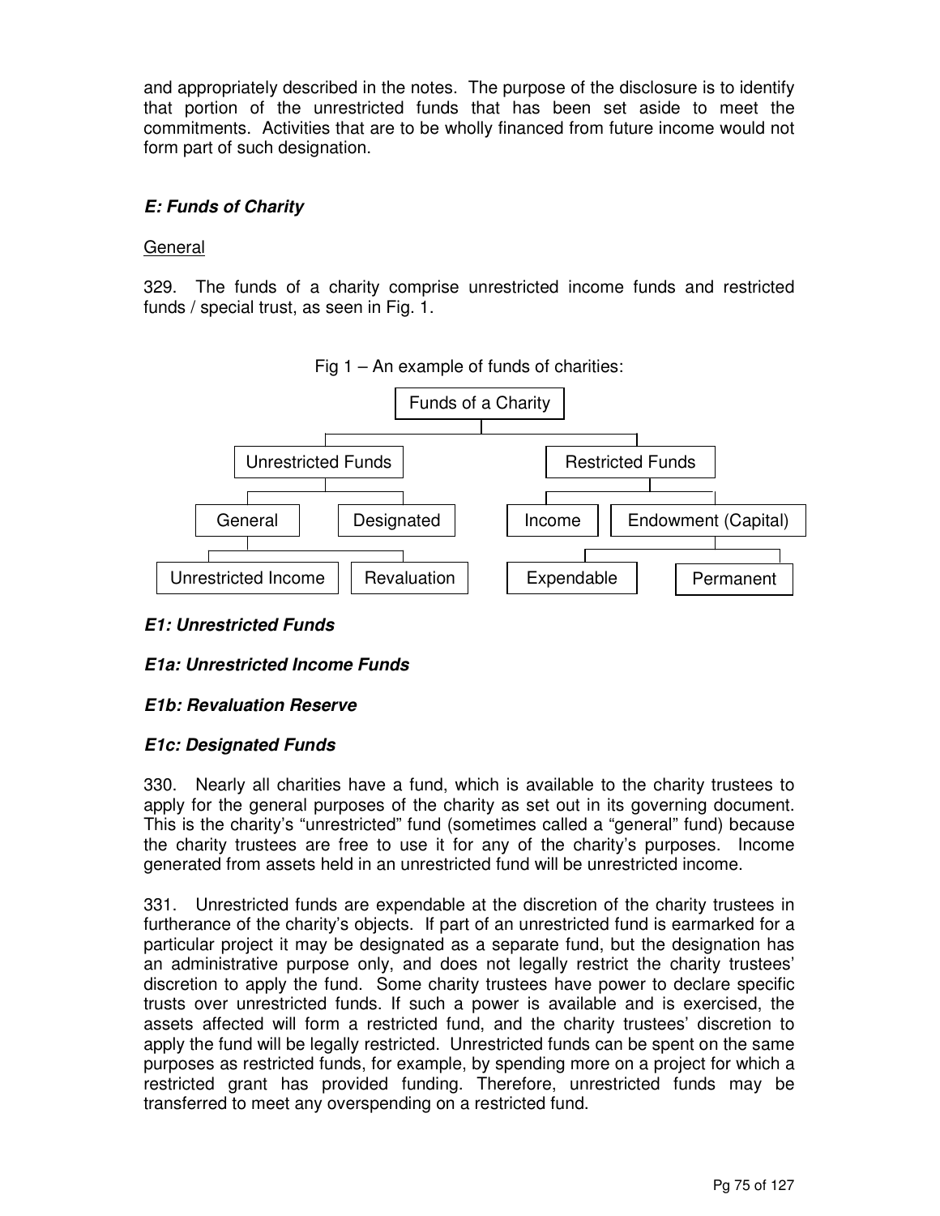and appropriately described in the notes. The purpose of the disclosure is to identify that portion of the unrestricted funds that has been set aside to meet the commitments. Activities that are to be wholly financed from future income would not form part of such designation.

### *E: Funds of Charity*

<u>General</u>

329. The funds of a charity comprise unrestricted income funds and restricted funds / special trust, as seen in Fig. 1.

Fig 1 – An example of funds of charities:

- Funds of a Charity
  - Unrestricted Funds
    - General
      - Unrestricted Income
      - Revaluation
    - Designated
  - Restricted Funds
    - Income
    - Endowment (Capital)
      - Expendable
      - Permanent

### *E1: Unrestricted Funds*

#### *E1a: Unrestricted Income Funds*

#### *E1b: Revaluation Reserve*

#### *E1c: Designated Funds*

330. Nearly all charities have a fund, which is available to the charity trustees to apply for the general purposes of the charity as set out in its governing document. This is the charity's "unrestricted" fund (sometimes called a "general" fund) because the charity trustees are free to use it for any of the charity's purposes. Income generated from assets held in an unrestricted fund will be unrestricted income.

331. Unrestricted funds are expendable at the discretion of the charity trustees in furtherance of the charity's objects. If part of an unrestricted fund is earmarked for a particular project it may be designated as a separate fund, but the designation has an administrative purpose only, and does not legally restrict the charity trustees' discretion to apply the fund. Some charity trustees have power to declare specific trusts over unrestricted funds. If such a power is available and is exercised, the assets affected will form a restricted fund, and the charity trustees' discretion to apply the fund will be legally restricted. Unrestricted funds can be spent on the same purposes as restricted funds, for example, by spending more on a project for which a restricted grant has provided funding. Therefore, unrestricted funds may be transferred to meet any overspending on a restricted fund.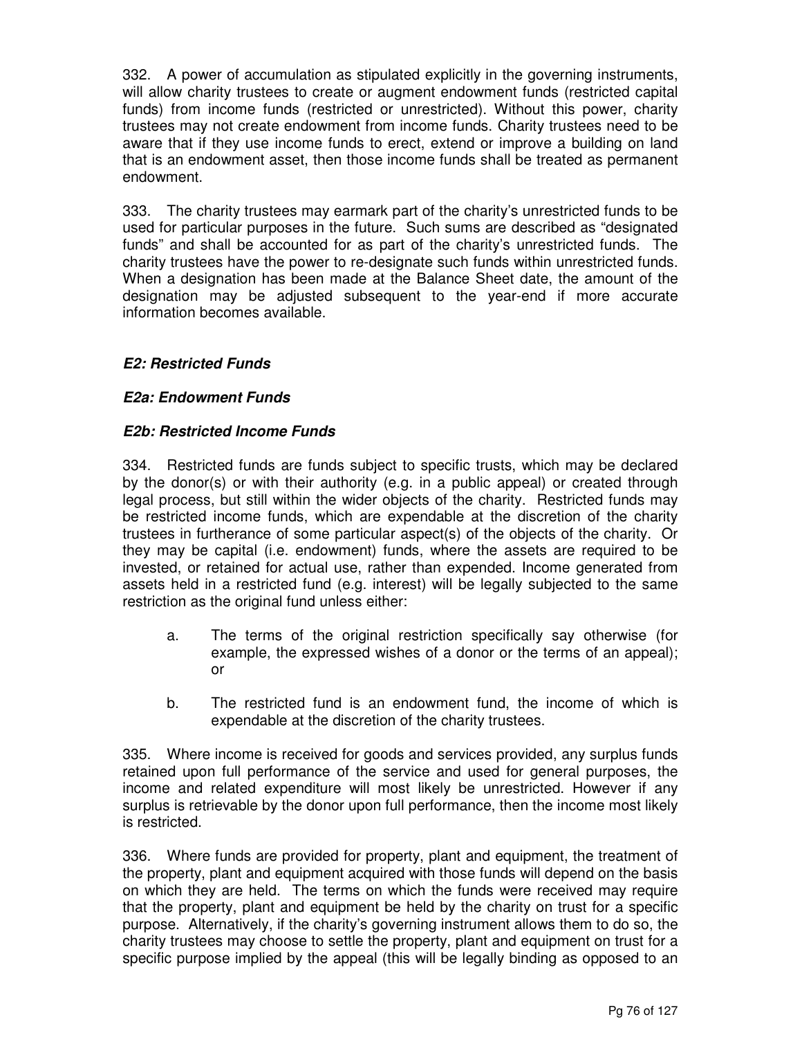332. A power of accumulation as stipulated explicitly in the governing instruments, will allow charity trustees to create or augment endowment funds (restricted capital funds) from income funds (restricted or unrestricted). Without this power, charity trustees may not create endowment from income funds. Charity trustees need to be aware that if they use income funds to erect, extend or improve a building on land that is an endowment asset, then those income funds shall be treated as permanent endowment.

333. The charity trustees may earmark part of the charity's unrestricted funds to be used for particular purposes in the future. Such sums are described as "designated funds" and shall be accounted for as part of the charity's unrestricted funds. The charity trustees have the power to re-designate such funds within unrestricted funds. When a designation has been made at the Balance Sheet date, the amount of the designation may be adjusted subsequent to the year-end if more accurate information becomes available.

### *E2: Restricted Funds*

### *E2a: Endowment Funds*

### *E2b: Restricted Income Funds*

334. Restricted funds are funds subject to specific trusts, which may be declared by the donor(s) or with their authority (e.g. in a public appeal) or created through legal process, but still within the wider objects of the charity. Restricted funds may be restricted income funds, which are expendable at the discretion of the charity trustees in furtherance of some particular aspect(s) of the objects of the charity. Or they may be capital (i.e. endowment) funds, where the assets are required to be invested, or retained for actual use, rather than expended. Income generated from assets held in a restricted fund (e.g. interest) will be legally subjected to the same restriction as the original fund unless either:

a. The terms of the original restriction specifically say otherwise (for example, the expressed wishes of a donor or the terms of an appeal); or

b. The restricted fund is an endowment fund, the income of which is expendable at the discretion of the charity trustees.

335. Where income is received for goods and services provided, any surplus funds retained upon full performance of the service and used for general purposes, the income and related expenditure will most likely be unrestricted. However if any surplus is retrievable by the donor upon full performance, then the income most likely is restricted.

336. Where funds are provided for property, plant and equipment, the treatment of the property, plant and equipment acquired with those funds will depend on the basis on which they are held. The terms on which the funds were received may require that the property, plant and equipment be held by the charity on trust for a specific purpose. Alternatively, if the charity's governing instrument allows them to do so, the charity trustees may choose to settle the property, plant and equipment on trust for a specific purpose implied by the appeal (this will be legally binding as opposed to an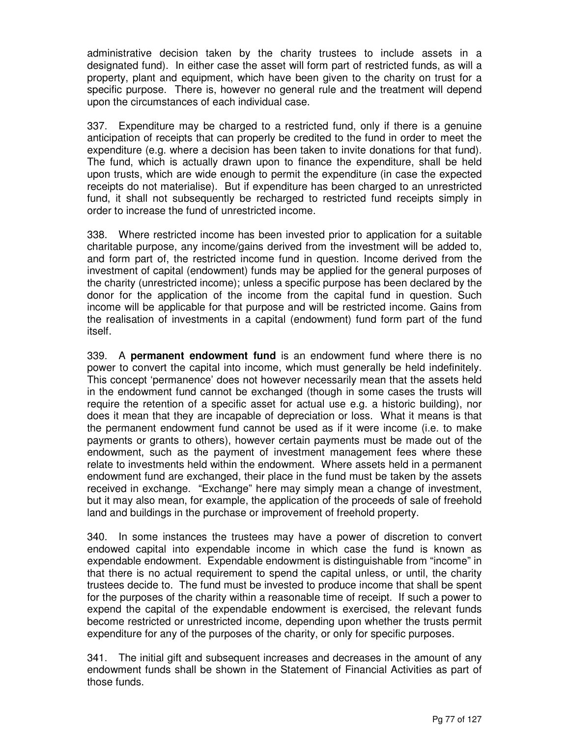administrative decision taken by the charity trustees to include assets in a designated fund). In either case the asset will form part of restricted funds, as will a property, plant and equipment, which have been given to the charity on trust for a specific purpose. There is, however no general rule and the treatment will depend upon the circumstances of each individual case.

337. Expenditure may be charged to a restricted fund, only if there is a genuine anticipation of receipts that can properly be credited to the fund in order to meet the expenditure (e.g. where a decision has been taken to invite donations for that fund). The fund, which is actually drawn upon to finance the expenditure, shall be held upon trusts, which are wide enough to permit the expenditure (in case the expected receipts do not materialise). But if expenditure has been charged to an unrestricted fund, it shall not subsequently be recharged to restricted fund receipts simply in order to increase the fund of unrestricted income.

338. Where restricted income has been invested prior to application for a suitable charitable purpose, any income/gains derived from the investment will be added to, and form part of, the restricted income fund in question. Income derived from the investment of capital (endowment) funds may be applied for the general purposes of the charity (unrestricted income); unless a specific purpose has been declared by the donor for the application of the income from the capital fund in question. Such income will be applicable for that purpose and will be restricted income. Gains from the realisation of investments in a capital (endowment) fund form part of the fund itself.

339. A **permanent endowment fund** is an endowment fund where there is no power to convert the capital into income, which must generally be held indefinitely. This concept 'permanence' does not however necessarily mean that the assets held in the endowment fund cannot be exchanged (though in some cases the trusts will require the retention of a specific asset for actual use e.g. a historic building), nor does it mean that they are incapable of depreciation or loss. What it means is that the permanent endowment fund cannot be used as if it were income (i.e. to make payments or grants to others), however certain payments must be made out of the endowment, such as the payment of investment management fees where these relate to investments held within the endowment. Where assets held in a permanent endowment fund are exchanged, their place in the fund must be taken by the assets received in exchange. "Exchange" here may simply mean a change of investment, but it may also mean, for example, the application of the proceeds of sale of freehold land and buildings in the purchase or improvement of freehold property.

340. In some instances the trustees may have a power of discretion to convert endowed capital into expendable income in which case the fund is known as expendable endowment. Expendable endowment is distinguishable from "income" in that there is no actual requirement to spend the capital unless, or until, the charity trustees decide to. The fund must be invested to produce income that shall be spent for the purposes of the charity within a reasonable time of receipt. If such a power to expend the capital of the expendable endowment is exercised, the relevant funds become restricted or unrestricted income, depending upon whether the trusts permit expenditure for any of the purposes of the charity, or only for specific purposes.

341. The initial gift and subsequent increases and decreases in the amount of any endowment funds shall be shown in the Statement of Financial Activities as part of those funds.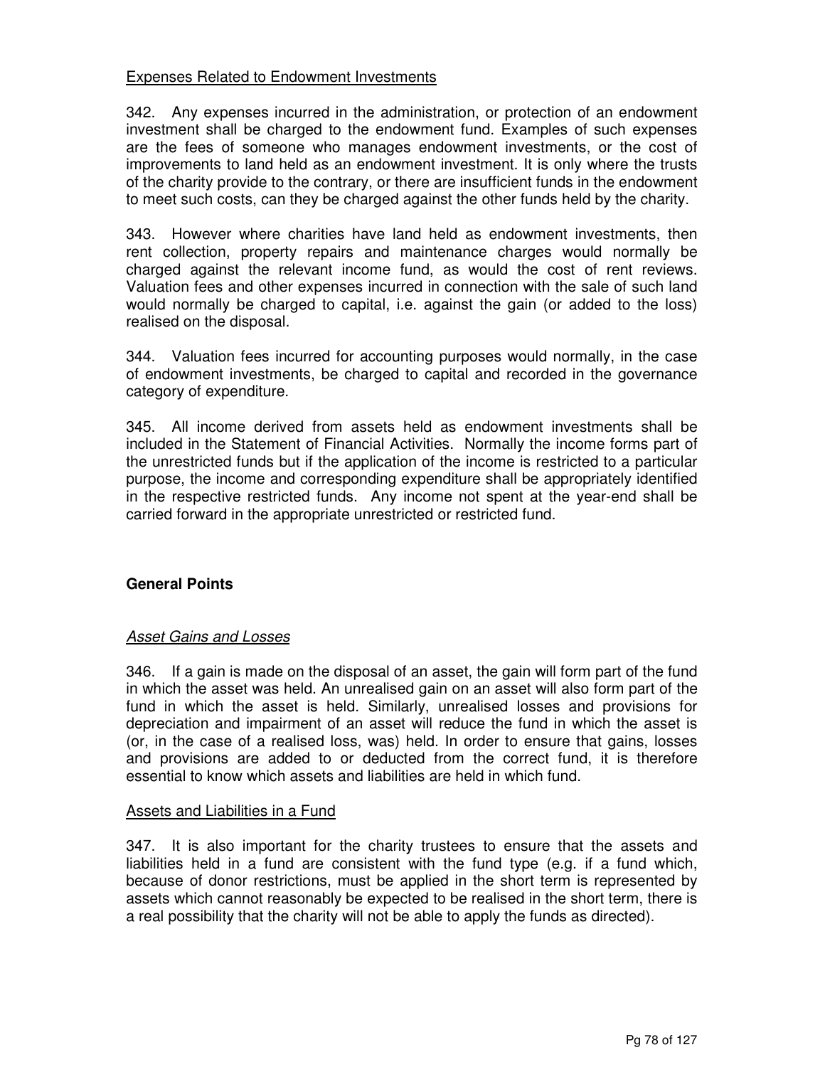Expenses Related to Endowment Investments

342. Any expenses incurred in the administration, or protection of an endowment investment shall be charged to the endowment fund. Examples of such expenses are the fees of someone who manages endowment investments, or the cost of improvements to land held as an endowment investment. It is only where the trusts of the charity provide to the contrary, or there are insufficient funds in the endowment to meet such costs, can they be charged against the other funds held by the charity.

343. However where charities have land held as endowment investments, then rent collection, property repairs and maintenance charges would normally be charged against the relevant income fund, as would the cost of rent reviews. Valuation fees and other expenses incurred in connection with the sale of such land would normally be charged to capital, i.e. against the gain (or added to the loss) realised on the disposal.

344. Valuation fees incurred for accounting purposes would normally, in the case of endowment investments, be charged to capital and recorded in the governance category of expenditure.

345. All income derived from assets held as endowment investments shall be included in the Statement of Financial Activities. Normally the income forms part of the unrestricted funds but if the application of the income is restricted to a particular purpose, the income and corresponding expenditure shall be appropriately identified in the respective restricted funds. Any income not spent at the year-end shall be carried forward in the appropriate unrestricted or restricted fund.

## General Points

*Asset Gains and Losses*

346. If a gain is made on the disposal of an asset, the gain will form part of the fund in which the asset was held. An unrealised gain on an asset will also form part of the fund in which the asset is held. Similarly, unrealised losses and provisions for depreciation and impairment of an asset will reduce the fund in which the asset is (or, in the case of a realised loss, was) held. In order to ensure that gains, losses and provisions are added to or deducted from the correct fund, it is therefore essential to know which assets and liabilities are held in which fund.

Assets and Liabilities in a Fund

347. It is also important for the charity trustees to ensure that the assets and liabilities held in a fund are consistent with the fund type (e.g. if a fund which, because of donor restrictions, must be applied in the short term is represented by assets which cannot reasonably be expected to be realised in the short term, there is a real possibility that the charity will not be able to apply the funds as directed).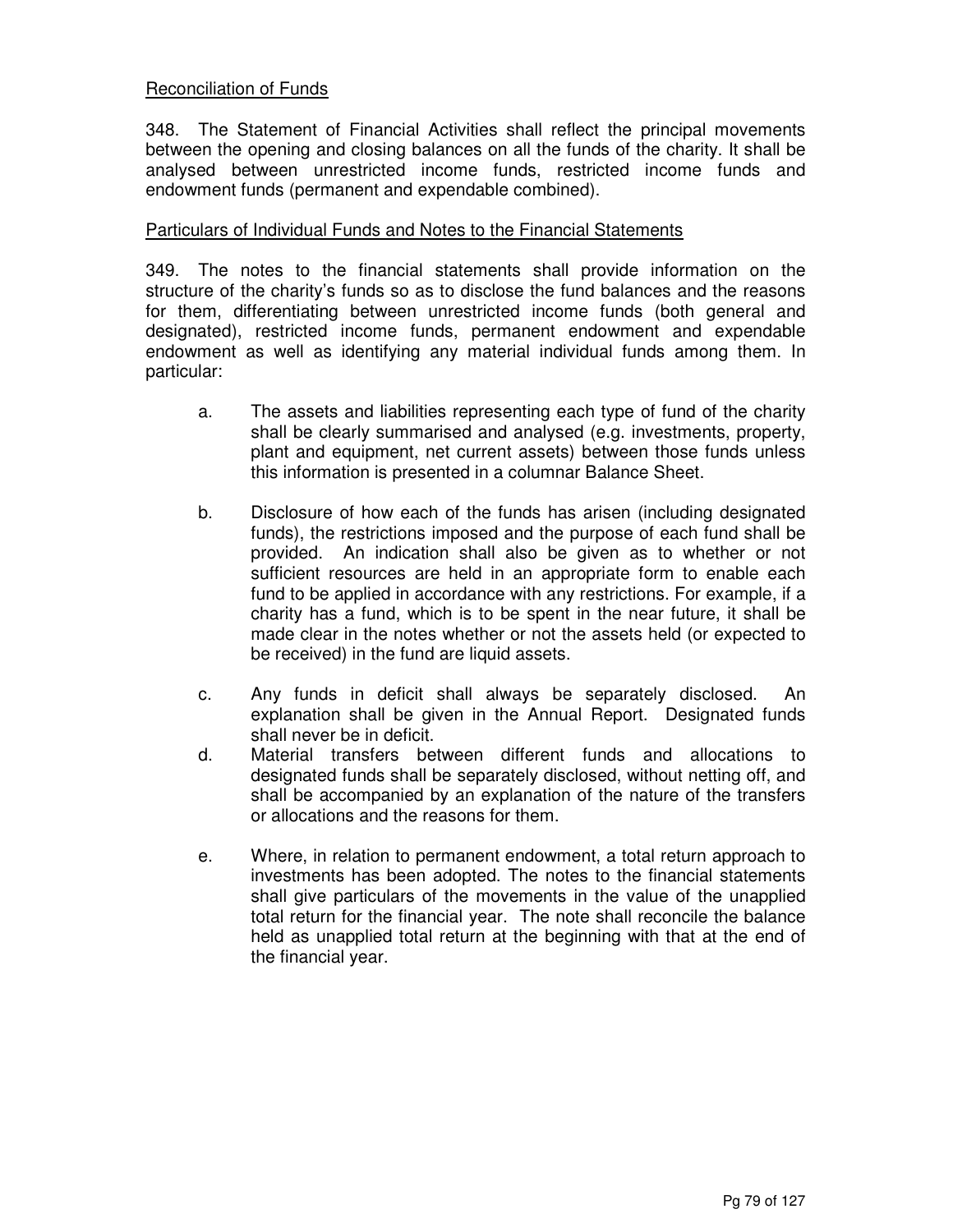Reconciliation of Funds

348. The Statement of Financial Activities shall reflect the principal movements between the opening and closing balances on all the funds of the charity. It shall be analysed between unrestricted income funds, restricted income funds and endowment funds (permanent and expendable combined).

Particulars of Individual Funds and Notes to the Financial Statements

349. The notes to the financial statements shall provide information on the structure of the charity's funds so as to disclose the fund balances and the reasons for them, differentiating between unrestricted income funds (both general and designated), restricted income funds, permanent endowment and expendable endowment as well as identifying any material individual funds among them. In particular:

a. The assets and liabilities representing each type of fund of the charity shall be clearly summarised and analysed (e.g. investments, property, plant and equipment, net current assets) between those funds unless this information is presented in a columnar Balance Sheet.

b. Disclosure of how each of the funds has arisen (including designated funds), the restrictions imposed and the purpose of each fund shall be provided. An indication shall also be given as to whether or not sufficient resources are held in an appropriate form to enable each fund to be applied in accordance with any restrictions. For example, if a charity has a fund, which is to be spent in the near future, it shall be made clear in the notes whether or not the assets held (or expected to be received) in the fund are liquid assets.

c. Any funds in deficit shall always be separately disclosed. An explanation shall be given in the Annual Report. Designated funds shall never be in deficit.

d. Material transfers between different funds and allocations to designated funds shall be separately disclosed, without netting off, and shall be accompanied by an explanation of the nature of the transfers or allocations and the reasons for them.

e. Where, in relation to permanent endowment, a total return approach to investments has been adopted. The notes to the financial statements shall give particulars of the movements in the value of the unapplied total return for the financial year. The note shall reconcile the balance held as unapplied total return at the beginning with that at the end of the financial year.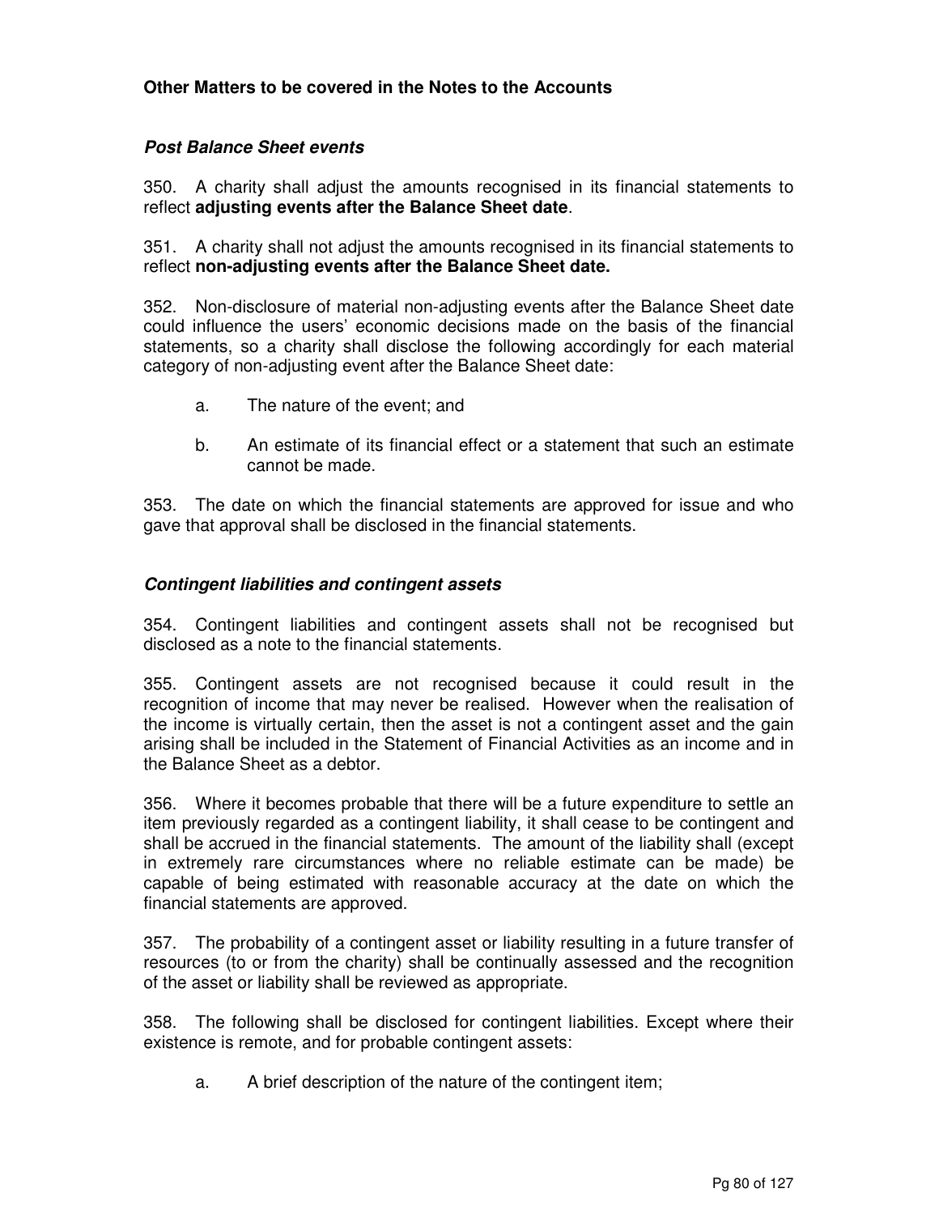## Other Matters to be covered in the Notes to the Accounts

### *Post Balance Sheet events*

350. A charity shall adjust the amounts recognised in its financial statements to reflect **adjusting events after the Balance Sheet date**.

351. A charity shall not adjust the amounts recognised in its financial statements to reflect **non-adjusting events after the Balance Sheet date.**

352. Non-disclosure of material non-adjusting events after the Balance Sheet date could influence the users' economic decisions made on the basis of the financial statements, so a charity shall disclose the following accordingly for each material category of non-adjusting event after the Balance Sheet date:

a. The nature of the event; and

b. An estimate of its financial effect or a statement that such an estimate cannot be made.

353. The date on which the financial statements are approved for issue and who gave that approval shall be disclosed in the financial statements.

### *Contingent liabilities and contingent assets*

354. Contingent liabilities and contingent assets shall not be recognised but disclosed as a note to the financial statements.

355. Contingent assets are not recognised because it could result in the recognition of income that may never be realised. However when the realisation of the income is virtually certain, then the asset is not a contingent asset and the gain arising shall be included in the Statement of Financial Activities as an income and in the Balance Sheet as a debtor.

356. Where it becomes probable that there will be a future expenditure to settle an item previously regarded as a contingent liability, it shall cease to be contingent and shall be accrued in the financial statements. The amount of the liability shall (except in extremely rare circumstances where no reliable estimate can be made) be capable of being estimated with reasonable accuracy at the date on which the financial statements are approved.

357. The probability of a contingent asset or liability resulting in a future transfer of resources (to or from the charity) shall be continually assessed and the recognition of the asset or liability shall be reviewed as appropriate.

358. The following shall be disclosed for contingent liabilities. Except where their existence is remote, and for probable contingent assets:

a. A brief description of the nature of the contingent item;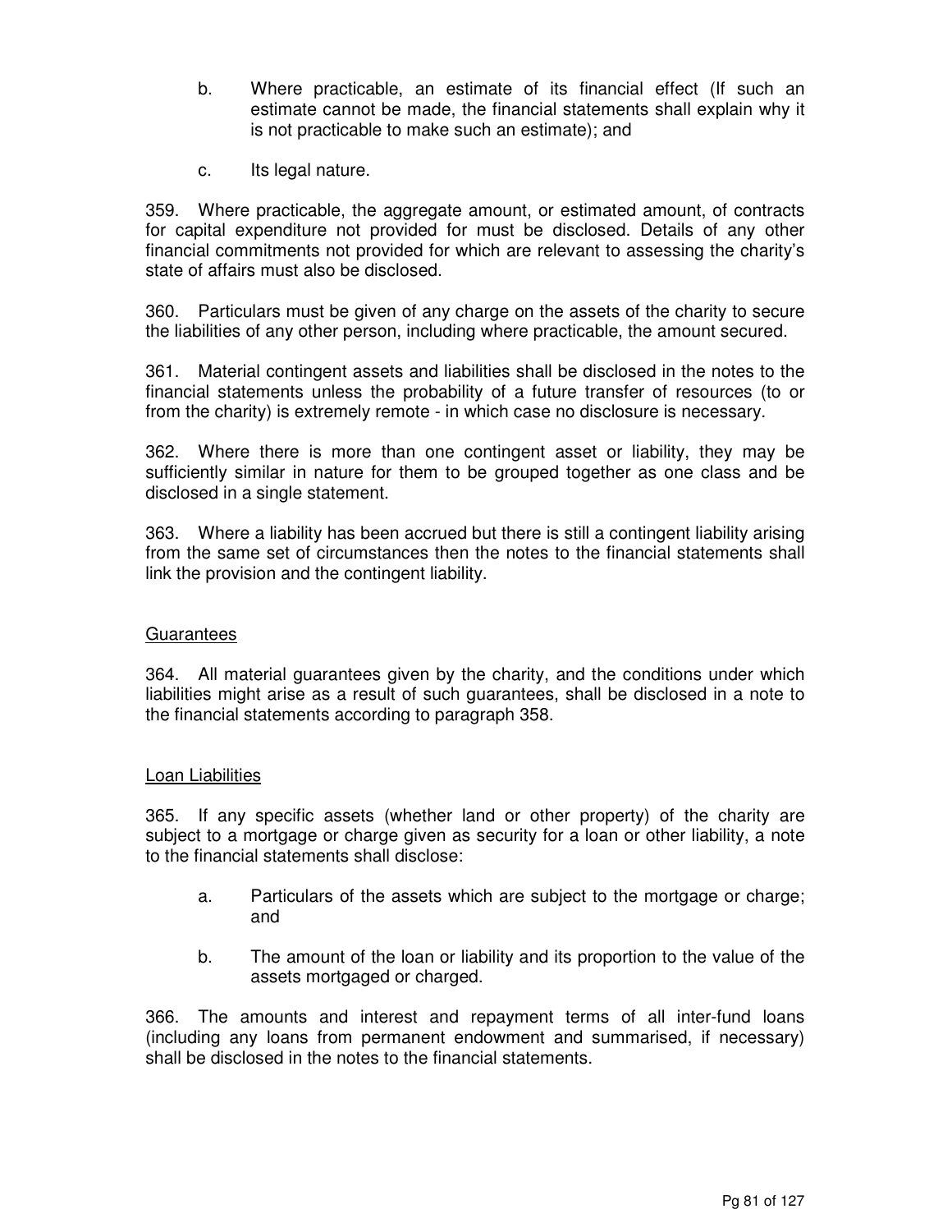b. Where practicable, an estimate of its financial effect (If such an estimate cannot be made, the financial statements shall explain why it is not practicable to make such an estimate); and

c. Its legal nature.

359. Where practicable, the aggregate amount, or estimated amount, of contracts for capital expenditure not provided for must be disclosed. Details of any other financial commitments not provided for which are relevant to assessing the charity's state of affairs must also be disclosed.

360. Particulars must be given of any charge on the assets of the charity to secure the liabilities of any other person, including where practicable, the amount secured.

361. Material contingent assets and liabilities shall be disclosed in the notes to the financial statements unless the probability of a future transfer of resources (to or from the charity) is extremely remote - in which case no disclosure is necessary.

362. Where there is more than one contingent asset or liability, they may be sufficiently similar in nature for them to be grouped together as one class and be disclosed in a single statement.

363. Where a liability has been accrued but there is still a contingent liability arising from the same set of circumstances then the notes to the financial statements shall link the provision and the contingent liability.

## Guarantees

364. All material guarantees given by the charity, and the conditions under which liabilities might arise as a result of such guarantees, shall be disclosed in a note to the financial statements according to paragraph 358.

## Loan Liabilities

365. If any specific assets (whether land or other property) of the charity are subject to a mortgage or charge given as security for a loan or other liability, a note to the financial statements shall disclose:

a. Particulars of the assets which are subject to the mortgage or charge; and

b. The amount of the loan or liability and its proportion to the value of the assets mortgaged or charged.

366. The amounts and interest and repayment terms of all inter-fund loans (including any loans from permanent endowment and summarised, if necessary) shall be disclosed in the notes to the financial statements.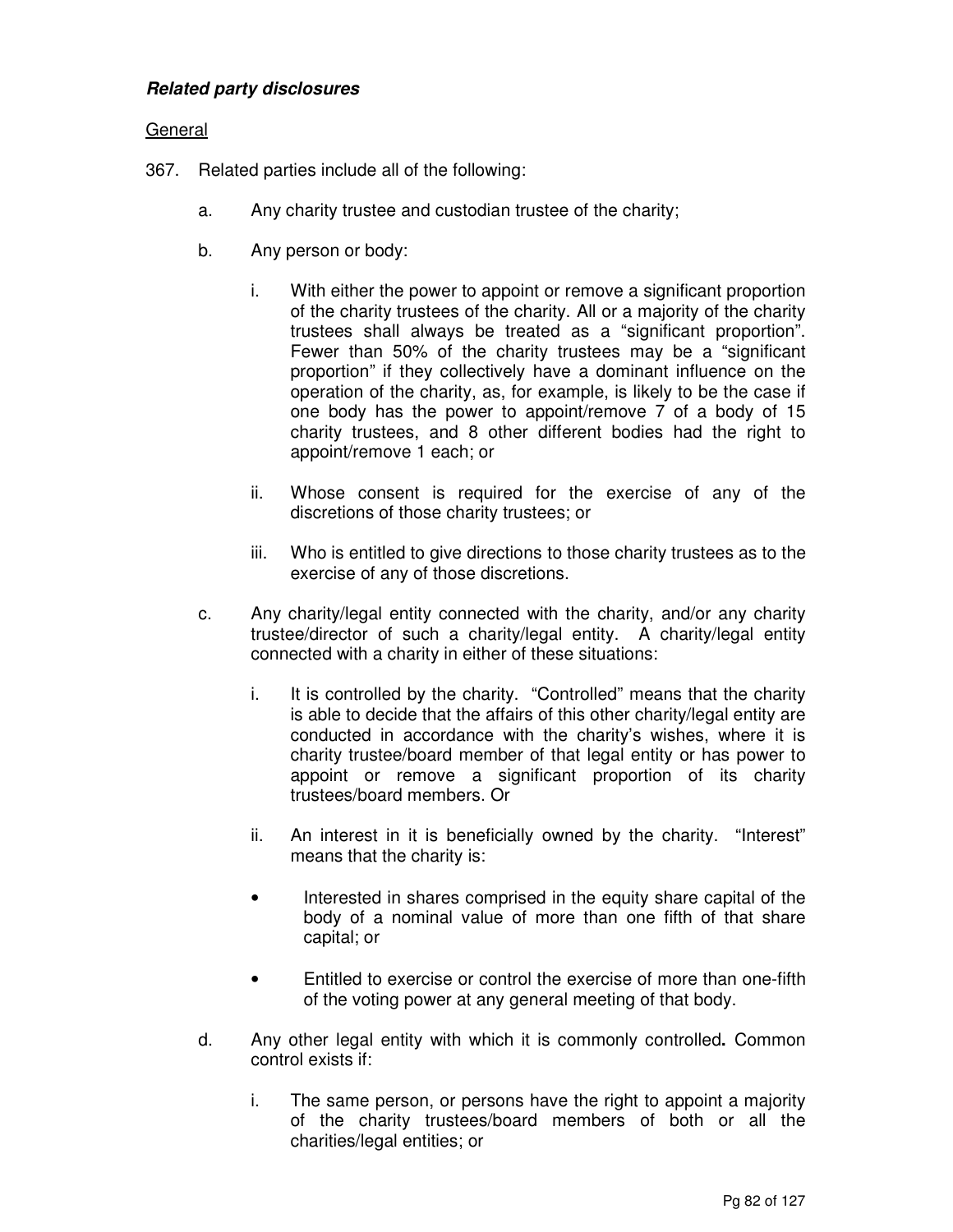***Related party disclosures***

General

367. Related parties include all of the following:

   a. Any charity trustee and custodian trustee of the charity;

   b. Any person or body:

      i. With either the power to appoint or remove a significant proportion of the charity trustees of the charity. All or a majority of the charity trustees shall always be treated as a "significant proportion". Fewer than 50% of the charity trustees may be a "significant proportion" if they collectively have a dominant influence on the operation of the charity, as, for example, is likely to be the case if one body has the power to appoint/remove 7 of a body of 15 charity trustees, and 8 other different bodies had the right to appoint/remove 1 each; or

      ii. Whose consent is required for the exercise of any of the discretions of those charity trustees; or

      iii. Who is entitled to give directions to those charity trustees as to the exercise of any of those discretions.

   c. Any charity/legal entity connected with the charity, and/or any charity trustee/director of such a charity/legal entity. A charity/legal entity connected with a charity in either of these situations:

      i. It is controlled by the charity. "Controlled" means that the charity is able to decide that the affairs of this other charity/legal entity are conducted in accordance with the charity's wishes, where it is charity trustee/board member of that legal entity or has power to appoint or remove a significant proportion of its charity trustees/board members. Or

      ii. An interest in it is beneficially owned by the charity. "Interest" means that the charity is:

      - Interested in shares comprised in the equity share capital of the body of a nominal value of more than one fifth of that share capital; or

      - Entitled to exercise or control the exercise of more than one-fifth of the voting power at any general meeting of that body.

   d. Any other legal entity with which it is commonly controlled**.** Common control exists if:

      i. The same person, or persons have the right to appoint a majority of the charity trustees/board members of both or all the charities/legal entities; or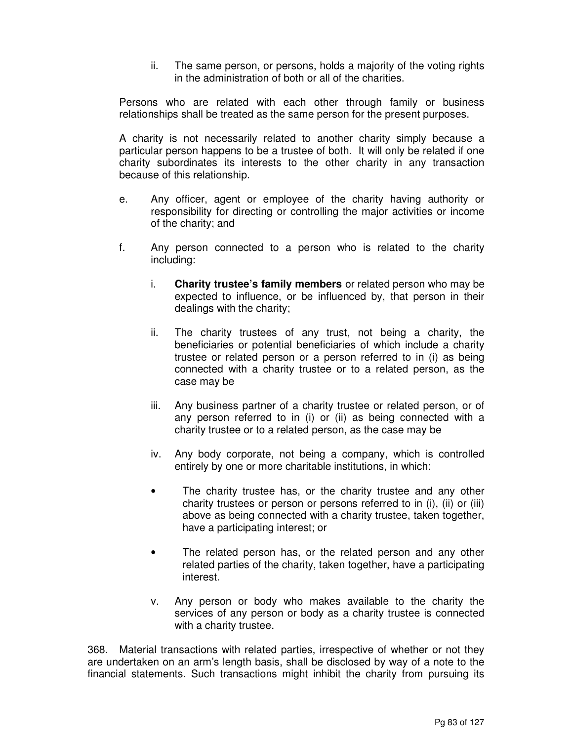ii. The same person, or persons, holds a majority of the voting rights in the administration of both or all of the charities.

Persons who are related with each other through family or business relationships shall be treated as the same person for the present purposes.

A charity is not necessarily related to another charity simply because a particular person happens to be a trustee of both. It will only be related if one charity subordinates its interests to the other charity in any transaction because of this relationship.

e. Any officer, agent or employee of the charity having authority or responsibility for directing or controlling the major activities or income of the charity; and

f. Any person connected to a person who is related to the charity including:

   i. **Charity trustee's family members** or related person who may be expected to influence, or be influenced by, that person in their dealings with the charity;

   ii. The charity trustees of any trust, not being a charity, the beneficiaries or potential beneficiaries of which include a charity trustee or related person or a person referred to in (i) as being connected with a charity trustee or to a related person, as the case may be

   iii. Any business partner of a charity trustee or related person, or of any person referred to in (i) or (ii) as being connected with a charity trustee or to a related person, as the case may be

   iv. Any body corporate, not being a company, which is controlled entirely by one or more charitable institutions, in which:

   - The charity trustee has, or the charity trustee and any other charity trustees or person or persons referred to in (i), (ii) or (iii) above as being connected with a charity trustee, taken together, have a participating interest; or
   - The related person has, or the related person and any other related parties of the charity, taken together, have a participating interest.

   v. Any person or body who makes available to the charity the services of any person or body as a charity trustee is connected with a charity trustee.

368. Material transactions with related parties, irrespective of whether or not they are undertaken on an arm's length basis, shall be disclosed by way of a note to the financial statements. Such transactions might inhibit the charity from pursuing its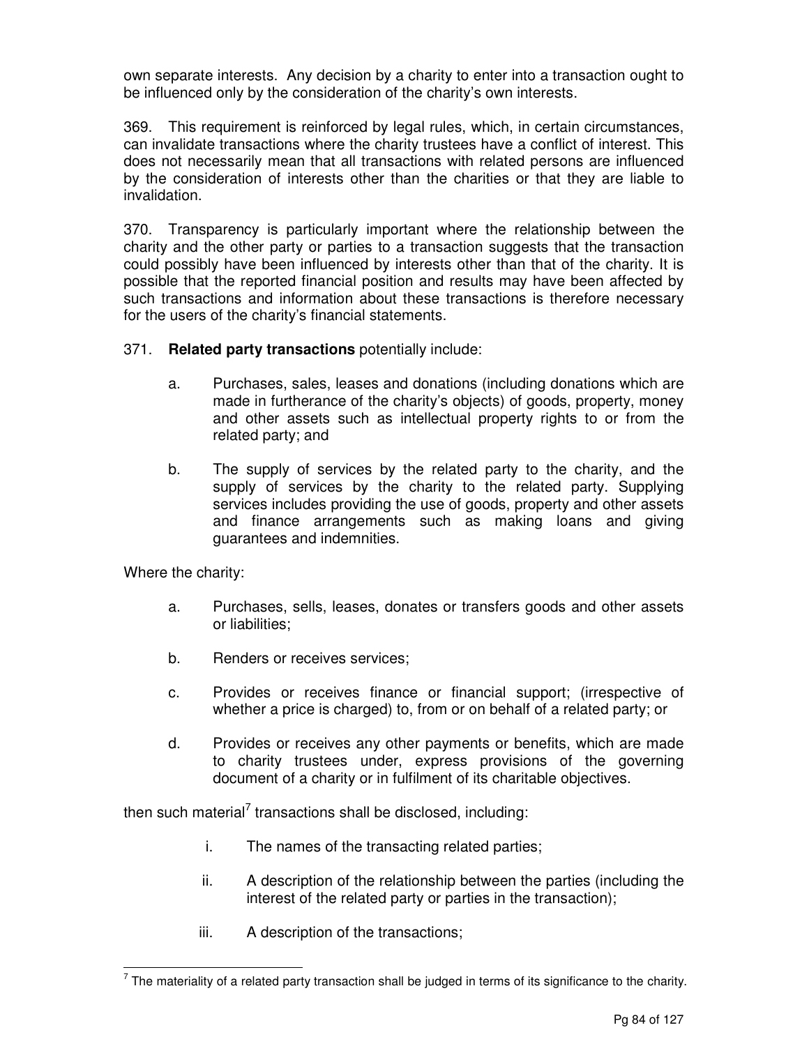own separate interests. Any decision by a charity to enter into a transaction ought to be influenced only by the consideration of the charity's own interests.

369. This requirement is reinforced by legal rules, which, in certain circumstances, can invalidate transactions where the charity trustees have a conflict of interest. This does not necessarily mean that all transactions with related persons are influenced by the consideration of interests other than the charities or that they are liable to invalidation.

370. Transparency is particularly important where the relationship between the charity and the other party or parties to a transaction suggests that the transaction could possibly have been influenced by interests other than that of the charity. It is possible that the reported financial position and results may have been affected by such transactions and information about these transactions is therefore necessary for the users of the charity's financial statements.

371. **Related party transactions** potentially include:

a. Purchases, sales, leases and donations (including donations which are made in furtherance of the charity's objects) of goods, property, money and other assets such as intellectual property rights to or from the related party; and

b. The supply of services by the related party to the charity, and the supply of services by the charity to the related party. Supplying services includes providing the use of goods, property and other assets and finance arrangements such as making loans and giving guarantees and indemnities.

Where the charity:

a. Purchases, sells, leases, donates or transfers goods and other assets or liabilities;

b. Renders or receives services;

c. Provides or receives finance or financial support; (irrespective of whether a price is charged) to, from or on behalf of a related party; or

d. Provides or receives any other payments or benefits, which are made to charity trustees under, express provisions of the governing document of a charity or in fulfilment of its charitable objectives.

then such material[7] transactions shall be disclosed, including:

i. The names of the transacting related parties;

ii. A description of the relationship between the parties (including the interest of the related party or parties in the transaction);

iii. A description of the transactions;

---

[7] The materiality of a related party transaction shall be judged in terms of its significance to the charity.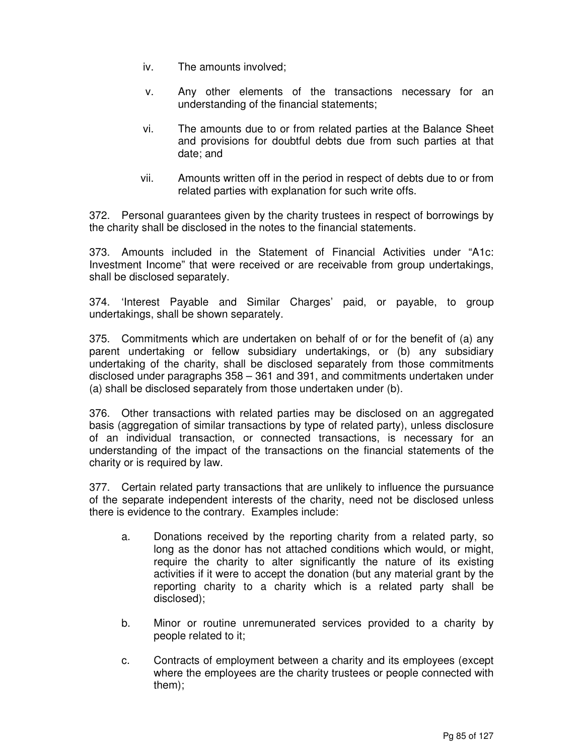iv. The amounts involved;

v. Any other elements of the transactions necessary for an understanding of the financial statements;

vi. The amounts due to or from related parties at the Balance Sheet and provisions for doubtful debts due from such parties at that date; and

vii. Amounts written off in the period in respect of debts due to or from related parties with explanation for such write offs.

372. Personal guarantees given by the charity trustees in respect of borrowings by the charity shall be disclosed in the notes to the financial statements.

373. Amounts included in the Statement of Financial Activities under "A1c: Investment Income" that were received or are receivable from group undertakings, shall be disclosed separately.

374. 'Interest Payable and Similar Charges' paid, or payable, to group undertakings, shall be shown separately.

375. Commitments which are undertaken on behalf of or for the benefit of (a) any parent undertaking or fellow subsidiary undertakings, or (b) any subsidiary undertaking of the charity, shall be disclosed separately from those commitments disclosed under paragraphs 358 – 361 and 391, and commitments undertaken under (a) shall be disclosed separately from those undertaken under (b).

376. Other transactions with related parties may be disclosed on an aggregated basis (aggregation of similar transactions by type of related party), unless disclosure of an individual transaction, or connected transactions, is necessary for an understanding of the impact of the transactions on the financial statements of the charity or is required by law.

377. Certain related party transactions that are unlikely to influence the pursuance of the separate independent interests of the charity, need not be disclosed unless there is evidence to the contrary. Examples include:

a. Donations received by the reporting charity from a related party, so long as the donor has not attached conditions which would, or might, require the charity to alter significantly the nature of its existing activities if it were to accept the donation (but any material grant by the reporting charity to a charity which is a related party shall be disclosed);

b. Minor or routine unremunerated services provided to a charity by people related to it;

c. Contracts of employment between a charity and its employees (except where the employees are the charity trustees or people connected with them);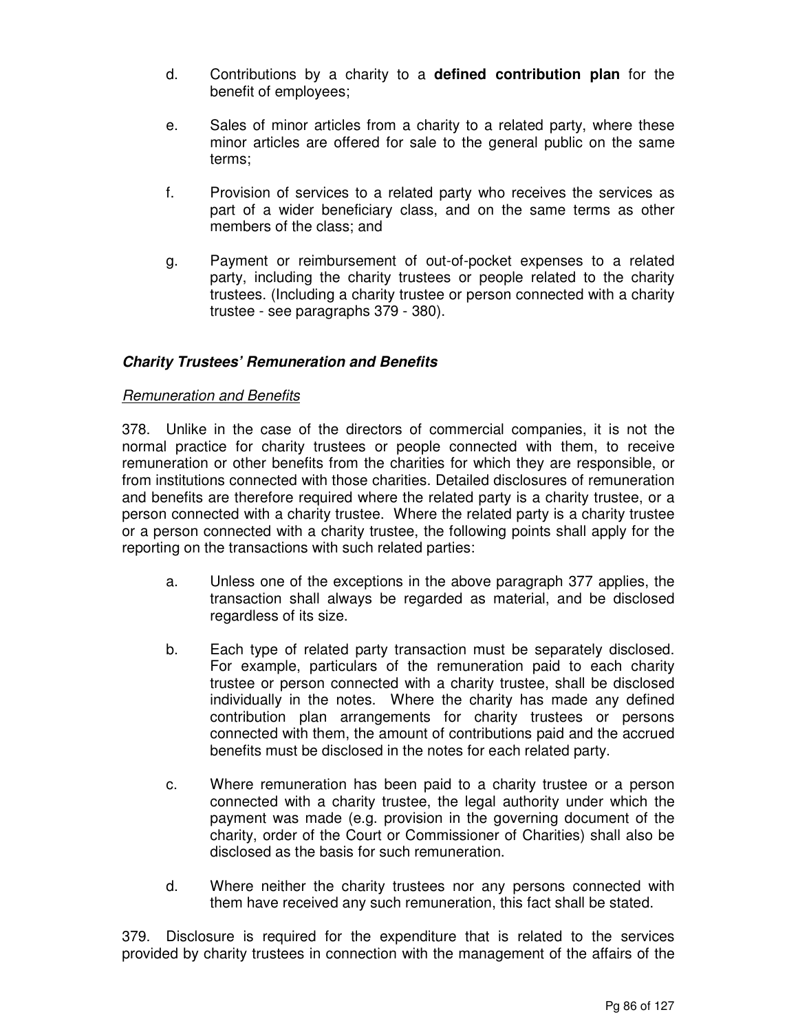d. Contributions by a charity to a **defined contribution plan** for the benefit of employees;

e. Sales of minor articles from a charity to a related party, where these minor articles are offered for sale to the general public on the same terms;

f. Provision of services to a related party who receives the services as part of a wider beneficiary class, and on the same terms as other members of the class; and

g. Payment or reimbursement of out-of-pocket expenses to a related party, including the charity trustees or people related to the charity trustees. (Including a charity trustee or person connected with a charity trustee - see paragraphs 379 - 380).

### ***Charity Trustees' Remuneration and Benefits***

*Remuneration and Benefits*

378. Unlike in the case of the directors of commercial companies, it is not the normal practice for charity trustees or people connected with them, to receive remuneration or other benefits from the charities for which they are responsible, or from institutions connected with those charities. Detailed disclosures of remuneration and benefits are therefore required where the related party is a charity trustee, or a person connected with a charity trustee. Where the related party is a charity trustee or a person connected with a charity trustee, the following points shall apply for the reporting on the transactions with such related parties:

a. Unless one of the exceptions in the above paragraph 377 applies, the transaction shall always be regarded as material, and be disclosed regardless of its size.

b. Each type of related party transaction must be separately disclosed. For example, particulars of the remuneration paid to each charity trustee or person connected with a charity trustee, shall be disclosed individually in the notes. Where the charity has made any defined contribution plan arrangements for charity trustees or persons connected with them, the amount of contributions paid and the accrued benefits must be disclosed in the notes for each related party.

c. Where remuneration has been paid to a charity trustee or a person connected with a charity trustee, the legal authority under which the payment was made (e.g. provision in the governing document of the charity, order of the Court or Commissioner of Charities) shall also be disclosed as the basis for such remuneration.

d. Where neither the charity trustees nor any persons connected with them have received any such remuneration, this fact shall be stated.

379. Disclosure is required for the expenditure that is related to the services provided by charity trustees in connection with the management of the affairs of the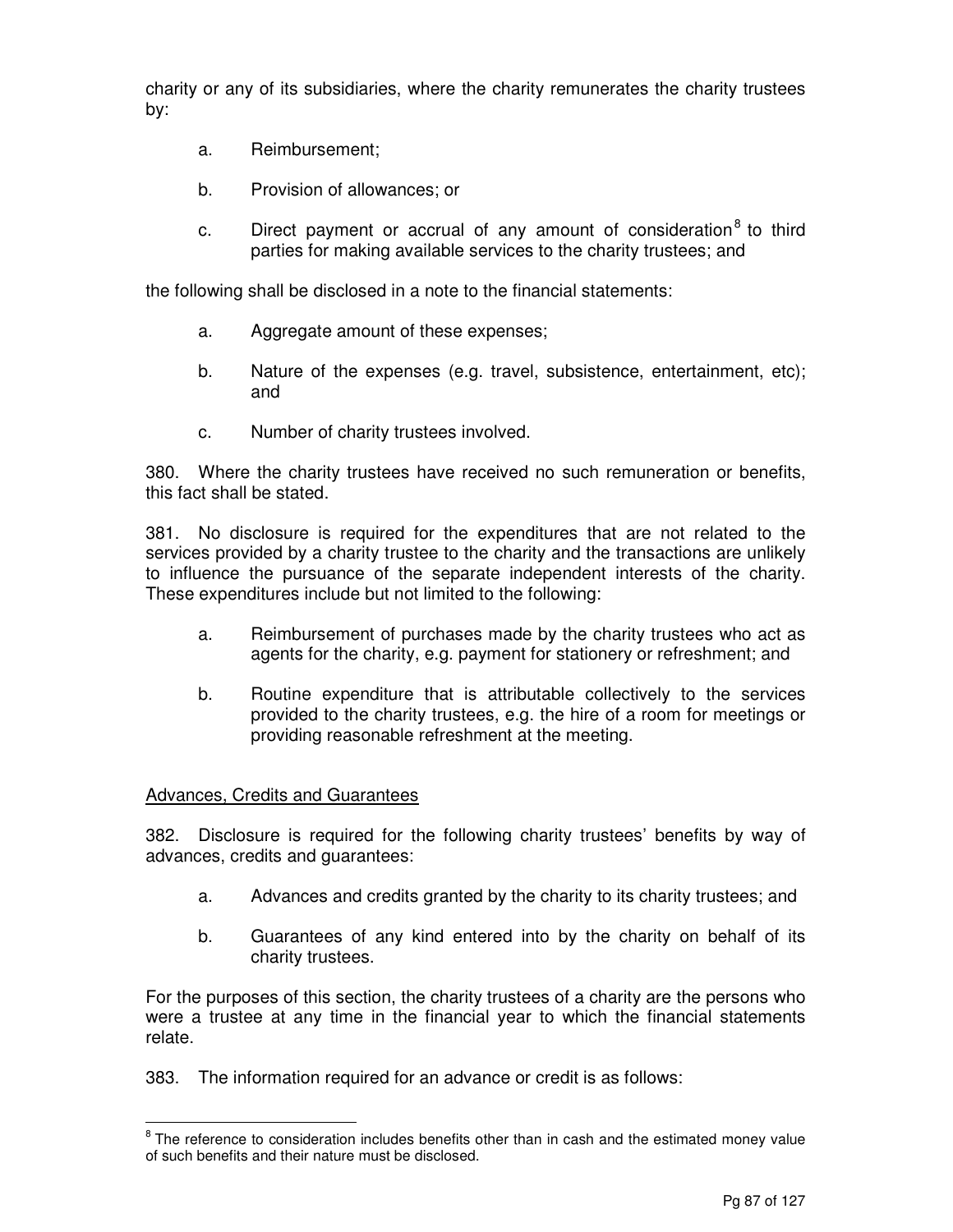charity or any of its subsidiaries, where the charity remunerates the charity trustees by:

a. Reimbursement;

b. Provision of allowances; or

c. Direct payment or accrual of any amount of consideration[8] to third parties for making available services to the charity trustees; and

the following shall be disclosed in a note to the financial statements:

a. Aggregate amount of these expenses;

b. Nature of the expenses (e.g. travel, subsistence, entertainment, etc); and

c. Number of charity trustees involved.

380. Where the charity trustees have received no such remuneration or benefits, this fact shall be stated.

381. No disclosure is required for the expenditures that are not related to the services provided by a charity trustee to the charity and the transactions are unlikely to influence the pursuance of the separate independent interests of the charity. These expenditures include but not limited to the following:

a. Reimbursement of purchases made by the charity trustees who act as agents for the charity, e.g. payment for stationery or refreshment; and

b. Routine expenditure that is attributable collectively to the services provided to the charity trustees, e.g. the hire of a room for meetings or providing reasonable refreshment at the meeting.

<u>Advances, Credits and Guarantees</u>

382. Disclosure is required for the following charity trustees' benefits by way of advances, credits and guarantees:

a. Advances and credits granted by the charity to its charity trustees; and

b. Guarantees of any kind entered into by the charity on behalf of its charity trustees.

For the purposes of this section, the charity trustees of a charity are the persons who were a trustee at any time in the financial year to which the financial statements relate.

383. The information required for an advance or credit is as follows:

---

[8] The reference to consideration includes benefits other than in cash and the estimated money value of such benefits and their nature must be disclosed.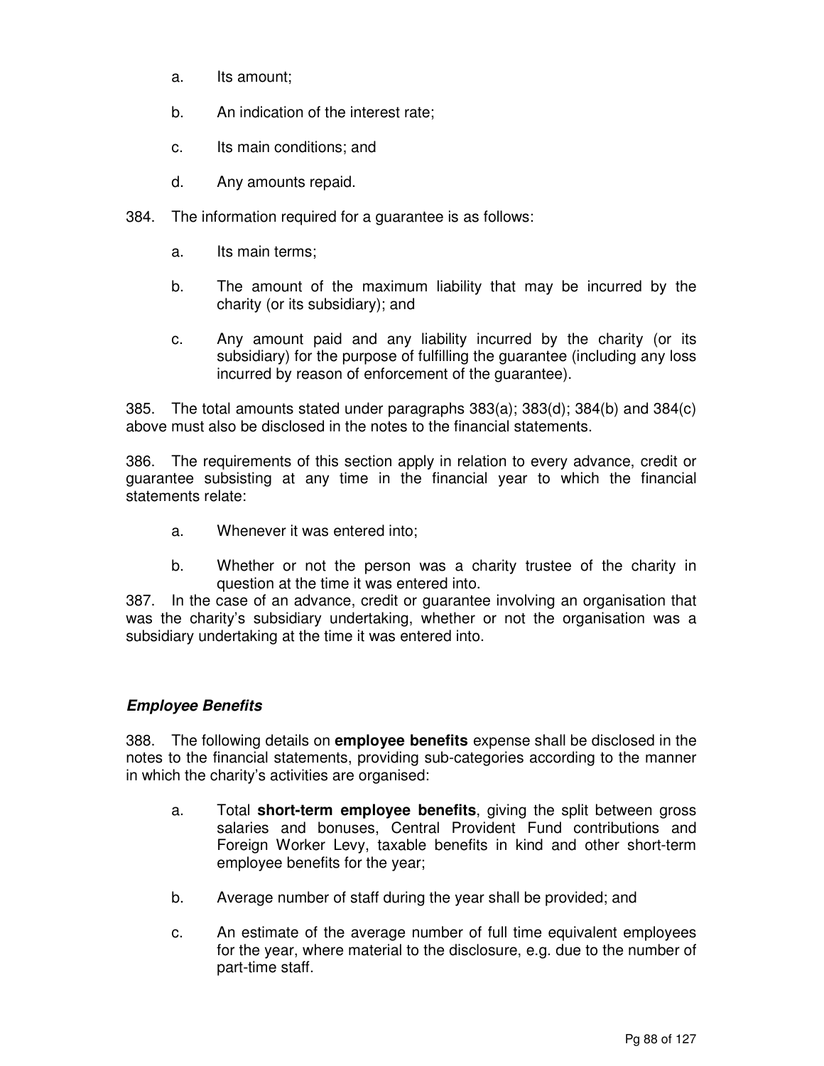a. Its amount;

b. An indication of the interest rate;

c. Its main conditions; and

d. Any amounts repaid.

384. The information required for a guarantee is as follows:

a. Its main terms;

b. The amount of the maximum liability that may be incurred by the charity (or its subsidiary); and

c. Any amount paid and any liability incurred by the charity (or its subsidiary) for the purpose of fulfilling the guarantee (including any loss incurred by reason of enforcement of the guarantee).

385. The total amounts stated under paragraphs 383(a); 383(d); 384(b) and 384(c) above must also be disclosed in the notes to the financial statements.

386. The requirements of this section apply in relation to every advance, credit or guarantee subsisting at any time in the financial year to which the financial statements relate:

a. Whenever it was entered into;

b. Whether or not the person was a charity trustee of the charity in question at the time it was entered into.

387. In the case of an advance, credit or guarantee involving an organisation that was the charity's subsidiary undertaking, whether or not the organisation was a subsidiary undertaking at the time it was entered into.

### ***Employee Benefits***

388. The following details on **employee benefits** expense shall be disclosed in the notes to the financial statements, providing sub-categories according to the manner in which the charity's activities are organised:

a. Total **short-term employee benefits**, giving the split between gross salaries and bonuses, Central Provident Fund contributions and Foreign Worker Levy, taxable benefits in kind and other short-term employee benefits for the year;

b. Average number of staff during the year shall be provided; and

c. An estimate of the average number of full time equivalent employees for the year, where material to the disclosure, e.g. due to the number of part-time staff.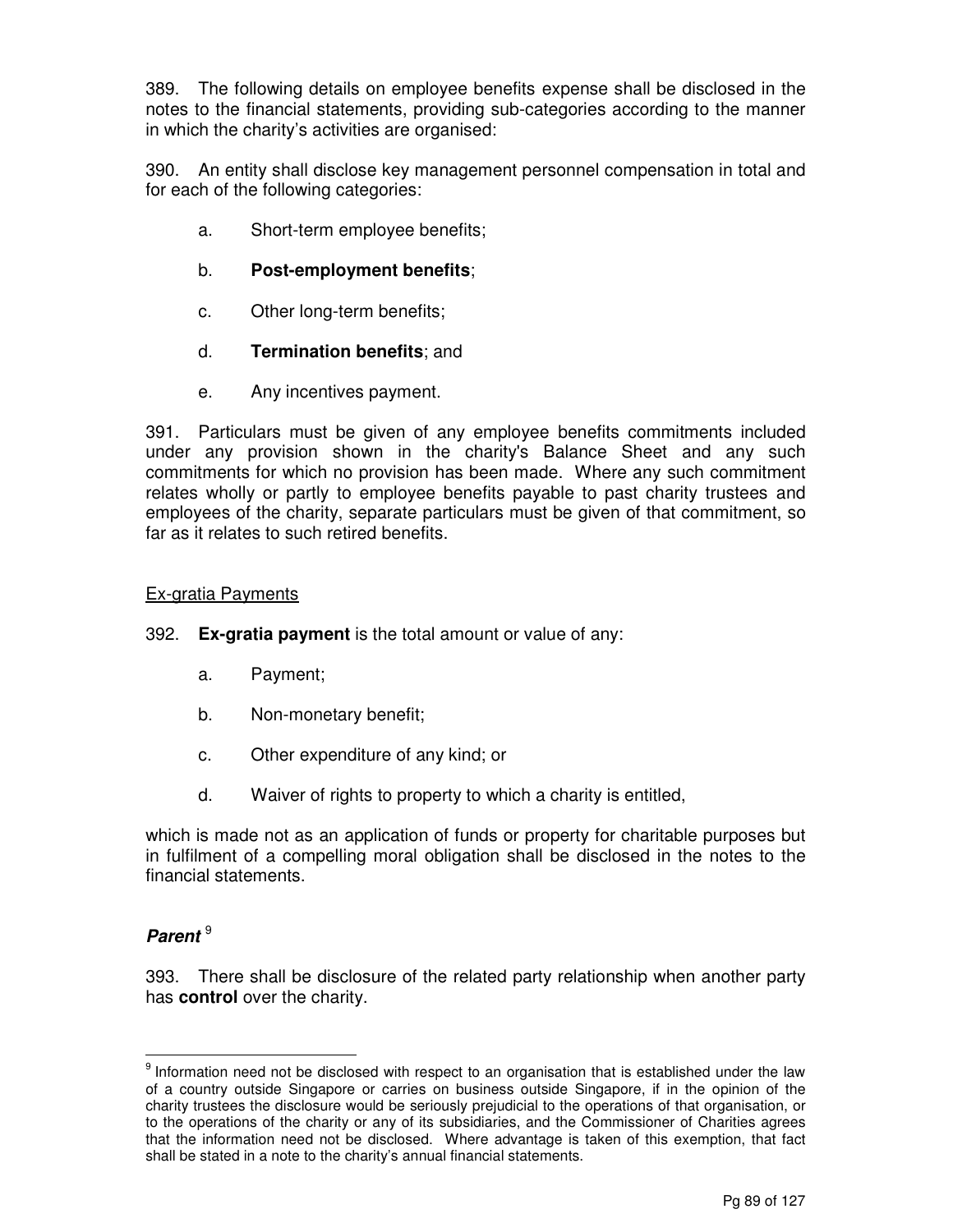389. The following details on employee benefits expense shall be disclosed in the notes to the financial statements, providing sub-categories according to the manner in which the charity's activities are organised:

390. An entity shall disclose key management personnel compensation in total and for each of the following categories:

a. Short-term employee benefits;

b. **Post-employment benefits**;

c. Other long-term benefits;

d. **Termination benefits**; and

e. Any incentives payment.

391. Particulars must be given of any employee benefits commitments included under any provision shown in the charity's Balance Sheet and any such commitments for which no provision has been made. Where any such commitment relates wholly or partly to employee benefits payable to past charity trustees and employees of the charity, separate particulars must be given of that commitment, so far as it relates to such retired benefits.

Ex-gratia Payments

392. **Ex-gratia payment** is the total amount or value of any:

a. Payment;

b. Non-monetary benefit;

c. Other expenditure of any kind; or

d. Waiver of rights to property to which a charity is entitled,

which is made not as an application of funds or property for charitable purposes but in fulfilment of a compelling moral obligation shall be disclosed in the notes to the financial statements.

### ***Parent*** [9]

393. There shall be disclosure of the related party relationship when another party has **control** over the charity.

[9] Information need not be disclosed with respect to an organisation that is established under the law of a country outside Singapore or carries on business outside Singapore, if in the opinion of the charity trustees the disclosure would be seriously prejudicial to the operations of that organisation, or to the operations of the charity or any of its subsidiaries, and the Commissioner of Charities agrees that the information need not be disclosed. Where advantage is taken of this exemption, that fact shall be stated in a note to the charity's annual financial statements.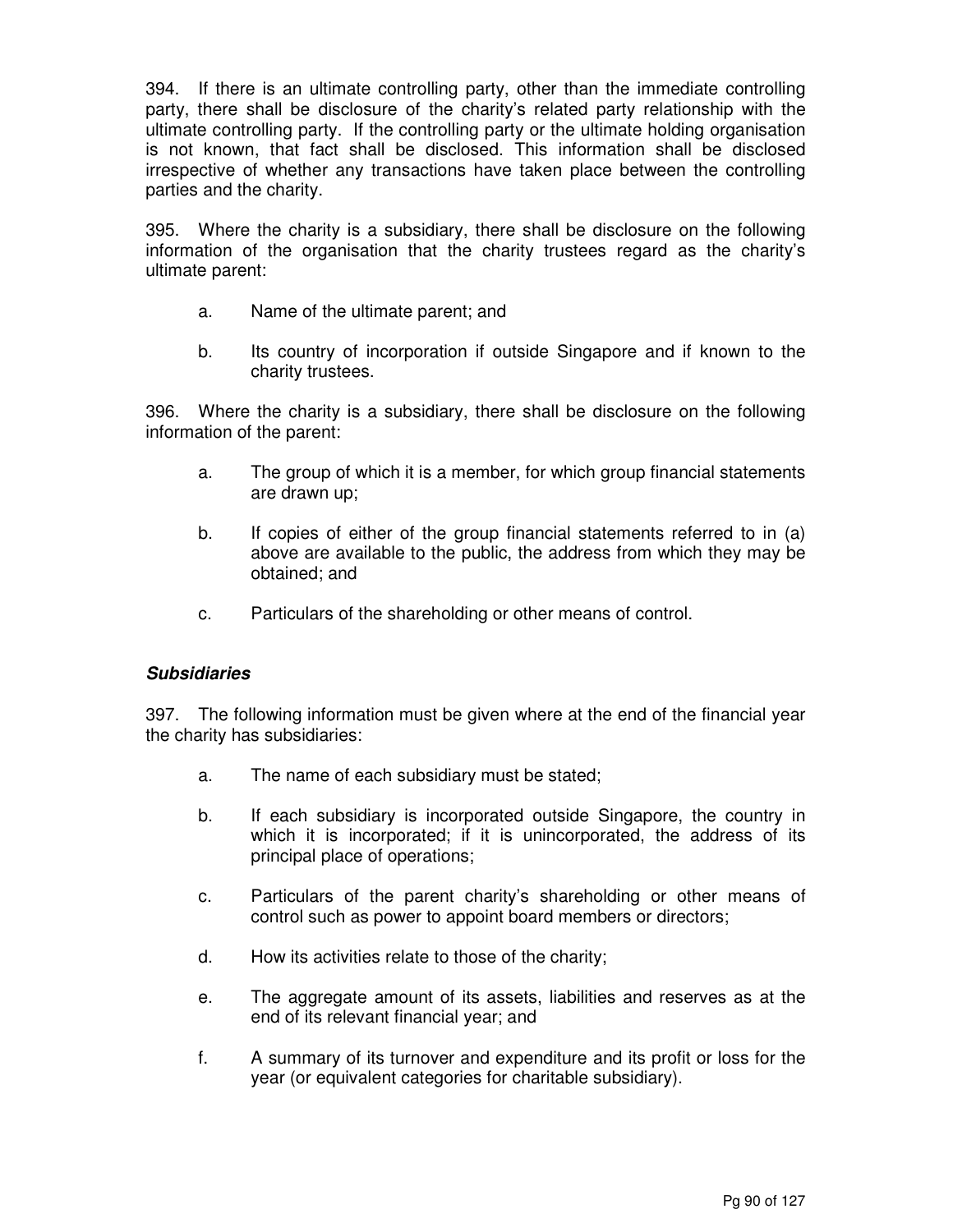394. If there is an ultimate controlling party, other than the immediate controlling party, there shall be disclosure of the charity's related party relationship with the ultimate controlling party. If the controlling party or the ultimate holding organisation is not known, that fact shall be disclosed. This information shall be disclosed irrespective of whether any transactions have taken place between the controlling parties and the charity.

395. Where the charity is a subsidiary, there shall be disclosure on the following information of the organisation that the charity trustees regard as the charity's ultimate parent:

a. Name of the ultimate parent; and

b. Its country of incorporation if outside Singapore and if known to the charity trustees.

396. Where the charity is a subsidiary, there shall be disclosure on the following information of the parent:

a. The group of which it is a member, for which group financial statements are drawn up;

b. If copies of either of the group financial statements referred to in (a) above are available to the public, the address from which they may be obtained; and

c. Particulars of the shareholding or other means of control.

***Subsidiaries***

397. The following information must be given where at the end of the financial year the charity has subsidiaries:

a. The name of each subsidiary must be stated;

b. If each subsidiary is incorporated outside Singapore, the country in which it is incorporated; if it is unincorporated, the address of its principal place of operations;

c. Particulars of the parent charity's shareholding or other means of control such as power to appoint board members or directors;

d. How its activities relate to those of the charity;

e. The aggregate amount of its assets, liabilities and reserves as at the end of its relevant financial year; and

f. A summary of its turnover and expenditure and its profit or loss for the year (or equivalent categories for charitable subsidiary).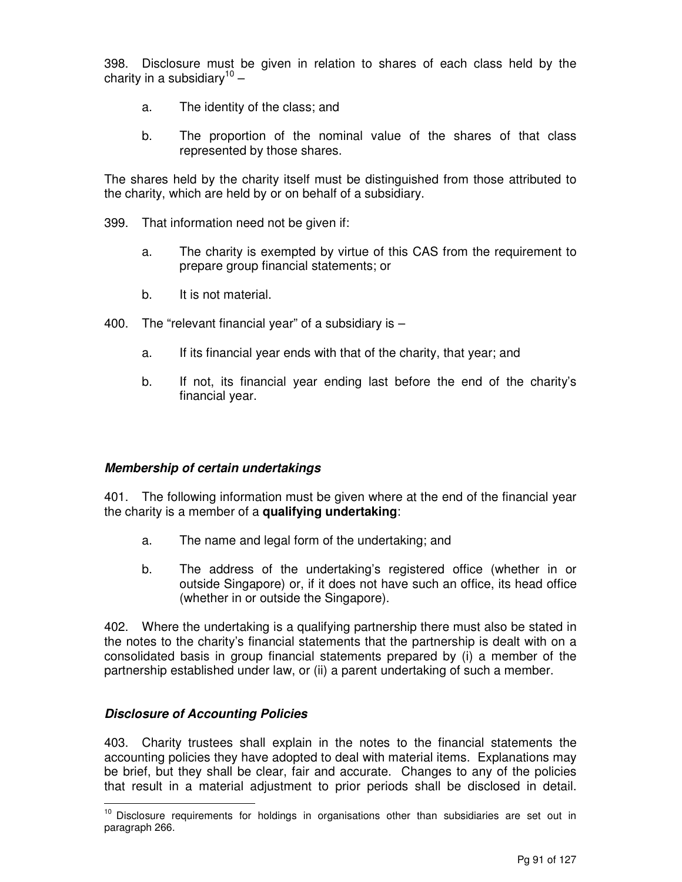398. Disclosure must be given in relation to shares of each class held by the charity in a subsidiary[10] –

a. The identity of the class; and

b. The proportion of the nominal value of the shares of that class represented by those shares.

The shares held by the charity itself must be distinguished from those attributed to the charity, which are held by or on behalf of a subsidiary.

399. That information need not be given if:

a. The charity is exempted by virtue of this CAS from the requirement to prepare group financial statements; or

b. It is not material.

400. The "relevant financial year" of a subsidiary is –

a. If its financial year ends with that of the charity, that year; and

b. If not, its financial year ending last before the end of the charity's financial year.

### *Membership of certain undertakings*

401. The following information must be given where at the end of the financial year the charity is a member of a **qualifying undertaking**:

a. The name and legal form of the undertaking; and

b. The address of the undertaking's registered office (whether in or outside Singapore) or, if it does not have such an office, its head office (whether in or outside the Singapore).

402. Where the undertaking is a qualifying partnership there must also be stated in the notes to the charity's financial statements that the partnership is dealt with on a consolidated basis in group financial statements prepared by (i) a member of the partnership established under law, or (ii) a parent undertaking of such a member.

### *Disclosure of Accounting Policies*

403. Charity trustees shall explain in the notes to the financial statements the accounting policies they have adopted to deal with material items. Explanations may be brief, but they shall be clear, fair and accurate. Changes to any of the policies that result in a material adjustment to prior periods shall be disclosed in detail.

---

[10] Disclosure requirements for holdings in organisations other than subsidiaries are set out in paragraph 266.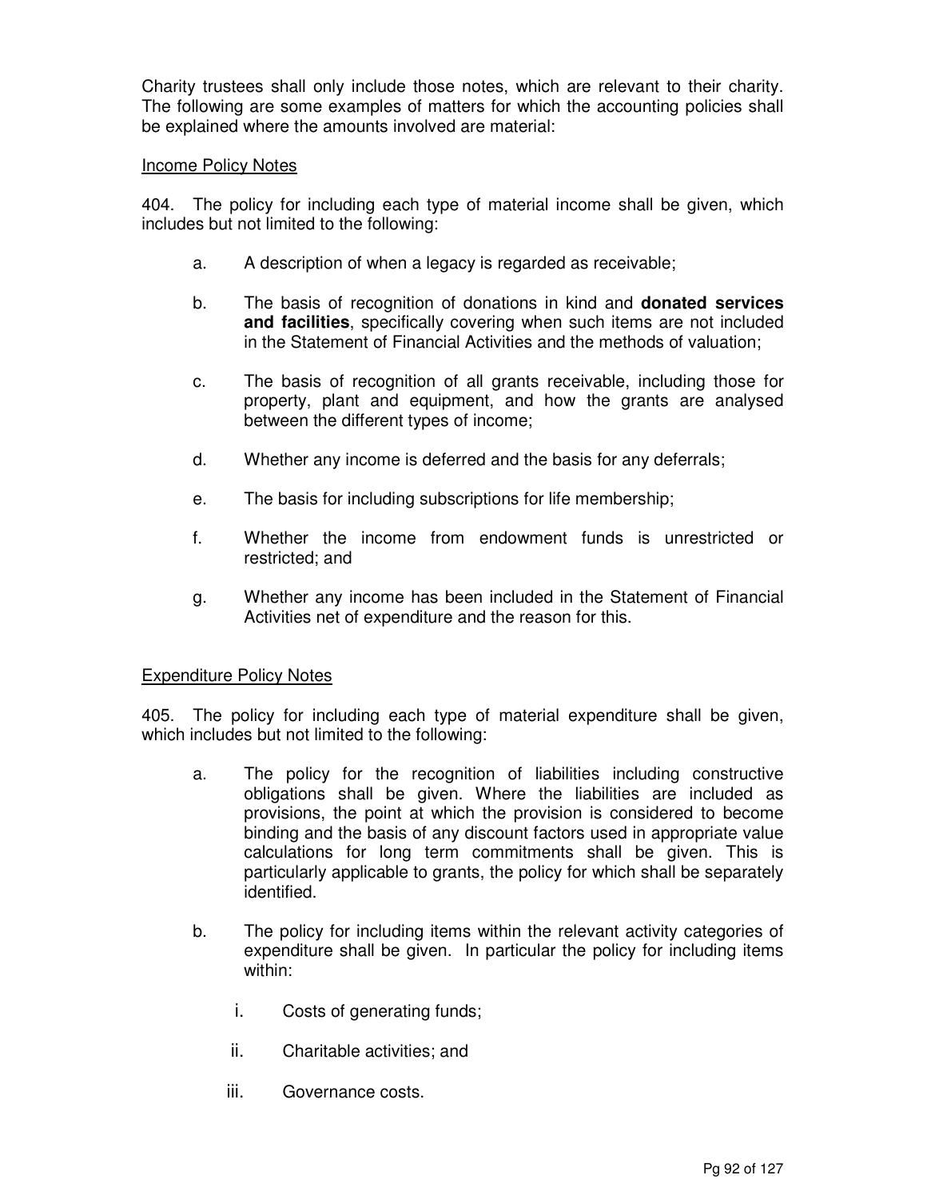Charity trustees shall only include those notes, which are relevant to their charity. The following are some examples of matters for which the accounting policies shall be explained where the amounts involved are material:

<u>Income Policy Notes</u>

404. The policy for including each type of material income shall be given, which includes but not limited to the following:

a. A description of when a legacy is regarded as receivable;

b. The basis of recognition of donations in kind and **donated services and facilities**, specifically covering when such items are not included in the Statement of Financial Activities and the methods of valuation;

c. The basis of recognition of all grants receivable, including those for property, plant and equipment, and how the grants are analysed between the different types of income;

d. Whether any income is deferred and the basis for any deferrals;

e. The basis for including subscriptions for life membership;

f. Whether the income from endowment funds is unrestricted or restricted; and

g. Whether any income has been included in the Statement of Financial Activities net of expenditure and the reason for this.

<u>Expenditure Policy Notes</u>

405. The policy for including each type of material expenditure shall be given, which includes but not limited to the following:

a. The policy for the recognition of liabilities including constructive obligations shall be given. Where the liabilities are included as provisions, the point at which the provision is considered to become binding and the basis of any discount factors used in appropriate value calculations for long term commitments shall be given. This is particularly applicable to grants, the policy for which shall be separately identified.

b. The policy for including items within the relevant activity categories of expenditure shall be given. In particular the policy for including items within:

   i. Costs of generating funds;

   ii. Charitable activities; and

   iii. Governance costs.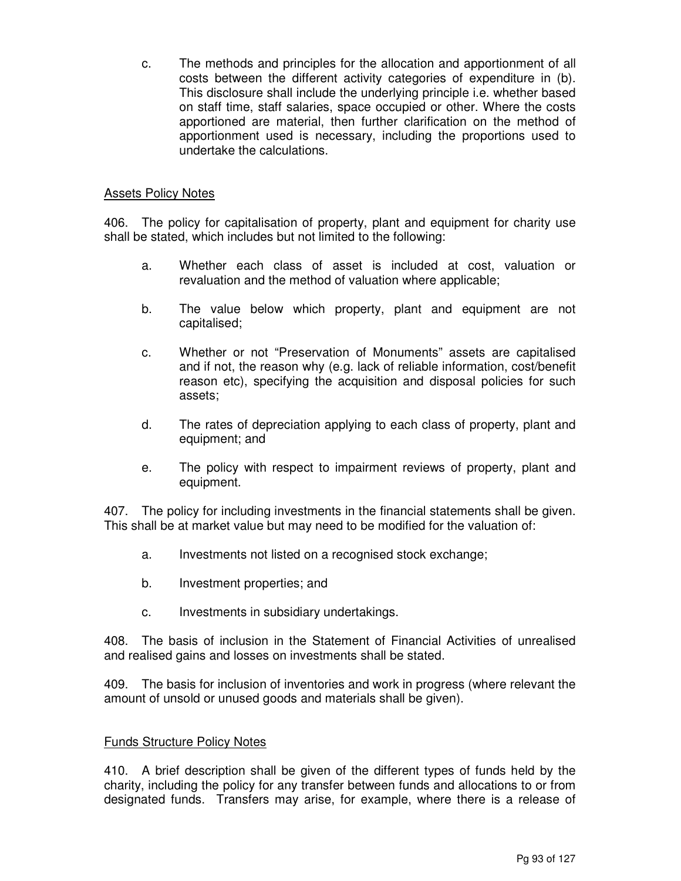c. The methods and principles for the allocation and apportionment of all costs between the different activity categories of expenditure in (b). This disclosure shall include the underlying principle i.e. whether based on staff time, staff salaries, space occupied or other. Where the costs apportioned are material, then further clarification on the method of apportionment used is necessary, including the proportions used to undertake the calculations.

<u>Assets Policy Notes</u>

406. The policy for capitalisation of property, plant and equipment for charity use shall be stated, which includes but not limited to the following:

a. Whether each class of asset is included at cost, valuation or revaluation and the method of valuation where applicable;

b. The value below which property, plant and equipment are not capitalised;

c. Whether or not "Preservation of Monuments" assets are capitalised and if not, the reason why (e.g. lack of reliable information, cost/benefit reason etc), specifying the acquisition and disposal policies for such assets;

d. The rates of depreciation applying to each class of property, plant and equipment; and

e. The policy with respect to impairment reviews of property, plant and equipment.

407. The policy for including investments in the financial statements shall be given. This shall be at market value but may need to be modified for the valuation of:

a. Investments not listed on a recognised stock exchange;

b. Investment properties; and

c. Investments in subsidiary undertakings.

408. The basis of inclusion in the Statement of Financial Activities of unrealised and realised gains and losses on investments shall be stated.

409. The basis for inclusion of inventories and work in progress (where relevant the amount of unsold or unused goods and materials shall be given).

<u>Funds Structure Policy Notes</u>

410. A brief description shall be given of the different types of funds held by the charity, including the policy for any transfer between funds and allocations to or from designated funds. Transfers may arise, for example, where there is a release of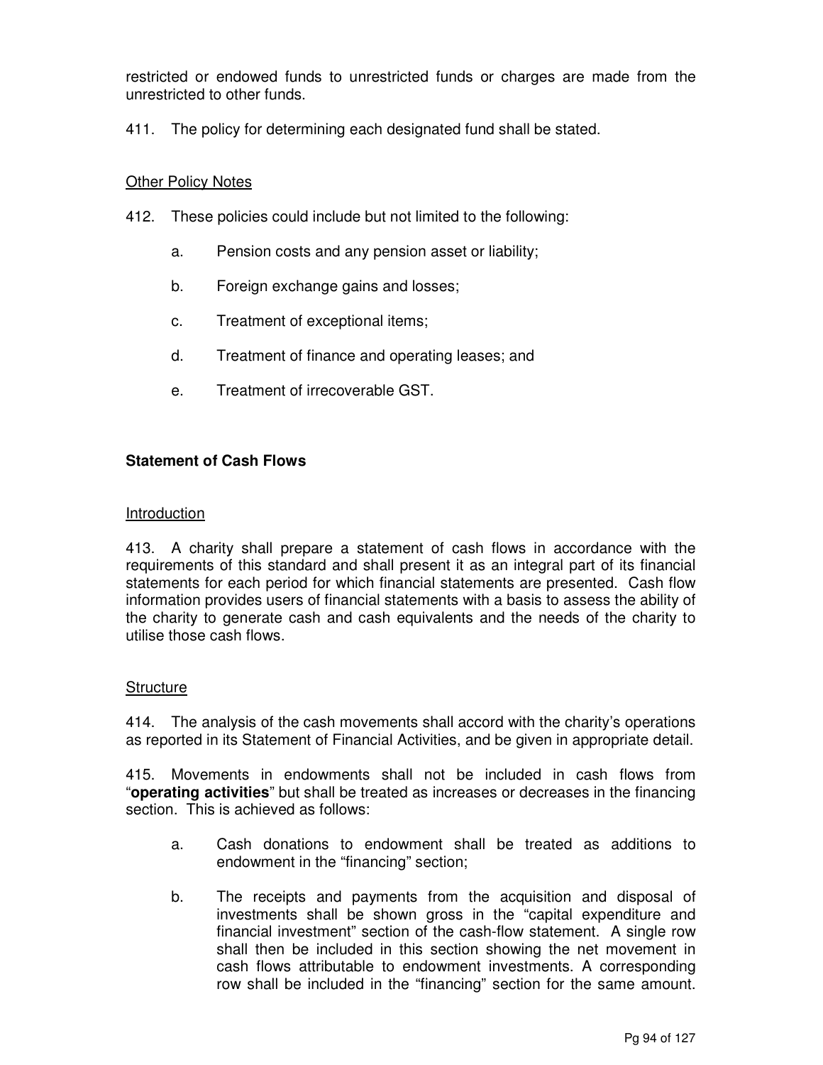restricted or endowed funds to unrestricted funds or charges are made from the unrestricted to other funds.

411. The policy for determining each designated fund shall be stated.

Other Policy Notes

412. These policies could include but not limited to the following:

a. Pension costs and any pension asset or liability;

b. Foreign exchange gains and losses;

c. Treatment of exceptional items;

d. Treatment of finance and operating leases; and

e. Treatment of irrecoverable GST.

**Statement of Cash Flows**

Introduction

413. A charity shall prepare a statement of cash flows in accordance with the requirements of this standard and shall present it as an integral part of its financial statements for each period for which financial statements are presented. Cash flow information provides users of financial statements with a basis to assess the ability of the charity to generate cash and cash equivalents and the needs of the charity to utilise those cash flows.

Structure

414. The analysis of the cash movements shall accord with the charity's operations as reported in its Statement of Financial Activities, and be given in appropriate detail.

415. Movements in endowments shall not be included in cash flows from "**operating activities**" but shall be treated as increases or decreases in the financing section. This is achieved as follows:

a. Cash donations to endowment shall be treated as additions to endowment in the "financing" section;

b. The receipts and payments from the acquisition and disposal of investments shall be shown gross in the "capital expenditure and financial investment" section of the cash-flow statement. A single row shall then be included in this section showing the net movement in cash flows attributable to endowment investments. A corresponding row shall be included in the "financing" section for the same amount.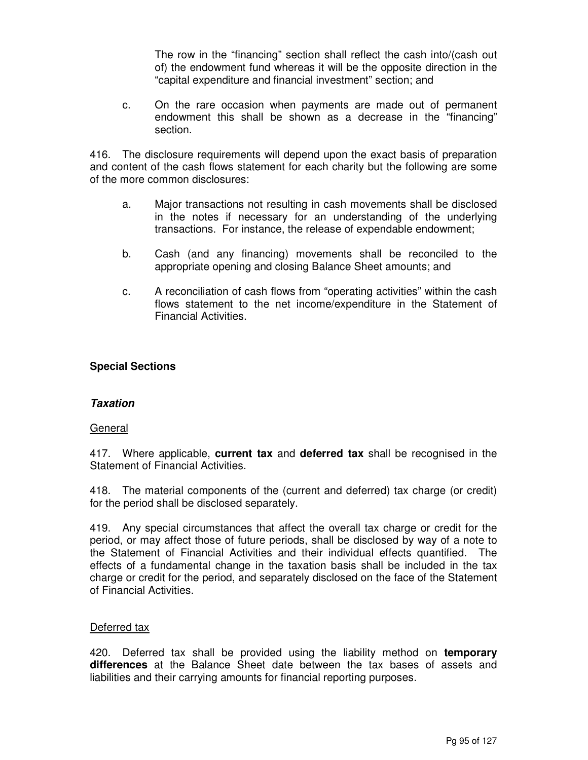The row in the "financing" section shall reflect the cash into/(cash out of) the endowment fund whereas it will be the opposite direction in the "capital expenditure and financial investment" section; and

c. On the rare occasion when payments are made out of permanent endowment this shall be shown as a decrease in the "financing" section.

416. The disclosure requirements will depend upon the exact basis of preparation and content of the cash flows statement for each charity but the following are some of the more common disclosures:

a. Major transactions not resulting in cash movements shall be disclosed in the notes if necessary for an understanding of the underlying transactions. For instance, the release of expendable endowment;

b. Cash (and any financing) movements shall be reconciled to the appropriate opening and closing Balance Sheet amounts; and

c. A reconciliation of cash flows from "operating activities" within the cash flows statement to the net income/expenditure in the Statement of Financial Activities.

## Special Sections

### *Taxation*

General

417. Where applicable, **current tax** and **deferred tax** shall be recognised in the Statement of Financial Activities.

418. The material components of the (current and deferred) tax charge (or credit) for the period shall be disclosed separately.

419. Any special circumstances that affect the overall tax charge or credit for the period, or may affect those of future periods, shall be disclosed by way of a note to the Statement of Financial Activities and their individual effects quantified. The effects of a fundamental change in the taxation basis shall be included in the tax charge or credit for the period, and separately disclosed on the face of the Statement of Financial Activities.

Deferred tax

420. Deferred tax shall be provided using the liability method on **temporary differences** at the Balance Sheet date between the tax bases of assets and liabilities and their carrying amounts for financial reporting purposes.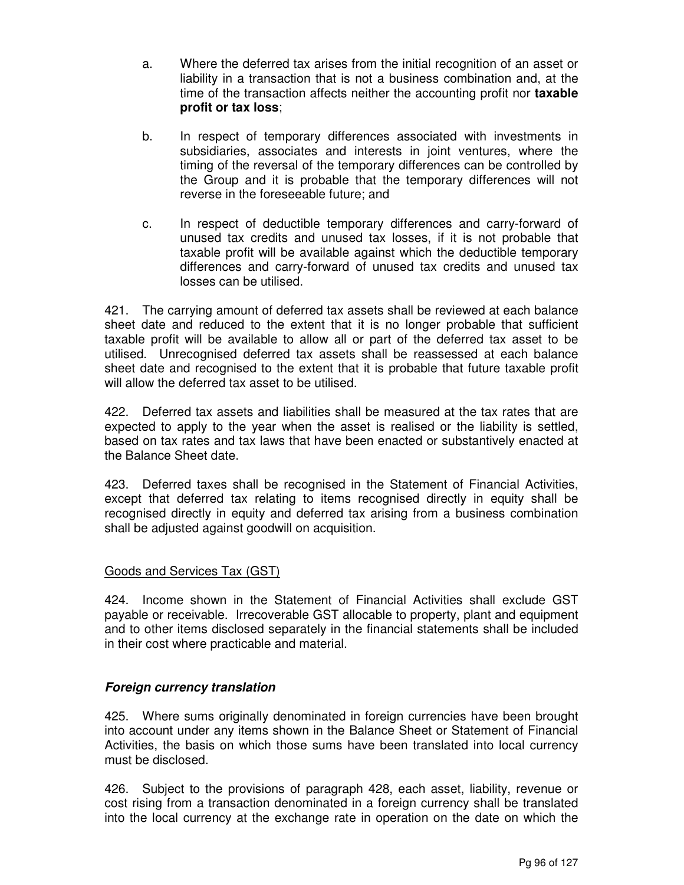a. Where the deferred tax arises from the initial recognition of an asset or liability in a transaction that is not a business combination and, at the time of the transaction affects neither the accounting profit nor **taxable profit or tax loss**;

b. In respect of temporary differences associated with investments in subsidiaries, associates and interests in joint ventures, where the timing of the reversal of the temporary differences can be controlled by the Group and it is probable that the temporary differences will not reverse in the foreseeable future; and

c. In respect of deductible temporary differences and carry-forward of unused tax credits and unused tax losses, if it is not probable that taxable profit will be available against which the deductible temporary differences and carry-forward of unused tax credits and unused tax losses can be utilised.

421. The carrying amount of deferred tax assets shall be reviewed at each balance sheet date and reduced to the extent that it is no longer probable that sufficient taxable profit will be available to allow all or part of the deferred tax asset to be utilised. Unrecognised deferred tax assets shall be reassessed at each balance sheet date and recognised to the extent that it is probable that future taxable profit will allow the deferred tax asset to be utilised.

422. Deferred tax assets and liabilities shall be measured at the tax rates that are expected to apply to the year when the asset is realised or the liability is settled, based on tax rates and tax laws that have been enacted or substantively enacted at the Balance Sheet date.

423. Deferred taxes shall be recognised in the Statement of Financial Activities, except that deferred tax relating to items recognised directly in equity shall be recognised directly in equity and deferred tax arising from a business combination shall be adjusted against goodwill on acquisition.

<u>Goods and Services Tax (GST)</u>

424. Income shown in the Statement of Financial Activities shall exclude GST payable or receivable. Irrecoverable GST allocable to property, plant and equipment and to other items disclosed separately in the financial statements shall be included in their cost where practicable and material.

***Foreign currency translation***

425. Where sums originally denominated in foreign currencies have been brought into account under any items shown in the Balance Sheet or Statement of Financial Activities, the basis on which those sums have been translated into local currency must be disclosed.

426. Subject to the provisions of paragraph 428, each asset, liability, revenue or cost rising from a transaction denominated in a foreign currency shall be translated into the local currency at the exchange rate in operation on the date on which the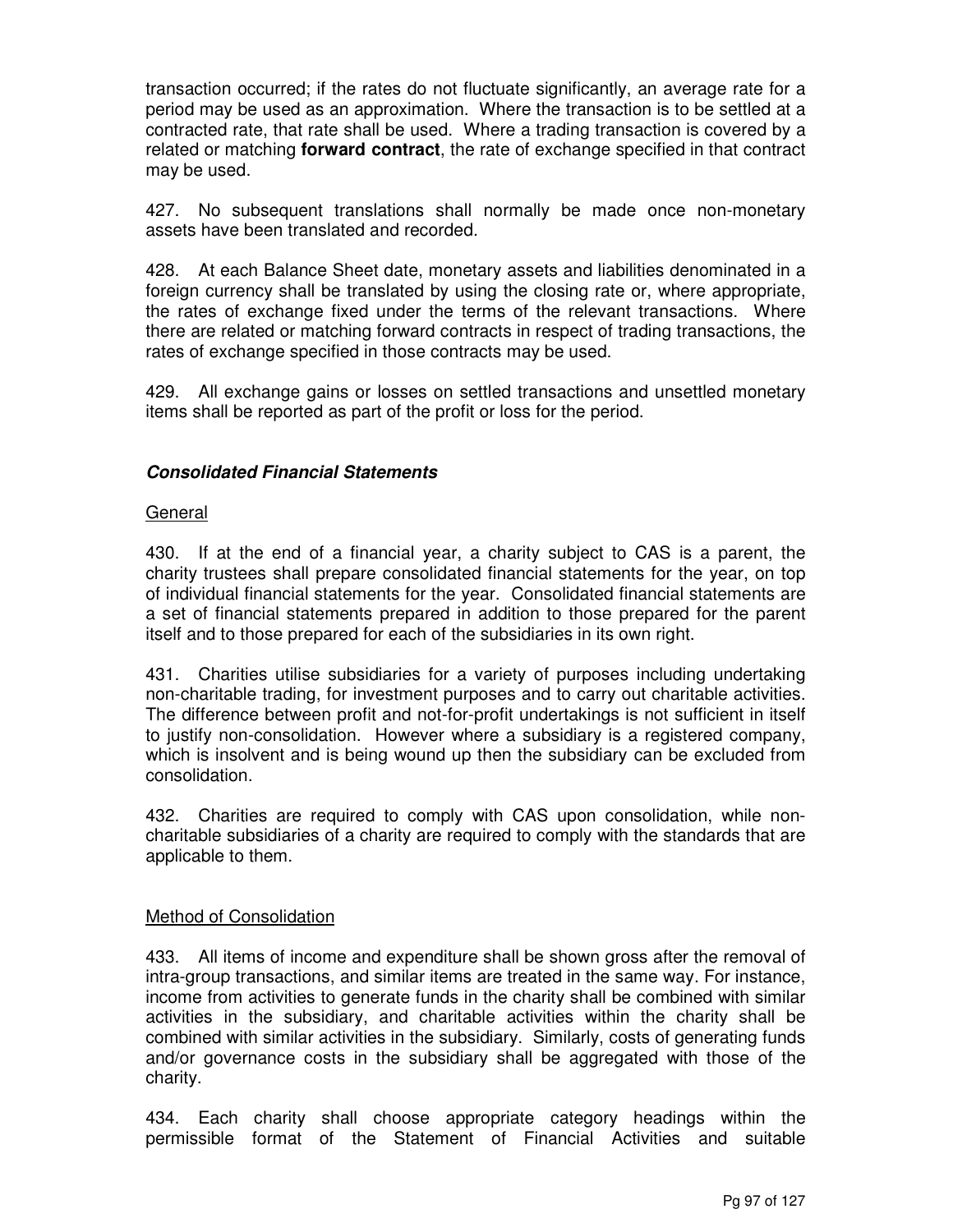transaction occurred; if the rates do not fluctuate significantly, an average rate for a period may be used as an approximation. Where the transaction is to be settled at a contracted rate, that rate shall be used. Where a trading transaction is covered by a related or matching **forward contract**, the rate of exchange specified in that contract may be used.

427. No subsequent translations shall normally be made once non-monetary assets have been translated and recorded.

428. At each Balance Sheet date, monetary assets and liabilities denominated in a foreign currency shall be translated by using the closing rate or, where appropriate, the rates of exchange fixed under the terms of the relevant transactions. Where there are related or matching forward contracts in respect of trading transactions, the rates of exchange specified in those contracts may be used.

429. All exchange gains or losses on settled transactions and unsettled monetary items shall be reported as part of the profit or loss for the period.

### ***Consolidated Financial Statements***

General

430. If at the end of a financial year, a charity subject to CAS is a parent, the charity trustees shall prepare consolidated financial statements for the year, on top of individual financial statements for the year. Consolidated financial statements are a set of financial statements prepared in addition to those prepared for the parent itself and to those prepared for each of the subsidiaries in its own right.

431. Charities utilise subsidiaries for a variety of purposes including undertaking non-charitable trading, for investment purposes and to carry out charitable activities. The difference between profit and not-for-profit undertakings is not sufficient in itself to justify non-consolidation. However where a subsidiary is a registered company, which is insolvent and is being wound up then the subsidiary can be excluded from consolidation.

432. Charities are required to comply with CAS upon consolidation, while non-charitable subsidiaries of a charity are required to comply with the standards that are applicable to them.

Method of Consolidation

433. All items of income and expenditure shall be shown gross after the removal of intra-group transactions, and similar items are treated in the same way. For instance, income from activities to generate funds in the charity shall be combined with similar activities in the subsidiary, and charitable activities within the charity shall be combined with similar activities in the subsidiary. Similarly, costs of generating funds and/or governance costs in the subsidiary shall be aggregated with those of the charity.

434. Each charity shall choose appropriate category headings within the permissible format of the Statement of Financial Activities and suitable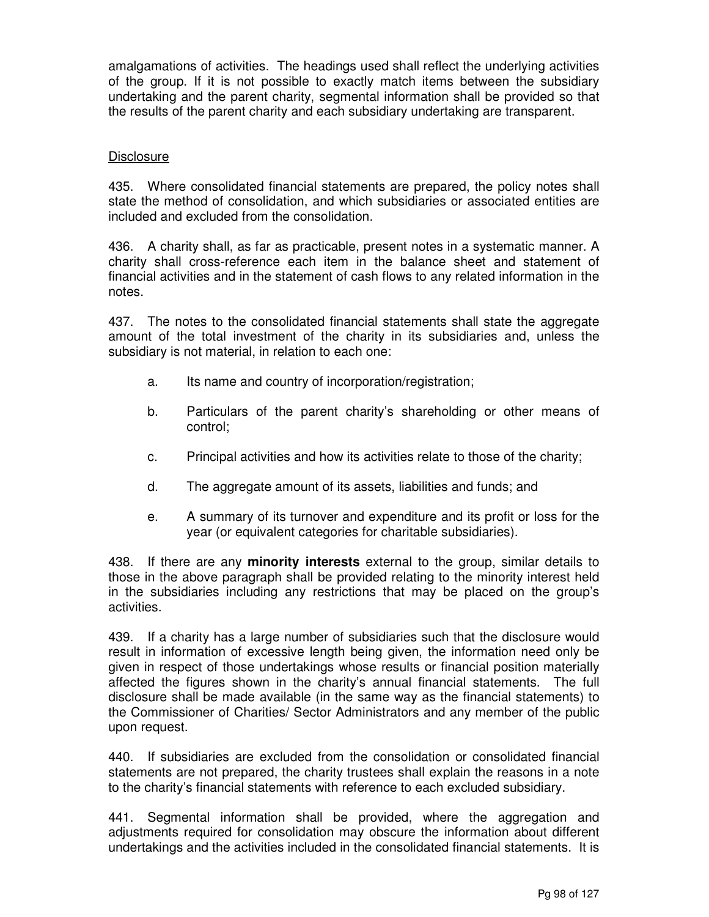amalgamations of activities. The headings used shall reflect the underlying activities of the group. If it is not possible to exactly match items between the subsidiary undertaking and the parent charity, segmental information shall be provided so that the results of the parent charity and each subsidiary undertaking are transparent.

Disclosure

435. Where consolidated financial statements are prepared, the policy notes shall state the method of consolidation, and which subsidiaries or associated entities are included and excluded from the consolidation.

436. A charity shall, as far as practicable, present notes in a systematic manner. A charity shall cross-reference each item in the balance sheet and statement of financial activities and in the statement of cash flows to any related information in the notes.

437. The notes to the consolidated financial statements shall state the aggregate amount of the total investment of the charity in its subsidiaries and, unless the subsidiary is not material, in relation to each one:

a. Its name and country of incorporation/registration;

b. Particulars of the parent charity's shareholding or other means of control;

c. Principal activities and how its activities relate to those of the charity;

d. The aggregate amount of its assets, liabilities and funds; and

e. A summary of its turnover and expenditure and its profit or loss for the year (or equivalent categories for charitable subsidiaries).

438. If there are any **minority interests** external to the group, similar details to those in the above paragraph shall be provided relating to the minority interest held in the subsidiaries including any restrictions that may be placed on the group's activities.

439. If a charity has a large number of subsidiaries such that the disclosure would result in information of excessive length being given, the information need only be given in respect of those undertakings whose results or financial position materially affected the figures shown in the charity's annual financial statements. The full disclosure shall be made available (in the same way as the financial statements) to the Commissioner of Charities/ Sector Administrators and any member of the public upon request.

440. If subsidiaries are excluded from the consolidation or consolidated financial statements are not prepared, the charity trustees shall explain the reasons in a note to the charity's financial statements with reference to each excluded subsidiary.

441. Segmental information shall be provided, where the aggregation and adjustments required for consolidation may obscure the information about different undertakings and the activities included in the consolidated financial statements. It is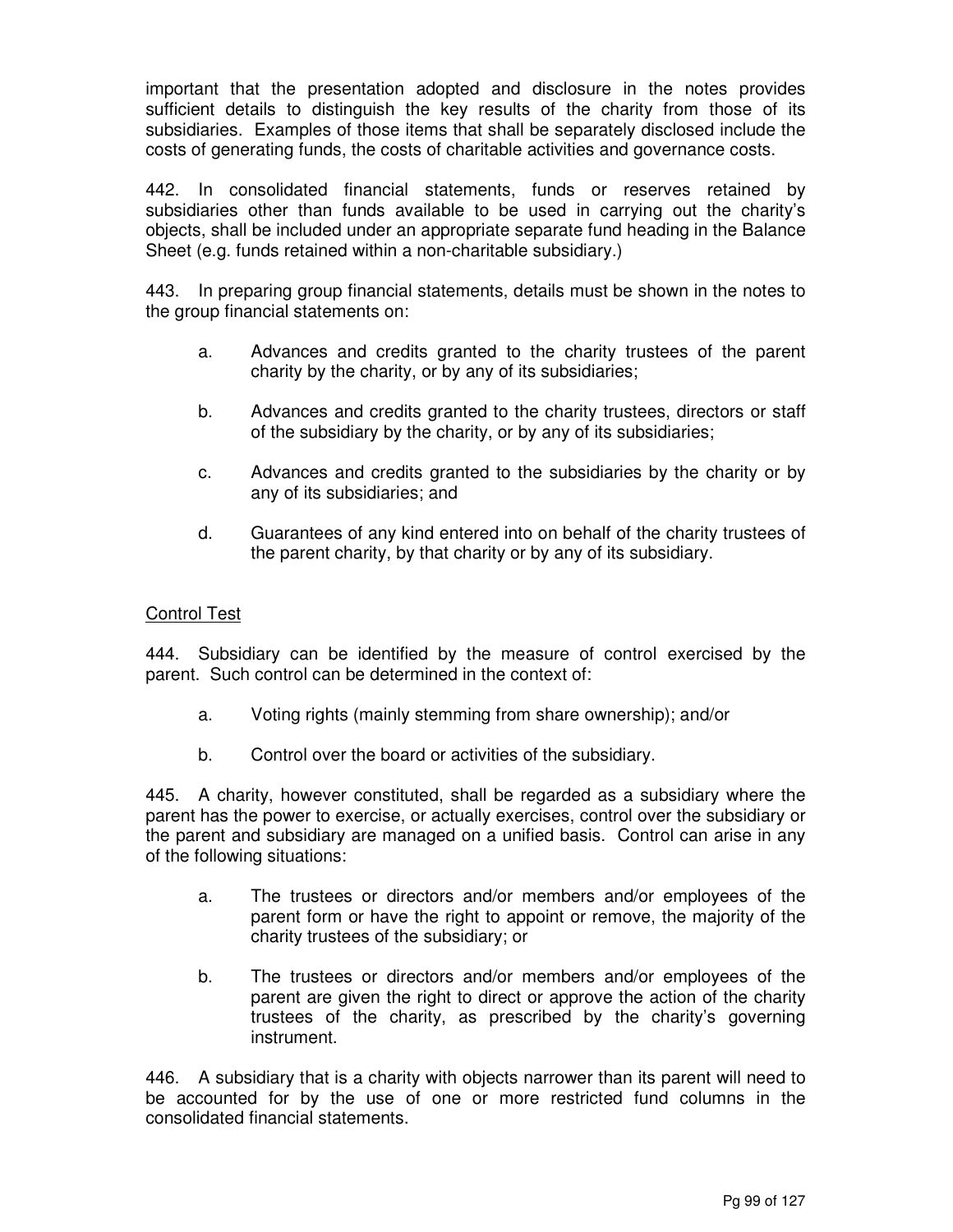important that the presentation adopted and disclosure in the notes provides sufficient details to distinguish the key results of the charity from those of its subsidiaries. Examples of those items that shall be separately disclosed include the costs of generating funds, the costs of charitable activities and governance costs.

442. In consolidated financial statements, funds or reserves retained by subsidiaries other than funds available to be used in carrying out the charity's objects, shall be included under an appropriate separate fund heading in the Balance Sheet (e.g. funds retained within a non-charitable subsidiary.)

443. In preparing group financial statements, details must be shown in the notes to the group financial statements on:

a. Advances and credits granted to the charity trustees of the parent charity by the charity, or by any of its subsidiaries;

b. Advances and credits granted to the charity trustees, directors or staff of the subsidiary by the charity, or by any of its subsidiaries;

c. Advances and credits granted to the subsidiaries by the charity or by any of its subsidiaries; and

d. Guarantees of any kind entered into on behalf of the charity trustees of the parent charity, by that charity or by any of its subsidiary.

<u>Control Test</u>

444. Subsidiary can be identified by the measure of control exercised by the parent. Such control can be determined in the context of:

a. Voting rights (mainly stemming from share ownership); and/or

b. Control over the board or activities of the subsidiary.

445. A charity, however constituted, shall be regarded as a subsidiary where the parent has the power to exercise, or actually exercises, control over the subsidiary or the parent and subsidiary are managed on a unified basis. Control can arise in any of the following situations:

a. The trustees or directors and/or members and/or employees of the parent form or have the right to appoint or remove, the majority of the charity trustees of the subsidiary; or

b. The trustees or directors and/or members and/or employees of the parent are given the right to direct or approve the action of the charity trustees of the charity, as prescribed by the charity's governing instrument.

446. A subsidiary that is a charity with objects narrower than its parent will need to be accounted for by the use of one or more restricted fund columns in the consolidated financial statements.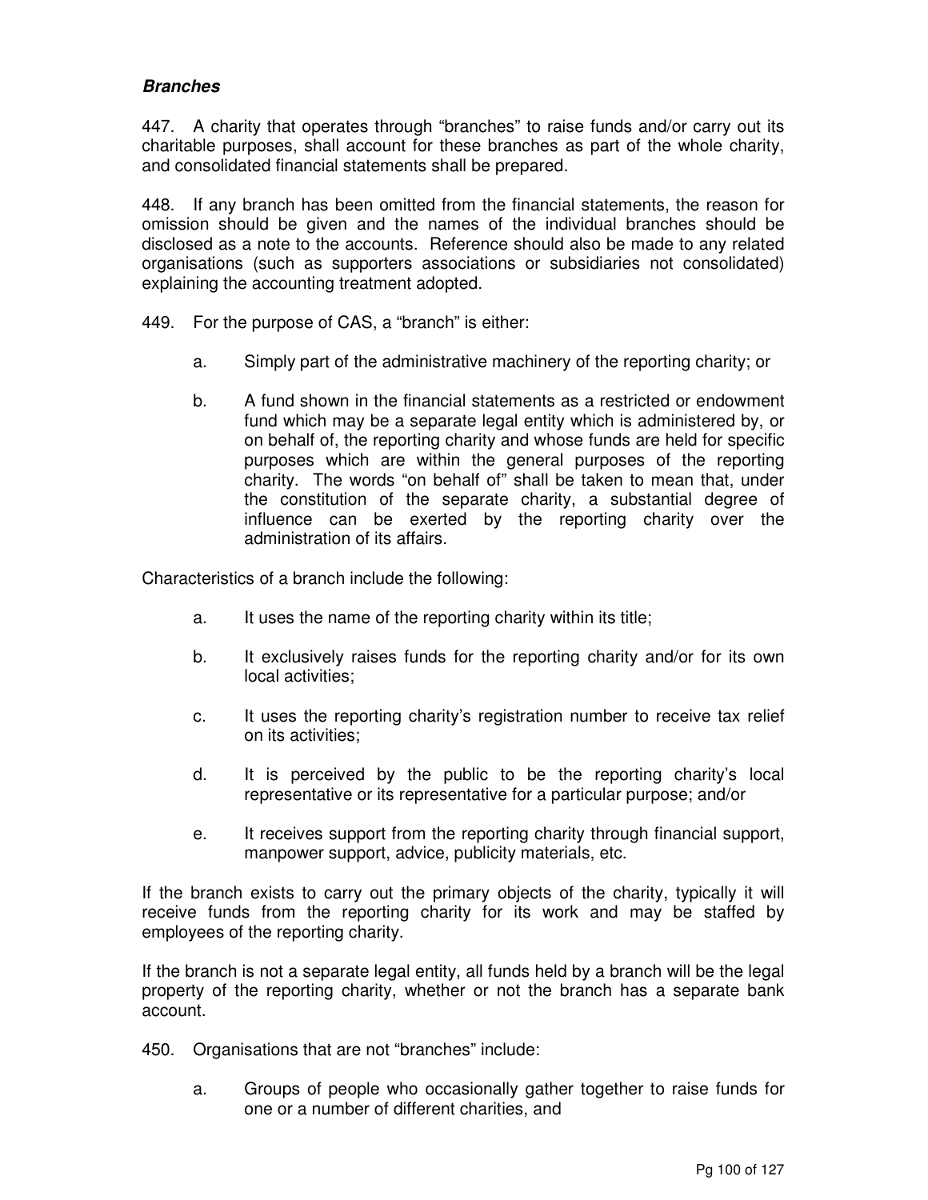### *Branches*

447. A charity that operates through "branches" to raise funds and/or carry out its charitable purposes, shall account for these branches as part of the whole charity, and consolidated financial statements shall be prepared.

448. If any branch has been omitted from the financial statements, the reason for omission should be given and the names of the individual branches should be disclosed as a note to the accounts. Reference should also be made to any related organisations (such as supporters associations or subsidiaries not consolidated) explaining the accounting treatment adopted.

449. For the purpose of CAS, a "branch" is either:

a. Simply part of the administrative machinery of the reporting charity; or

b. A fund shown in the financial statements as a restricted or endowment fund which may be a separate legal entity which is administered by, or on behalf of, the reporting charity and whose funds are held for specific purposes which are within the general purposes of the reporting charity. The words "on behalf of" shall be taken to mean that, under the constitution of the separate charity, a substantial degree of influence can be exerted by the reporting charity over the administration of its affairs.

Characteristics of a branch include the following:

a. It uses the name of the reporting charity within its title;

b. It exclusively raises funds for the reporting charity and/or for its own local activities;

c. It uses the reporting charity's registration number to receive tax relief on its activities;

d. It is perceived by the public to be the reporting charity's local representative or its representative for a particular purpose; and/or

e. It receives support from the reporting charity through financial support, manpower support, advice, publicity materials, etc.

If the branch exists to carry out the primary objects of the charity, typically it will receive funds from the reporting charity for its work and may be staffed by employees of the reporting charity.

If the branch is not a separate legal entity, all funds held by a branch will be the legal property of the reporting charity, whether or not the branch has a separate bank account.

450. Organisations that are not "branches" include:

a. Groups of people who occasionally gather together to raise funds for one or a number of different charities, and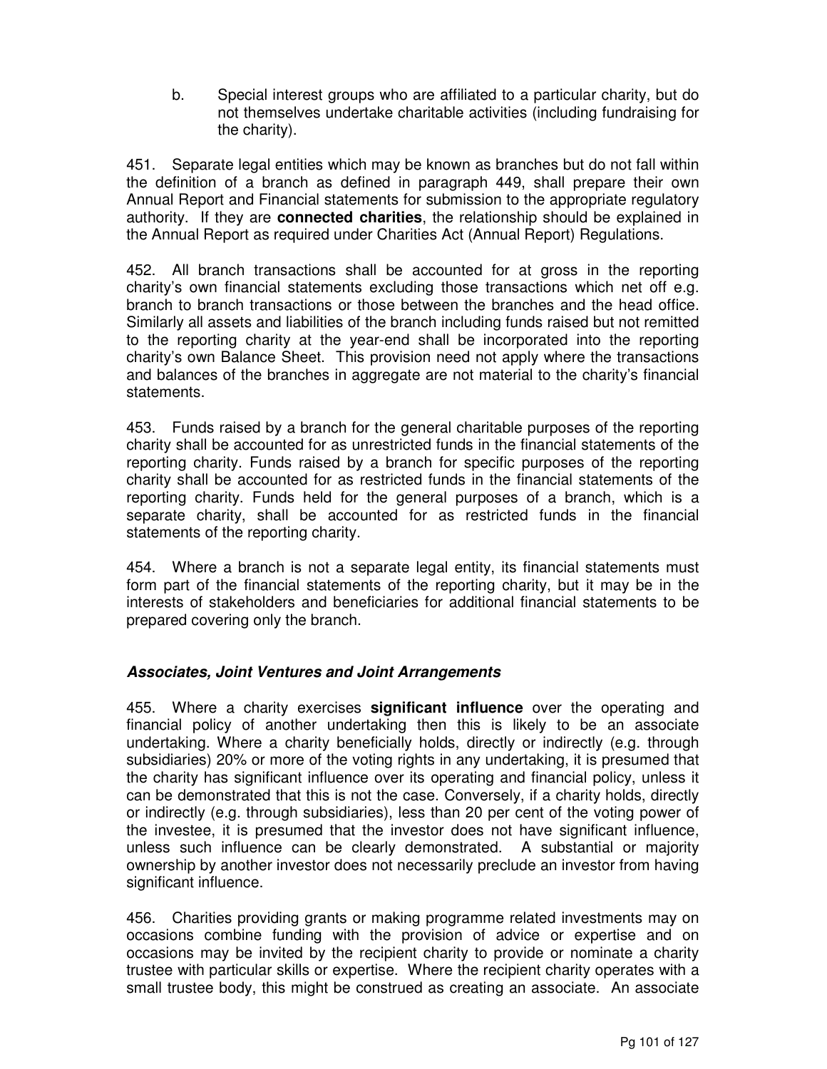b. Special interest groups who are affiliated to a particular charity, but do not themselves undertake charitable activities (including fundraising for the charity).

451. Separate legal entities which may be known as branches but do not fall within the definition of a branch as defined in paragraph 449, shall prepare their own Annual Report and Financial statements for submission to the appropriate regulatory authority. If they are **connected charities**, the relationship should be explained in the Annual Report as required under Charities Act (Annual Report) Regulations.

452. All branch transactions shall be accounted for at gross in the reporting charity's own financial statements excluding those transactions which net off e.g. branch to branch transactions or those between the branches and the head office. Similarly all assets and liabilities of the branch including funds raised but not remitted to the reporting charity at the year-end shall be incorporated into the reporting charity's own Balance Sheet. This provision need not apply where the transactions and balances of the branches in aggregate are not material to the charity's financial statements.

453. Funds raised by a branch for the general charitable purposes of the reporting charity shall be accounted for as unrestricted funds in the financial statements of the reporting charity. Funds raised by a branch for specific purposes of the reporting charity shall be accounted for as restricted funds in the financial statements of the reporting charity. Funds held for the general purposes of a branch, which is a separate charity, shall be accounted for as restricted funds in the financial statements of the reporting charity.

454. Where a branch is not a separate legal entity, its financial statements must form part of the financial statements of the reporting charity, but it may be in the interests of stakeholders and beneficiaries for additional financial statements to be prepared covering only the branch.

### *Associates, Joint Ventures and Joint Arrangements*

455. Where a charity exercises **significant influence** over the operating and financial policy of another undertaking then this is likely to be an associate undertaking. Where a charity beneficially holds, directly or indirectly (e.g. through subsidiaries) 20% or more of the voting rights in any undertaking, it is presumed that the charity has significant influence over its operating and financial policy, unless it can be demonstrated that this is not the case. Conversely, if a charity holds, directly or indirectly (e.g. through subsidiaries), less than 20 per cent of the voting power of the investee, it is presumed that the investor does not have significant influence, unless such influence can be clearly demonstrated. A substantial or majority ownership by another investor does not necessarily preclude an investor from having significant influence.

456. Charities providing grants or making programme related investments may on occasions combine funding with the provision of advice or expertise and on occasions may be invited by the recipient charity to provide or nominate a charity trustee with particular skills or expertise. Where the recipient charity operates with a small trustee body, this might be construed as creating an associate. An associate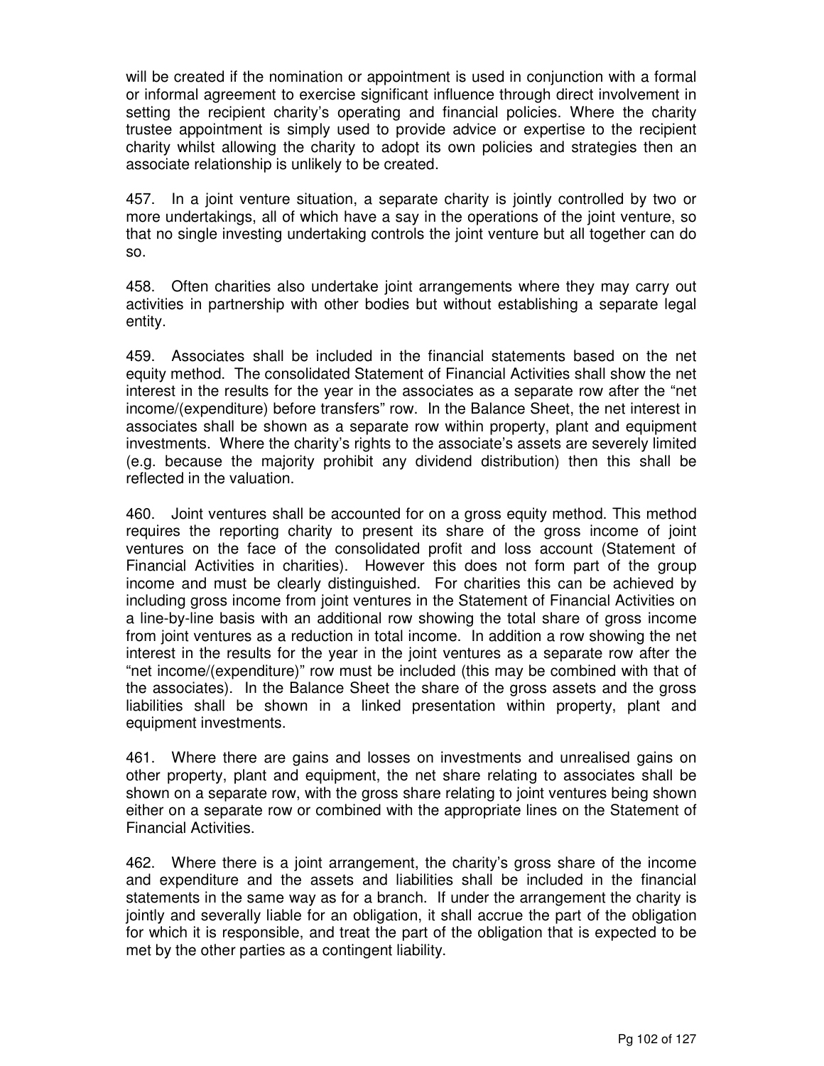will be created if the nomination or appointment is used in conjunction with a formal or informal agreement to exercise significant influence through direct involvement in setting the recipient charity's operating and financial policies. Where the charity trustee appointment is simply used to provide advice or expertise to the recipient charity whilst allowing the charity to adopt its own policies and strategies then an associate relationship is unlikely to be created.

457. In a joint venture situation, a separate charity is jointly controlled by two or more undertakings, all of which have a say in the operations of the joint venture, so that no single investing undertaking controls the joint venture but all together can do so.

458. Often charities also undertake joint arrangements where they may carry out activities in partnership with other bodies but without establishing a separate legal entity.

459. Associates shall be included in the financial statements based on the net equity method. The consolidated Statement of Financial Activities shall show the net interest in the results for the year in the associates as a separate row after the "net income/(expenditure) before transfers" row. In the Balance Sheet, the net interest in associates shall be shown as a separate row within property, plant and equipment investments. Where the charity's rights to the associate's assets are severely limited (e.g. because the majority prohibit any dividend distribution) then this shall be reflected in the valuation.

460. Joint ventures shall be accounted for on a gross equity method. This method requires the reporting charity to present its share of the gross income of joint ventures on the face of the consolidated profit and loss account (Statement of Financial Activities in charities). However this does not form part of the group income and must be clearly distinguished. For charities this can be achieved by including gross income from joint ventures in the Statement of Financial Activities on a line-by-line basis with an additional row showing the total share of gross income from joint ventures as a reduction in total income. In addition a row showing the net interest in the results for the year in the joint ventures as a separate row after the "net income/(expenditure)" row must be included (this may be combined with that of the associates). In the Balance Sheet the share of the gross assets and the gross liabilities shall be shown in a linked presentation within property, plant and equipment investments.

461. Where there are gains and losses on investments and unrealised gains on other property, plant and equipment, the net share relating to associates shall be shown on a separate row, with the gross share relating to joint ventures being shown either on a separate row or combined with the appropriate lines on the Statement of Financial Activities.

462. Where there is a joint arrangement, the charity's gross share of the income and expenditure and the assets and liabilities shall be included in the financial statements in the same way as for a branch. If under the arrangement the charity is jointly and severally liable for an obligation, it shall accrue the part of the obligation for which it is responsible, and treat the part of the obligation that is expected to be met by the other parties as a contingent liability.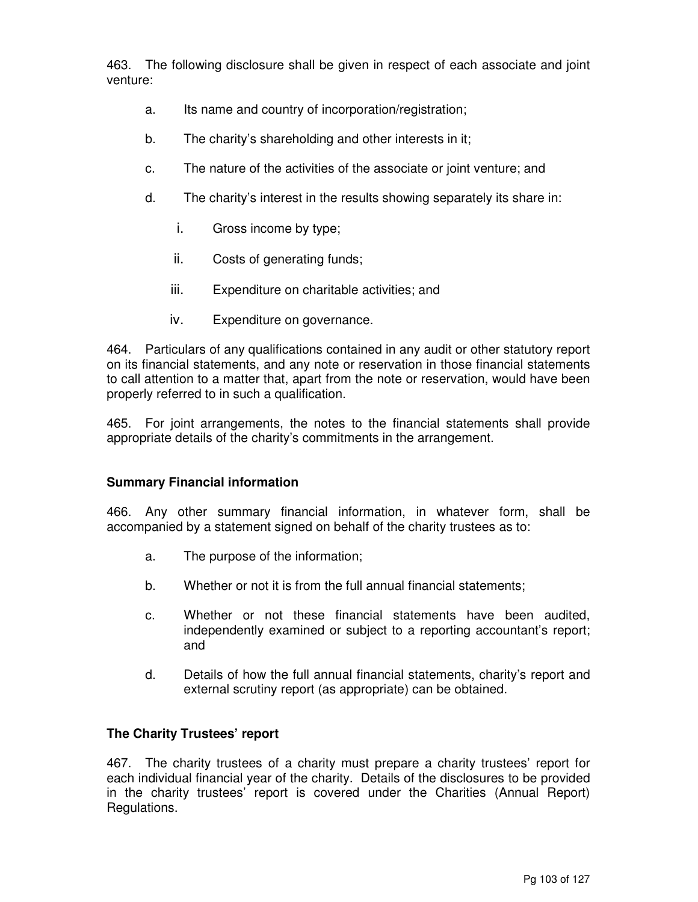463. The following disclosure shall be given in respect of each associate and joint venture:

a. Its name and country of incorporation/registration;

b. The charity's shareholding and other interests in it;

c. The nature of the activities of the associate or joint venture; and

d. The charity's interest in the results showing separately its share in:

   i. Gross income by type;

   ii. Costs of generating funds;

   iii. Expenditure on charitable activities; and

   iv. Expenditure on governance.

464. Particulars of any qualifications contained in any audit or other statutory report on its financial statements, and any note or reservation in those financial statements to call attention to a matter that, apart from the note or reservation, would have been properly referred to in such a qualification.

465. For joint arrangements, the notes to the financial statements shall provide appropriate details of the charity's commitments in the arrangement.

### Summary Financial information

466. Any other summary financial information, in whatever form, shall be accompanied by a statement signed on behalf of the charity trustees as to:

a. The purpose of the information;

b. Whether or not it is from the full annual financial statements;

c. Whether or not these financial statements have been audited, independently examined or subject to a reporting accountant's report; and

d. Details of how the full annual financial statements, charity's report and external scrutiny report (as appropriate) can be obtained.

### The Charity Trustees' report

467. The charity trustees of a charity must prepare a charity trustees' report for each individual financial year of the charity. Details of the disclosures to be provided in the charity trustees' report is covered under the Charities (Annual Report) Regulations.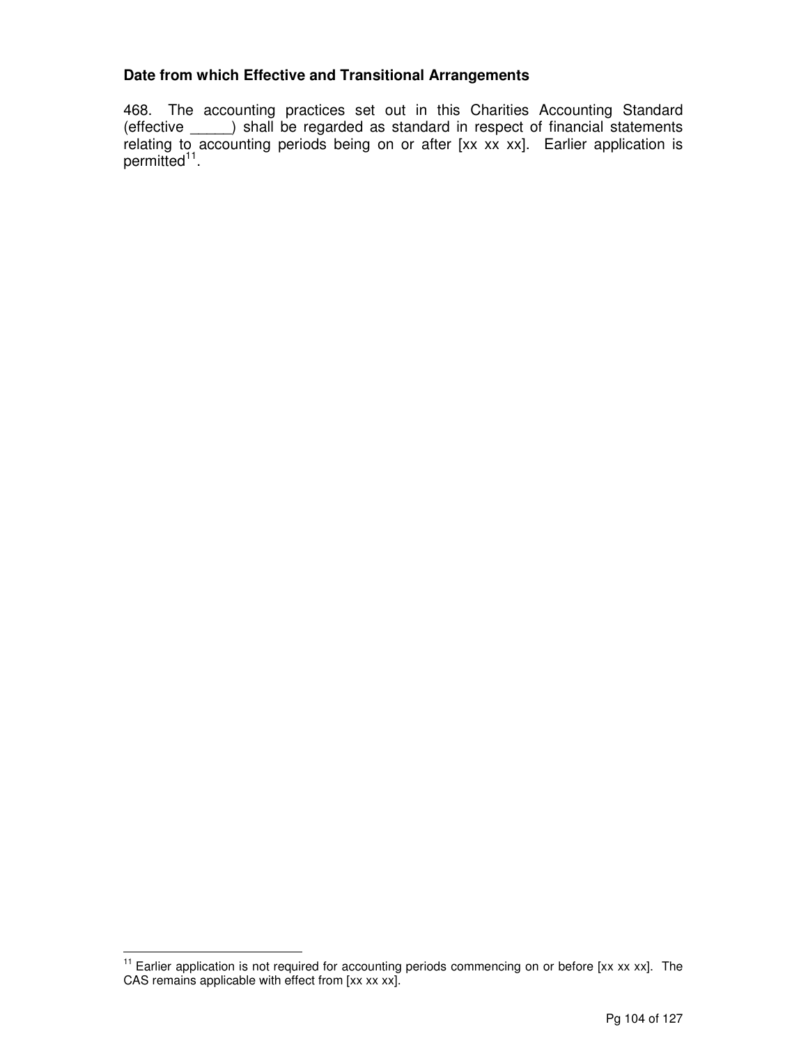**Date from which Effective and Transitional Arrangements**

468. The accounting practices set out in this Charities Accounting Standard (effective _____) shall be regarded as standard in respect of financial statements relating to accounting periods being on or after [xx xx xx]. Earlier application is permitted[11].

---

[11] Earlier application is not required for accounting periods commencing on or before [xx xx xx]. The CAS remains applicable with effect from [xx xx xx].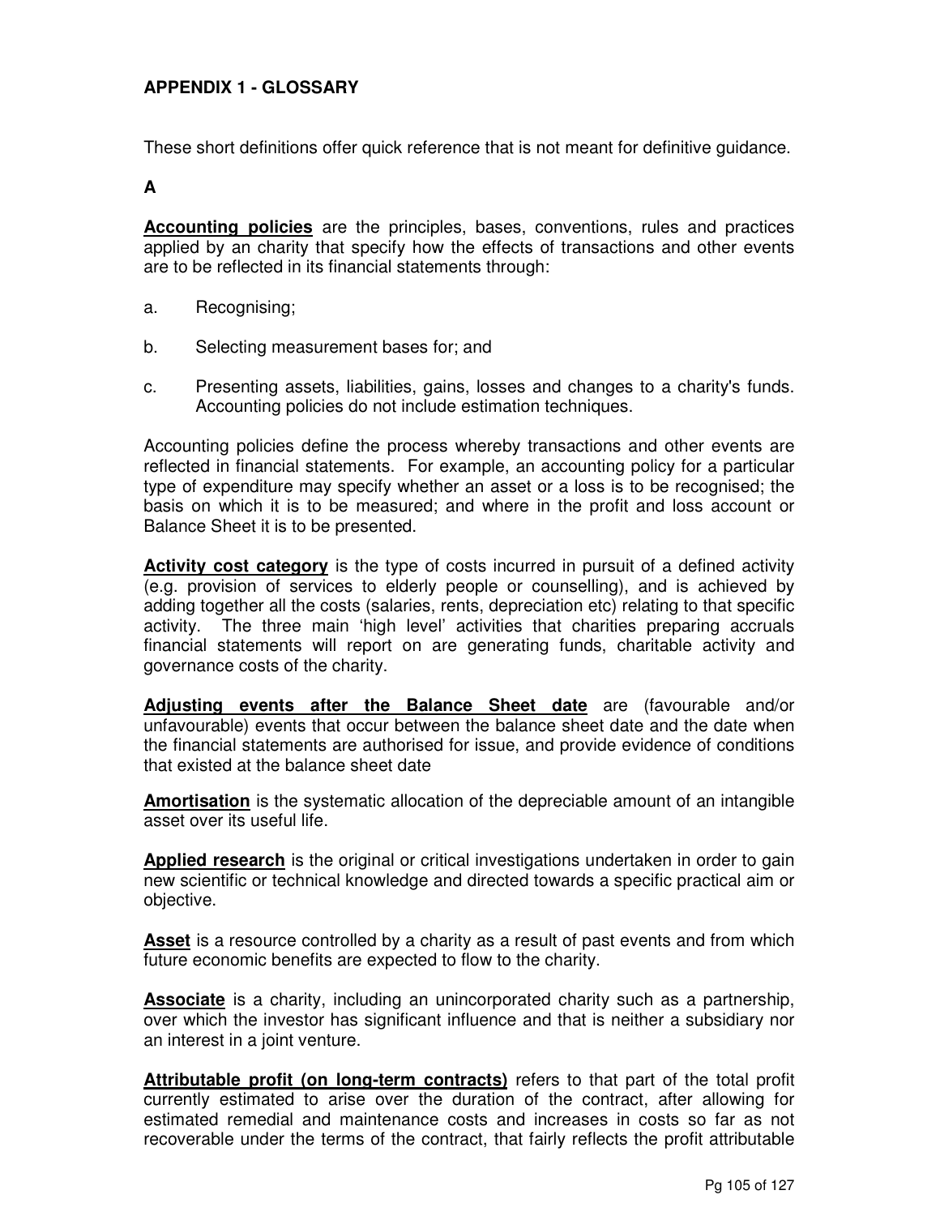## APPENDIX 1 - GLOSSARY

These short definitions offer quick reference that is not meant for definitive guidance.

### A

**Accounting policies** are the principles, bases, conventions, rules and practices applied by an charity that specify how the effects of transactions and other events are to be reflected in its financial statements through:

a. Recognising;

b. Selecting measurement bases for; and

c. Presenting assets, liabilities, gains, losses and changes to a charity's funds. Accounting policies do not include estimation techniques.

Accounting policies define the process whereby transactions and other events are reflected in financial statements. For example, an accounting policy for a particular type of expenditure may specify whether an asset or a loss is to be recognised; the basis on which it is to be measured; and where in the profit and loss account or Balance Sheet it is to be presented.

**Activity cost category** is the type of costs incurred in pursuit of a defined activity (e.g. provision of services to elderly people or counselling), and is achieved by adding together all the costs (salaries, rents, depreciation etc) relating to that specific activity. The three main 'high level' activities that charities preparing accruals financial statements will report on are generating funds, charitable activity and governance costs of the charity.

**Adjusting events after the Balance Sheet date** are (favourable and/or unfavourable) events that occur between the balance sheet date and the date when the financial statements are authorised for issue, and provide evidence of conditions that existed at the balance sheet date

**Amortisation** is the systematic allocation of the depreciable amount of an intangible asset over its useful life.

**Applied research** is the original or critical investigations undertaken in order to gain new scientific or technical knowledge and directed towards a specific practical aim or objective.

**Asset** is a resource controlled by a charity as a result of past events and from which future economic benefits are expected to flow to the charity.

**Associate** is a charity, including an unincorporated charity such as a partnership, over which the investor has significant influence and that is neither a subsidiary nor an interest in a joint venture.

**Attributable profit (on long-term contracts)** refers to that part of the total profit currently estimated to arise over the duration of the contract, after allowing for estimated remedial and maintenance costs and increases in costs so far as not recoverable under the terms of the contract, that fairly reflects the profit attributable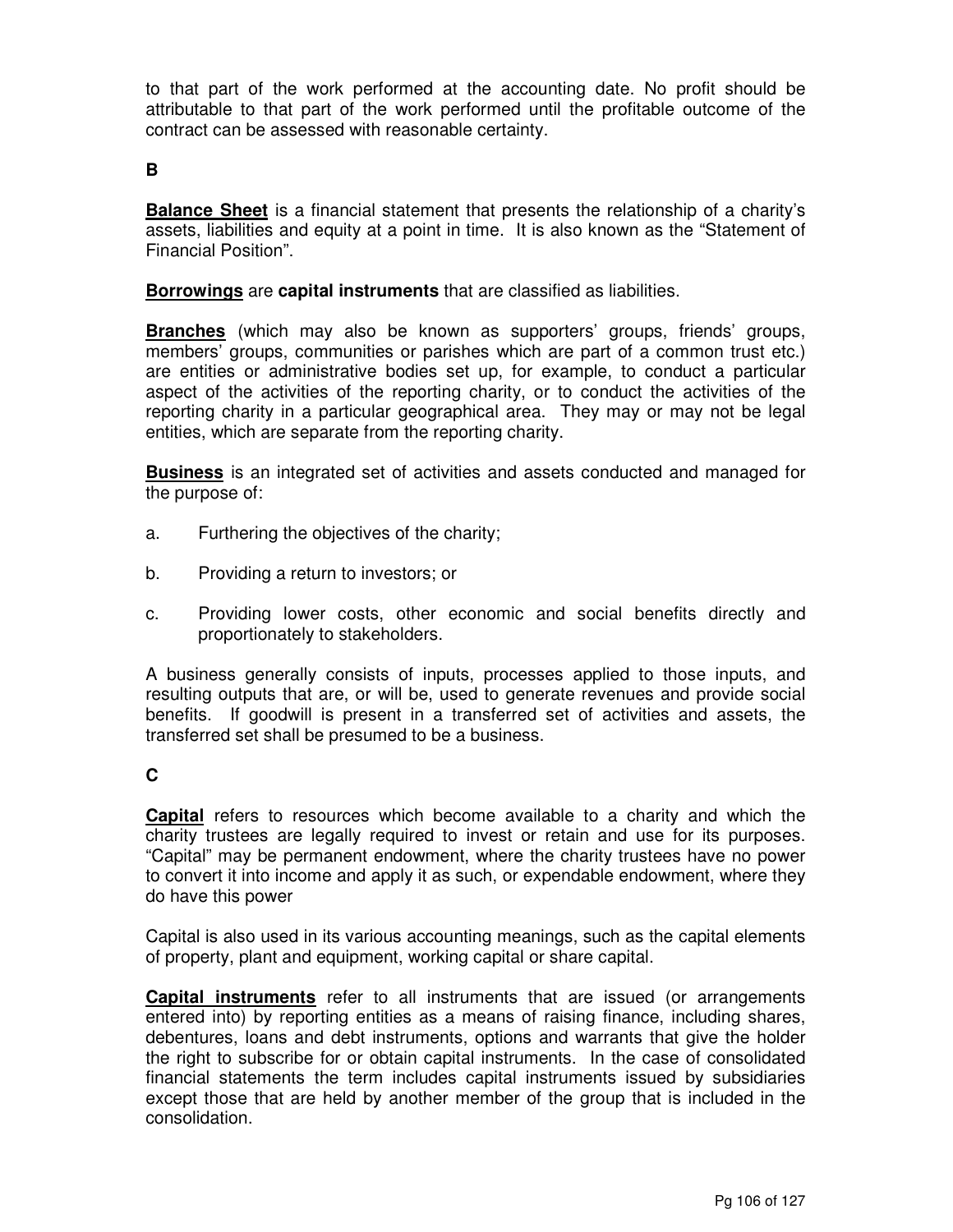to that part of the work performed at the accounting date. No profit should be attributable to that part of the work performed until the profitable outcome of the contract can be assessed with reasonable certainty.

**B**

**Balance Sheet** is a financial statement that presents the relationship of a charity's assets, liabilities and equity at a point in time. It is also known as the "Statement of Financial Position".

**Borrowings** are **capital instruments** that are classified as liabilities.

**Branches** (which may also be known as supporters' groups, friends' groups, members' groups, communities or parishes which are part of a common trust etc.) are entities or administrative bodies set up, for example, to conduct a particular aspect of the activities of the reporting charity, or to conduct the activities of the reporting charity in a particular geographical area. They may or may not be legal entities, which are separate from the reporting charity.

**Business** is an integrated set of activities and assets conducted and managed for the purpose of:

a. Furthering the objectives of the charity;

b. Providing a return to investors; or

c. Providing lower costs, other economic and social benefits directly and proportionately to stakeholders.

A business generally consists of inputs, processes applied to those inputs, and resulting outputs that are, or will be, used to generate revenues and provide social benefits. If goodwill is present in a transferred set of activities and assets, the transferred set shall be presumed to be a business.

**C**

**Capital** refers to resources which become available to a charity and which the charity trustees are legally required to invest or retain and use for its purposes. "Capital" may be permanent endowment, where the charity trustees have no power to convert it into income and apply it as such, or expendable endowment, where they do have this power

Capital is also used in its various accounting meanings, such as the capital elements of property, plant and equipment, working capital or share capital.

**Capital instruments** refer to all instruments that are issued (or arrangements entered into) by reporting entities as a means of raising finance, including shares, debentures, loans and debt instruments, options and warrants that give the holder the right to subscribe for or obtain capital instruments. In the case of consolidated financial statements the term includes capital instruments issued by subsidiaries except those that are held by another member of the group that is included in the consolidation.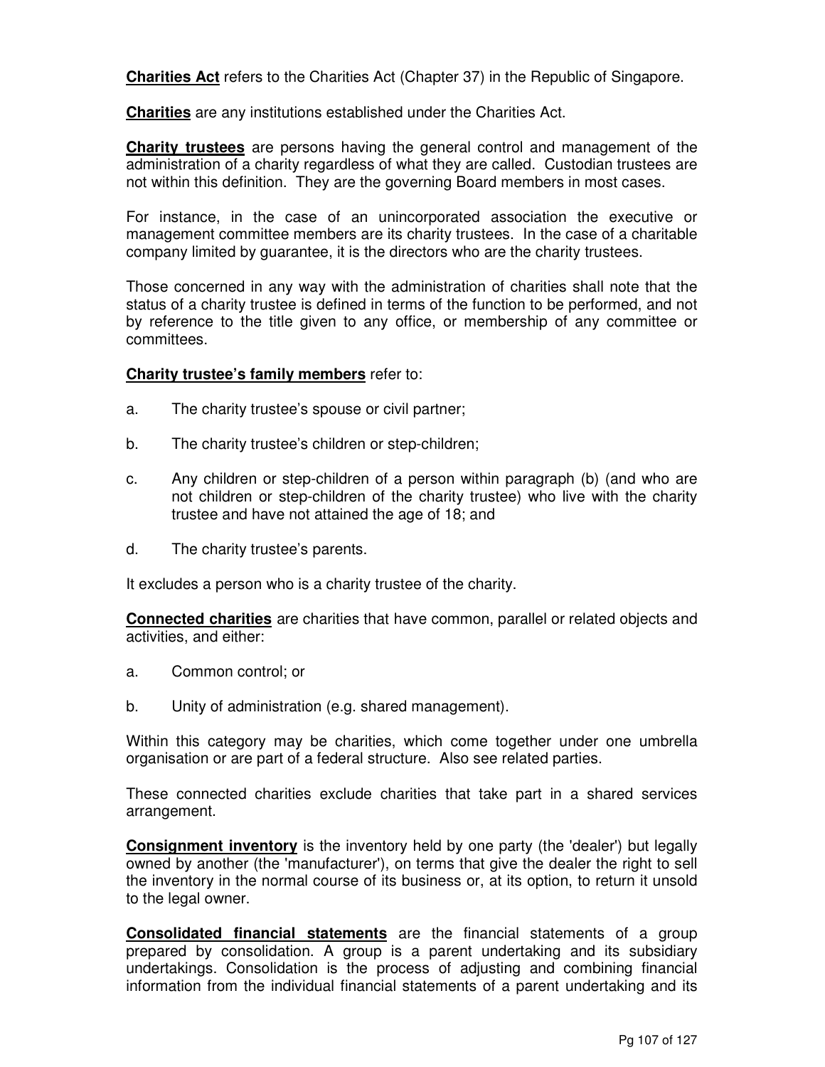**Charities Act** refers to the Charities Act (Chapter 37) in the Republic of Singapore.

**Charities** are any institutions established under the Charities Act.

**Charity trustees** are persons having the general control and management of the administration of a charity regardless of what they are called. Custodian trustees are not within this definition. They are the governing Board members in most cases.

For instance, in the case of an unincorporated association the executive or management committee members are its charity trustees. In the case of a charitable company limited by guarantee, it is the directors who are the charity trustees.

Those concerned in any way with the administration of charities shall note that the status of a charity trustee is defined in terms of the function to be performed, and not by reference to the title given to any office, or membership of any committee or committees.

**Charity trustee's family members** refer to:

a. The charity trustee's spouse or civil partner;

b. The charity trustee's children or step-children;

c. Any children or step-children of a person within paragraph (b) (and who are not children or step-children of the charity trustee) who live with the charity trustee and have not attained the age of 18; and

d. The charity trustee's parents.

It excludes a person who is a charity trustee of the charity.

**Connected charities** are charities that have common, parallel or related objects and activities, and either:

a. Common control; or

b. Unity of administration (e.g. shared management).

Within this category may be charities, which come together under one umbrella organisation or are part of a federal structure. Also see related parties.

These connected charities exclude charities that take part in a shared services arrangement.

**Consignment inventory** is the inventory held by one party (the 'dealer') but legally owned by another (the 'manufacturer'), on terms that give the dealer the right to sell the inventory in the normal course of its business or, at its option, to return it unsold to the legal owner.

**Consolidated financial statements** are the financial statements of a group prepared by consolidation. A group is a parent undertaking and its subsidiary undertakings. Consolidation is the process of adjusting and combining financial information from the individual financial statements of a parent undertaking and its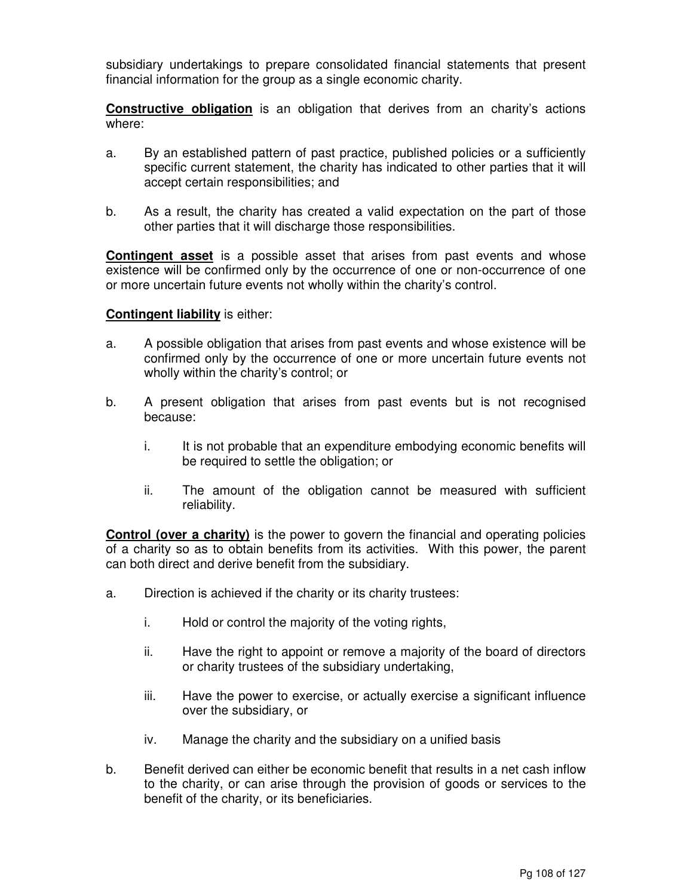subsidiary undertakings to prepare consolidated financial statements that present financial information for the group as a single economic charity.

**Constructive obligation** is an obligation that derives from an charity's actions where:

a. By an established pattern of past practice, published policies or a sufficiently specific current statement, the charity has indicated to other parties that it will accept certain responsibilities; and

b. As a result, the charity has created a valid expectation on the part of those other parties that it will discharge those responsibilities.

**Contingent asset** is a possible asset that arises from past events and whose existence will be confirmed only by the occurrence of one or non-occurrence of one or more uncertain future events not wholly within the charity's control.

**Contingent liability** is either:

a. A possible obligation that arises from past events and whose existence will be confirmed only by the occurrence of one or more uncertain future events not wholly within the charity's control; or

b. A present obligation that arises from past events but is not recognised because:

   i. It is not probable that an expenditure embodying economic benefits will be required to settle the obligation; or

   ii. The amount of the obligation cannot be measured with sufficient reliability.

**Control (over a charity)** is the power to govern the financial and operating policies of a charity so as to obtain benefits from its activities. With this power, the parent can both direct and derive benefit from the subsidiary.

a. Direction is achieved if the charity or its charity trustees:

   i. Hold or control the majority of the voting rights,

   ii. Have the right to appoint or remove a majority of the board of directors or charity trustees of the subsidiary undertaking,

   iii. Have the power to exercise, or actually exercise a significant influence over the subsidiary, or

   iv. Manage the charity and the subsidiary on a unified basis

b. Benefit derived can either be economic benefit that results in a net cash inflow to the charity, or can arise through the provision of goods or services to the benefit of the charity, or its beneficiaries.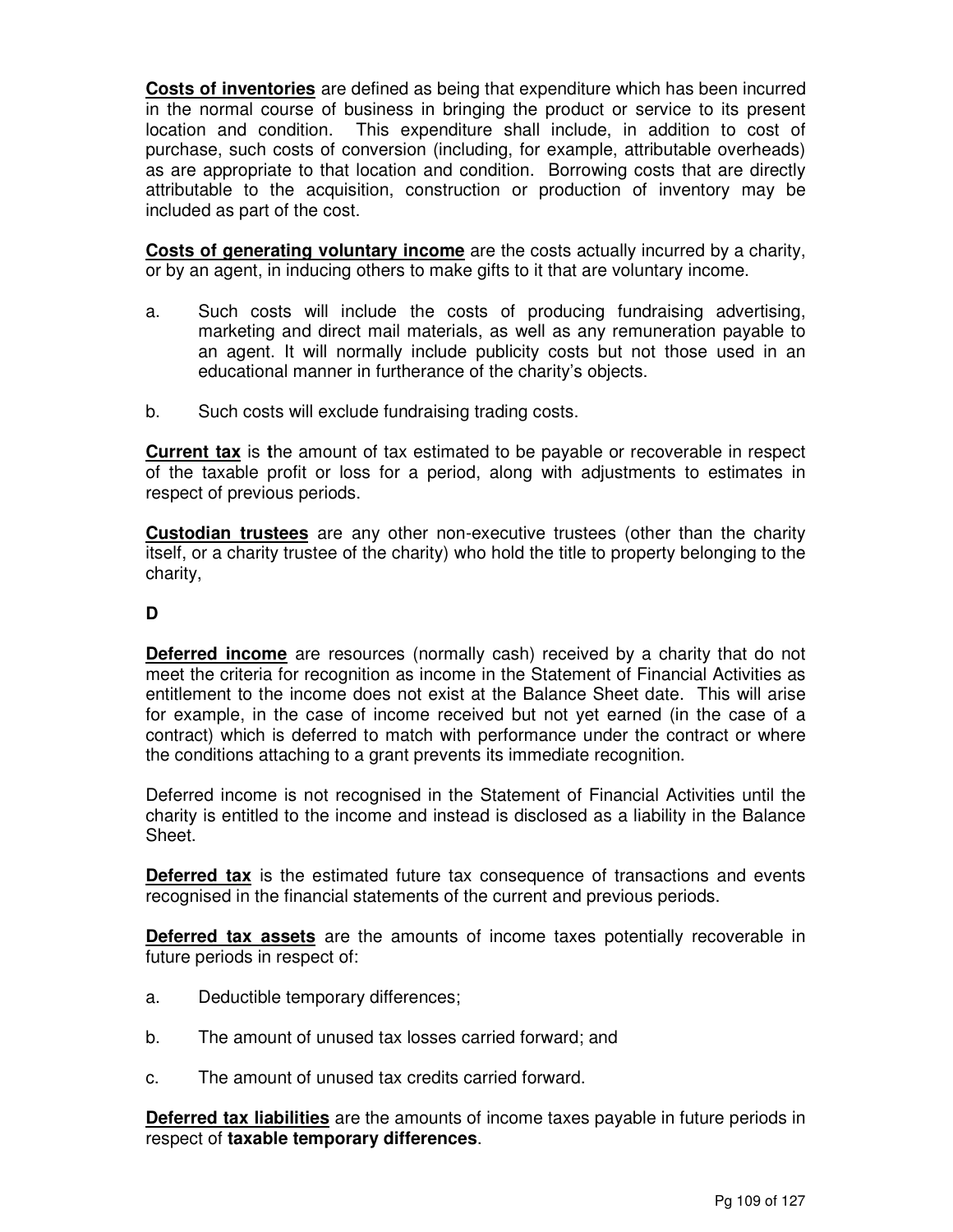**Costs of inventories** are defined as being that expenditure which has been incurred in the normal course of business in bringing the product or service to its present location and condition. This expenditure shall include, in addition to cost of purchase, such costs of conversion (including, for example, attributable overheads) as are appropriate to that location and condition. Borrowing costs that are directly attributable to the acquisition, construction or production of inventory may be included as part of the cost.

**Costs of generating voluntary income** are the costs actually incurred by a charity, or by an agent, in inducing others to make gifts to it that are voluntary income.

a. Such costs will include the costs of producing fundraising advertising, marketing and direct mail materials, as well as any remuneration payable to an agent. It will normally include publicity costs but not those used in an educational manner in furtherance of the charity's objects.

b. Such costs will exclude fundraising trading costs.

**Current tax** is **t**he amount of tax estimated to be payable or recoverable in respect of the taxable profit or loss for a period, along with adjustments to estimates in respect of previous periods.

**Custodian trustees** are any other non-executive trustees (other than the charity itself, or a charity trustee of the charity) who hold the title to property belonging to the charity,

**D**

**Deferred income** are resources (normally cash) received by a charity that do not meet the criteria for recognition as income in the Statement of Financial Activities as entitlement to the income does not exist at the Balance Sheet date. This will arise for example, in the case of income received but not yet earned (in the case of a contract) which is deferred to match with performance under the contract or where the conditions attaching to a grant prevents its immediate recognition.

Deferred income is not recognised in the Statement of Financial Activities until the charity is entitled to the income and instead is disclosed as a liability in the Balance Sheet.

**Deferred tax** is the estimated future tax consequence of transactions and events recognised in the financial statements of the current and previous periods.

**Deferred tax assets** are the amounts of income taxes potentially recoverable in future periods in respect of:

a. Deductible temporary differences;

b. The amount of unused tax losses carried forward; and

c. The amount of unused tax credits carried forward.

**Deferred tax liabilities** are the amounts of income taxes payable in future periods in respect of **taxable temporary differences**.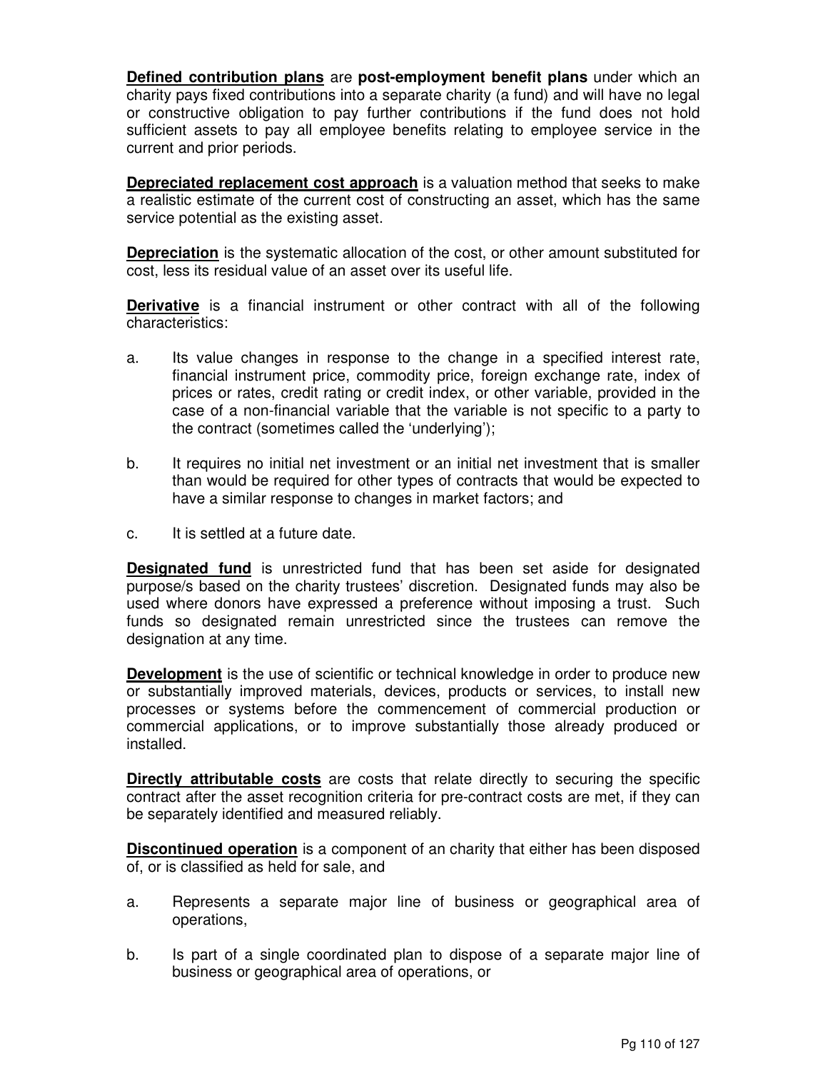**Defined contribution plans** are **post-employment benefit plans** under which an charity pays fixed contributions into a separate charity (a fund) and will have no legal or constructive obligation to pay further contributions if the fund does not hold sufficient assets to pay all employee benefits relating to employee service in the current and prior periods.

**Depreciated replacement cost approach** is a valuation method that seeks to make a realistic estimate of the current cost of constructing an asset, which has the same service potential as the existing asset.

**Depreciation** is the systematic allocation of the cost, or other amount substituted for cost, less its residual value of an asset over its useful life.

**Derivative** is a financial instrument or other contract with all of the following characteristics:

a. Its value changes in response to the change in a specified interest rate, financial instrument price, commodity price, foreign exchange rate, index of prices or rates, credit rating or credit index, or other variable, provided in the case of a non-financial variable that the variable is not specific to a party to the contract (sometimes called the 'underlying');

b. It requires no initial net investment or an initial net investment that is smaller than would be required for other types of contracts that would be expected to have a similar response to changes in market factors; and

c. It is settled at a future date.

**Designated fund** is unrestricted fund that has been set aside for designated purpose/s based on the charity trustees' discretion. Designated funds may also be used where donors have expressed a preference without imposing a trust. Such funds so designated remain unrestricted since the trustees can remove the designation at any time.

**Development** is the use of scientific or technical knowledge in order to produce new or substantially improved materials, devices, products or services, to install new processes or systems before the commencement of commercial production or commercial applications, or to improve substantially those already produced or installed.

**Directly attributable costs** are costs that relate directly to securing the specific contract after the asset recognition criteria for pre-contract costs are met, if they can be separately identified and measured reliably.

**Discontinued operation** is a component of an charity that either has been disposed of, or is classified as held for sale, and

a. Represents a separate major line of business or geographical area of operations,

b. Is part of a single coordinated plan to dispose of a separate major line of business or geographical area of operations, or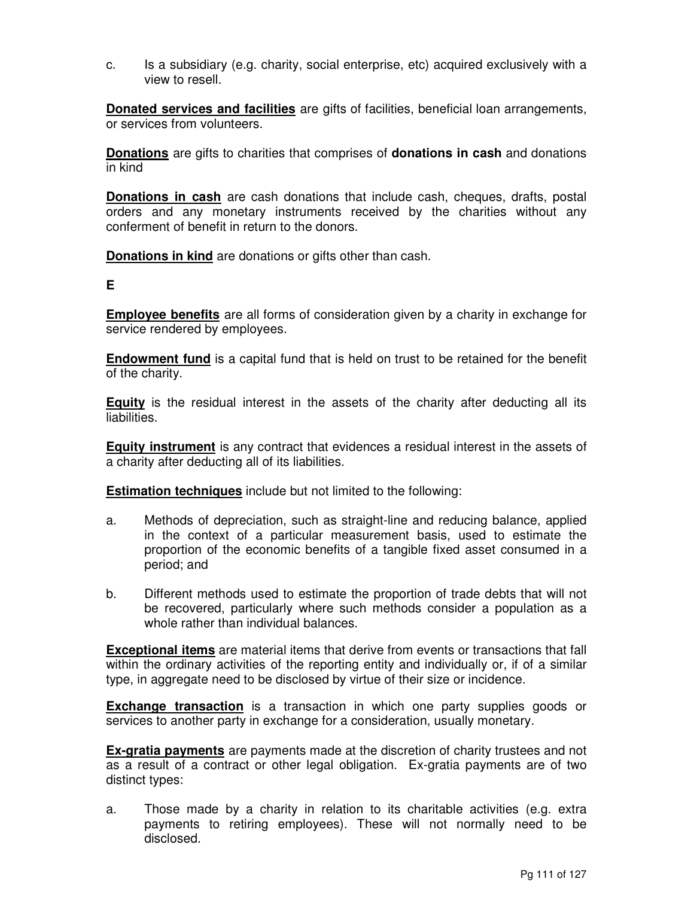c. Is a subsidiary (e.g. charity, social enterprise, etc) acquired exclusively with a view to resell.

**Donated services and facilities** are gifts of facilities, beneficial loan arrangements, or services from volunteers.

**Donations** are gifts to charities that comprises of **donations in cash** and donations in kind

**Donations in cash** are cash donations that include cash, cheques, drafts, postal orders and any monetary instruments received by the charities without any conferment of benefit in return to the donors.

**Donations in kind** are donations or gifts other than cash.

**E**

**Employee benefits** are all forms of consideration given by a charity in exchange for service rendered by employees.

**Endowment fund** is a capital fund that is held on trust to be retained for the benefit of the charity.

**Equity** is the residual interest in the assets of the charity after deducting all its liabilities.

**Equity instrument** is any contract that evidences a residual interest in the assets of a charity after deducting all of its liabilities.

**Estimation techniques** include but not limited to the following:

a. Methods of depreciation, such as straight-line and reducing balance, applied in the context of a particular measurement basis, used to estimate the proportion of the economic benefits of a tangible fixed asset consumed in a period; and

b. Different methods used to estimate the proportion of trade debts that will not be recovered, particularly where such methods consider a population as a whole rather than individual balances.

**Exceptional items** are material items that derive from events or transactions that fall within the ordinary activities of the reporting entity and individually or, if of a similar type, in aggregate need to be disclosed by virtue of their size or incidence.

**Exchange transaction** is a transaction in which one party supplies goods or services to another party in exchange for a consideration, usually monetary.

**Ex-gratia payments** are payments made at the discretion of charity trustees and not as a result of a contract or other legal obligation. Ex-gratia payments are of two distinct types:

a. Those made by a charity in relation to its charitable activities (e.g. extra payments to retiring employees). These will not normally need to be disclosed.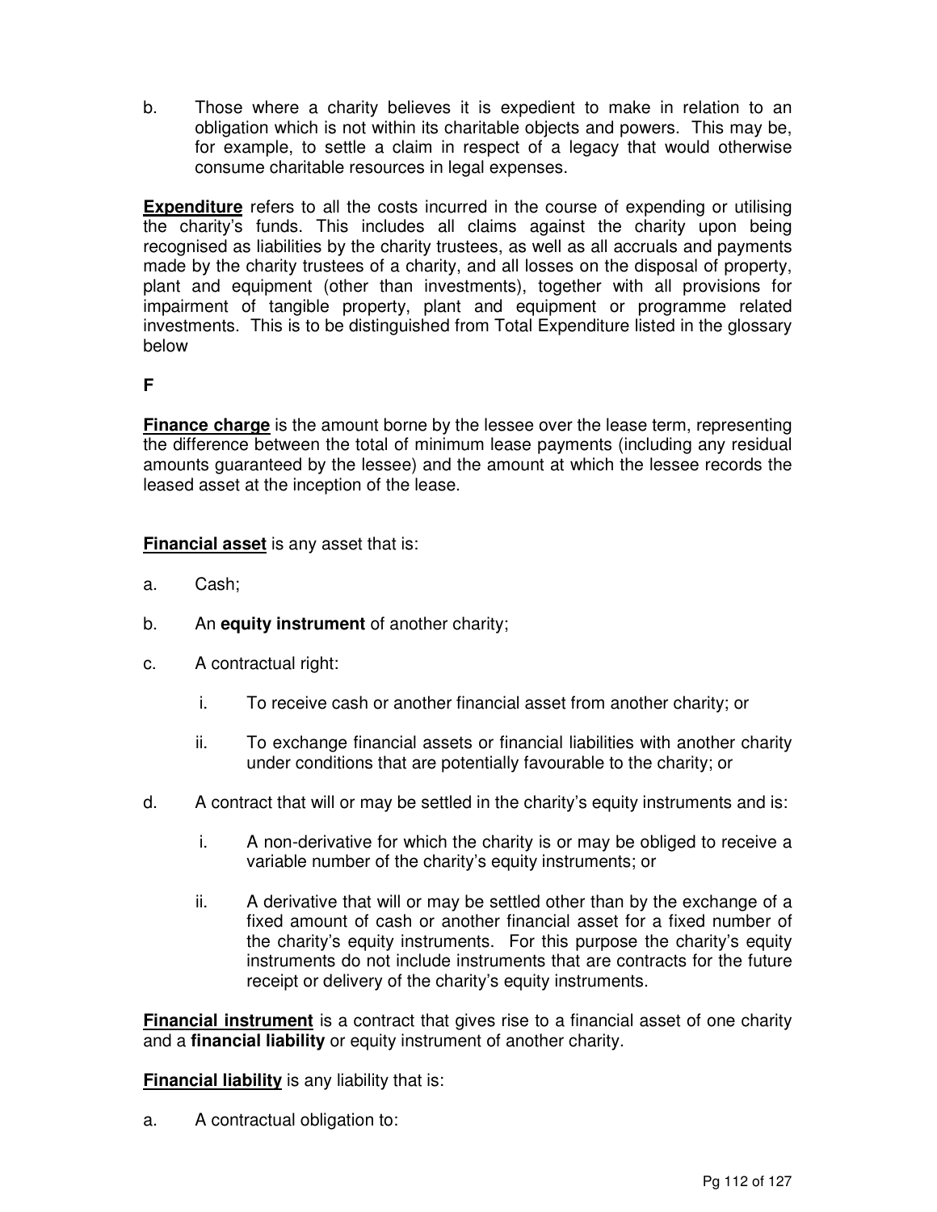b. Those where a charity believes it is expedient to make in relation to an obligation which is not within its charitable objects and powers. This may be, for example, to settle a claim in respect of a legacy that would otherwise consume charitable resources in legal expenses.

**Expenditure** refers to all the costs incurred in the course of expending or utilising the charity's funds. This includes all claims against the charity upon being recognised as liabilities by the charity trustees, as well as all accruals and payments made by the charity trustees of a charity, and all losses on the disposal of property, plant and equipment (other than investments), together with all provisions for impairment of tangible property, plant and equipment or programme related investments. This is to be distinguished from Total Expenditure listed in the glossary below

**F**

**Finance charge** is the amount borne by the lessee over the lease term, representing the difference between the total of minimum lease payments (including any residual amounts guaranteed by the lessee) and the amount at which the lessee records the leased asset at the inception of the lease.

**Financial asset** is any asset that is:

a. Cash;

b. An **equity instrument** of another charity;

c. A contractual right:

   i. To receive cash or another financial asset from another charity; or

   ii. To exchange financial assets or financial liabilities with another charity under conditions that are potentially favourable to the charity; or

d. A contract that will or may be settled in the charity's equity instruments and is:

   i. A non-derivative for which the charity is or may be obliged to receive a variable number of the charity's equity instruments; or

   ii. A derivative that will or may be settled other than by the exchange of a fixed amount of cash or another financial asset for a fixed number of the charity's equity instruments. For this purpose the charity's equity instruments do not include instruments that are contracts for the future receipt or delivery of the charity's equity instruments.

**Financial instrument** is a contract that gives rise to a financial asset of one charity and a **financial liability** or equity instrument of another charity.

**Financial liability** is any liability that is:

a. A contractual obligation to: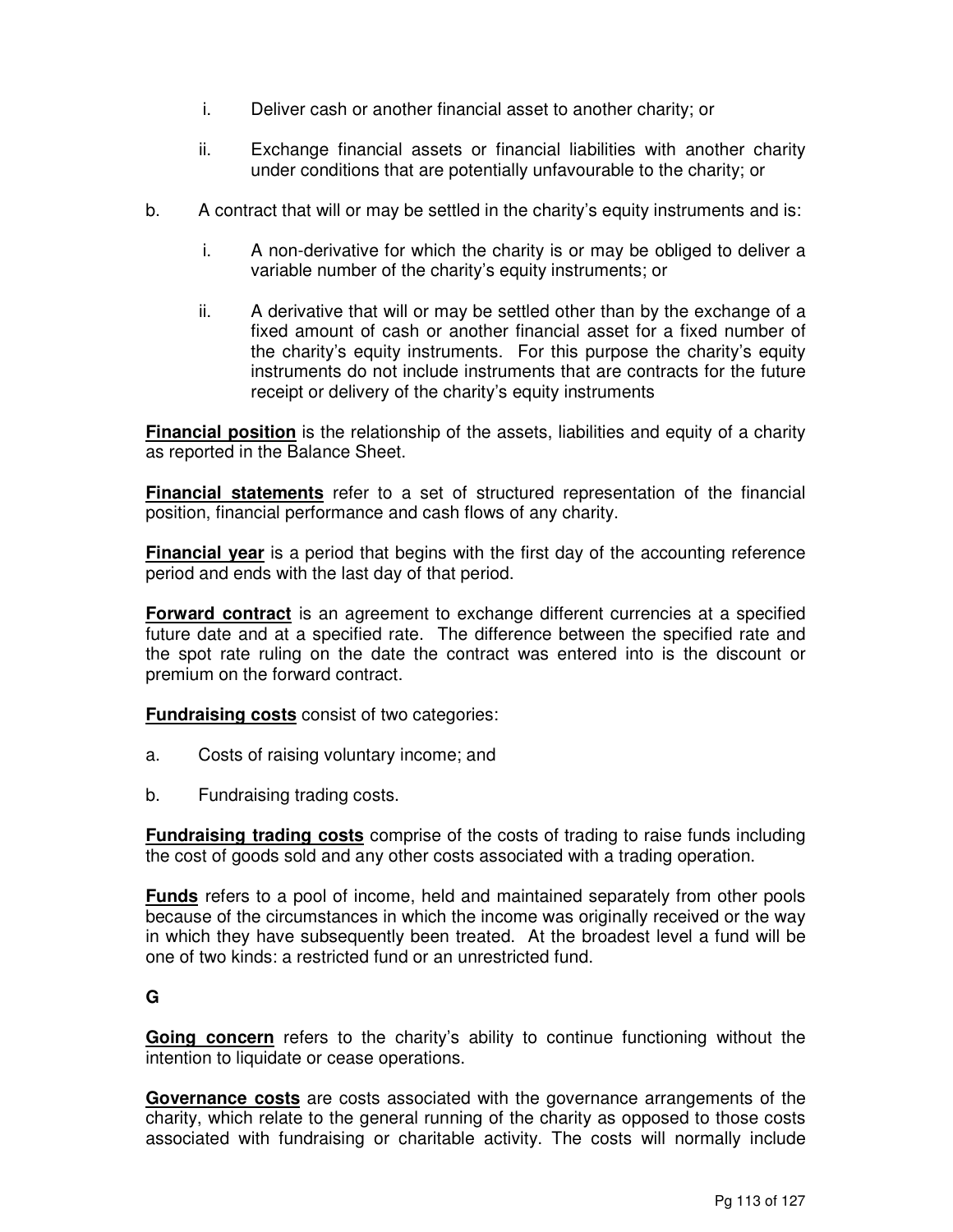i. Deliver cash or another financial asset to another charity; or

   ii. Exchange financial assets or financial liabilities with another charity under conditions that are potentially unfavourable to the charity; or

b. A contract that will or may be settled in the charity's equity instruments and is:

   i. A non-derivative for which the charity is or may be obliged to deliver a variable number of the charity's equity instruments; or

   ii. A derivative that will or may be settled other than by the exchange of a fixed amount of cash or another financial asset for a fixed number of the charity's equity instruments. For this purpose the charity's equity instruments do not include instruments that are contracts for the future receipt or delivery of the charity's equity instruments

**Financial position** is the relationship of the assets, liabilities and equity of a charity as reported in the Balance Sheet.

**Financial statements** refer to a set of structured representation of the financial position, financial performance and cash flows of any charity.

**Financial year** is a period that begins with the first day of the accounting reference period and ends with the last day of that period.

**Forward contract** is an agreement to exchange different currencies at a specified future date and at a specified rate. The difference between the specified rate and the spot rate ruling on the date the contract was entered into is the discount or premium on the forward contract.

**Fundraising costs** consist of two categories:

a. Costs of raising voluntary income; and

b. Fundraising trading costs.

**Fundraising trading costs** comprise of the costs of trading to raise funds including the cost of goods sold and any other costs associated with a trading operation.

**Funds** refers to a pool of income, held and maintained separately from other pools because of the circumstances in which the income was originally received or the way in which they have subsequently been treated. At the broadest level a fund will be one of two kinds: a restricted fund or an unrestricted fund.

## G

**Going concern** refers to the charity's ability to continue functioning without the intention to liquidate or cease operations.

**Governance costs** are costs associated with the governance arrangements of the charity, which relate to the general running of the charity as opposed to those costs associated with fundraising or charitable activity. The costs will normally include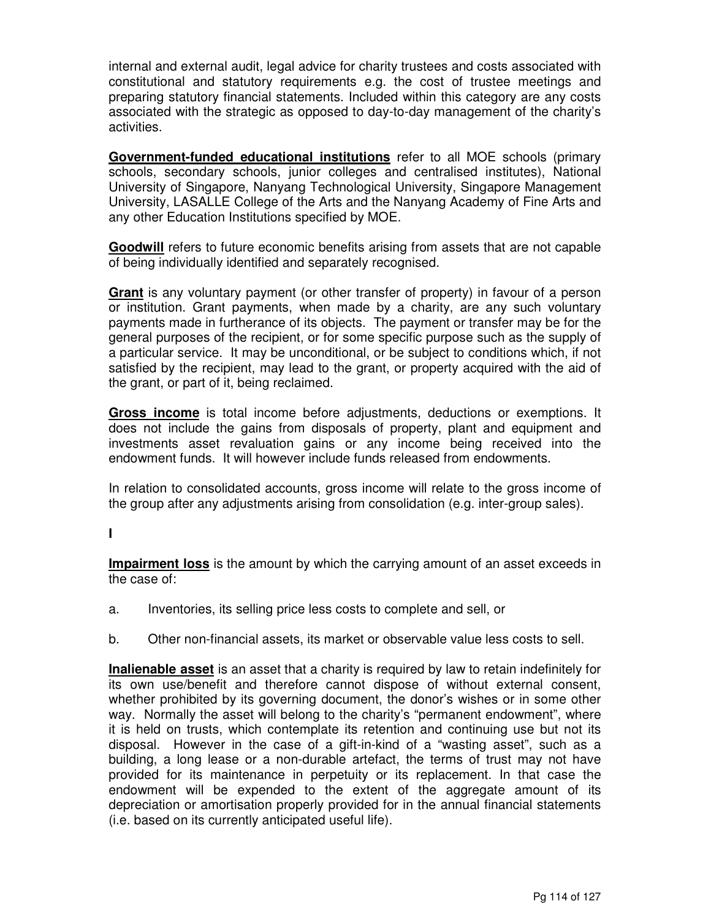internal and external audit, legal advice for charity trustees and costs associated with constitutional and statutory requirements e.g. the cost of trustee meetings and preparing statutory financial statements. Included within this category are any costs associated with the strategic as opposed to day-to-day management of the charity's activities.

**Government-funded educational institutions** refer to all MOE schools (primary schools, secondary schools, junior colleges and centralised institutes), National University of Singapore, Nanyang Technological University, Singapore Management University, LASALLE College of the Arts and the Nanyang Academy of Fine Arts and any other Education Institutions specified by MOE.

**Goodwill** refers to future economic benefits arising from assets that are not capable of being individually identified and separately recognised.

**Grant** is any voluntary payment (or other transfer of property) in favour of a person or institution. Grant payments, when made by a charity, are any such voluntary payments made in furtherance of its objects. The payment or transfer may be for the general purposes of the recipient, or for some specific purpose such as the supply of a particular service. It may be unconditional, or be subject to conditions which, if not satisfied by the recipient, may lead to the grant, or property acquired with the aid of the grant, or part of it, being reclaimed.

**Gross income** is total income before adjustments, deductions or exemptions. It does not include the gains from disposals of property, plant and equipment and investments asset revaluation gains or any income being received into the endowment funds. It will however include funds released from endowments.

In relation to consolidated accounts, gross income will relate to the gross income of the group after any adjustments arising from consolidation (e.g. inter-group sales).

**I**

**Impairment loss** is the amount by which the carrying amount of an asset exceeds in the case of:

a. Inventories, its selling price less costs to complete and sell, or

b. Other non-financial assets, its market or observable value less costs to sell.

**Inalienable asset** is an asset that a charity is required by law to retain indefinitely for its own use/benefit and therefore cannot dispose of without external consent, whether prohibited by its governing document, the donor's wishes or in some other way. Normally the asset will belong to the charity's "permanent endowment", where it is held on trusts, which contemplate its retention and continuing use but not its disposal. However in the case of a gift-in-kind of a "wasting asset", such as a building, a long lease or a non-durable artefact, the terms of trust may not have provided for its maintenance in perpetuity or its replacement. In that case the endowment will be expended to the extent of the aggregate amount of its depreciation or amortisation properly provided for in the annual financial statements (i.e. based on its currently anticipated useful life).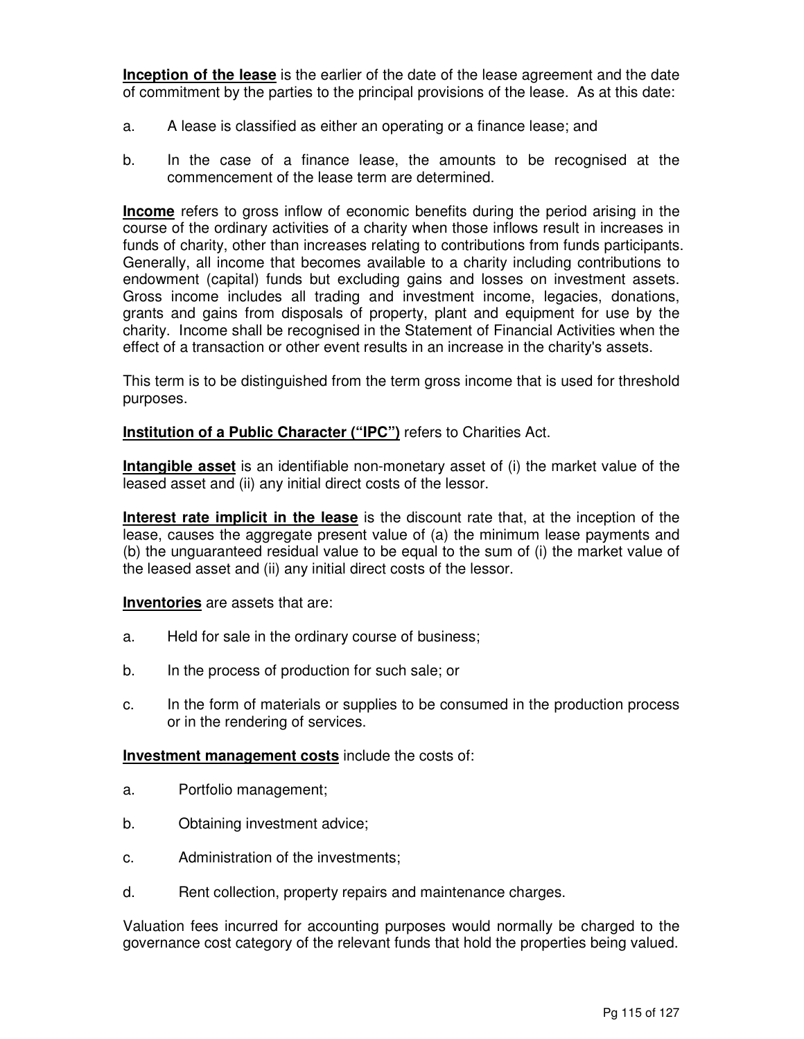**Inception of the lease** is the earlier of the date of the lease agreement and the date of commitment by the parties to the principal provisions of the lease. As at this date:

a. A lease is classified as either an operating or a finance lease; and

b. In the case of a finance lease, the amounts to be recognised at the commencement of the lease term are determined.

**Income** refers to gross inflow of economic benefits during the period arising in the course of the ordinary activities of a charity when those inflows result in increases in funds of charity, other than increases relating to contributions from funds participants. Generally, all income that becomes available to a charity including contributions to endowment (capital) funds but excluding gains and losses on investment assets. Gross income includes all trading and investment income, legacies, donations, grants and gains from disposals of property, plant and equipment for use by the charity. Income shall be recognised in the Statement of Financial Activities when the effect of a transaction or other event results in an increase in the charity's assets.

This term is to be distinguished from the term gross income that is used for threshold purposes.

**Institution of a Public Character ("IPC")** refers to Charities Act.

**Intangible asset** is an identifiable non-monetary asset of (i) the market value of the leased asset and (ii) any initial direct costs of the lessor.

**Interest rate implicit in the lease** is the discount rate that, at the inception of the lease, causes the aggregate present value of (a) the minimum lease payments and (b) the unguaranteed residual value to be equal to the sum of (i) the market value of the leased asset and (ii) any initial direct costs of the lessor.

**Inventories** are assets that are:

a. Held for sale in the ordinary course of business;

b. In the process of production for such sale; or

c. In the form of materials or supplies to be consumed in the production process or in the rendering of services.

**Investment management costs** include the costs of:

a. Portfolio management;

b. Obtaining investment advice;

c. Administration of the investments;

d. Rent collection, property repairs and maintenance charges.

Valuation fees incurred for accounting purposes would normally be charged to the governance cost category of the relevant funds that hold the properties being valued.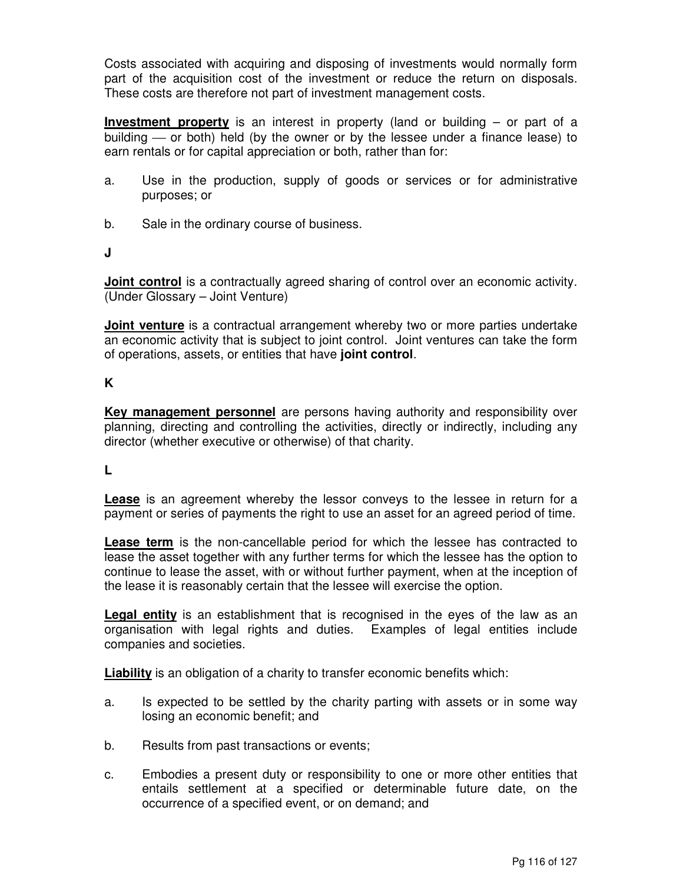Costs associated with acquiring and disposing of investments would normally form part of the acquisition cost of the investment or reduce the return on disposals. These costs are therefore not part of investment management costs.

**Investment property** is an interest in property (land or building – or part of a building — or both) held (by the owner or by the lessee under a finance lease) to earn rentals or for capital appreciation or both, rather than for:

a. Use in the production, supply of goods or services or for administrative purposes; or

b. Sale in the ordinary course of business.

**J**

**Joint control** is a contractually agreed sharing of control over an economic activity. (Under Glossary – Joint Venture)

**Joint venture** is a contractual arrangement whereby two or more parties undertake an economic activity that is subject to joint control. Joint ventures can take the form of operations, assets, or entities that have **joint control**.

**K**

**Key management personnel** are persons having authority and responsibility over planning, directing and controlling the activities, directly or indirectly, including any director (whether executive or otherwise) of that charity.

**L**

**Lease** is an agreement whereby the lessor conveys to the lessee in return for a payment or series of payments the right to use an asset for an agreed period of time.

**Lease term** is the non-cancellable period for which the lessee has contracted to lease the asset together with any further terms for which the lessee has the option to continue to lease the asset, with or without further payment, when at the inception of the lease it is reasonably certain that the lessee will exercise the option.

**Legal entity** is an establishment that is recognised in the eyes of the law as an organisation with legal rights and duties. Examples of legal entities include companies and societies.

**Liability** is an obligation of a charity to transfer economic benefits which:

a. Is expected to be settled by the charity parting with assets or in some way losing an economic benefit; and

b. Results from past transactions or events;

c. Embodies a present duty or responsibility to one or more other entities that entails settlement at a specified or determinable future date, on the occurrence of a specified event, or on demand; and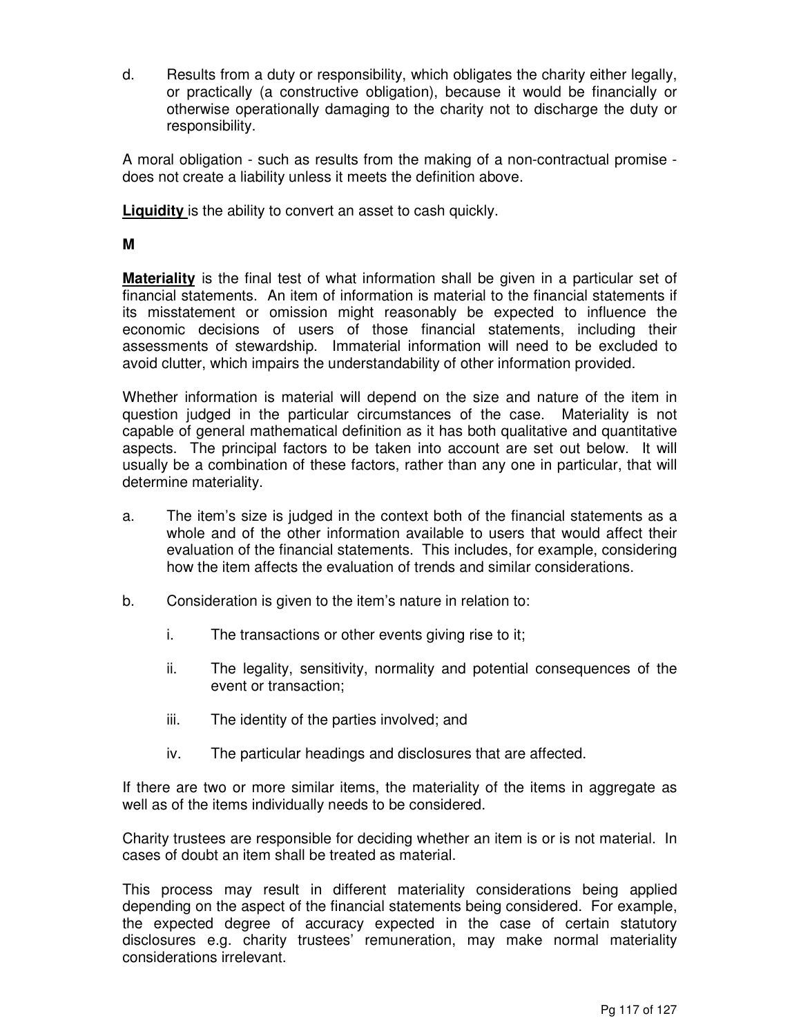d. Results from a duty or responsibility, which obligates the charity either legally, or practically (a constructive obligation), because it would be financially or otherwise operationally damaging to the charity not to discharge the duty or responsibility.

A moral obligation - such as results from the making of a non-contractual promise - does not create a liability unless it meets the definition above.

**Liquidity** is the ability to convert an asset to cash quickly.

**M**

**Materiality** is the final test of what information shall be given in a particular set of financial statements. An item of information is material to the financial statements if its misstatement or omission might reasonably be expected to influence the economic decisions of users of those financial statements, including their assessments of stewardship. Immaterial information will need to be excluded to avoid clutter, which impairs the understandability of other information provided.

Whether information is material will depend on the size and nature of the item in question judged in the particular circumstances of the case. Materiality is not capable of general mathematical definition as it has both qualitative and quantitative aspects. The principal factors to be taken into account are set out below. It will usually be a combination of these factors, rather than any one in particular, that will determine materiality.

a. The item's size is judged in the context both of the financial statements as a whole and of the other information available to users that would affect their evaluation of the financial statements. This includes, for example, considering how the item affects the evaluation of trends and similar considerations.

b. Consideration is given to the item's nature in relation to:

   i. The transactions or other events giving rise to it;

   ii. The legality, sensitivity, normality and potential consequences of the event or transaction;

   iii. The identity of the parties involved; and

   iv. The particular headings and disclosures that are affected.

If there are two or more similar items, the materiality of the items in aggregate as well as of the items individually needs to be considered.

Charity trustees are responsible for deciding whether an item is or is not material. In cases of doubt an item shall be treated as material.

This process may result in different materiality considerations being applied depending on the aspect of the financial statements being considered. For example, the expected degree of accuracy expected in the case of certain statutory disclosures e.g. charity trustees' remuneration, may make normal materiality considerations irrelevant.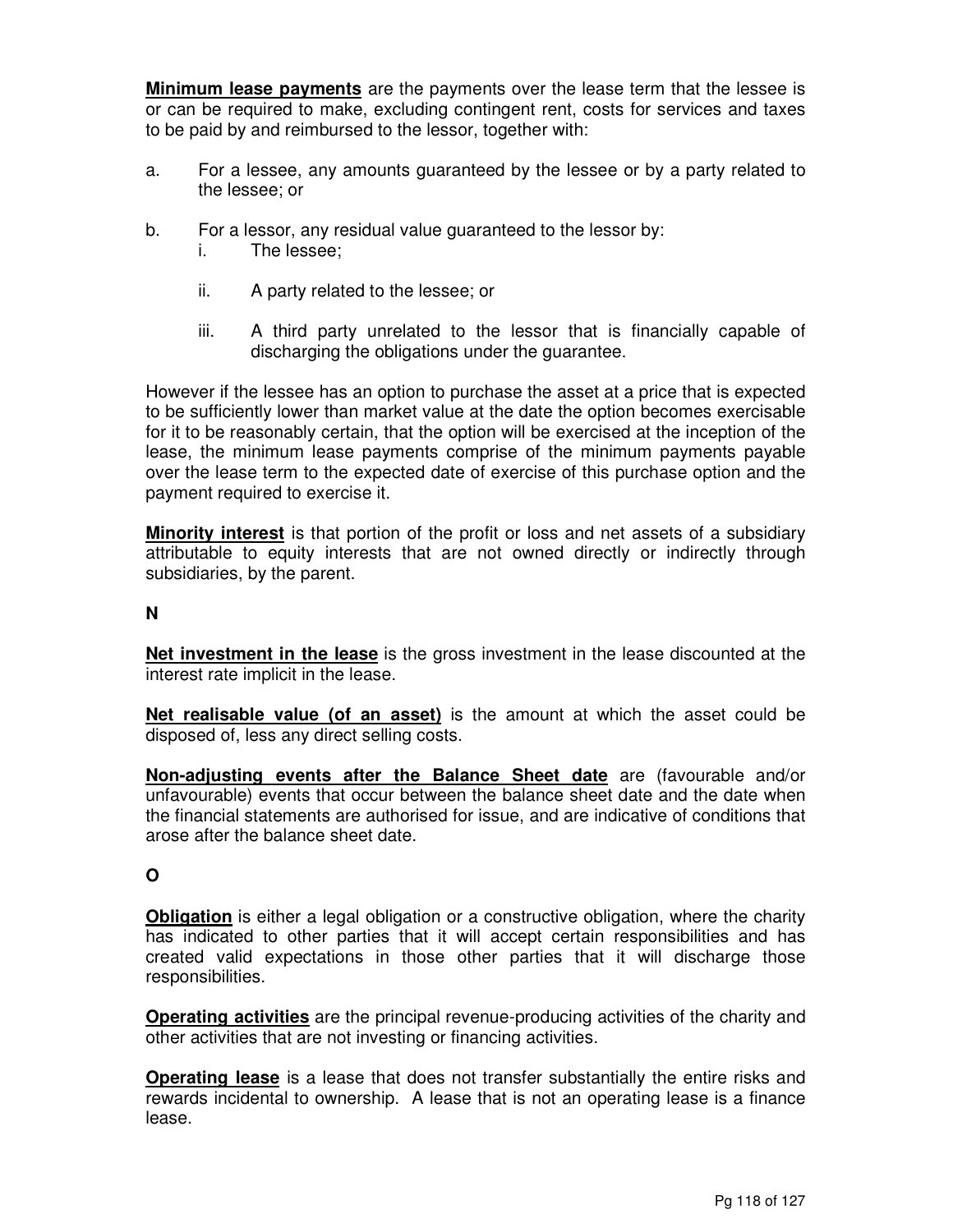**Minimum lease payments** are the payments over the lease term that the lessee is or can be required to make, excluding contingent rent, costs for services and taxes to be paid by and reimbursed to the lessor, together with:

a. For a lessee, any amounts guaranteed by the lessee or by a party related to the lessee; or

b. For a lessor, any residual value guaranteed to the lessor by:
   i. The lessee;

   ii. A party related to the lessee; or

   iii. A third party unrelated to the lessor that is financially capable of discharging the obligations under the guarantee.

However if the lessee has an option to purchase the asset at a price that is expected to be sufficiently lower than market value at the date the option becomes exercisable for it to be reasonably certain, that the option will be exercised at the inception of the lease, the minimum lease payments comprise of the minimum payments payable over the lease term to the expected date of exercise of this purchase option and the payment required to exercise it.

**Minority interest** is that portion of the profit or loss and net assets of a subsidiary attributable to equity interests that are not owned directly or indirectly through subsidiaries, by the parent.

**N**

**Net investment in the lease** is the gross investment in the lease discounted at the interest rate implicit in the lease.

**Net realisable value (of an asset)** is the amount at which the asset could be disposed of, less any direct selling costs.

**Non-adjusting events after the Balance Sheet date** are (favourable and/or unfavourable) events that occur between the balance sheet date and the date when the financial statements are authorised for issue, and are indicative of conditions that arose after the balance sheet date.

**O**

**Obligation** is either a legal obligation or a constructive obligation, where the charity has indicated to other parties that it will accept certain responsibilities and has created valid expectations in those other parties that it will discharge those responsibilities.

**Operating activities** are the principal revenue-producing activities of the charity and other activities that are not investing or financing activities.

**Operating lease** is a lease that does not transfer substantially the entire risks and rewards incidental to ownership. A lease that is not an operating lease is a finance lease.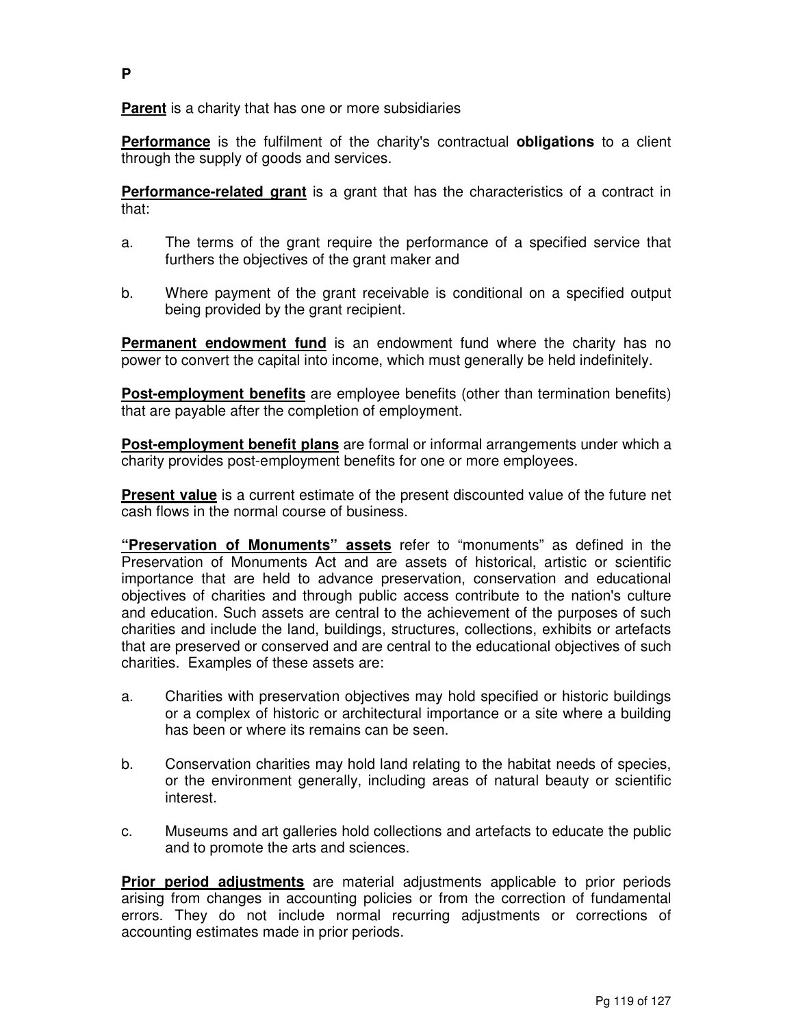## P

**Parent** is a charity that has one or more subsidiaries

**Performance** is the fulfilment of the charity's contractual **obligations** to a client through the supply of goods and services.

**Performance-related grant** is a grant that has the characteristics of a contract in that:

a. The terms of the grant require the performance of a specified service that furthers the objectives of the grant maker and

b. Where payment of the grant receivable is conditional on a specified output being provided by the grant recipient.

**Permanent endowment fund** is an endowment fund where the charity has no power to convert the capital into income, which must generally be held indefinitely.

**Post-employment benefits** are employee benefits (other than termination benefits) that are payable after the completion of employment.

**Post-employment benefit plans** are formal or informal arrangements under which a charity provides post-employment benefits for one or more employees.

**Present value** is a current estimate of the present discounted value of the future net cash flows in the normal course of business.

**"Preservation of Monuments" assets** refer to "monuments" as defined in the Preservation of Monuments Act and are assets of historical, artistic or scientific importance that are held to advance preservation, conservation and educational objectives of charities and through public access contribute to the nation's culture and education. Such assets are central to the achievement of the purposes of such charities and include the land, buildings, structures, collections, exhibits or artefacts that are preserved or conserved and are central to the educational objectives of such charities. Examples of these assets are:

a. Charities with preservation objectives may hold specified or historic buildings or a complex of historic or architectural importance or a site where a building has been or where its remains can be seen.

b. Conservation charities may hold land relating to the habitat needs of species, or the environment generally, including areas of natural beauty or scientific interest.

c. Museums and art galleries hold collections and artefacts to educate the public and to promote the arts and sciences.

**Prior period adjustments** are material adjustments applicable to prior periods arising from changes in accounting policies or from the correction of fundamental errors. They do not include normal recurring adjustments or corrections of accounting estimates made in prior periods.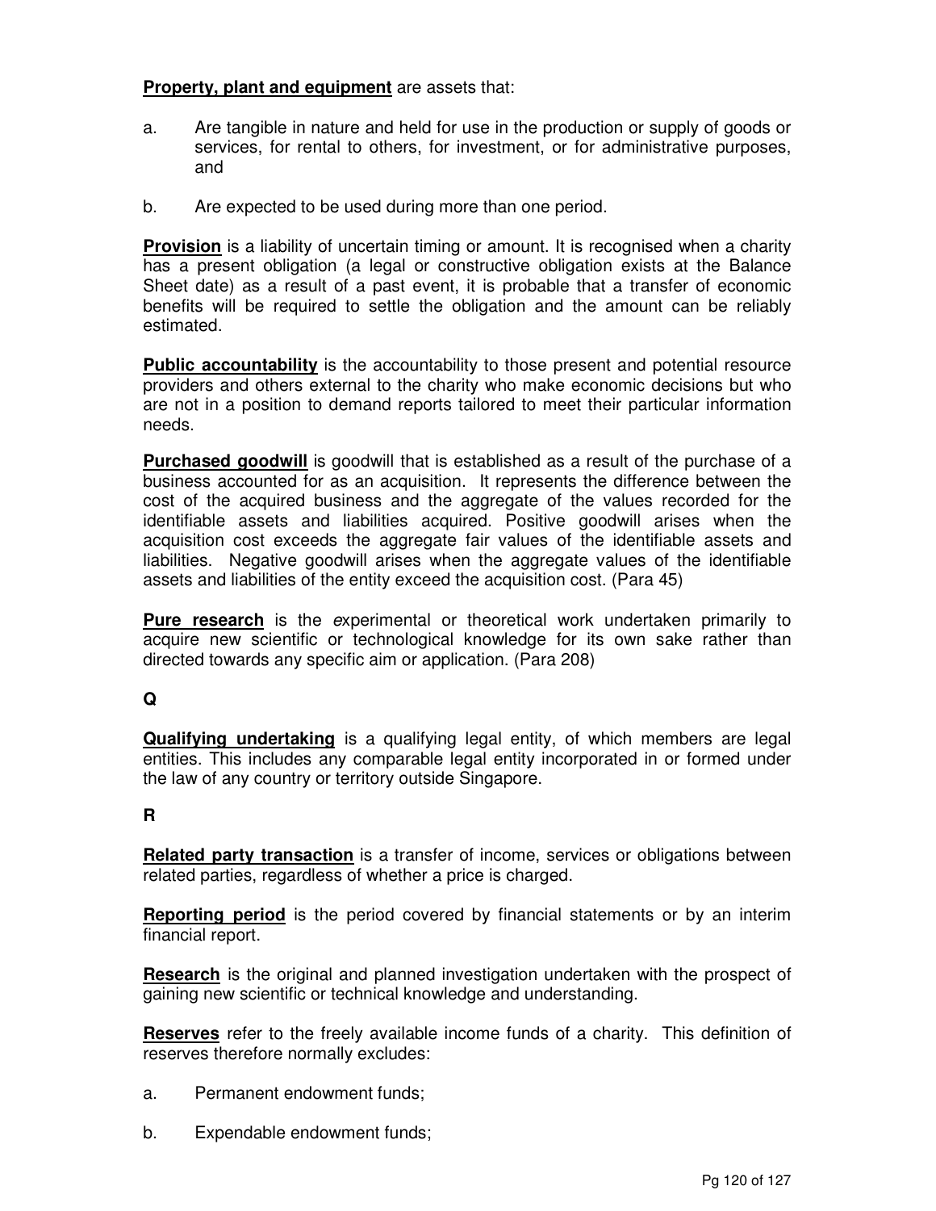**Property, plant and equipment** are assets that:

a. Are tangible in nature and held for use in the production or supply of goods or services, for rental to others, for investment, or for administrative purposes, and

b. Are expected to be used during more than one period.

**Provision** is a liability of uncertain timing or amount. It is recognised when a charity has a present obligation (a legal or constructive obligation exists at the Balance Sheet date) as a result of a past event, it is probable that a transfer of economic benefits will be required to settle the obligation and the amount can be reliably estimated.

**Public accountability** is the accountability to those present and potential resource providers and others external to the charity who make economic decisions but who are not in a position to demand reports tailored to meet their particular information needs.

**Purchased goodwill** is goodwill that is established as a result of the purchase of a business accounted for as an acquisition. It represents the difference between the cost of the acquired business and the aggregate of the values recorded for the identifiable assets and liabilities acquired. Positive goodwill arises when the acquisition cost exceeds the aggregate fair values of the identifiable assets and liabilities. Negative goodwill arises when the aggregate values of the identifiable assets and liabilities of the entity exceed the acquisition cost. (Para 45)

**Pure research** is the *e*xperimental or theoretical work undertaken primarily to acquire new scientific or technological knowledge for its own sake rather than directed towards any specific aim or application. (Para 208)

**Q**

**Qualifying undertaking** is a qualifying legal entity, of which members are legal entities. This includes any comparable legal entity incorporated in or formed under the law of any country or territory outside Singapore.

**R**

**Related party transaction** is a transfer of income, services or obligations between related parties, regardless of whether a price is charged.

**Reporting period** is the period covered by financial statements or by an interim financial report.

**Research** is the original and planned investigation undertaken with the prospect of gaining new scientific or technical knowledge and understanding.

**Reserves** refer to the freely available income funds of a charity. This definition of reserves therefore normally excludes:

a. Permanent endowment funds;

b. Expendable endowment funds;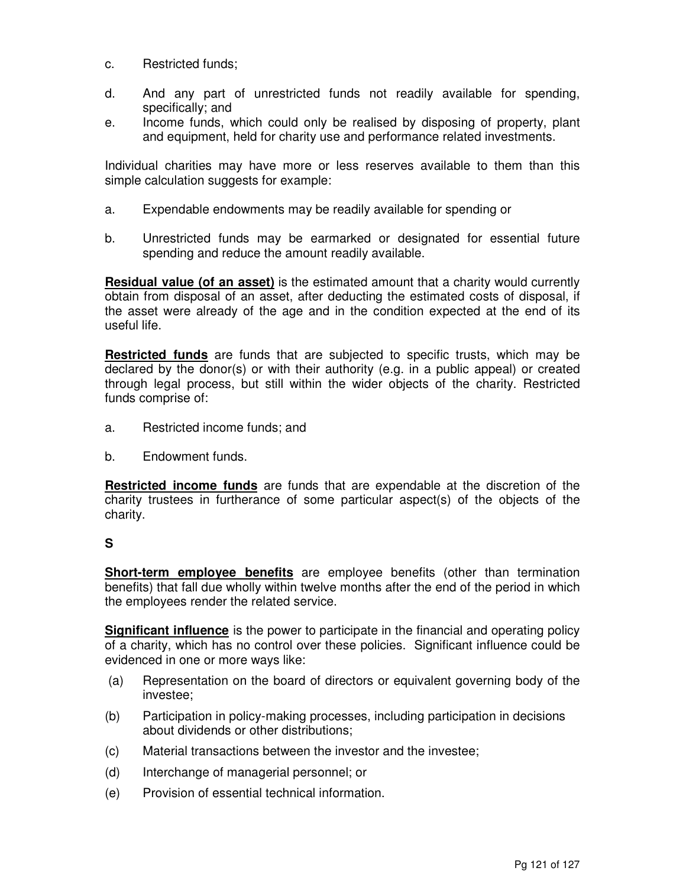c. Restricted funds;

d. And any part of unrestricted funds not readily available for spending, specifically; and

e. Income funds, which could only be realised by disposing of property, plant and equipment, held for charity use and performance related investments.

Individual charities may have more or less reserves available to them than this simple calculation suggests for example:

a. Expendable endowments may be readily available for spending or

b. Unrestricted funds may be earmarked or designated for essential future spending and reduce the amount readily available.

**Residual value (of an asset)** is the estimated amount that a charity would currently obtain from disposal of an asset, after deducting the estimated costs of disposal, if the asset were already of the age and in the condition expected at the end of its useful life.

**Restricted funds** are funds that are subjected to specific trusts, which may be declared by the donor(s) or with their authority (e.g. in a public appeal) or created through legal process, but still within the wider objects of the charity. Restricted funds comprise of:

a. Restricted income funds; and

b. Endowment funds.

**Restricted income funds** are funds that are expendable at the discretion of the charity trustees in furtherance of some particular aspect(s) of the objects of the charity.

## S

**Short-term employee benefits** are employee benefits (other than termination benefits) that fall due wholly within twelve months after the end of the period in which the employees render the related service.

**Significant influence** is the power to participate in the financial and operating policy of a charity, which has no control over these policies. Significant influence could be evidenced in one or more ways like:

(a) Representation on the board of directors or equivalent governing body of the investee;

(b) Participation in policy-making processes, including participation in decisions about dividends or other distributions;

(c) Material transactions between the investor and the investee;

(d) Interchange of managerial personnel; or

(e) Provision of essential technical information.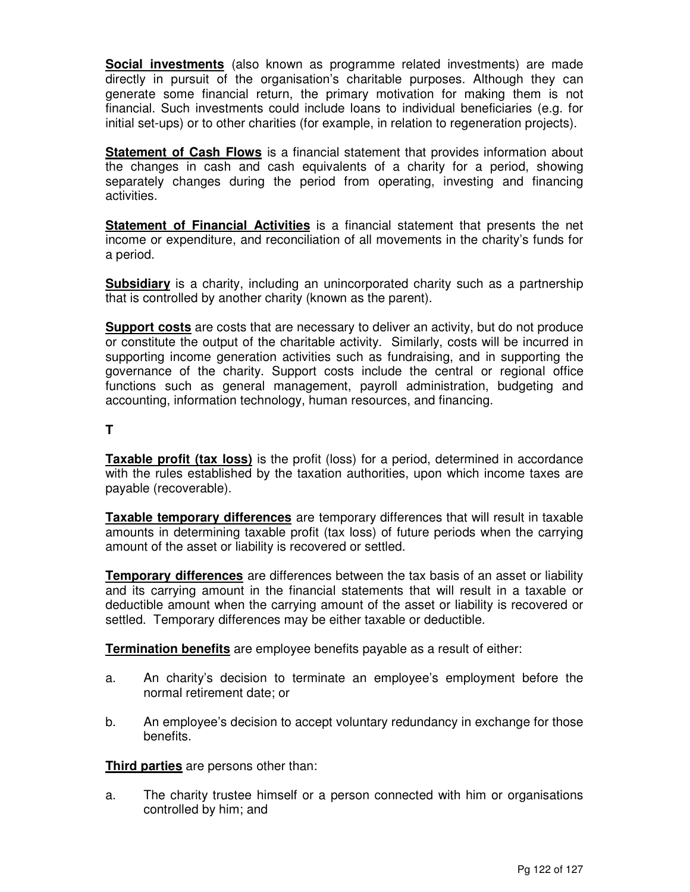**Social investments** (also known as programme related investments) are made directly in pursuit of the organisation's charitable purposes. Although they can generate some financial return, the primary motivation for making them is not financial. Such investments could include loans to individual beneficiaries (e.g. for initial set-ups) or to other charities (for example, in relation to regeneration projects).

**Statement of Cash Flows** is a financial statement that provides information about the changes in cash and cash equivalents of a charity for a period, showing separately changes during the period from operating, investing and financing activities.

**Statement of Financial Activities** is a financial statement that presents the net income or expenditure, and reconciliation of all movements in the charity's funds for a period.

**Subsidiary** is a charity, including an unincorporated charity such as a partnership that is controlled by another charity (known as the parent).

**Support costs** are costs that are necessary to deliver an activity, but do not produce or constitute the output of the charitable activity. Similarly, costs will be incurred in supporting income generation activities such as fundraising, and in supporting the governance of the charity. Support costs include the central or regional office functions such as general management, payroll administration, budgeting and accounting, information technology, human resources, and financing.

**T**

**Taxable profit (tax loss)** is the profit (loss) for a period, determined in accordance with the rules established by the taxation authorities, upon which income taxes are payable (recoverable).

**Taxable temporary differences** are temporary differences that will result in taxable amounts in determining taxable profit (tax loss) of future periods when the carrying amount of the asset or liability is recovered or settled.

**Temporary differences** are differences between the tax basis of an asset or liability and its carrying amount in the financial statements that will result in a taxable or deductible amount when the carrying amount of the asset or liability is recovered or settled. Temporary differences may be either taxable or deductible.

**Termination benefits** are employee benefits payable as a result of either:

a. An charity's decision to terminate an employee's employment before the normal retirement date; or

b. An employee's decision to accept voluntary redundancy in exchange for those benefits.

**Third parties** are persons other than:

a. The charity trustee himself or a person connected with him or organisations controlled by him; and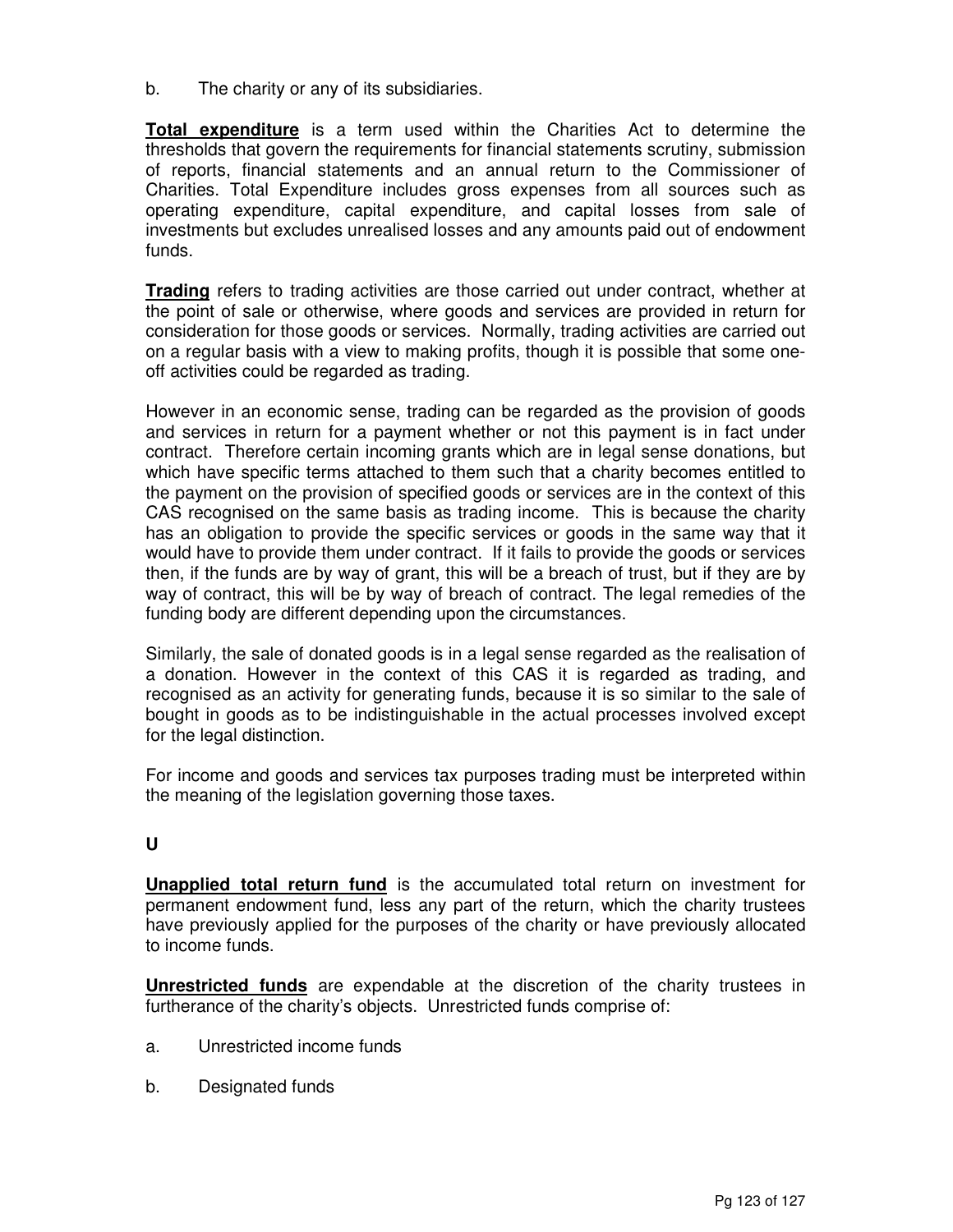b. The charity or any of its subsidiaries.

**Total expenditure** is a term used within the Charities Act to determine the thresholds that govern the requirements for financial statements scrutiny, submission of reports, financial statements and an annual return to the Commissioner of Charities. Total Expenditure includes gross expenses from all sources such as operating expenditure, capital expenditure, and capital losses from sale of investments but excludes unrealised losses and any amounts paid out of endowment funds.

**Trading** refers to trading activities are those carried out under contract, whether at the point of sale or otherwise, where goods and services are provided in return for consideration for those goods or services. Normally, trading activities are carried out on a regular basis with a view to making profits, though it is possible that some one-off activities could be regarded as trading.

However in an economic sense, trading can be regarded as the provision of goods and services in return for a payment whether or not this payment is in fact under contract. Therefore certain incoming grants which are in legal sense donations, but which have specific terms attached to them such that a charity becomes entitled to the payment on the provision of specified goods or services are in the context of this CAS recognised on the same basis as trading income. This is because the charity has an obligation to provide the specific services or goods in the same way that it would have to provide them under contract. If it fails to provide the goods or services then, if the funds are by way of grant, this will be a breach of trust, but if they are by way of contract, this will be by way of breach of contract. The legal remedies of the funding body are different depending upon the circumstances.

Similarly, the sale of donated goods is in a legal sense regarded as the realisation of a donation. However in the context of this CAS it is regarded as trading, and recognised as an activity for generating funds, because it is so similar to the sale of bought in goods as to be indistinguishable in the actual processes involved except for the legal distinction.

For income and goods and services tax purposes trading must be interpreted within the meaning of the legislation governing those taxes.

## U

**Unapplied total return fund** is the accumulated total return on investment for permanent endowment fund, less any part of the return, which the charity trustees have previously applied for the purposes of the charity or have previously allocated to income funds.

**Unrestricted funds** are expendable at the discretion of the charity trustees in furtherance of the charity's objects. Unrestricted funds comprise of:

a. Unrestricted income funds

b. Designated funds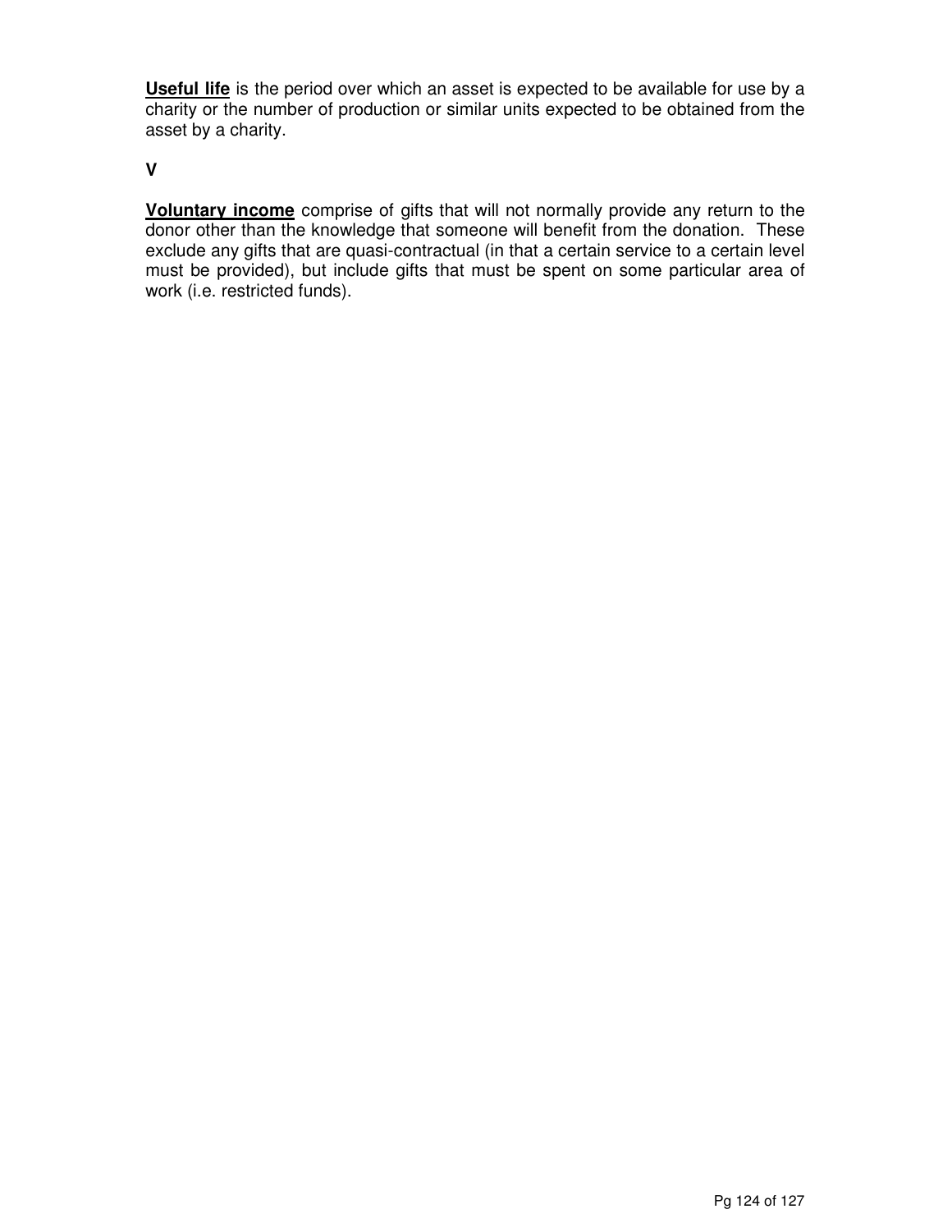**Useful life** is the period over which an asset is expected to be available for use by a charity or the number of production or similar units expected to be obtained from the asset by a charity.

**V**

**Voluntary income** comprise of gifts that will not normally provide any return to the donor other than the knowledge that someone will benefit from the donation. These exclude any gifts that are quasi-contractual (in that a certain service to a certain level must be provided), but include gifts that must be spent on some particular area of work (i.e. restricted funds).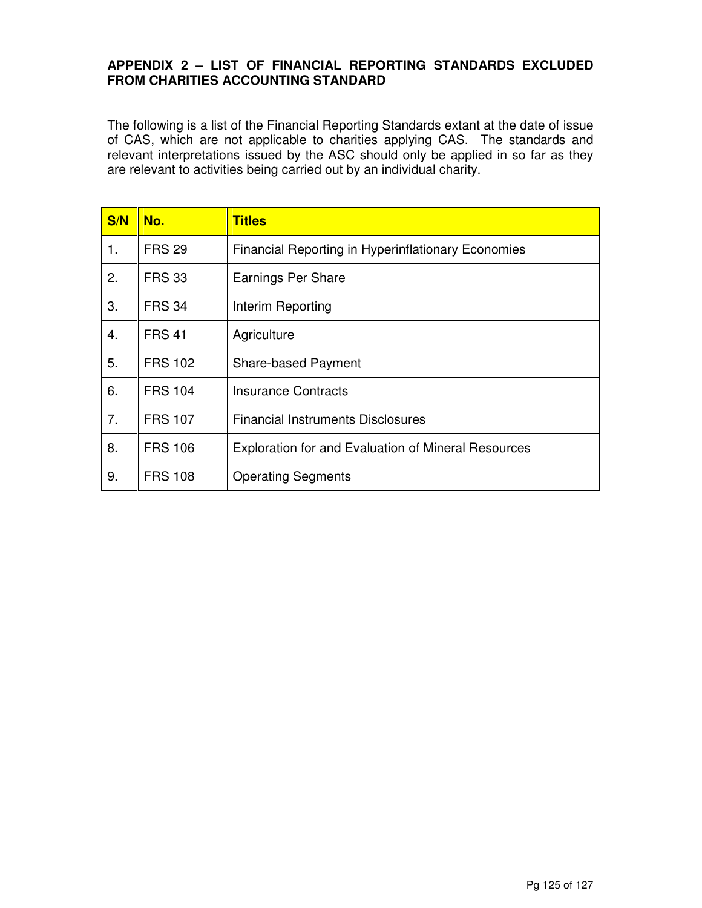## APPENDIX 2 – LIST OF FINANCIAL REPORTING STANDARDS EXCLUDED FROM CHARITIES ACCOUNTING STANDARD

The following is a list of the Financial Reporting Standards extant at the date of issue of CAS, which are not applicable to charities applying CAS. The standards and relevant interpretations issued by the ASC should only be applied in so far as they are relevant to activities being carried out by an individual charity.

| S/N | No. | Titles |
|---|---|---|
| 1. | FRS 29 | Financial Reporting in Hyperinflationary Economies |
| 2. | FRS 33 | Earnings Per Share |
| 3. | FRS 34 | Interim Reporting |
| 4. | FRS 41 | Agriculture |
| 5. | FRS 102 | Share-based Payment |
| 6. | FRS 104 | Insurance Contracts |
| 7. | FRS 107 | Financial Instruments Disclosures |
| 8. | FRS 106 | Exploration for and Evaluation of Mineral Resources |
| 9. | FRS 108 | Operating Segments |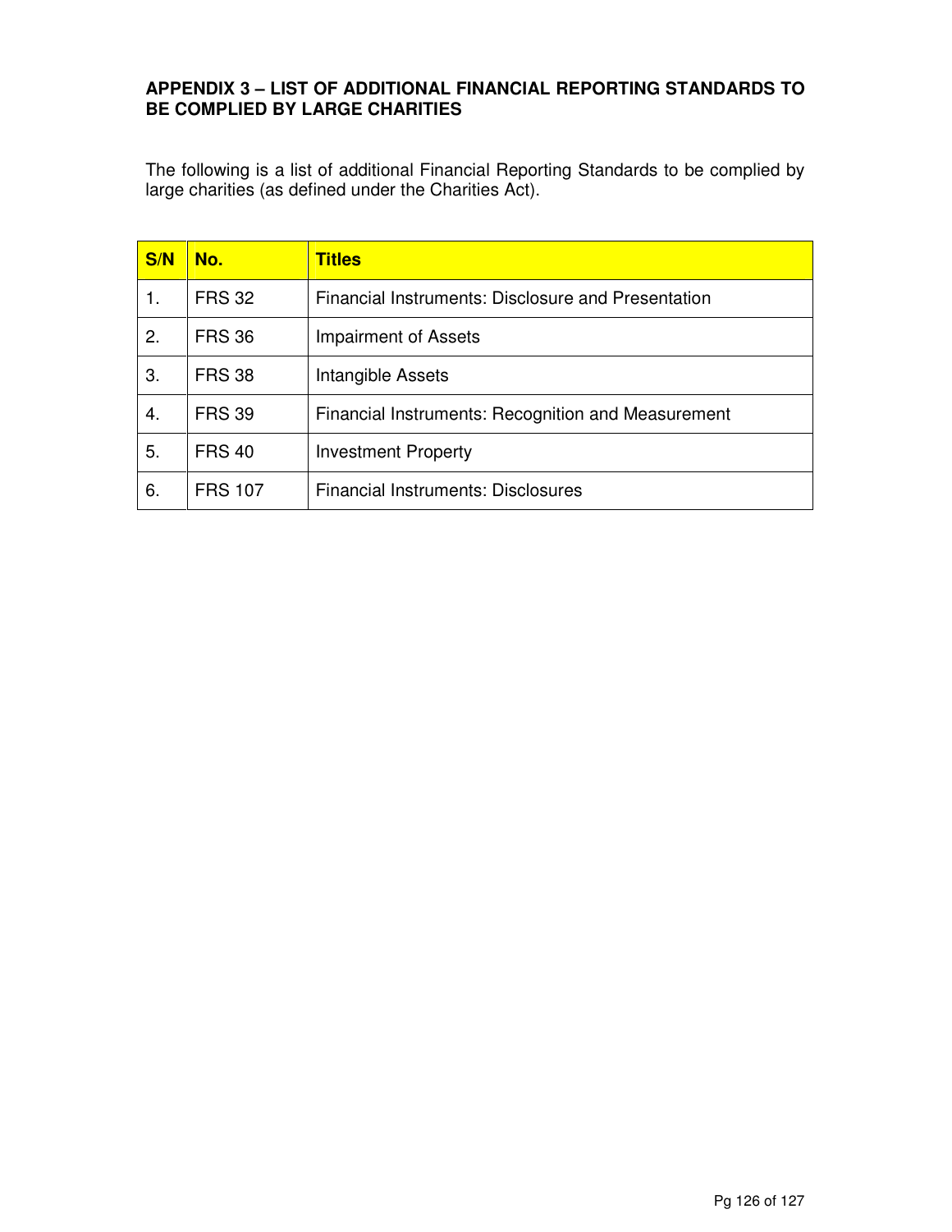## APPENDIX 3 – LIST OF ADDITIONAL FINANCIAL REPORTING STANDARDS TO BE COMPLIED BY LARGE CHARITIES

The following is a list of additional Financial Reporting Standards to be complied by large charities (as defined under the Charities Act).

| S/N | No. | Titles |
|---|---|---|
| 1. | FRS 32 | Financial Instruments: Disclosure and Presentation |
| 2. | FRS 36 | Impairment of Assets |
| 3. | FRS 38 | Intangible Assets |
| 4. | FRS 39 | Financial Instruments: Recognition and Measurement |
| 5. | FRS 40 | Investment Property |
| 6. | FRS 107 | Financial Instruments: Disclosures |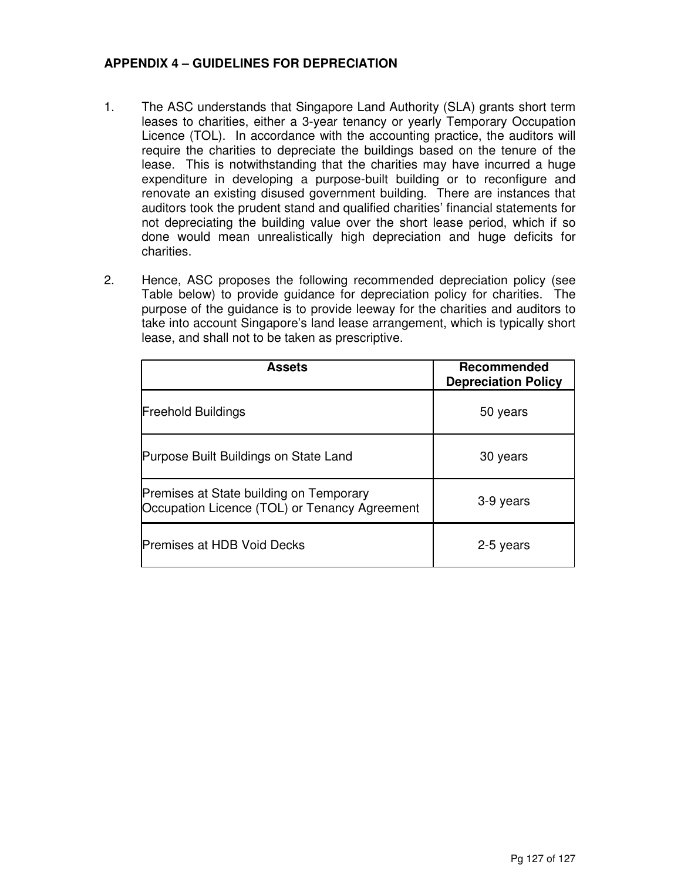# APPENDIX 4 – GUIDELINES FOR DEPRECIATION

1. The ASC understands that Singapore Land Authority (SLA) grants short term leases to charities, either a 3-year tenancy or yearly Temporary Occupation Licence (TOL). In accordance with the accounting practice, the auditors will require the charities to depreciate the buildings based on the tenure of the lease. This is notwithstanding that the charities may have incurred a huge expenditure in developing a purpose-built building or to reconfigure and renovate an existing disused government building. There are instances that auditors took the prudent stand and qualified charities' financial statements for not depreciating the building value over the short lease period, which if so done would mean unrealistically high depreciation and huge deficits for charities.

2. Hence, ASC proposes the following recommended depreciation policy (see Table below) to provide guidance for depreciation policy for charities. The purpose of the guidance is to provide leeway for the charities and auditors to take into account Singapore's land lease arrangement, which is typically short lease, and shall not to be taken as prescriptive.

| Assets | Recommended Depreciation Policy |
|---|---|
| Freehold Buildings | 50 years |
| Purpose Built Buildings on State Land | 30 years |
| Premises at State building on Temporary Occupation Licence (TOL) or Tenancy Agreement | 3-9 years |
| Premises at HDB Void Decks | 2-5 years |